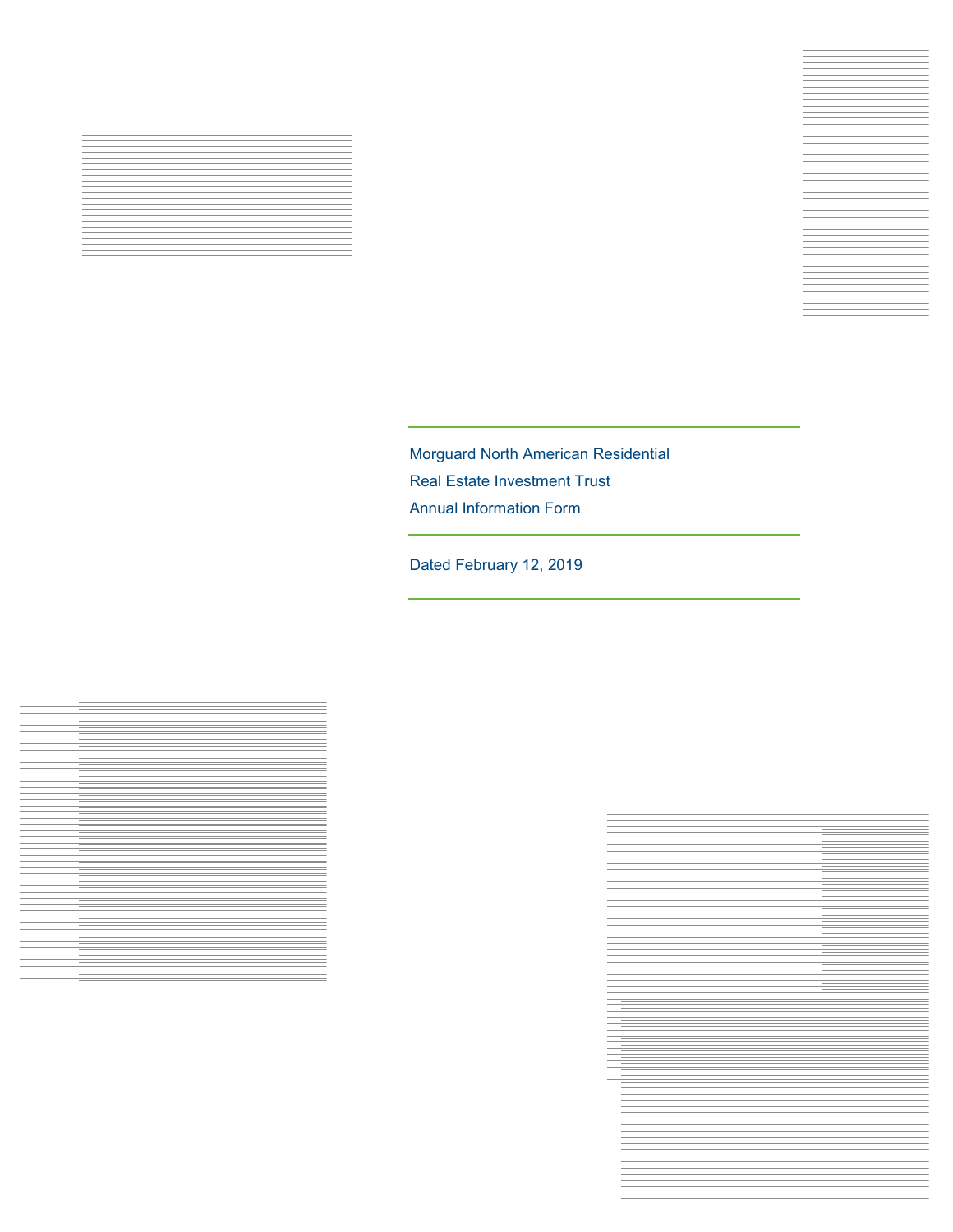# Morguard North American Residential Real Estate Investment Trust

# Annual Information Form

Dated February 12, 2019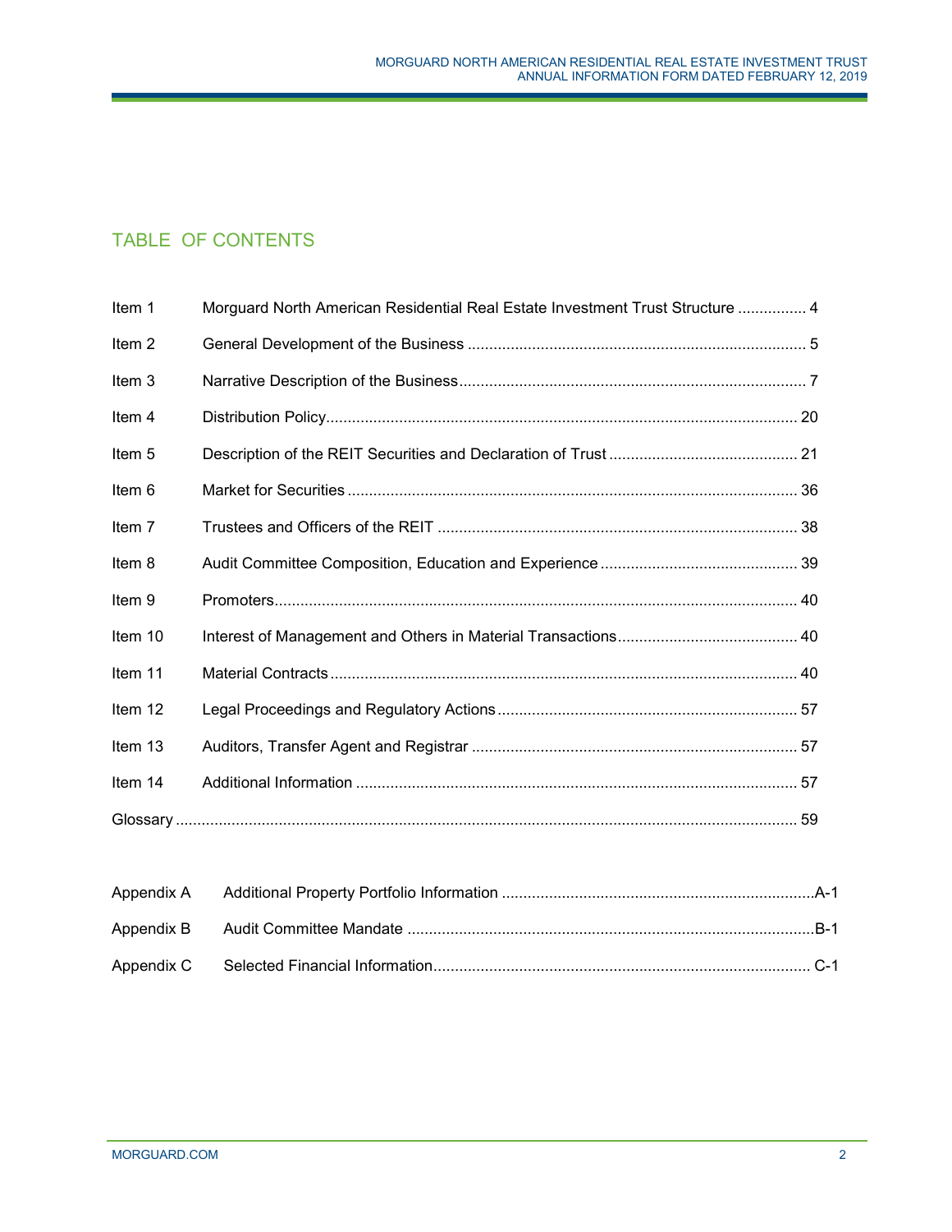# TABLE OF CONTENTS

| | | |
|---|---|---|
| Item 1 | Morguard North American Residential Real Estate Investment Trust Structure | 4 |
| Item 2 | General Development of the Business | 5 |
| Item 3 | Narrative Description of the Business | 7 |
| Item 4 | Distribution Policy | 20 |
| Item 5 | Description of the REIT Securities and Declaration of Trust | 21 |
| Item 6 | Market for Securities | 36 |
| Item 7 | Trustees and Officers of the REIT | 38 |
| Item 8 | Audit Committee Composition, Education and Experience | 39 |
| Item 9 | Promoters | 40 |
| Item 10 | Interest of Management and Others in Material Transactions | 40 |
| Item 11 | Material Contracts | 40 |
| Item 12 | Legal Proceedings and Regulatory Actions | 57 |
| Item 13 | Auditors, Transfer Agent and Registrar | 57 |
| Item 14 | Additional Information | 57 |
| Glossary | | 59 |

| | | |
|---|---|---|
| Appendix A | Additional Property Portfolio Information | A-1 |
| Appendix B | Audit Committee Mandate | B-1 |
| Appendix C | Selected Financial Information | C-1 |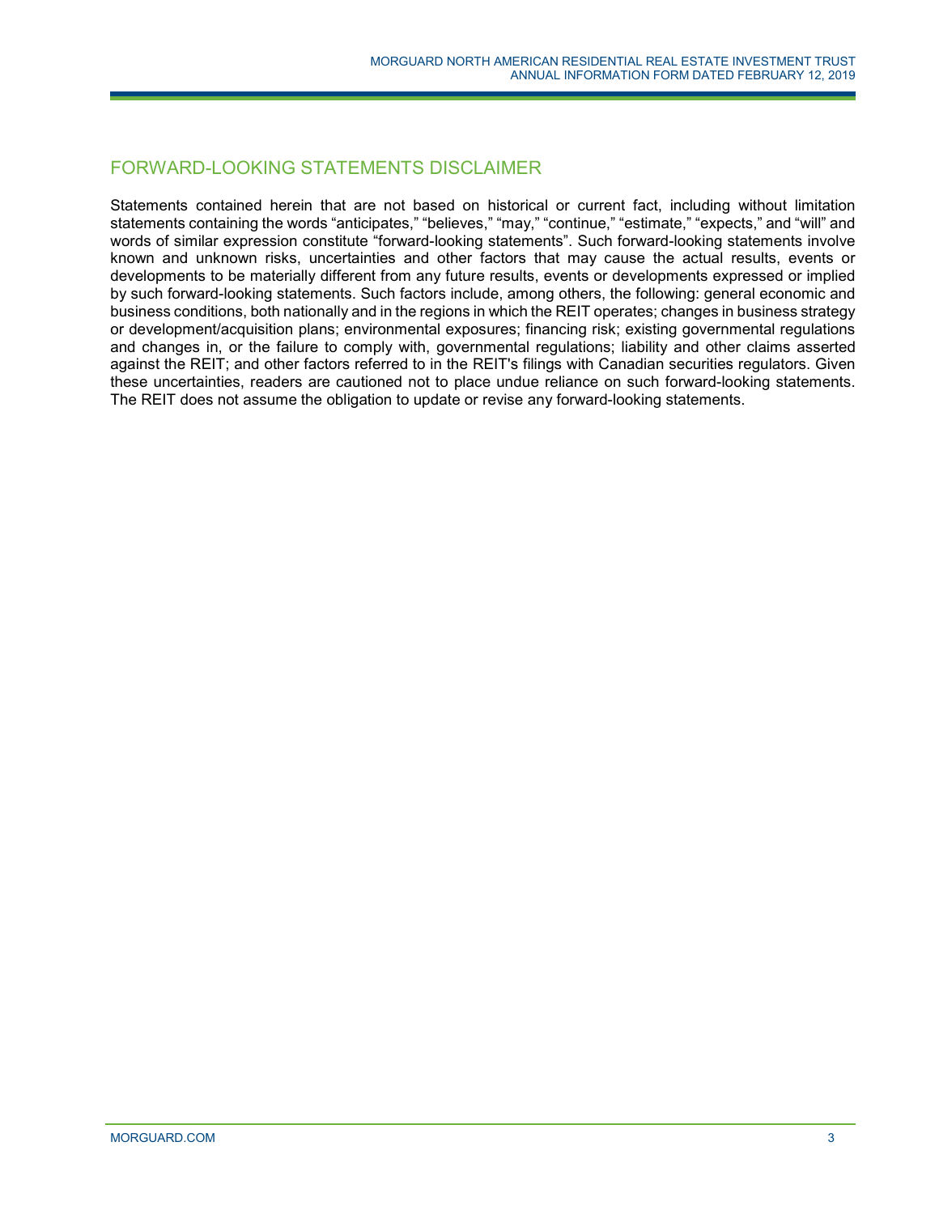## FORWARD-LOOKING STATEMENTS DISCLAIMER

Statements contained herein that are not based on historical or current fact, including without limitation statements containing the words "anticipates," "believes," "may," "continue," "estimate," "expects," and "will" and words of similar expression constitute "forward-looking statements". Such forward-looking statements involve known and unknown risks, uncertainties and other factors that may cause the actual results, events or developments to be materially different from any future results, events or developments expressed or implied by such forward-looking statements. Such factors include, among others, the following: general economic and business conditions, both nationally and in the regions in which the REIT operates; changes in business strategy or development/acquisition plans; environmental exposures; financing risk; existing governmental regulations and changes in, or the failure to comply with, governmental regulations; liability and other claims asserted against the REIT; and other factors referred to in the REIT's filings with Canadian securities regulators. Given these uncertainties, readers are cautioned not to place undue reliance on such forward-looking statements. The REIT does not assume the obligation to update or revise any forward-looking statements.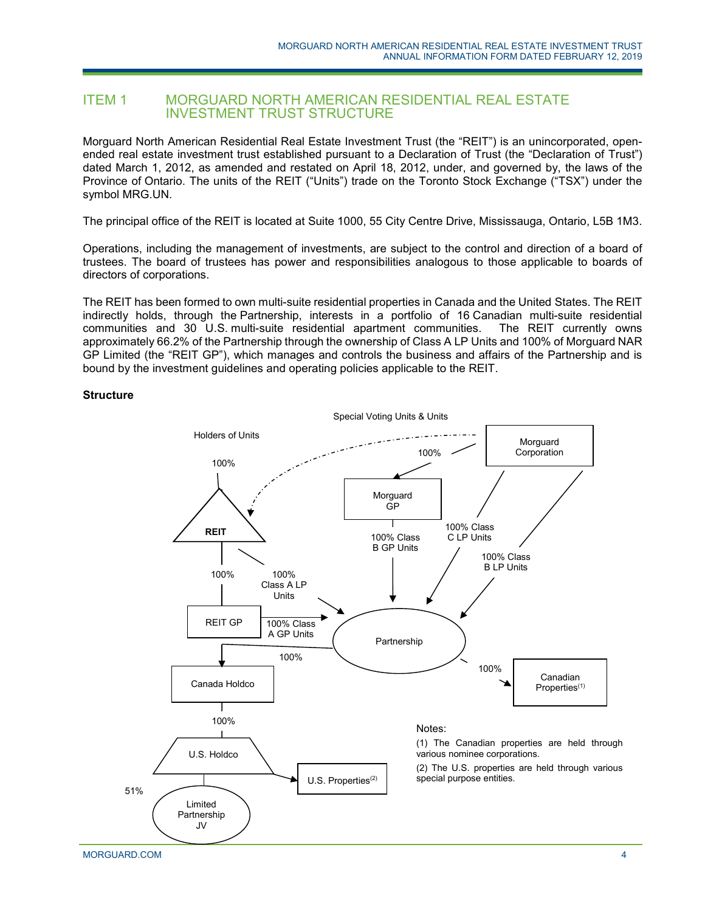## ITEM 1 MORGUARD NORTH AMERICAN RESIDENTIAL REAL ESTATE INVESTMENT TRUST STRUCTURE

Morguard North American Residential Real Estate Investment Trust (the "REIT") is an unincorporated, open-ended real estate investment trust established pursuant to a Declaration of Trust (the "Declaration of Trust") dated March 1, 2012, as amended and restated on April 18, 2012, under, and governed by, the laws of the Province of Ontario. The units of the REIT ("Units") trade on the Toronto Stock Exchange ("TSX") under the symbol MRG.UN.

The principal office of the REIT is located at Suite 1000, 55 City Centre Drive, Mississauga, Ontario, L5B 1M3.

Operations, including the management of investments, are subject to the control and direction of a board of trustees. The board of trustees has power and responsibilities analogous to those applicable to boards of directors of corporations.

The REIT has been formed to own multi-suite residential properties in Canada and the United States. The REIT indirectly holds, through the Partnership, interests in a portfolio of 16 Canadian multi-suite residential communities and 30 U.S. multi-suite residential apartment communities. The REIT currently owns approximately 66.2% of the Partnership through the ownership of Class A LP Units and 100% of Morguard NAR GP Limited (the "REIT GP"), which manages and controls the business and affairs of the Partnership and is bound by the investment guidelines and operating policies applicable to the REIT.

### Structure

Special Voting Units & Units

Holders of Units — 100% → REIT

Morguard Corporation — 100% → Morguard GP

Morguard Corporation — Special Voting Units & Units → REIT

REIT — 100% → REIT GP

REIT — 100% Class A LP Units → Partnership

REIT GP — 100% Class A GP Units → Partnership

Morguard GP — 100% Class B GP Units → Partnership

Morguard Corporation — 100% Class C LP Units → Partnership

Morguard Corporation — 100% Class B LP Units → Partnership

Partnership — 100% → Canada Holdco

Partnership — 100% → Canadian Properties(1)

Canada Holdco — 100% → U.S. Holdco

U.S. Holdco → U.S. Properties(2)

U.S. Holdco — 51% → Limited Partnership JV

Notes:

(1) The Canadian properties are held through various nominee corporations.

(2) The U.S. properties are held through various special purpose entities.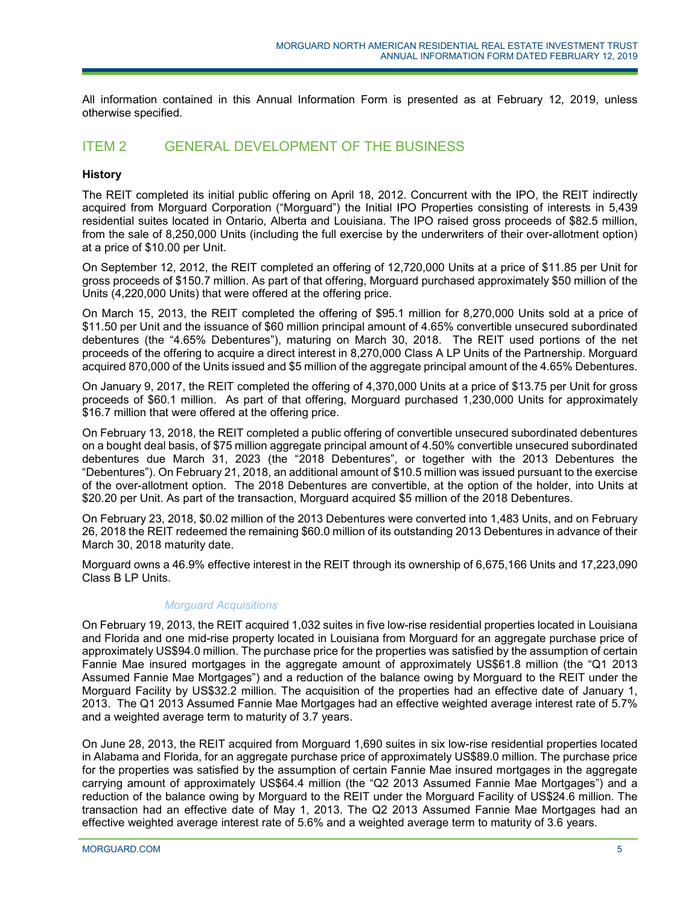All information contained in this Annual Information Form is presented as at February 12, 2019, unless otherwise specified.

## ITEM 2 GENERAL DEVELOPMENT OF THE BUSINESS

**History**

The REIT completed its initial public offering on April 18, 2012. Concurrent with the IPO, the REIT indirectly acquired from Morguard Corporation ("Morguard") the Initial IPO Properties consisting of interests in 5,439 residential suites located in Ontario, Alberta and Louisiana. The IPO raised gross proceeds of $82.5 million, from the sale of 8,250,000 Units (including the full exercise by the underwriters of their over-allotment option) at a price of $10.00 per Unit.

On September 12, 2012, the REIT completed an offering of 12,720,000 Units at a price of $11.85 per Unit for gross proceeds of $150.7 million. As part of that offering, Morguard purchased approximately $50 million of the Units (4,220,000 Units) that were offered at the offering price.

On March 15, 2013, the REIT completed the offering of $95.1 million for 8,270,000 Units sold at a price of $11.50 per Unit and the issuance of $60 million principal amount of 4.65% convertible unsecured subordinated debentures (the "4.65% Debentures"), maturing on March 30, 2018. The REIT used portions of the net proceeds of the offering to acquire a direct interest in 8,270,000 Class A LP Units of the Partnership. Morguard acquired 870,000 of the Units issued and $5 million of the aggregate principal amount of the 4.65% Debentures.

On January 9, 2017, the REIT completed the offering of 4,370,000 Units at a price of $13.75 per Unit for gross proceeds of $60.1 million. As part of that offering, Morguard purchased 1,230,000 Units for approximately $16.7 million that were offered at the offering price.

On February 13, 2018, the REIT completed a public offering of convertible unsecured subordinated debentures on a bought deal basis, of $75 million aggregate principal amount of 4.50% convertible unsecured subordinated debentures due March 31, 2023 (the "2018 Debentures", or together with the 2013 Debentures the "Debentures"). On February 21, 2018, an additional amount of $10.5 million was issued pursuant to the exercise of the over-allotment option. The 2018 Debentures are convertible, at the option of the holder, into Units at $20.20 per Unit. As part of the transaction, Morguard acquired $5 million of the 2018 Debentures.

On February 23, 2018, $0.02 million of the 2013 Debentures were converted into 1,483 Units, and on February 26, 2018 the REIT redeemed the remaining $60.0 million of its outstanding 2013 Debentures in advance of their March 30, 2018 maturity date.

Morguard owns a 46.9% effective interest in the REIT through its ownership of 6,675,166 Units and 17,223,090 Class B LP Units.

*Morguard Acquisitions*

On February 19, 2013, the REIT acquired 1,032 suites in five low-rise residential properties located in Louisiana and Florida and one mid-rise property located in Louisiana from Morguard for an aggregate purchase price of approximately US$94.0 million. The purchase price for the properties was satisfied by the assumption of certain Fannie Mae insured mortgages in the aggregate amount of approximately US$61.8 million (the "Q1 2013 Assumed Fannie Mae Mortgages") and a reduction of the balance owing by Morguard to the REIT under the Morguard Facility by US$32.2 million. The acquisition of the properties had an effective date of January 1, 2013. The Q1 2013 Assumed Fannie Mae Mortgages had an effective weighted average interest rate of 5.7% and a weighted average term to maturity of 3.7 years.

On June 28, 2013, the REIT acquired from Morguard 1,690 suites in six low-rise residential properties located in Alabama and Florida, for an aggregate purchase price of approximately US$89.0 million. The purchase price for the properties was satisfied by the assumption of certain Fannie Mae insured mortgages in the aggregate carrying amount of approximately US$64.4 million (the "Q2 2013 Assumed Fannie Mae Mortgages") and a reduction of the balance owing by Morguard to the REIT under the Morguard Facility of US$24.6 million. The transaction had an effective date of May 1, 2013. The Q2 2013 Assumed Fannie Mae Mortgages had an effective weighted average interest rate of 5.6% and a weighted average term to maturity of 3.6 years.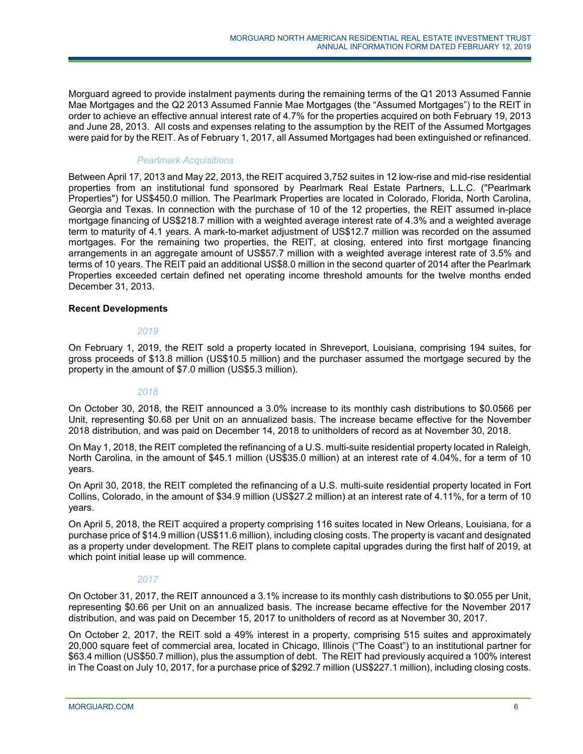Morguard agreed to provide instalment payments during the remaining terms of the Q1 2013 Assumed Fannie Mae Mortgages and the Q2 2013 Assumed Fannie Mae Mortgages (the "Assumed Mortgages") to the REIT in order to achieve an effective annual interest rate of 4.7% for the properties acquired on both February 19, 2013 and June 28, 2013. All costs and expenses relating to the assumption by the REIT of the Assumed Mortgages were paid for by the REIT. As of February 1, 2017, all Assumed Mortgages had been extinguished or refinanced.

*Pearlmark Acquisitions*

Between April 17, 2013 and May 22, 2013, the REIT acquired 3,752 suites in 12 low-rise and mid-rise residential properties from an institutional fund sponsored by Pearlmark Real Estate Partners, L.L.C. ("Pearlmark Properties") for US$450.0 million. The Pearlmark Properties are located in Colorado, Florida, North Carolina, Georgia and Texas. In connection with the purchase of 10 of the 12 properties, the REIT assumed in-place mortgage financing of US$218.7 million with a weighted average interest rate of 4.3% and a weighted average term to maturity of 4.1 years. A mark-to-market adjustment of US$12.7 million was recorded on the assumed mortgages. For the remaining two properties, the REIT, at closing, entered into first mortgage financing arrangements in an aggregate amount of US$57.7 million with a weighted average interest rate of 3.5% and terms of 10 years. The REIT paid an additional US$8.0 million in the second quarter of 2014 after the Pearlmark Properties exceeded certain defined net operating income threshold amounts for the twelve months ended December 31, 2013.

**Recent Developments**

*2019*

On February 1, 2019, the REIT sold a property located in Shreveport, Louisiana, comprising 194 suites, for gross proceeds of $13.8 million (US$10.5 million) and the purchaser assumed the mortgage secured by the property in the amount of $7.0 million (US$5.3 million).

*2018*

On October 30, 2018, the REIT announced a 3.0% increase to its monthly cash distributions to $0.0566 per Unit, representing $0.68 per Unit on an annualized basis. The increase became effective for the November 2018 distribution, and was paid on December 14, 2018 to unitholders of record as at November 30, 2018.

On May 1, 2018, the REIT completed the refinancing of a U.S. multi-suite residential property located in Raleigh, North Carolina, in the amount of $45.1 million (US$35.0 million) at an interest rate of 4.04%, for a term of 10 years.

On April 30, 2018, the REIT completed the refinancing of a U.S. multi-suite residential property located in Fort Collins, Colorado, in the amount of $34.9 million (US$27.2 million) at an interest rate of 4.11%, for a term of 10 years.

On April 5, 2018, the REIT acquired a property comprising 116 suites located in New Orleans, Louisiana, for a purchase price of $14.9 million (US$11.6 million), including closing costs. The property is vacant and designated as a property under development. The REIT plans to complete capital upgrades during the first half of 2019, at which point initial lease up will commence.

*2017*

On October 31, 2017, the REIT announced a 3.1% increase to its monthly cash distributions to $0.055 per Unit, representing $0.66 per Unit on an annualized basis. The increase became effective for the November 2017 distribution, and was paid on December 15, 2017 to unitholders of record as at November 30, 2017.

On October 2, 2017, the REIT sold a 49% interest in a property, comprising 515 suites and approximately 20,000 square feet of commercial area, located in Chicago, Illinois ("The Coast") to an institutional partner for $63.4 million (US$50.7 million), plus the assumption of debt. The REIT had previously acquired a 100% interest in The Coast on July 10, 2017, for a purchase price of $292.7 million (US$227.1 million), including closing costs.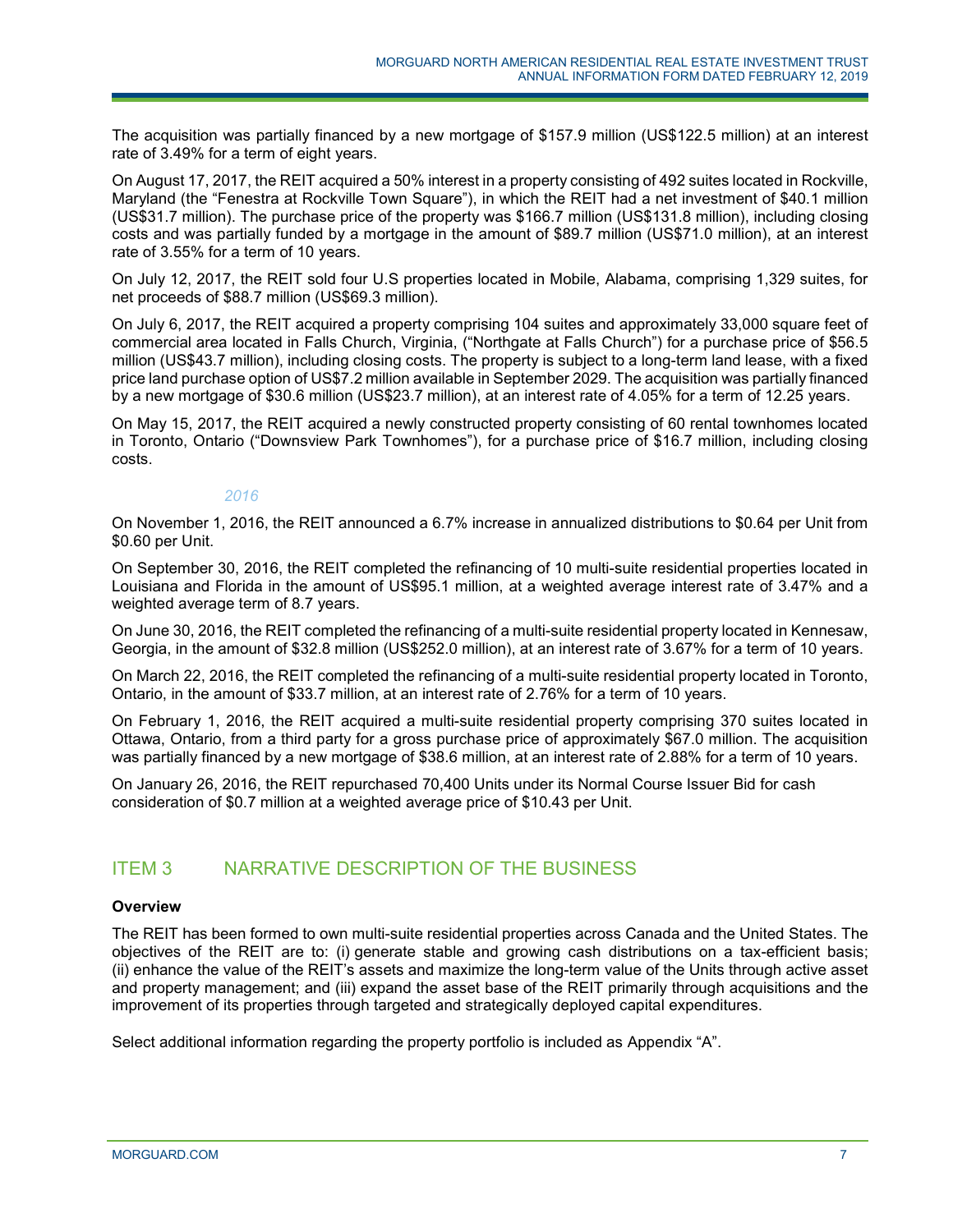The acquisition was partially financed by a new mortgage of $157.9 million (US$122.5 million) at an interest rate of 3.49% for a term of eight years.

On August 17, 2017, the REIT acquired a 50% interest in a property consisting of 492 suites located in Rockville, Maryland (the "Fenestra at Rockville Town Square"), in which the REIT had a net investment of $40.1 million (US$31.7 million). The purchase price of the property was $166.7 million (US$131.8 million), including closing costs and was partially funded by a mortgage in the amount of $89.7 million (US$71.0 million), at an interest rate of 3.55% for a term of 10 years.

On July 12, 2017, the REIT sold four U.S properties located in Mobile, Alabama, comprising 1,329 suites, for net proceeds of $88.7 million (US$69.3 million).

On July 6, 2017, the REIT acquired a property comprising 104 suites and approximately 33,000 square feet of commercial area located in Falls Church, Virginia, ("Northgate at Falls Church") for a purchase price of $56.5 million (US$43.7 million), including closing costs. The property is subject to a long-term land lease, with a fixed price land purchase option of US$7.2 million available in September 2029. The acquisition was partially financed by a new mortgage of $30.6 million (US$23.7 million), at an interest rate of 4.05% for a term of 12.25 years.

On May 15, 2017, the REIT acquired a newly constructed property consisting of 60 rental townhomes located in Toronto, Ontario ("Downsview Park Townhomes"), for a purchase price of $16.7 million, including closing costs.

*2016*

On November 1, 2016, the REIT announced a 6.7% increase in annualized distributions to $0.64 per Unit from $0.60 per Unit.

On September 30, 2016, the REIT completed the refinancing of 10 multi-suite residential properties located in Louisiana and Florida in the amount of US$95.1 million, at a weighted average interest rate of 3.47% and a weighted average term of 8.7 years.

On June 30, 2016, the REIT completed the refinancing of a multi-suite residential property located in Kennesaw, Georgia, in the amount of $32.8 million (US$252.0 million), at an interest rate of 3.67% for a term of 10 years.

On March 22, 2016, the REIT completed the refinancing of a multi-suite residential property located in Toronto, Ontario, in the amount of $33.7 million, at an interest rate of 2.76% for a term of 10 years.

On February 1, 2016, the REIT acquired a multi-suite residential property comprising 370 suites located in Ottawa, Ontario, from a third party for a gross purchase price of approximately $67.0 million. The acquisition was partially financed by a new mortgage of $38.6 million, at an interest rate of 2.88% for a term of 10 years.

On January 26, 2016, the REIT repurchased 70,400 Units under its Normal Course Issuer Bid for cash consideration of $0.7 million at a weighted average price of $10.43 per Unit.

## ITEM 3 NARRATIVE DESCRIPTION OF THE BUSINESS

**Overview**

The REIT has been formed to own multi-suite residential properties across Canada and the United States. The objectives of the REIT are to: (i) generate stable and growing cash distributions on a tax-efficient basis; (ii) enhance the value of the REIT's assets and maximize the long-term value of the Units through active asset and property management; and (iii) expand the asset base of the REIT primarily through acquisitions and the improvement of its properties through targeted and strategically deployed capital expenditures.

Select additional information regarding the property portfolio is included as Appendix "A".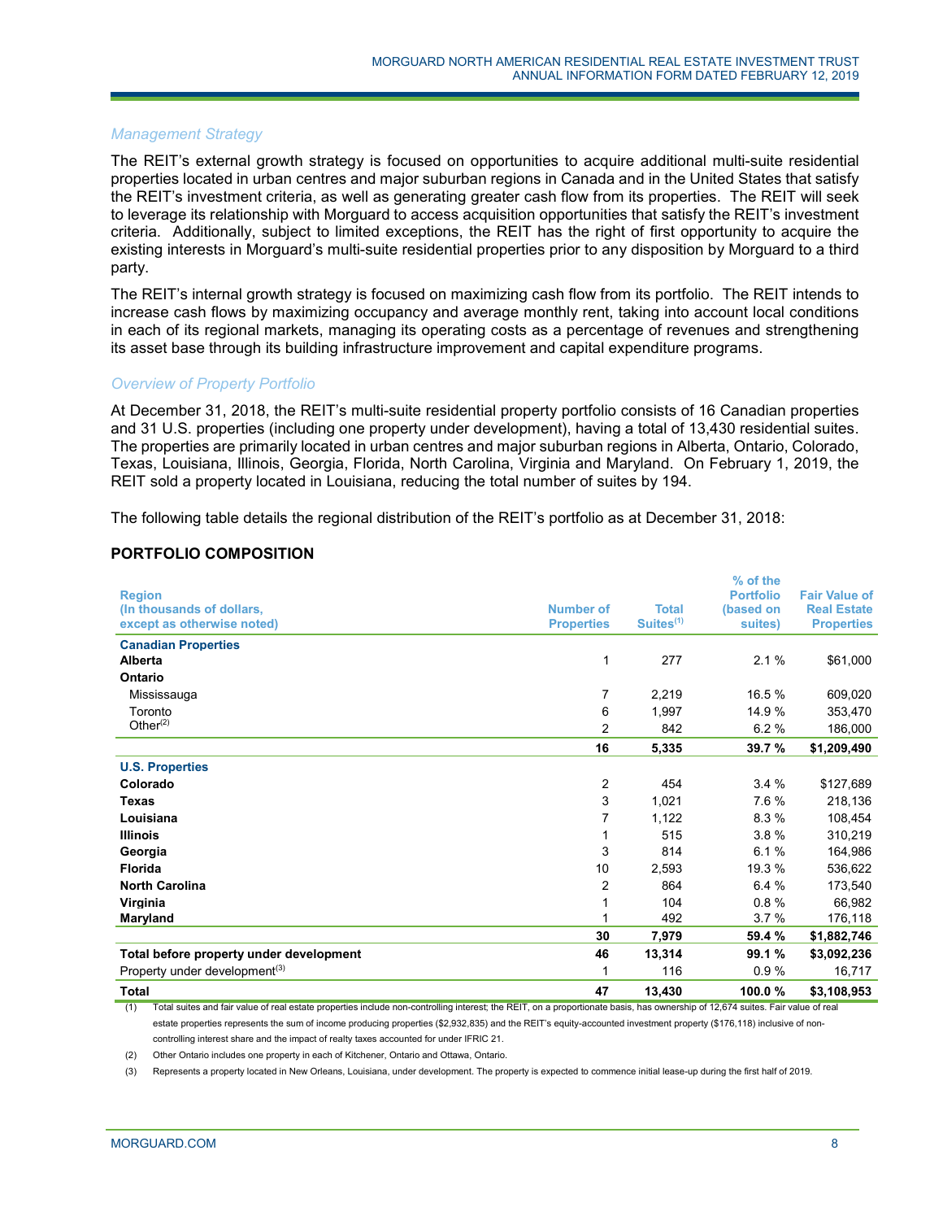*Management Strategy*

The REIT's external growth strategy is focused on opportunities to acquire additional multi-suite residential properties located in urban centres and major suburban regions in Canada and in the United States that satisfy the REIT's investment criteria, as well as generating greater cash flow from its properties. The REIT will seek to leverage its relationship with Morguard to access acquisition opportunities that satisfy the REIT's investment criteria. Additionally, subject to limited exceptions, the REIT has the right of first opportunity to acquire the existing interests in Morguard's multi-suite residential properties prior to any disposition by Morguard to a third party.

The REIT's internal growth strategy is focused on maximizing cash flow from its portfolio. The REIT intends to increase cash flows by maximizing occupancy and average monthly rent, taking into account local conditions in each of its regional markets, managing its operating costs as a percentage of revenues and strengthening its asset base through its building infrastructure improvement and capital expenditure programs.

*Overview of Property Portfolio*

At December 31, 2018, the REIT's multi-suite residential property portfolio consists of 16 Canadian properties and 31 U.S. properties (including one property under development), having a total of 13,430 residential suites. The properties are primarily located in urban centres and major suburban regions in Alberta, Ontario, Colorado, Texas, Louisiana, Illinois, Georgia, Florida, North Carolina, Virginia and Maryland. On February 1, 2019, the REIT sold a property located in Louisiana, reducing the total number of suites by 194.

The following table details the regional distribution of the REIT's portfolio as at December 31, 2018:

**PORTFOLIO COMPOSITION**

| Region (In thousands of dollars, except as otherwise noted) | Number of Properties | Total Suites[1] | % of the Portfolio (based on suites) | Fair Value of Real Estate Properties |
|---|---|---|---|---|
| **Canadian Properties** | | | | |
| **Alberta** | 1 | 277 | 2.1 % | $61,000 |
| **Ontario** | | | | |
| Mississauga | 7 | 2,219 | 16.5 % | 609,020 |
| Toronto | 6 | 1,997 | 14.9 % | 353,470 |
| Other[2] | 2 | 842 | 6.2 % | 186,000 |
| | **16** | **5,335** | **39.7 %** | **$1,209,490** |
| **U.S. Properties** | | | | |
| **Colorado** | 2 | 454 | 3.4 % | $127,689 |
| **Texas** | 3 | 1,021 | 7.6 % | 218,136 |
| **Louisiana** | 7 | 1,122 | 8.3 % | 108,454 |
| **Illinois** | 1 | 515 | 3.8 % | 310,219 |
| **Georgia** | 3 | 814 | 6.1 % | 164,986 |
| **Florida** | 10 | 2,593 | 19.3 % | 536,622 |
| **North Carolina** | 2 | 864 | 6.4 % | 173,540 |
| **Virginia** | 1 | 104 | 0.8 % | 66,982 |
| **Maryland** | 1 | 492 | 3.7 % | 176,118 |
| | **30** | **7,979** | **59.4 %** | **$1,882,746** |
| **Total before property under development** | **46** | **13,314** | **99.1 %** | **$3,092,236** |
| Property under development[3] | 1 | 116 | 0.9 % | 16,717 |
| **Total** | **47** | **13,430** | **100.0 %** | **$3,108,953** |

(1) Total suites and fair value of real estate properties include non-controlling interest; the REIT, on a proportionate basis, has ownership of 12,674 suites. Fair value of real estate properties represents the sum of income producing properties ($2,932,835) and the REIT's equity-accounted investment property ($176,118) inclusive of non-controlling interest share and the impact of realty taxes accounted for under IFRIC 21.

(2) Other Ontario includes one property in each of Kitchener, Ontario and Ottawa, Ontario.

(3) Represents a property located in New Orleans, Louisiana, under development. The property is expected to commence initial lease-up during the first half of 2019.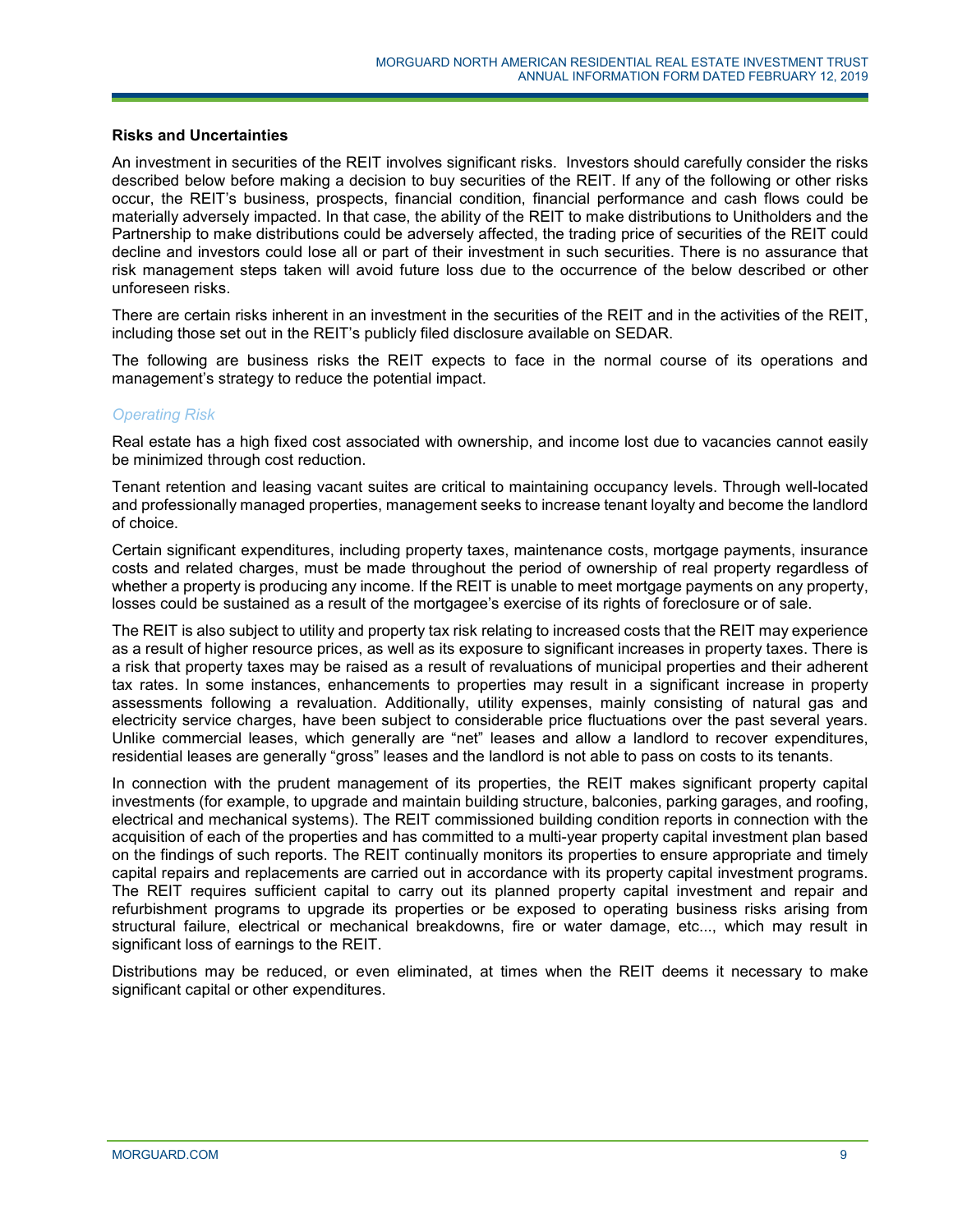**Risks and Uncertainties**

An investment in securities of the REIT involves significant risks. Investors should carefully consider the risks described below before making a decision to buy securities of the REIT. If any of the following or other risks occur, the REIT's business, prospects, financial condition, financial performance and cash flows could be materially adversely impacted. In that case, the ability of the REIT to make distributions to Unitholders and the Partnership to make distributions could be adversely affected, the trading price of securities of the REIT could decline and investors could lose all or part of their investment in such securities. There is no assurance that risk management steps taken will avoid future loss due to the occurrence of the below described or other unforeseen risks.

There are certain risks inherent in an investment in the securities of the REIT and in the activities of the REIT, including those set out in the REIT's publicly filed disclosure available on SEDAR.

The following are business risks the REIT expects to face in the normal course of its operations and management's strategy to reduce the potential impact.

*Operating Risk*

Real estate has a high fixed cost associated with ownership, and income lost due to vacancies cannot easily be minimized through cost reduction.

Tenant retention and leasing vacant suites are critical to maintaining occupancy levels. Through well-located and professionally managed properties, management seeks to increase tenant loyalty and become the landlord of choice.

Certain significant expenditures, including property taxes, maintenance costs, mortgage payments, insurance costs and related charges, must be made throughout the period of ownership of real property regardless of whether a property is producing any income. If the REIT is unable to meet mortgage payments on any property, losses could be sustained as a result of the mortgagee's exercise of its rights of foreclosure or of sale.

The REIT is also subject to utility and property tax risk relating to increased costs that the REIT may experience as a result of higher resource prices, as well as its exposure to significant increases in property taxes. There is a risk that property taxes may be raised as a result of revaluations of municipal properties and their adherent tax rates. In some instances, enhancements to properties may result in a significant increase in property assessments following a revaluation. Additionally, utility expenses, mainly consisting of natural gas and electricity service charges, have been subject to considerable price fluctuations over the past several years. Unlike commercial leases, which generally are "net" leases and allow a landlord to recover expenditures, residential leases are generally "gross" leases and the landlord is not able to pass on costs to its tenants.

In connection with the prudent management of its properties, the REIT makes significant property capital investments (for example, to upgrade and maintain building structure, balconies, parking garages, and roofing, electrical and mechanical systems). The REIT commissioned building condition reports in connection with the acquisition of each of the properties and has committed to a multi-year property capital investment plan based on the findings of such reports. The REIT continually monitors its properties to ensure appropriate and timely capital repairs and replacements are carried out in accordance with its property capital investment programs. The REIT requires sufficient capital to carry out its planned property capital investment and repair and refurbishment programs to upgrade its properties or be exposed to operating business risks arising from structural failure, electrical or mechanical breakdowns, fire or water damage, etc..., which may result in significant loss of earnings to the REIT.

Distributions may be reduced, or even eliminated, at times when the REIT deems it necessary to make significant capital or other expenditures.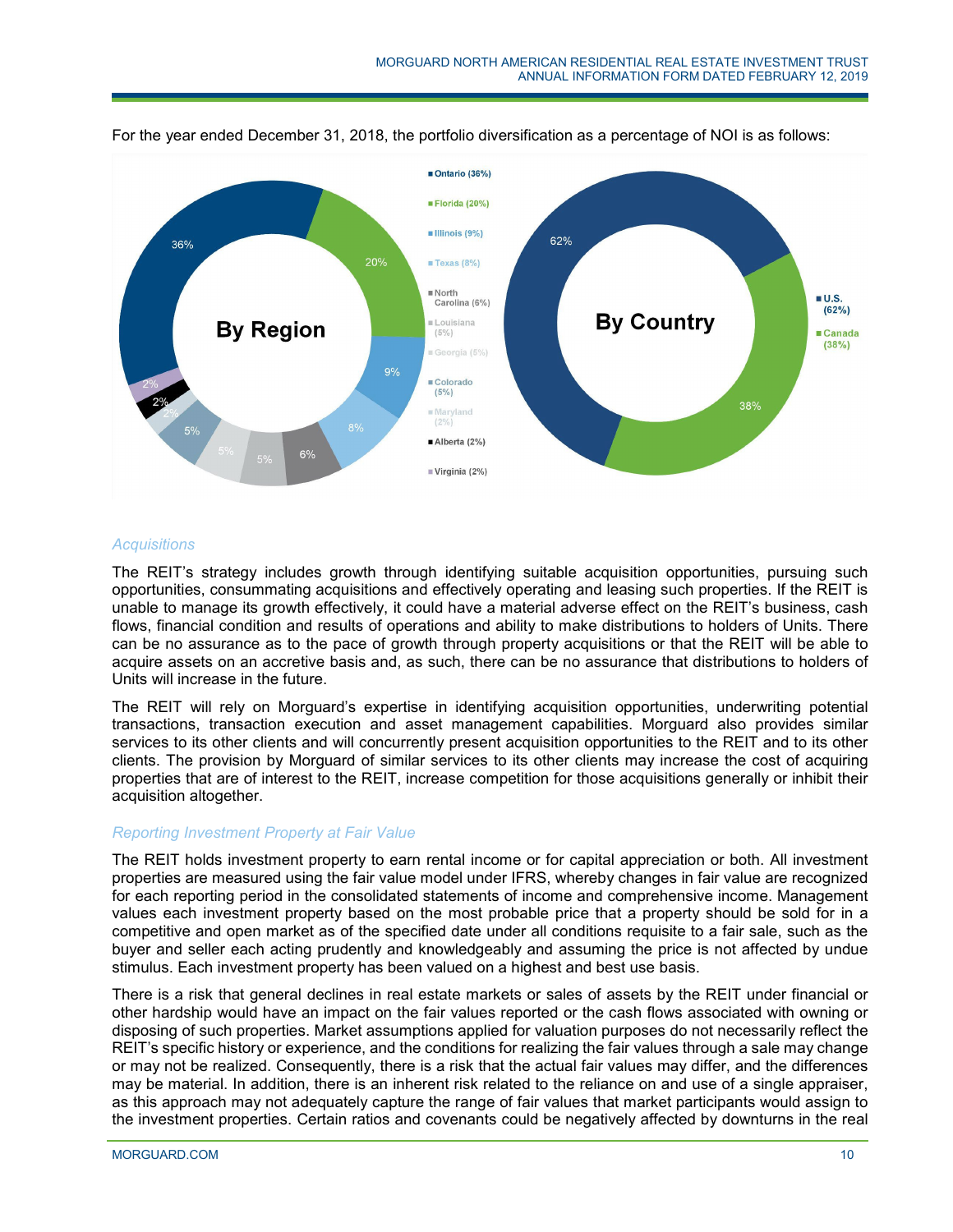For the year ended December 31, 2018, the portfolio diversification as a percentage of NOI is as follows:

**By Region**

- Ontario (36%)
- Florida (20%)
- Illinois (9%)
- Texas (8%)
- North Carolina (6%)
- Louisiana (5%)
- Georgia (5%)
- Colorado (5%)
- Maryland (2%)
- Alberta (2%)
- Virginia (2%)

**By Country**

- U.S. (62%)
- Canada (38%)

*Acquisitions*

The REIT's strategy includes growth through identifying suitable acquisition opportunities, pursuing such opportunities, consummating acquisitions and effectively operating and leasing such properties. If the REIT is unable to manage its growth effectively, it could have a material adverse effect on the REIT's business, cash flows, financial condition and results of operations and ability to make distributions to holders of Units. There can be no assurance as to the pace of growth through property acquisitions or that the REIT will be able to acquire assets on an accretive basis and, as such, there can be no assurance that distributions to holders of Units will increase in the future.

The REIT will rely on Morguard's expertise in identifying acquisition opportunities, underwriting potential transactions, transaction execution and asset management capabilities. Morguard also provides similar services to its other clients and will concurrently present acquisition opportunities to the REIT and to its other clients. The provision by Morguard of similar services to its other clients may increase the cost of acquiring properties that are of interest to the REIT, increase competition for those acquisitions generally or inhibit their acquisition altogether.

*Reporting Investment Property at Fair Value*

The REIT holds investment property to earn rental income or for capital appreciation or both. All investment properties are measured using the fair value model under IFRS, whereby changes in fair value are recognized for each reporting period in the consolidated statements of income and comprehensive income. Management values each investment property based on the most probable price that a property should be sold for in a competitive and open market as of the specified date under all conditions requisite to a fair sale, such as the buyer and seller each acting prudently and knowledgeably and assuming the price is not affected by undue stimulus. Each investment property has been valued on a highest and best use basis.

There is a risk that general declines in real estate markets or sales of assets by the REIT under financial or other hardship would have an impact on the fair values reported or the cash flows associated with owning or disposing of such properties. Market assumptions applied for valuation purposes do not necessarily reflect the REIT's specific history or experience, and the conditions for realizing the fair values through a sale may change or may not be realized. Consequently, there is a risk that the actual fair values may differ, and the differences may be material. In addition, there is an inherent risk related to the reliance on and use of a single appraiser, as this approach may not adequately capture the range of fair values that market participants would assign to the investment properties. Certain ratios and covenants could be negatively affected by downturns in the real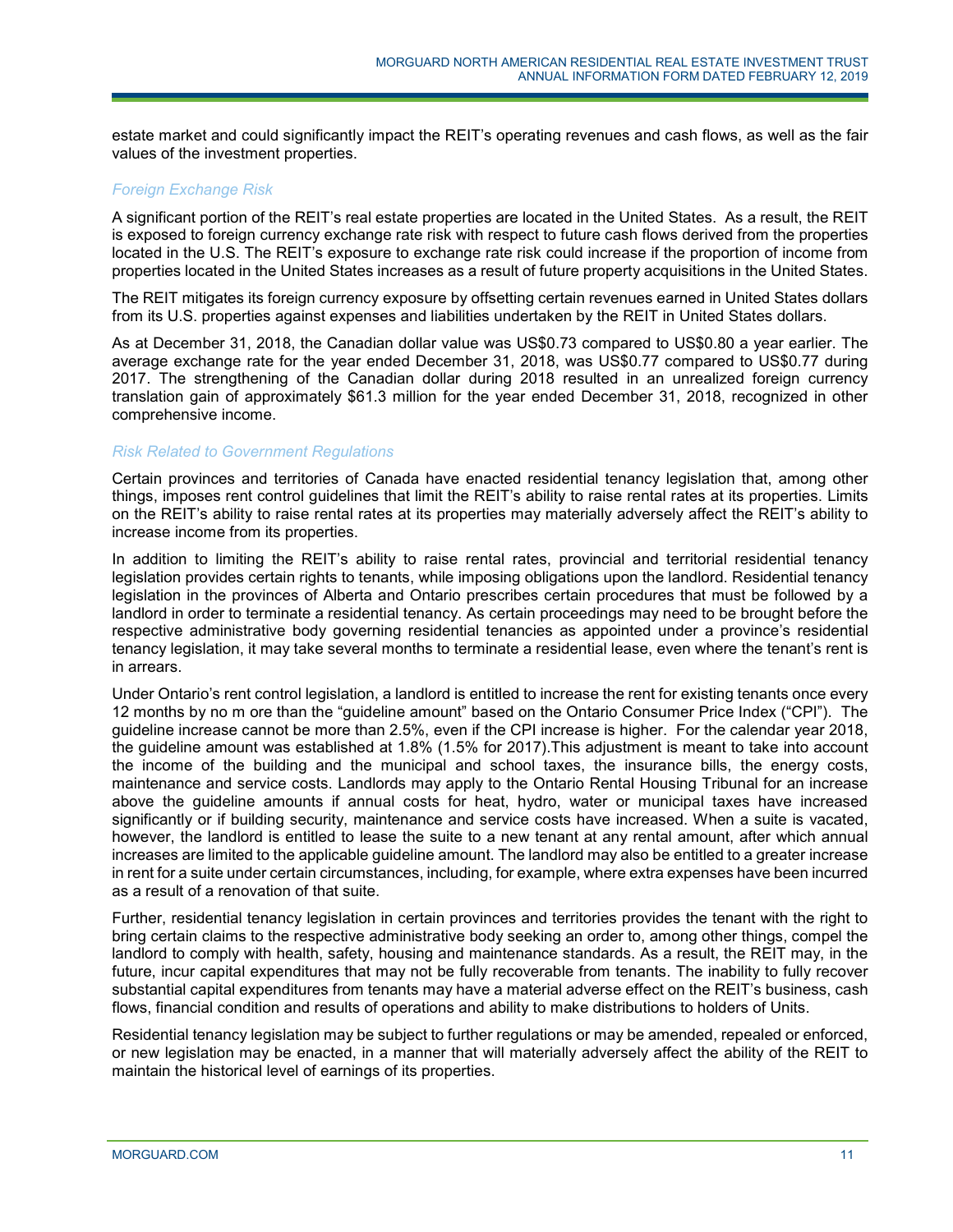estate market and could significantly impact the REIT's operating revenues and cash flows, as well as the fair values of the investment properties.

### *Foreign Exchange Risk*

A significant portion of the REIT's real estate properties are located in the United States. As a result, the REIT is exposed to foreign currency exchange rate risk with respect to future cash flows derived from the properties located in the U.S. The REIT's exposure to exchange rate risk could increase if the proportion of income from properties located in the United States increases as a result of future property acquisitions in the United States.

The REIT mitigates its foreign currency exposure by offsetting certain revenues earned in United States dollars from its U.S. properties against expenses and liabilities undertaken by the REIT in United States dollars.

As at December 31, 2018, the Canadian dollar value was US$0.73 compared to US$0.80 a year earlier. The average exchange rate for the year ended December 31, 2018, was US$0.77 compared to US$0.77 during 2017. The strengthening of the Canadian dollar during 2018 resulted in an unrealized foreign currency translation gain of approximately $61.3 million for the year ended December 31, 2018, recognized in other comprehensive income.

### *Risk Related to Government Regulations*

Certain provinces and territories of Canada have enacted residential tenancy legislation that, among other things, imposes rent control guidelines that limit the REIT's ability to raise rental rates at its properties. Limits on the REIT's ability to raise rental rates at its properties may materially adversely affect the REIT's ability to increase income from its properties.

In addition to limiting the REIT's ability to raise rental rates, provincial and territorial residential tenancy legislation provides certain rights to tenants, while imposing obligations upon the landlord. Residential tenancy legislation in the provinces of Alberta and Ontario prescribes certain procedures that must be followed by a landlord in order to terminate a residential tenancy. As certain proceedings may need to be brought before the respective administrative body governing residential tenancies as appointed under a province's residential tenancy legislation, it may take several months to terminate a residential lease, even where the tenant's rent is in arrears.

Under Ontario's rent control legislation, a landlord is entitled to increase the rent for existing tenants once every 12 months by no m ore than the "guideline amount" based on the Ontario Consumer Price Index ("CPI"). The guideline increase cannot be more than 2.5%, even if the CPI increase is higher. For the calendar year 2018, the guideline amount was established at 1.8% (1.5% for 2017).This adjustment is meant to take into account the income of the building and the municipal and school taxes, the insurance bills, the energy costs, maintenance and service costs. Landlords may apply to the Ontario Rental Housing Tribunal for an increase above the guideline amounts if annual costs for heat, hydro, water or municipal taxes have increased significantly or if building security, maintenance and service costs have increased. When a suite is vacated, however, the landlord is entitled to lease the suite to a new tenant at any rental amount, after which annual increases are limited to the applicable guideline amount. The landlord may also be entitled to a greater increase in rent for a suite under certain circumstances, including, for example, where extra expenses have been incurred as a result of a renovation of that suite.

Further, residential tenancy legislation in certain provinces and territories provides the tenant with the right to bring certain claims to the respective administrative body seeking an order to, among other things, compel the landlord to comply with health, safety, housing and maintenance standards. As a result, the REIT may, in the future, incur capital expenditures that may not be fully recoverable from tenants. The inability to fully recover substantial capital expenditures from tenants may have a material adverse effect on the REIT's business, cash flows, financial condition and results of operations and ability to make distributions to holders of Units.

Residential tenancy legislation may be subject to further regulations or may be amended, repealed or enforced, or new legislation may be enacted, in a manner that will materially adversely affect the ability of the REIT to maintain the historical level of earnings of its properties.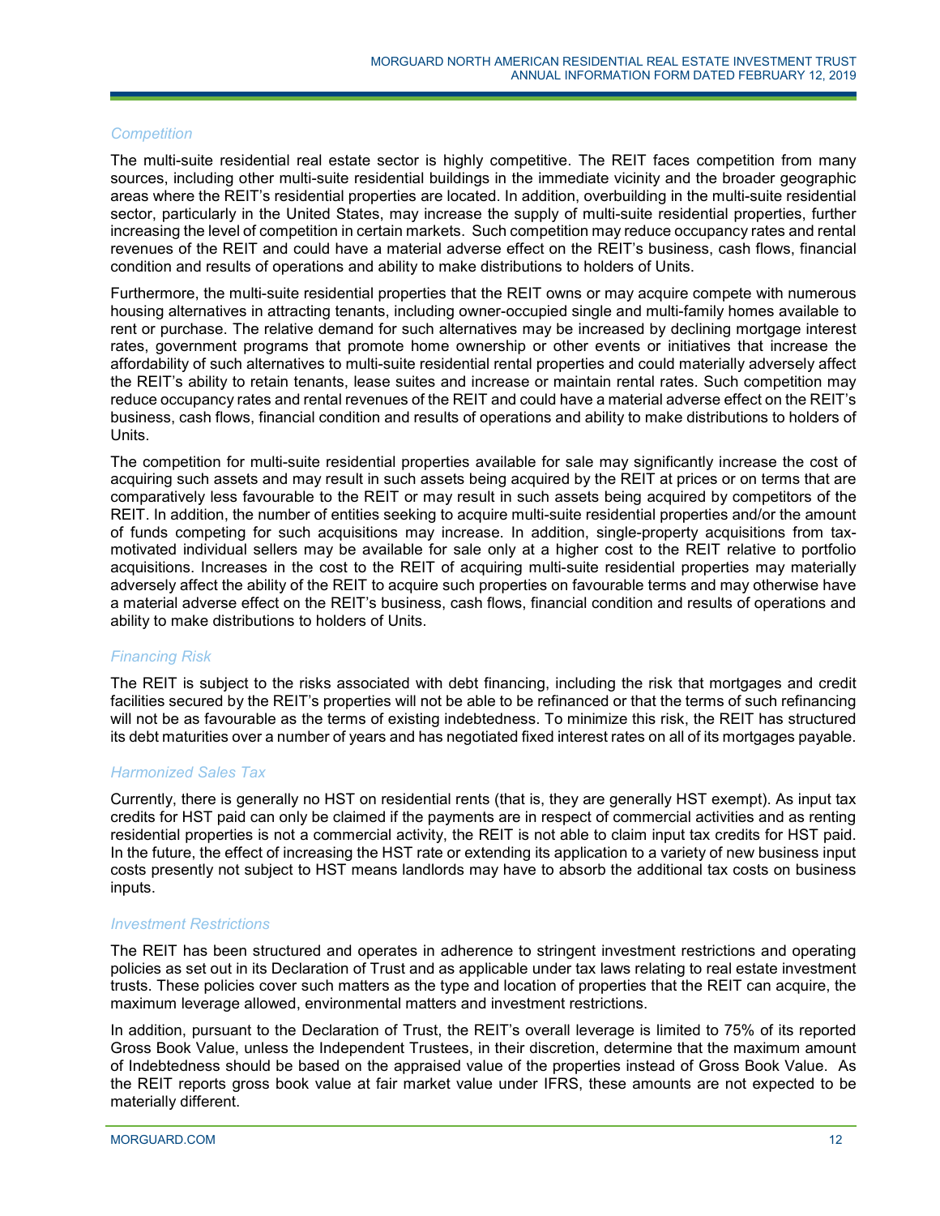### *Competition*

The multi-suite residential real estate sector is highly competitive. The REIT faces competition from many sources, including other multi-suite residential buildings in the immediate vicinity and the broader geographic areas where the REIT's residential properties are located. In addition, overbuilding in the multi-suite residential sector, particularly in the United States, may increase the supply of multi-suite residential properties, further increasing the level of competition in certain markets. Such competition may reduce occupancy rates and rental revenues of the REIT and could have a material adverse effect on the REIT's business, cash flows, financial condition and results of operations and ability to make distributions to holders of Units.

Furthermore, the multi-suite residential properties that the REIT owns or may acquire compete with numerous housing alternatives in attracting tenants, including owner-occupied single and multi-family homes available to rent or purchase. The relative demand for such alternatives may be increased by declining mortgage interest rates, government programs that promote home ownership or other events or initiatives that increase the affordability of such alternatives to multi-suite residential rental properties and could materially adversely affect the REIT's ability to retain tenants, lease suites and increase or maintain rental rates. Such competition may reduce occupancy rates and rental revenues of the REIT and could have a material adverse effect on the REIT's business, cash flows, financial condition and results of operations and ability to make distributions to holders of Units.

The competition for multi-suite residential properties available for sale may significantly increase the cost of acquiring such assets and may result in such assets being acquired by the REIT at prices or on terms that are comparatively less favourable to the REIT or may result in such assets being acquired by competitors of the REIT. In addition, the number of entities seeking to acquire multi-suite residential properties and/or the amount of funds competing for such acquisitions may increase. In addition, single-property acquisitions from tax-motivated individual sellers may be available for sale only at a higher cost to the REIT relative to portfolio acquisitions. Increases in the cost to the REIT of acquiring multi-suite residential properties may materially adversely affect the ability of the REIT to acquire such properties on favourable terms and may otherwise have a material adverse effect on the REIT's business, cash flows, financial condition and results of operations and ability to make distributions to holders of Units.

### *Financing Risk*

The REIT is subject to the risks associated with debt financing, including the risk that mortgages and credit facilities secured by the REIT's properties will not be able to be refinanced or that the terms of such refinancing will not be as favourable as the terms of existing indebtedness. To minimize this risk, the REIT has structured its debt maturities over a number of years and has negotiated fixed interest rates on all of its mortgages payable.

### *Harmonized Sales Tax*

Currently, there is generally no HST on residential rents (that is, they are generally HST exempt). As input tax credits for HST paid can only be claimed if the payments are in respect of commercial activities and as renting residential properties is not a commercial activity, the REIT is not able to claim input tax credits for HST paid. In the future, the effect of increasing the HST rate or extending its application to a variety of new business input costs presently not subject to HST means landlords may have to absorb the additional tax costs on business inputs.

### *Investment Restrictions*

The REIT has been structured and operates in adherence to stringent investment restrictions and operating policies as set out in its Declaration of Trust and as applicable under tax laws relating to real estate investment trusts. These policies cover such matters as the type and location of properties that the REIT can acquire, the maximum leverage allowed, environmental matters and investment restrictions.

In addition, pursuant to the Declaration of Trust, the REIT's overall leverage is limited to 75% of its reported Gross Book Value, unless the Independent Trustees, in their discretion, determine that the maximum amount of Indebtedness should be based on the appraised value of the properties instead of Gross Book Value. As the REIT reports gross book value at fair market value under IFRS, these amounts are not expected to be materially different.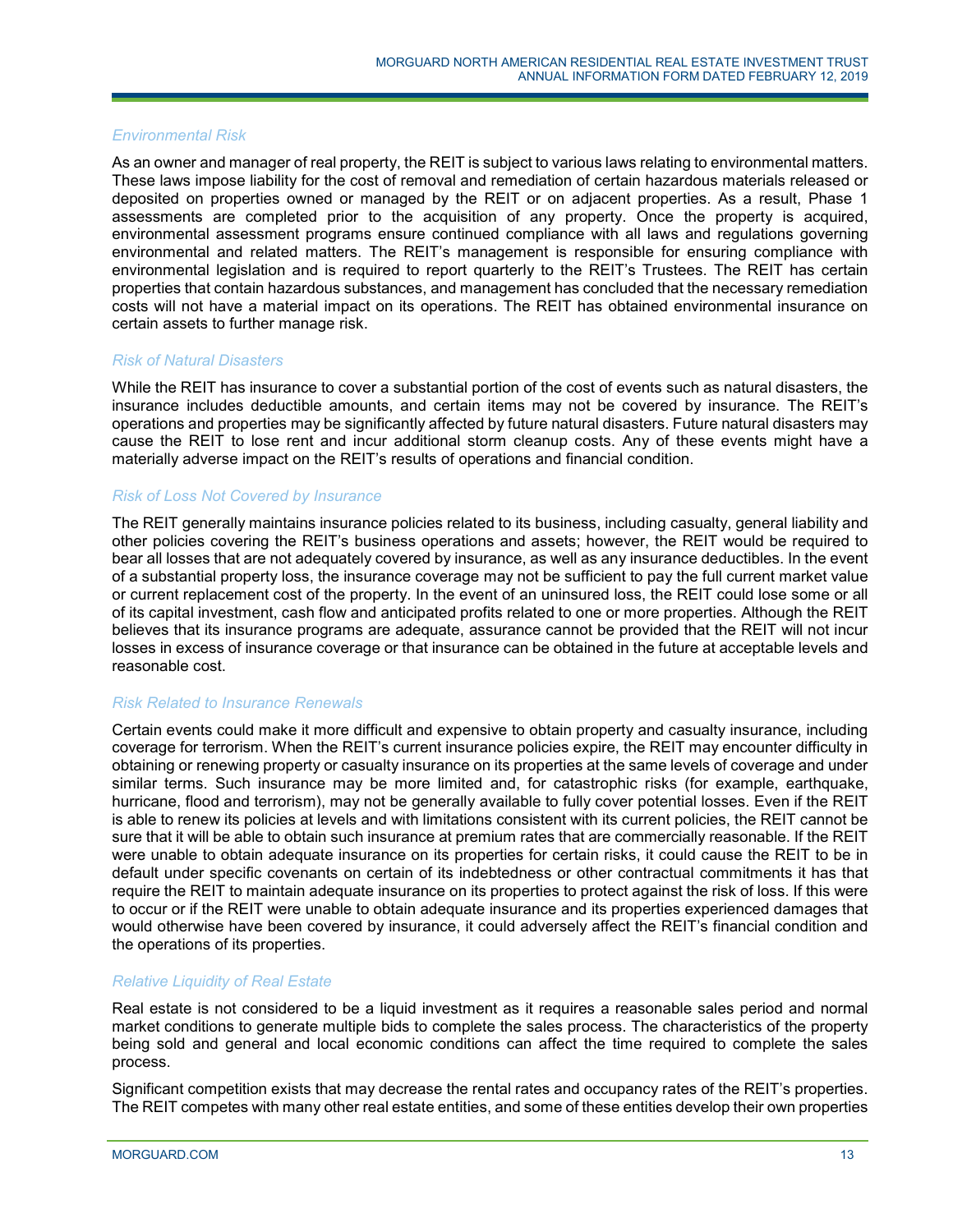*Environmental Risk*

As an owner and manager of real property, the REIT is subject to various laws relating to environmental matters. These laws impose liability for the cost of removal and remediation of certain hazardous materials released or deposited on properties owned or managed by the REIT or on adjacent properties. As a result, Phase 1 assessments are completed prior to the acquisition of any property. Once the property is acquired, environmental assessment programs ensure continued compliance with all laws and regulations governing environmental and related matters. The REIT's management is responsible for ensuring compliance with environmental legislation and is required to report quarterly to the REIT's Trustees. The REIT has certain properties that contain hazardous substances, and management has concluded that the necessary remediation costs will not have a material impact on its operations. The REIT has obtained environmental insurance on certain assets to further manage risk.

*Risk of Natural Disasters*

While the REIT has insurance to cover a substantial portion of the cost of events such as natural disasters, the insurance includes deductible amounts, and certain items may not be covered by insurance. The REIT's operations and properties may be significantly affected by future natural disasters. Future natural disasters may cause the REIT to lose rent and incur additional storm cleanup costs. Any of these events might have a materially adverse impact on the REIT's results of operations and financial condition.

*Risk of Loss Not Covered by Insurance*

The REIT generally maintains insurance policies related to its business, including casualty, general liability and other policies covering the REIT's business operations and assets; however, the REIT would be required to bear all losses that are not adequately covered by insurance, as well as any insurance deductibles. In the event of a substantial property loss, the insurance coverage may not be sufficient to pay the full current market value or current replacement cost of the property. In the event of an uninsured loss, the REIT could lose some or all of its capital investment, cash flow and anticipated profits related to one or more properties. Although the REIT believes that its insurance programs are adequate, assurance cannot be provided that the REIT will not incur losses in excess of insurance coverage or that insurance can be obtained in the future at acceptable levels and reasonable cost.

*Risk Related to Insurance Renewals*

Certain events could make it more difficult and expensive to obtain property and casualty insurance, including coverage for terrorism. When the REIT's current insurance policies expire, the REIT may encounter difficulty in obtaining or renewing property or casualty insurance on its properties at the same levels of coverage and under similar terms. Such insurance may be more limited and, for catastrophic risks (for example, earthquake, hurricane, flood and terrorism), may not be generally available to fully cover potential losses. Even if the REIT is able to renew its policies at levels and with limitations consistent with its current policies, the REIT cannot be sure that it will be able to obtain such insurance at premium rates that are commercially reasonable. If the REIT were unable to obtain adequate insurance on its properties for certain risks, it could cause the REIT to be in default under specific covenants on certain of its indebtedness or other contractual commitments it has that require the REIT to maintain adequate insurance on its properties to protect against the risk of loss. If this were to occur or if the REIT were unable to obtain adequate insurance and its properties experienced damages that would otherwise have been covered by insurance, it could adversely affect the REIT's financial condition and the operations of its properties.

*Relative Liquidity of Real Estate*

Real estate is not considered to be a liquid investment as it requires a reasonable sales period and normal market conditions to generate multiple bids to complete the sales process. The characteristics of the property being sold and general and local economic conditions can affect the time required to complete the sales process.

Significant competition exists that may decrease the rental rates and occupancy rates of the REIT's properties. The REIT competes with many other real estate entities, and some of these entities develop their own properties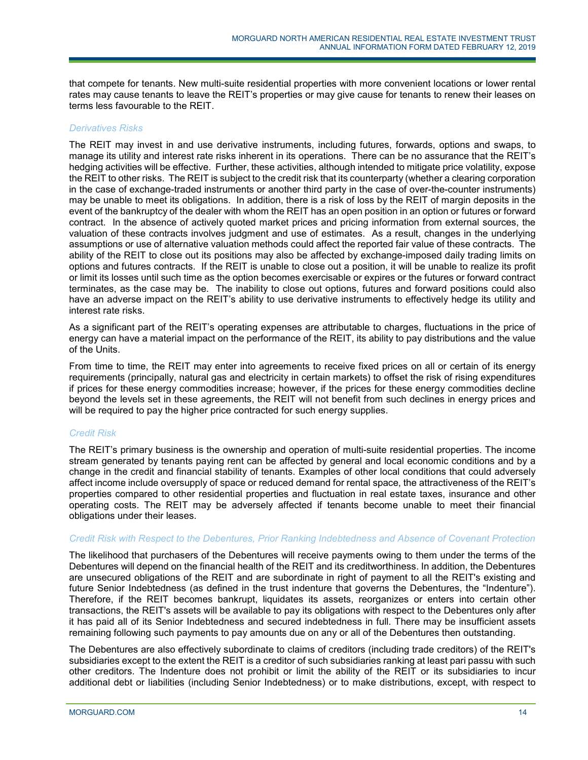that compete for tenants. New multi-suite residential properties with more convenient locations or lower rental rates may cause tenants to leave the REIT's properties or may give cause for tenants to renew their leases on terms less favourable to the REIT.

### *Derivatives Risks*

The REIT may invest in and use derivative instruments, including futures, forwards, options and swaps, to manage its utility and interest rate risks inherent in its operations. There can be no assurance that the REIT's hedging activities will be effective. Further, these activities, although intended to mitigate price volatility, expose the REIT to other risks. The REIT is subject to the credit risk that its counterparty (whether a clearing corporation in the case of exchange-traded instruments or another third party in the case of over-the-counter instruments) may be unable to meet its obligations. In addition, there is a risk of loss by the REIT of margin deposits in the event of the bankruptcy of the dealer with whom the REIT has an open position in an option or futures or forward contract. In the absence of actively quoted market prices and pricing information from external sources, the valuation of these contracts involves judgment and use of estimates. As a result, changes in the underlying assumptions or use of alternative valuation methods could affect the reported fair value of these contracts. The ability of the REIT to close out its positions may also be affected by exchange-imposed daily trading limits on options and futures contracts. If the REIT is unable to close out a position, it will be unable to realize its profit or limit its losses until such time as the option becomes exercisable or expires or the futures or forward contract terminates, as the case may be. The inability to close out options, futures and forward positions could also have an adverse impact on the REIT's ability to use derivative instruments to effectively hedge its utility and interest rate risks.

As a significant part of the REIT's operating expenses are attributable to charges, fluctuations in the price of energy can have a material impact on the performance of the REIT, its ability to pay distributions and the value of the Units.

From time to time, the REIT may enter into agreements to receive fixed prices on all or certain of its energy requirements (principally, natural gas and electricity in certain markets) to offset the risk of rising expenditures if prices for these energy commodities increase; however, if the prices for these energy commodities decline beyond the levels set in these agreements, the REIT will not benefit from such declines in energy prices and will be required to pay the higher price contracted for such energy supplies.

### *Credit Risk*

The REIT's primary business is the ownership and operation of multi-suite residential properties. The income stream generated by tenants paying rent can be affected by general and local economic conditions and by a change in the credit and financial stability of tenants. Examples of other local conditions that could adversely affect income include oversupply of space or reduced demand for rental space, the attractiveness of the REIT's properties compared to other residential properties and fluctuation in real estate taxes, insurance and other operating costs. The REIT may be adversely affected if tenants become unable to meet their financial obligations under their leases.

### *Credit Risk with Respect to the Debentures, Prior Ranking Indebtedness and Absence of Covenant Protection*

The likelihood that purchasers of the Debentures will receive payments owing to them under the terms of the Debentures will depend on the financial health of the REIT and its creditworthiness. In addition, the Debentures are unsecured obligations of the REIT and are subordinate in right of payment to all the REIT's existing and future Senior Indebtedness (as defined in the trust indenture that governs the Debentures, the "Indenture"). Therefore, if the REIT becomes bankrupt, liquidates its assets, reorganizes or enters into certain other transactions, the REIT's assets will be available to pay its obligations with respect to the Debentures only after it has paid all of its Senior Indebtedness and secured indebtedness in full. There may be insufficient assets remaining following such payments to pay amounts due on any or all of the Debentures then outstanding.

The Debentures are also effectively subordinate to claims of creditors (including trade creditors) of the REIT's subsidiaries except to the extent the REIT is a creditor of such subsidiaries ranking at least pari passu with such other creditors. The Indenture does not prohibit or limit the ability of the REIT or its subsidiaries to incur additional debt or liabilities (including Senior Indebtedness) or to make distributions, except, with respect to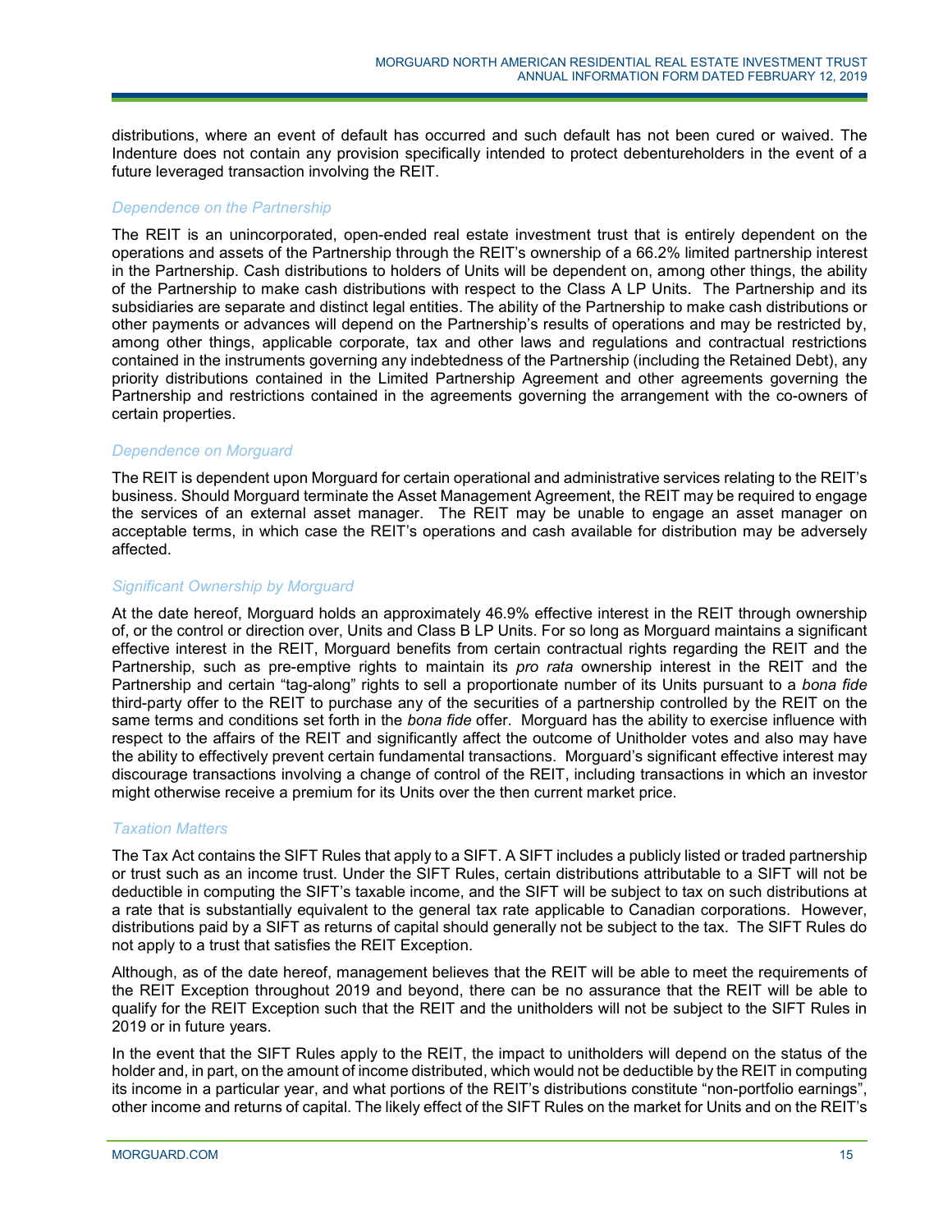distributions, where an event of default has occurred and such default has not been cured or waived. The Indenture does not contain any provision specifically intended to protect debentureholders in the event of a future leveraged transaction involving the REIT.

*Dependence on the Partnership*

The REIT is an unincorporated, open-ended real estate investment trust that is entirely dependent on the operations and assets of the Partnership through the REIT's ownership of a 66.2% limited partnership interest in the Partnership. Cash distributions to holders of Units will be dependent on, among other things, the ability of the Partnership to make cash distributions with respect to the Class A LP Units. The Partnership and its subsidiaries are separate and distinct legal entities. The ability of the Partnership to make cash distributions or other payments or advances will depend on the Partnership's results of operations and may be restricted by, among other things, applicable corporate, tax and other laws and regulations and contractual restrictions contained in the instruments governing any indebtedness of the Partnership (including the Retained Debt), any priority distributions contained in the Limited Partnership Agreement and other agreements governing the Partnership and restrictions contained in the agreements governing the arrangement with the co-owners of certain properties.

*Dependence on Morguard*

The REIT is dependent upon Morguard for certain operational and administrative services relating to the REIT's business. Should Morguard terminate the Asset Management Agreement, the REIT may be required to engage the services of an external asset manager. The REIT may be unable to engage an asset manager on acceptable terms, in which case the REIT's operations and cash available for distribution may be adversely affected.

*Significant Ownership by Morguard*

At the date hereof, Morguard holds an approximately 46.9% effective interest in the REIT through ownership of, or the control or direction over, Units and Class B LP Units. For so long as Morguard maintains a significant effective interest in the REIT, Morguard benefits from certain contractual rights regarding the REIT and the Partnership, such as pre-emptive rights to maintain its *pro rata* ownership interest in the REIT and the Partnership and certain "tag-along" rights to sell a proportionate number of its Units pursuant to a *bona fide* third-party offer to the REIT to purchase any of the securities of a partnership controlled by the REIT on the same terms and conditions set forth in the *bona fide* offer. Morguard has the ability to exercise influence with respect to the affairs of the REIT and significantly affect the outcome of Unitholder votes and also may have the ability to effectively prevent certain fundamental transactions. Morguard's significant effective interest may discourage transactions involving a change of control of the REIT, including transactions in which an investor might otherwise receive a premium for its Units over the then current market price.

*Taxation Matters*

The Tax Act contains the SIFT Rules that apply to a SIFT. A SIFT includes a publicly listed or traded partnership or trust such as an income trust. Under the SIFT Rules, certain distributions attributable to a SIFT will not be deductible in computing the SIFT's taxable income, and the SIFT will be subject to tax on such distributions at a rate that is substantially equivalent to the general tax rate applicable to Canadian corporations. However, distributions paid by a SIFT as returns of capital should generally not be subject to the tax. The SIFT Rules do not apply to a trust that satisfies the REIT Exception.

Although, as of the date hereof, management believes that the REIT will be able to meet the requirements of the REIT Exception throughout 2019 and beyond, there can be no assurance that the REIT will be able to qualify for the REIT Exception such that the REIT and the unitholders will not be subject to the SIFT Rules in 2019 or in future years.

In the event that the SIFT Rules apply to the REIT, the impact to unitholders will depend on the status of the holder and, in part, on the amount of income distributed, which would not be deductible by the REIT in computing its income in a particular year, and what portions of the REIT's distributions constitute "non-portfolio earnings", other income and returns of capital. The likely effect of the SIFT Rules on the market for Units and on the REIT's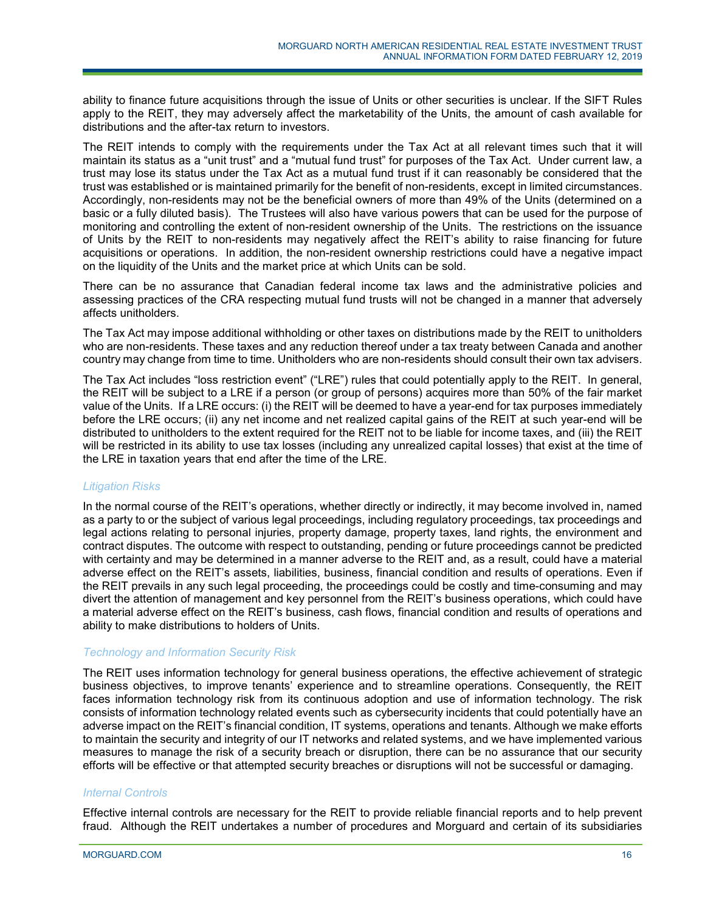ability to finance future acquisitions through the issue of Units or other securities is unclear. If the SIFT Rules apply to the REIT, they may adversely affect the marketability of the Units, the amount of cash available for distributions and the after-tax return to investors.

The REIT intends to comply with the requirements under the Tax Act at all relevant times such that it will maintain its status as a "unit trust" and a "mutual fund trust" for purposes of the Tax Act. Under current law, a trust may lose its status under the Tax Act as a mutual fund trust if it can reasonably be considered that the trust was established or is maintained primarily for the benefit of non-residents, except in limited circumstances. Accordingly, non-residents may not be the beneficial owners of more than 49% of the Units (determined on a basic or a fully diluted basis). The Trustees will also have various powers that can be used for the purpose of monitoring and controlling the extent of non-resident ownership of the Units. The restrictions on the issuance of Units by the REIT to non-residents may negatively affect the REIT's ability to raise financing for future acquisitions or operations. In addition, the non-resident ownership restrictions could have a negative impact on the liquidity of the Units and the market price at which Units can be sold.

There can be no assurance that Canadian federal income tax laws and the administrative policies and assessing practices of the CRA respecting mutual fund trusts will not be changed in a manner that adversely affects unitholders.

The Tax Act may impose additional withholding or other taxes on distributions made by the REIT to unitholders who are non-residents. These taxes and any reduction thereof under a tax treaty between Canada and another country may change from time to time. Unitholders who are non-residents should consult their own tax advisers.

The Tax Act includes "loss restriction event" ("LRE") rules that could potentially apply to the REIT. In general, the REIT will be subject to a LRE if a person (or group of persons) acquires more than 50% of the fair market value of the Units. If a LRE occurs: (i) the REIT will be deemed to have a year-end for tax purposes immediately before the LRE occurs; (ii) any net income and net realized capital gains of the REIT at such year-end will be distributed to unitholders to the extent required for the REIT not to be liable for income taxes, and (iii) the REIT will be restricted in its ability to use tax losses (including any unrealized capital losses) that exist at the time of the LRE in taxation years that end after the time of the LRE.

### *Litigation Risks*

In the normal course of the REIT's operations, whether directly or indirectly, it may become involved in, named as a party to or the subject of various legal proceedings, including regulatory proceedings, tax proceedings and legal actions relating to personal injuries, property damage, property taxes, land rights, the environment and contract disputes. The outcome with respect to outstanding, pending or future proceedings cannot be predicted with certainty and may be determined in a manner adverse to the REIT and, as a result, could have a material adverse effect on the REIT's assets, liabilities, business, financial condition and results of operations. Even if the REIT prevails in any such legal proceeding, the proceedings could be costly and time-consuming and may divert the attention of management and key personnel from the REIT's business operations, which could have a material adverse effect on the REIT's business, cash flows, financial condition and results of operations and ability to make distributions to holders of Units.

### *Technology and Information Security Risk*

The REIT uses information technology for general business operations, the effective achievement of strategic business objectives, to improve tenants' experience and to streamline operations. Consequently, the REIT faces information technology risk from its continuous adoption and use of information technology. The risk consists of information technology related events such as cybersecurity incidents that could potentially have an adverse impact on the REIT's financial condition, IT systems, operations and tenants. Although we make efforts to maintain the security and integrity of our IT networks and related systems, and we have implemented various measures to manage the risk of a security breach or disruption, there can be no assurance that our security efforts will be effective or that attempted security breaches or disruptions will not be successful or damaging.

### *Internal Controls*

Effective internal controls are necessary for the REIT to provide reliable financial reports and to help prevent fraud. Although the REIT undertakes a number of procedures and Morguard and certain of its subsidiaries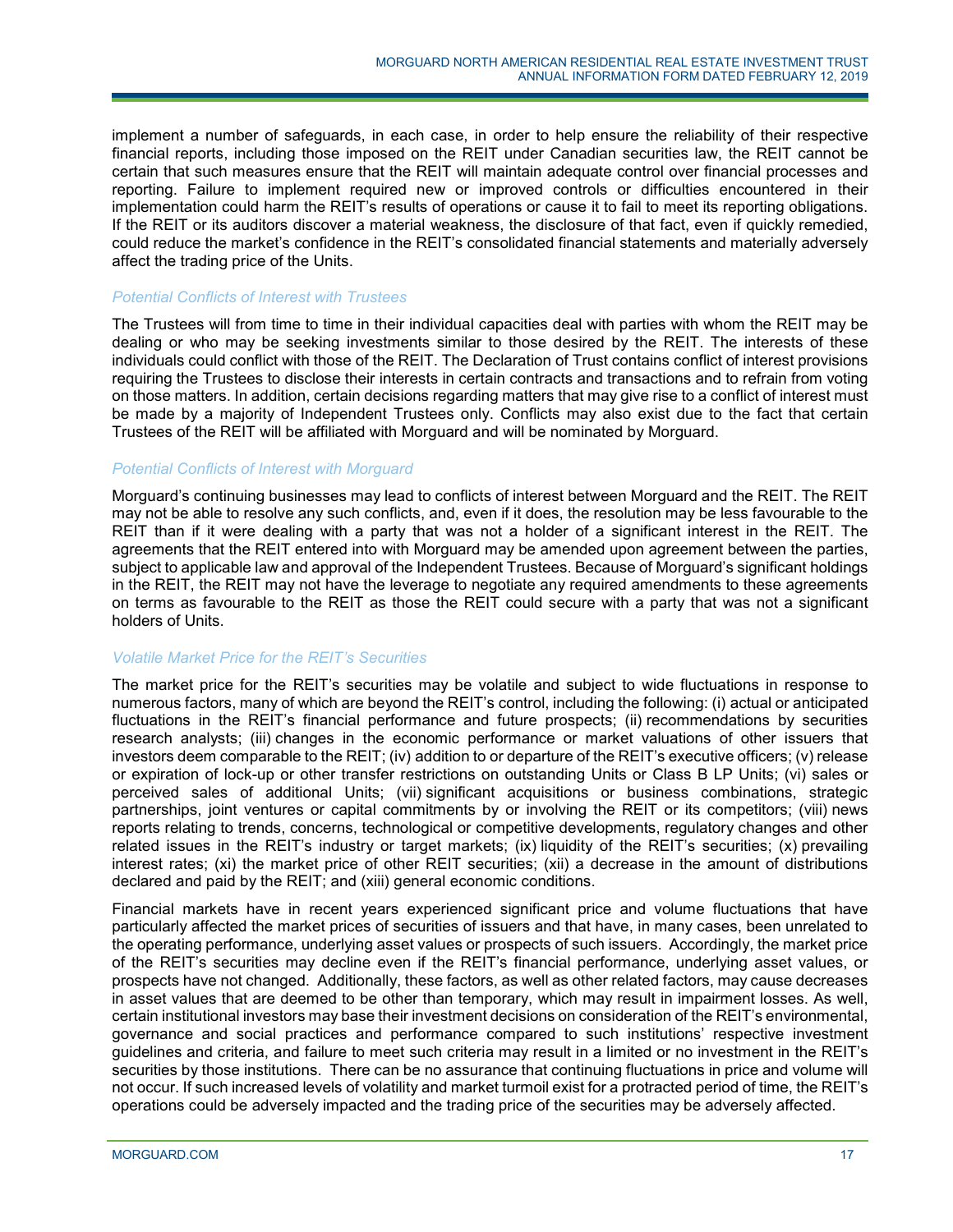implement a number of safeguards, in each case, in order to help ensure the reliability of their respective financial reports, including those imposed on the REIT under Canadian securities law, the REIT cannot be certain that such measures ensure that the REIT will maintain adequate control over financial processes and reporting. Failure to implement required new or improved controls or difficulties encountered in their implementation could harm the REIT's results of operations or cause it to fail to meet its reporting obligations. If the REIT or its auditors discover a material weakness, the disclosure of that fact, even if quickly remedied, could reduce the market's confidence in the REIT's consolidated financial statements and materially adversely affect the trading price of the Units.

*Potential Conflicts of Interest with Trustees*

The Trustees will from time to time in their individual capacities deal with parties with whom the REIT may be dealing or who may be seeking investments similar to those desired by the REIT. The interests of these individuals could conflict with those of the REIT. The Declaration of Trust contains conflict of interest provisions requiring the Trustees to disclose their interests in certain contracts and transactions and to refrain from voting on those matters. In addition, certain decisions regarding matters that may give rise to a conflict of interest must be made by a majority of Independent Trustees only. Conflicts may also exist due to the fact that certain Trustees of the REIT will be affiliated with Morguard and will be nominated by Morguard.

*Potential Conflicts of Interest with Morguard*

Morguard's continuing businesses may lead to conflicts of interest between Morguard and the REIT. The REIT may not be able to resolve any such conflicts, and, even if it does, the resolution may be less favourable to the REIT than if it were dealing with a party that was not a holder of a significant interest in the REIT. The agreements that the REIT entered into with Morguard may be amended upon agreement between the parties, subject to applicable law and approval of the Independent Trustees. Because of Morguard's significant holdings in the REIT, the REIT may not have the leverage to negotiate any required amendments to these agreements on terms as favourable to the REIT as those the REIT could secure with a party that was not a significant holders of Units.

*Volatile Market Price for the REIT's Securities*

The market price for the REIT's securities may be volatile and subject to wide fluctuations in response to numerous factors, many of which are beyond the REIT's control, including the following: (i) actual or anticipated fluctuations in the REIT's financial performance and future prospects; (ii) recommendations by securities research analysts; (iii) changes in the economic performance or market valuations of other issuers that investors deem comparable to the REIT; (iv) addition to or departure of the REIT's executive officers; (v) release or expiration of lock-up or other transfer restrictions on outstanding Units or Class B LP Units; (vi) sales or perceived sales of additional Units; (vii) significant acquisitions or business combinations, strategic partnerships, joint ventures or capital commitments by or involving the REIT or its competitors; (viii) news reports relating to trends, concerns, technological or competitive developments, regulatory changes and other related issues in the REIT's industry or target markets; (ix) liquidity of the REIT's securities; (x) prevailing interest rates; (xi) the market price of other REIT securities; (xii) a decrease in the amount of distributions declared and paid by the REIT; and (xiii) general economic conditions.

Financial markets have in recent years experienced significant price and volume fluctuations that have particularly affected the market prices of securities of issuers and that have, in many cases, been unrelated to the operating performance, underlying asset values or prospects of such issuers. Accordingly, the market price of the REIT's securities may decline even if the REIT's financial performance, underlying asset values, or prospects have not changed. Additionally, these factors, as well as other related factors, may cause decreases in asset values that are deemed to be other than temporary, which may result in impairment losses. As well, certain institutional investors may base their investment decisions on consideration of the REIT's environmental, governance and social practices and performance compared to such institutions' respective investment guidelines and criteria, and failure to meet such criteria may result in a limited or no investment in the REIT's securities by those institutions. There can be no assurance that continuing fluctuations in price and volume will not occur. If such increased levels of volatility and market turmoil exist for a protracted period of time, the REIT's operations could be adversely impacted and the trading price of the securities may be adversely affected.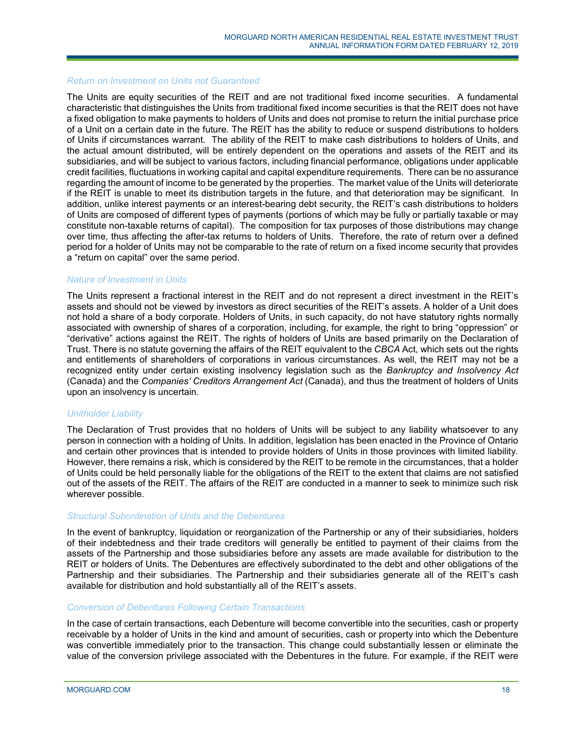*Return on Investment on Units not Guaranteed*

The Units are equity securities of the REIT and are not traditional fixed income securities. A fundamental characteristic that distinguishes the Units from traditional fixed income securities is that the REIT does not have a fixed obligation to make payments to holders of Units and does not promise to return the initial purchase price of a Unit on a certain date in the future. The REIT has the ability to reduce or suspend distributions to holders of Units if circumstances warrant. The ability of the REIT to make cash distributions to holders of Units, and the actual amount distributed, will be entirely dependent on the operations and assets of the REIT and its subsidiaries, and will be subject to various factors, including financial performance, obligations under applicable credit facilities, fluctuations in working capital and capital expenditure requirements. There can be no assurance regarding the amount of income to be generated by the properties. The market value of the Units will deteriorate if the REIT is unable to meet its distribution targets in the future, and that deterioration may be significant. In addition, unlike interest payments or an interest-bearing debt security, the REIT's cash distributions to holders of Units are composed of different types of payments (portions of which may be fully or partially taxable or may constitute non-taxable returns of capital). The composition for tax purposes of those distributions may change over time, thus affecting the after-tax returns to holders of Units. Therefore, the rate of return over a defined period for a holder of Units may not be comparable to the rate of return on a fixed income security that provides a "return on capital" over the same period.

*Nature of Investment in Units*

The Units represent a fractional interest in the REIT and do not represent a direct investment in the REIT's assets and should not be viewed by investors as direct securities of the REIT's assets. A holder of a Unit does not hold a share of a body corporate. Holders of Units, in such capacity, do not have statutory rights normally associated with ownership of shares of a corporation, including, for example, the right to bring "oppression" or "derivative" actions against the REIT. The rights of holders of Units are based primarily on the Declaration of Trust. There is no statute governing the affairs of the REIT equivalent to the *CBCA* Act, which sets out the rights and entitlements of shareholders of corporations in various circumstances. As well, the REIT may not be a recognized entity under certain existing insolvency legislation such as the *Bankruptcy and Insolvency Act* (Canada) and the *Companies' Creditors Arrangement Act* (Canada), and thus the treatment of holders of Units upon an insolvency is uncertain.

*Unitholder Liability*

The Declaration of Trust provides that no holders of Units will be subject to any liability whatsoever to any person in connection with a holding of Units. In addition, legislation has been enacted in the Province of Ontario and certain other provinces that is intended to provide holders of Units in those provinces with limited liability. However, there remains a risk, which is considered by the REIT to be remote in the circumstances, that a holder of Units could be held personally liable for the obligations of the REIT to the extent that claims are not satisfied out of the assets of the REIT. The affairs of the REIT are conducted in a manner to seek to minimize such risk wherever possible.

*Structural Subordination of Units and the Debentures*

In the event of bankruptcy, liquidation or reorganization of the Partnership or any of their subsidiaries, holders of their indebtedness and their trade creditors will generally be entitled to payment of their claims from the assets of the Partnership and those subsidiaries before any assets are made available for distribution to the REIT or holders of Units. The Debentures are effectively subordinated to the debt and other obligations of the Partnership and their subsidiaries. The Partnership and their subsidiaries generate all of the REIT's cash available for distribution and hold substantially all of the REIT's assets.

*Conversion of Debentures Following Certain Transactions*

In the case of certain transactions, each Debenture will become convertible into the securities, cash or property receivable by a holder of Units in the kind and amount of securities, cash or property into which the Debenture was convertible immediately prior to the transaction. This change could substantially lessen or eliminate the value of the conversion privilege associated with the Debentures in the future. For example, if the REIT were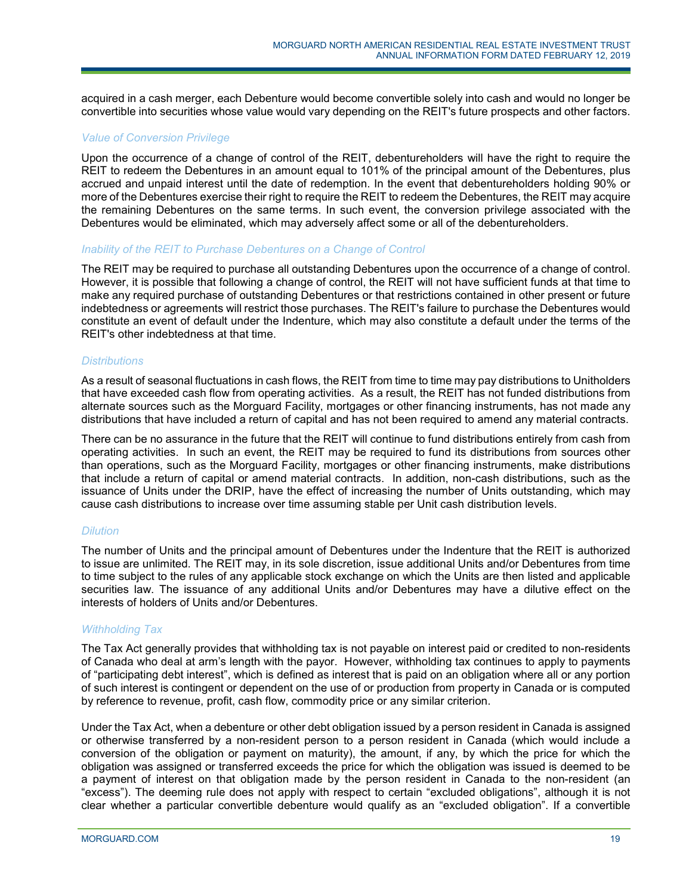acquired in a cash merger, each Debenture would become convertible solely into cash and would no longer be convertible into securities whose value would vary depending on the REIT's future prospects and other factors.

*Value of Conversion Privilege*

Upon the occurrence of a change of control of the REIT, debentureholders will have the right to require the REIT to redeem the Debentures in an amount equal to 101% of the principal amount of the Debentures, plus accrued and unpaid interest until the date of redemption. In the event that debentureholders holding 90% or more of the Debentures exercise their right to require the REIT to redeem the Debentures, the REIT may acquire the remaining Debentures on the same terms. In such event, the conversion privilege associated with the Debentures would be eliminated, which may adversely affect some or all of the debentureholders.

*Inability of the REIT to Purchase Debentures on a Change of Control*

The REIT may be required to purchase all outstanding Debentures upon the occurrence of a change of control. However, it is possible that following a change of control, the REIT will not have sufficient funds at that time to make any required purchase of outstanding Debentures or that restrictions contained in other present or future indebtedness or agreements will restrict those purchases. The REIT's failure to purchase the Debentures would constitute an event of default under the Indenture, which may also constitute a default under the terms of the REIT's other indebtedness at that time.

*Distributions*

As a result of seasonal fluctuations in cash flows, the REIT from time to time may pay distributions to Unitholders that have exceeded cash flow from operating activities. As a result, the REIT has not funded distributions from alternate sources such as the Morguard Facility, mortgages or other financing instruments, has not made any distributions that have included a return of capital and has not been required to amend any material contracts.

There can be no assurance in the future that the REIT will continue to fund distributions entirely from cash from operating activities. In such an event, the REIT may be required to fund its distributions from sources other than operations, such as the Morguard Facility, mortgages or other financing instruments, make distributions that include a return of capital or amend material contracts. In addition, non-cash distributions, such as the issuance of Units under the DRIP, have the effect of increasing the number of Units outstanding, which may cause cash distributions to increase over time assuming stable per Unit cash distribution levels.

*Dilution*

The number of Units and the principal amount of Debentures under the Indenture that the REIT is authorized to issue are unlimited. The REIT may, in its sole discretion, issue additional Units and/or Debentures from time to time subject to the rules of any applicable stock exchange on which the Units are then listed and applicable securities law. The issuance of any additional Units and/or Debentures may have a dilutive effect on the interests of holders of Units and/or Debentures.

*Withholding Tax*

The Tax Act generally provides that withholding tax is not payable on interest paid or credited to non-residents of Canada who deal at arm's length with the payor. However, withholding tax continues to apply to payments of "participating debt interest", which is defined as interest that is paid on an obligation where all or any portion of such interest is contingent or dependent on the use of or production from property in Canada or is computed by reference to revenue, profit, cash flow, commodity price or any similar criterion.

Under the Tax Act, when a debenture or other debt obligation issued by a person resident in Canada is assigned or otherwise transferred by a non-resident person to a person resident in Canada (which would include a conversion of the obligation or payment on maturity), the amount, if any, by which the price for which the obligation was assigned or transferred exceeds the price for which the obligation was issued is deemed to be a payment of interest on that obligation made by the person resident in Canada to the non-resident (an "excess"). The deeming rule does not apply with respect to certain "excluded obligations", although it is not clear whether a particular convertible debenture would qualify as an "excluded obligation". If a convertible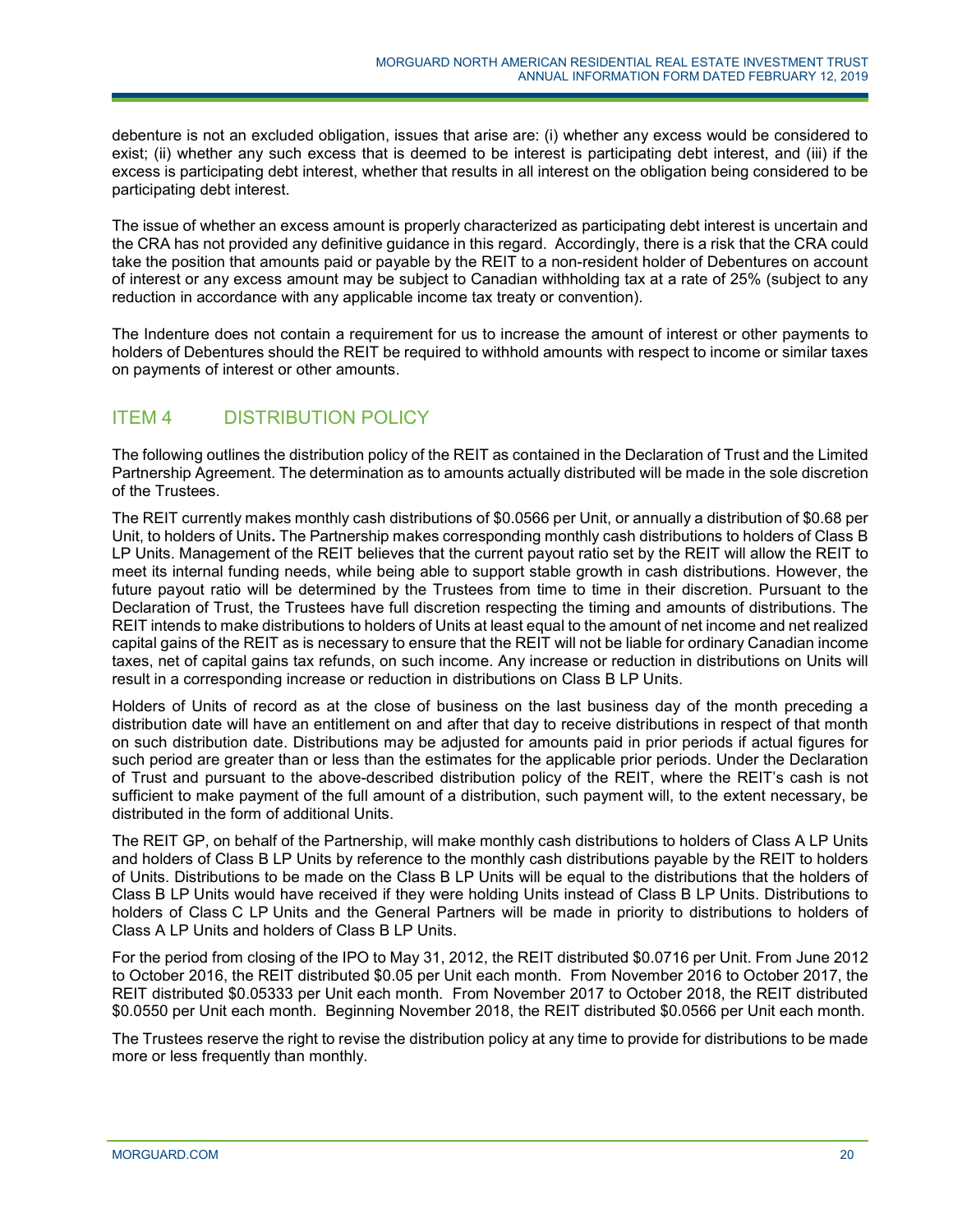debenture is not an excluded obligation, issues that arise are: (i) whether any excess would be considered to exist; (ii) whether any such excess that is deemed to be interest is participating debt interest, and (iii) if the excess is participating debt interest, whether that results in all interest on the obligation being considered to be participating debt interest.

The issue of whether an excess amount is properly characterized as participating debt interest is uncertain and the CRA has not provided any definitive guidance in this regard. Accordingly, there is a risk that the CRA could take the position that amounts paid or payable by the REIT to a non-resident holder of Debentures on account of interest or any excess amount may be subject to Canadian withholding tax at a rate of 25% (subject to any reduction in accordance with any applicable income tax treaty or convention).

The Indenture does not contain a requirement for us to increase the amount of interest or other payments to holders of Debentures should the REIT be required to withhold amounts with respect to income or similar taxes on payments of interest or other amounts.

## ITEM 4 DISTRIBUTION POLICY

The following outlines the distribution policy of the REIT as contained in the Declaration of Trust and the Limited Partnership Agreement. The determination as to amounts actually distributed will be made in the sole discretion of the Trustees.

The REIT currently makes monthly cash distributions of $0.0566 per Unit, or annually a distribution of $0.68 per Unit, to holders of Units**.** The Partnership makes corresponding monthly cash distributions to holders of Class B LP Units. Management of the REIT believes that the current payout ratio set by the REIT will allow the REIT to meet its internal funding needs, while being able to support stable growth in cash distributions. However, the future payout ratio will be determined by the Trustees from time to time in their discretion. Pursuant to the Declaration of Trust, the Trustees have full discretion respecting the timing and amounts of distributions. The REIT intends to make distributions to holders of Units at least equal to the amount of net income and net realized capital gains of the REIT as is necessary to ensure that the REIT will not be liable for ordinary Canadian income taxes, net of capital gains tax refunds, on such income. Any increase or reduction in distributions on Units will result in a corresponding increase or reduction in distributions on Class B LP Units.

Holders of Units of record as at the close of business on the last business day of the month preceding a distribution date will have an entitlement on and after that day to receive distributions in respect of that month on such distribution date. Distributions may be adjusted for amounts paid in prior periods if actual figures for such period are greater than or less than the estimates for the applicable prior periods. Under the Declaration of Trust and pursuant to the above-described distribution policy of the REIT, where the REIT's cash is not sufficient to make payment of the full amount of a distribution, such payment will, to the extent necessary, be distributed in the form of additional Units.

The REIT GP, on behalf of the Partnership, will make monthly cash distributions to holders of Class A LP Units and holders of Class B LP Units by reference to the monthly cash distributions payable by the REIT to holders of Units. Distributions to be made on the Class B LP Units will be equal to the distributions that the holders of Class B LP Units would have received if they were holding Units instead of Class B LP Units. Distributions to holders of Class C LP Units and the General Partners will be made in priority to distributions to holders of Class A LP Units and holders of Class B LP Units.

For the period from closing of the IPO to May 31, 2012, the REIT distributed $0.0716 per Unit. From June 2012 to October 2016, the REIT distributed $0.05 per Unit each month. From November 2016 to October 2017, the REIT distributed $0.05333 per Unit each month. From November 2017 to October 2018, the REIT distributed $0.0550 per Unit each month. Beginning November 2018, the REIT distributed $0.0566 per Unit each month.

The Trustees reserve the right to revise the distribution policy at any time to provide for distributions to be made more or less frequently than monthly.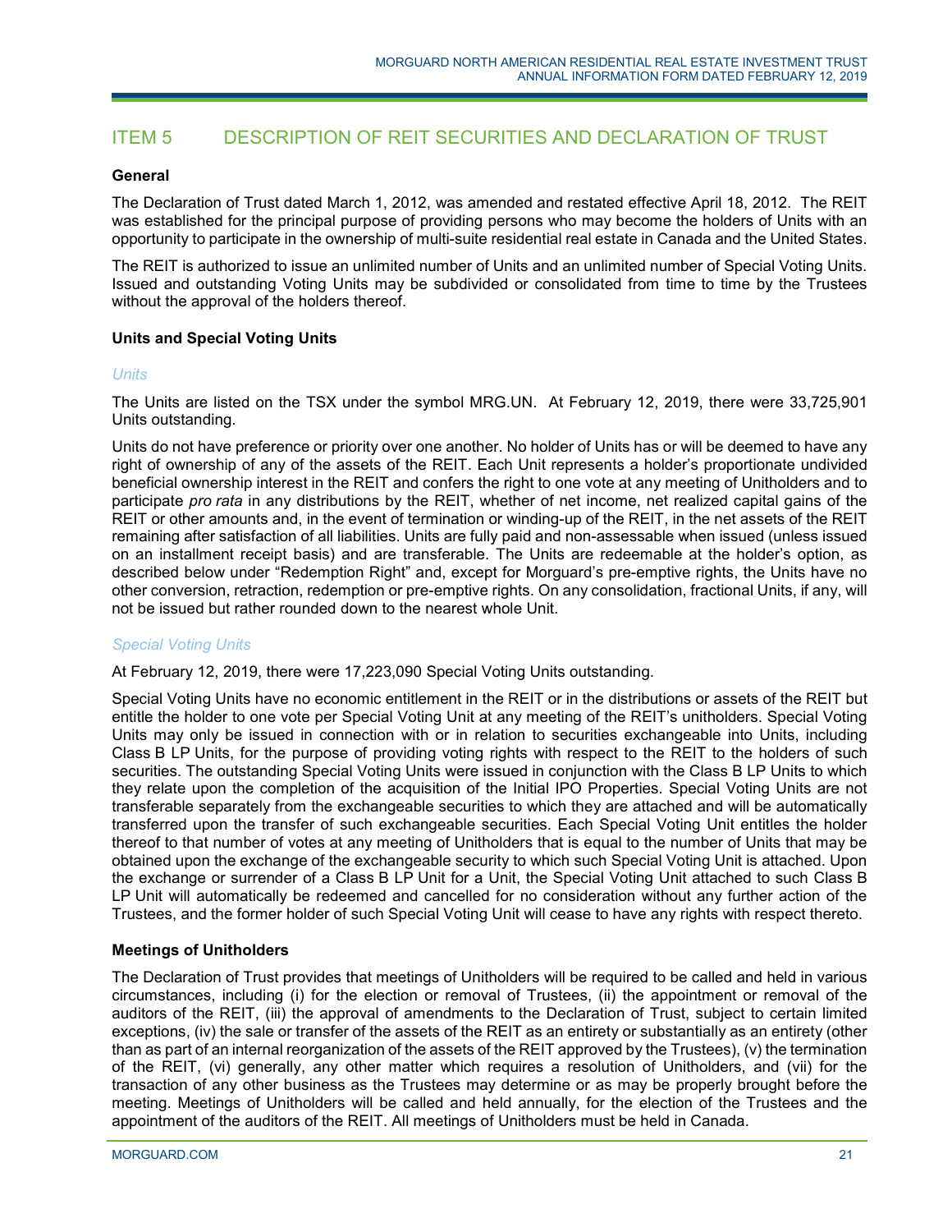# ITEM 5 DESCRIPTION OF REIT SECURITIES AND DECLARATION OF TRUST

### General

The Declaration of Trust dated March 1, 2012, was amended and restated effective April 18, 2012. The REIT was established for the principal purpose of providing persons who may become the holders of Units with an opportunity to participate in the ownership of multi-suite residential real estate in Canada and the United States.

The REIT is authorized to issue an unlimited number of Units and an unlimited number of Special Voting Units. Issued and outstanding Voting Units may be subdivided or consolidated from time to time by the Trustees without the approval of the holders thereof.

### Units and Special Voting Units

*Units*

The Units are listed on the TSX under the symbol MRG.UN. At February 12, 2019, there were 33,725,901 Units outstanding.

Units do not have preference or priority over one another. No holder of Units has or will be deemed to have any right of ownership of any of the assets of the REIT. Each Unit represents a holder's proportionate undivided beneficial ownership interest in the REIT and confers the right to one vote at any meeting of Unitholders and to participate *pro rata* in any distributions by the REIT, whether of net income, net realized capital gains of the REIT or other amounts and, in the event of termination or winding-up of the REIT, in the net assets of the REIT remaining after satisfaction of all liabilities. Units are fully paid and non-assessable when issued (unless issued on an installment receipt basis) and are transferable. The Units are redeemable at the holder's option, as described below under "Redemption Right" and, except for Morguard's pre-emptive rights, the Units have no other conversion, retraction, redemption or pre-emptive rights. On any consolidation, fractional Units, if any, will not be issued but rather rounded down to the nearest whole Unit.

*Special Voting Units*

At February 12, 2019, there were 17,223,090 Special Voting Units outstanding.

Special Voting Units have no economic entitlement in the REIT or in the distributions or assets of the REIT but entitle the holder to one vote per Special Voting Unit at any meeting of the REIT's unitholders. Special Voting Units may only be issued in connection with or in relation to securities exchangeable into Units, including Class B LP Units, for the purpose of providing voting rights with respect to the REIT to the holders of such securities. The outstanding Special Voting Units were issued in conjunction with the Class B LP Units to which they relate upon the completion of the acquisition of the Initial IPO Properties. Special Voting Units are not transferable separately from the exchangeable securities to which they are attached and will be automatically transferred upon the transfer of such exchangeable securities. Each Special Voting Unit entitles the holder thereof to that number of votes at any meeting of Unitholders that is equal to the number of Units that may be obtained upon the exchange of the exchangeable security to which such Special Voting Unit is attached. Upon the exchange or surrender of a Class B LP Unit for a Unit, the Special Voting Unit attached to such Class B LP Unit will automatically be redeemed and cancelled for no consideration without any further action of the Trustees, and the former holder of such Special Voting Unit will cease to have any rights with respect thereto.

### Meetings of Unitholders

The Declaration of Trust provides that meetings of Unitholders will be required to be called and held in various circumstances, including (i) for the election or removal of Trustees, (ii) the appointment or removal of the auditors of the REIT, (iii) the approval of amendments to the Declaration of Trust, subject to certain limited exceptions, (iv) the sale or transfer of the assets of the REIT as an entirety or substantially as an entirety (other than as part of an internal reorganization of the assets of the REIT approved by the Trustees), (v) the termination of the REIT, (vi) generally, any other matter which requires a resolution of Unitholders, and (vii) for the transaction of any other business as the Trustees may determine or as may be properly brought before the meeting. Meetings of Unitholders will be called and held annually, for the election of the Trustees and the appointment of the auditors of the REIT. All meetings of Unitholders must be held in Canada.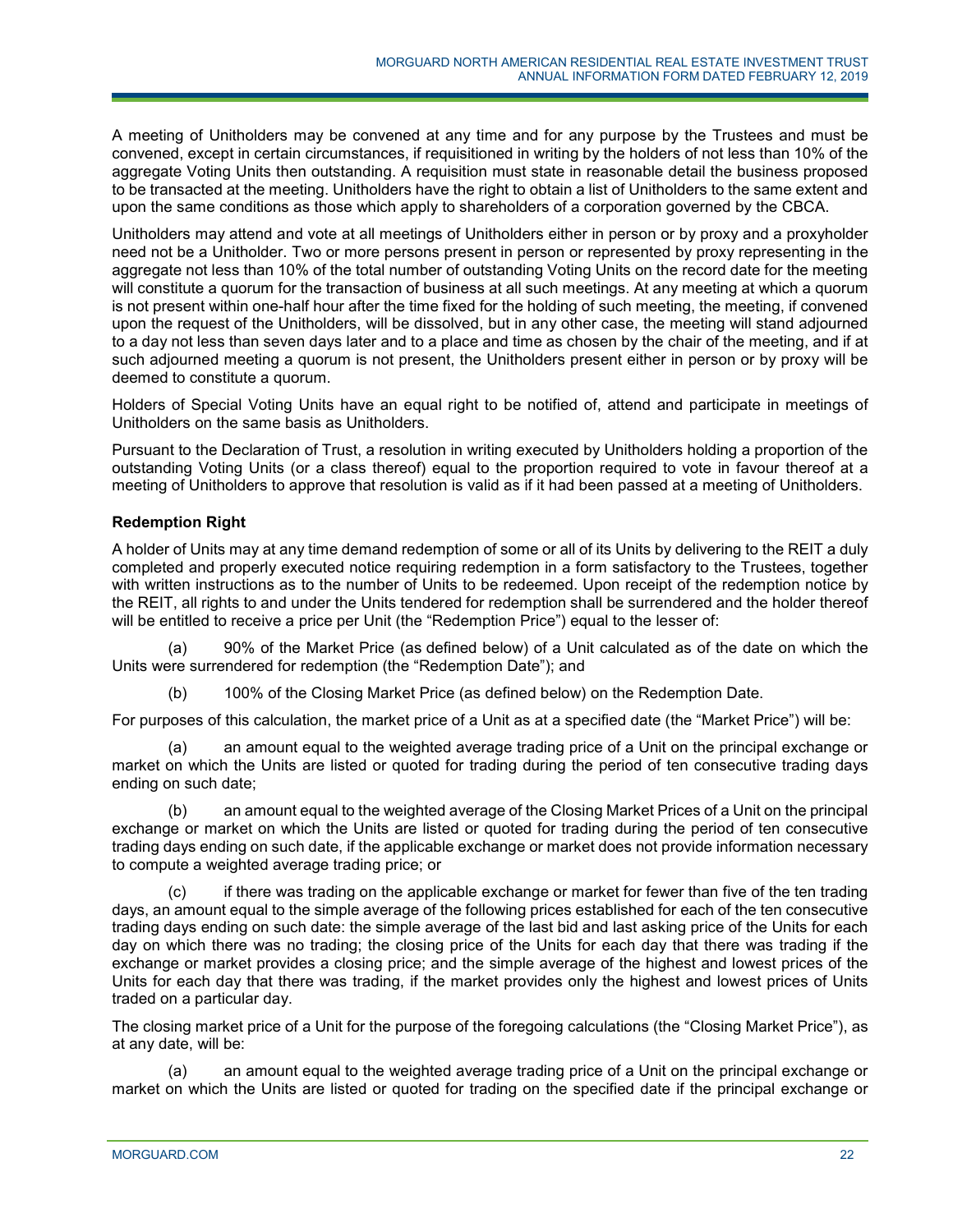A meeting of Unitholders may be convened at any time and for any purpose by the Trustees and must be convened, except in certain circumstances, if requisitioned in writing by the holders of not less than 10% of the aggregate Voting Units then outstanding. A requisition must state in reasonable detail the business proposed to be transacted at the meeting. Unitholders have the right to obtain a list of Unitholders to the same extent and upon the same conditions as those which apply to shareholders of a corporation governed by the CBCA.

Unitholders may attend and vote at all meetings of Unitholders either in person or by proxy and a proxyholder need not be a Unitholder. Two or more persons present in person or represented by proxy representing in the aggregate not less than 10% of the total number of outstanding Voting Units on the record date for the meeting will constitute a quorum for the transaction of business at all such meetings. At any meeting at which a quorum is not present within one-half hour after the time fixed for the holding of such meeting, the meeting, if convened upon the request of the Unitholders, will be dissolved, but in any other case, the meeting will stand adjourned to a day not less than seven days later and to a place and time as chosen by the chair of the meeting, and if at such adjourned meeting a quorum is not present, the Unitholders present either in person or by proxy will be deemed to constitute a quorum.

Holders of Special Voting Units have an equal right to be notified of, attend and participate in meetings of Unitholders on the same basis as Unitholders.

Pursuant to the Declaration of Trust, a resolution in writing executed by Unitholders holding a proportion of the outstanding Voting Units (or a class thereof) equal to the proportion required to vote in favour thereof at a meeting of Unitholders to approve that resolution is valid as if it had been passed at a meeting of Unitholders.

**Redemption Right**

A holder of Units may at any time demand redemption of some or all of its Units by delivering to the REIT a duly completed and properly executed notice requiring redemption in a form satisfactory to the Trustees, together with written instructions as to the number of Units to be redeemed. Upon receipt of the redemption notice by the REIT, all rights to and under the Units tendered for redemption shall be surrendered and the holder thereof will be entitled to receive a price per Unit (the "Redemption Price") equal to the lesser of:

(a) 90% of the Market Price (as defined below) of a Unit calculated as of the date on which the Units were surrendered for redemption (the "Redemption Date"); and

(b) 100% of the Closing Market Price (as defined below) on the Redemption Date.

For purposes of this calculation, the market price of a Unit as at a specified date (the "Market Price") will be:

(a) an amount equal to the weighted average trading price of a Unit on the principal exchange or market on which the Units are listed or quoted for trading during the period of ten consecutive trading days ending on such date;

(b) an amount equal to the weighted average of the Closing Market Prices of a Unit on the principal exchange or market on which the Units are listed or quoted for trading during the period of ten consecutive trading days ending on such date, if the applicable exchange or market does not provide information necessary to compute a weighted average trading price; or

(c) if there was trading on the applicable exchange or market for fewer than five of the ten trading days, an amount equal to the simple average of the following prices established for each of the ten consecutive trading days ending on such date: the simple average of the last bid and last asking price of the Units for each day on which there was no trading; the closing price of the Units for each day that there was trading if the exchange or market provides a closing price; and the simple average of the highest and lowest prices of the Units for each day that there was trading, if the market provides only the highest and lowest prices of Units traded on a particular day.

The closing market price of a Unit for the purpose of the foregoing calculations (the "Closing Market Price"), as at any date, will be:

(a) an amount equal to the weighted average trading price of a Unit on the principal exchange or market on which the Units are listed or quoted for trading on the specified date if the principal exchange or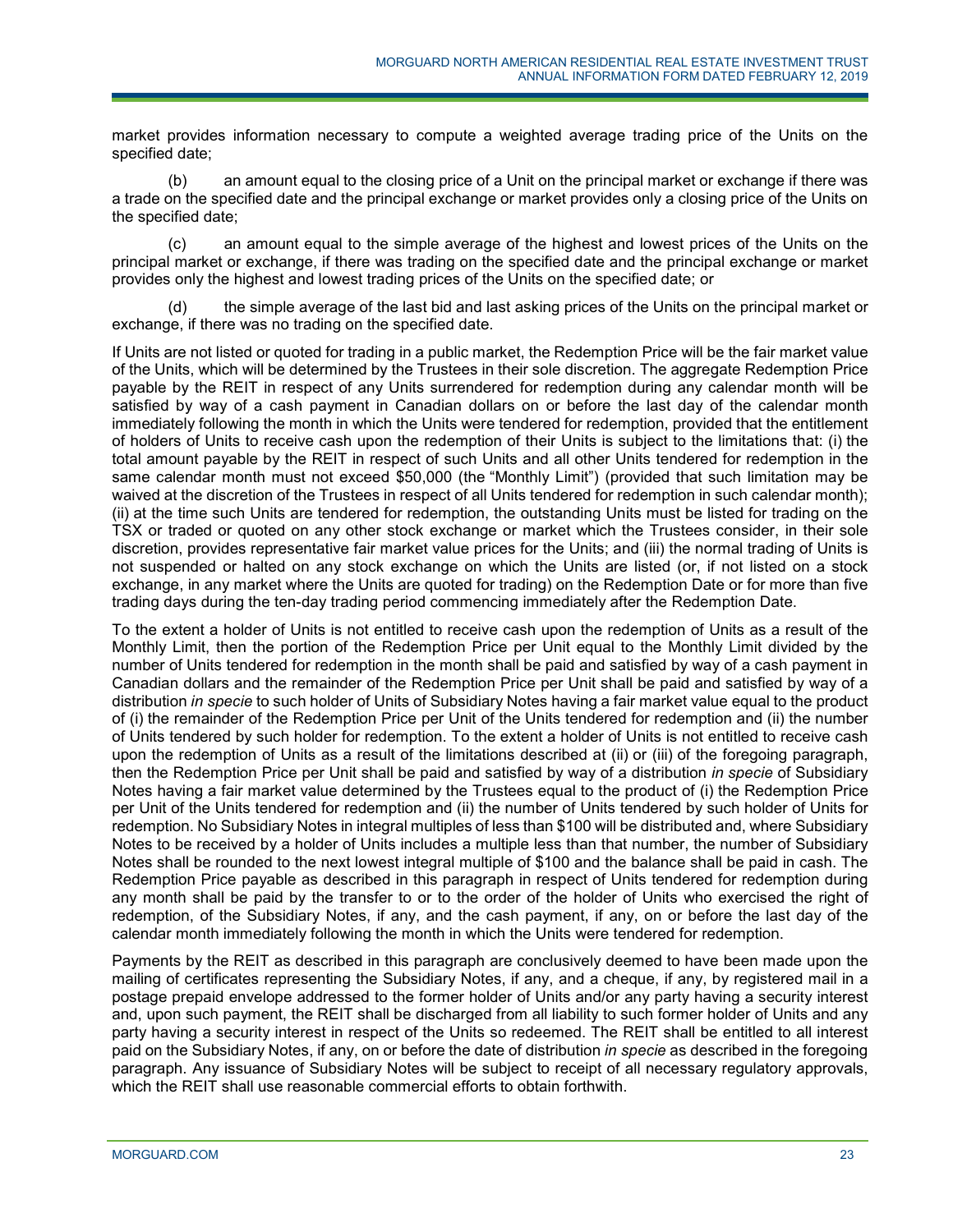market provides information necessary to compute a weighted average trading price of the Units on the specified date;

(b) an amount equal to the closing price of a Unit on the principal market or exchange if there was a trade on the specified date and the principal exchange or market provides only a closing price of the Units on the specified date;

(c) an amount equal to the simple average of the highest and lowest prices of the Units on the principal market or exchange, if there was trading on the specified date and the principal exchange or market provides only the highest and lowest trading prices of the Units on the specified date; or

(d) the simple average of the last bid and last asking prices of the Units on the principal market or exchange, if there was no trading on the specified date.

If Units are not listed or quoted for trading in a public market, the Redemption Price will be the fair market value of the Units, which will be determined by the Trustees in their sole discretion. The aggregate Redemption Price payable by the REIT in respect of any Units surrendered for redemption during any calendar month will be satisfied by way of a cash payment in Canadian dollars on or before the last day of the calendar month immediately following the month in which the Units were tendered for redemption, provided that the entitlement of holders of Units to receive cash upon the redemption of their Units is subject to the limitations that: (i) the total amount payable by the REIT in respect of such Units and all other Units tendered for redemption in the same calendar month must not exceed $50,000 (the "Monthly Limit") (provided that such limitation may be waived at the discretion of the Trustees in respect of all Units tendered for redemption in such calendar month); (ii) at the time such Units are tendered for redemption, the outstanding Units must be listed for trading on the TSX or traded or quoted on any other stock exchange or market which the Trustees consider, in their sole discretion, provides representative fair market value prices for the Units; and (iii) the normal trading of Units is not suspended or halted on any stock exchange on which the Units are listed (or, if not listed on a stock exchange, in any market where the Units are quoted for trading) on the Redemption Date or for more than five trading days during the ten-day trading period commencing immediately after the Redemption Date.

To the extent a holder of Units is not entitled to receive cash upon the redemption of Units as a result of the Monthly Limit, then the portion of the Redemption Price per Unit equal to the Monthly Limit divided by the number of Units tendered for redemption in the month shall be paid and satisfied by way of a cash payment in Canadian dollars and the remainder of the Redemption Price per Unit shall be paid and satisfied by way of a distribution *in specie* to such holder of Units of Subsidiary Notes having a fair market value equal to the product of (i) the remainder of the Redemption Price per Unit of the Units tendered for redemption and (ii) the number of Units tendered by such holder for redemption. To the extent a holder of Units is not entitled to receive cash upon the redemption of Units as a result of the limitations described at (ii) or (iii) of the foregoing paragraph, then the Redemption Price per Unit shall be paid and satisfied by way of a distribution *in specie* of Subsidiary Notes having a fair market value determined by the Trustees equal to the product of (i) the Redemption Price per Unit of the Units tendered for redemption and (ii) the number of Units tendered by such holder of Units for redemption. No Subsidiary Notes in integral multiples of less than $100 will be distributed and, where Subsidiary Notes to be received by a holder of Units includes a multiple less than that number, the number of Subsidiary Notes shall be rounded to the next lowest integral multiple of $100 and the balance shall be paid in cash. The Redemption Price payable as described in this paragraph in respect of Units tendered for redemption during any month shall be paid by the transfer to or to the order of the holder of Units who exercised the right of redemption, of the Subsidiary Notes, if any, and the cash payment, if any, on or before the last day of the calendar month immediately following the month in which the Units were tendered for redemption.

Payments by the REIT as described in this paragraph are conclusively deemed to have been made upon the mailing of certificates representing the Subsidiary Notes, if any, and a cheque, if any, by registered mail in a postage prepaid envelope addressed to the former holder of Units and/or any party having a security interest and, upon such payment, the REIT shall be discharged from all liability to such former holder of Units and any party having a security interest in respect of the Units so redeemed. The REIT shall be entitled to all interest paid on the Subsidiary Notes, if any, on or before the date of distribution *in specie* as described in the foregoing paragraph. Any issuance of Subsidiary Notes will be subject to receipt of all necessary regulatory approvals, which the REIT shall use reasonable commercial efforts to obtain forthwith.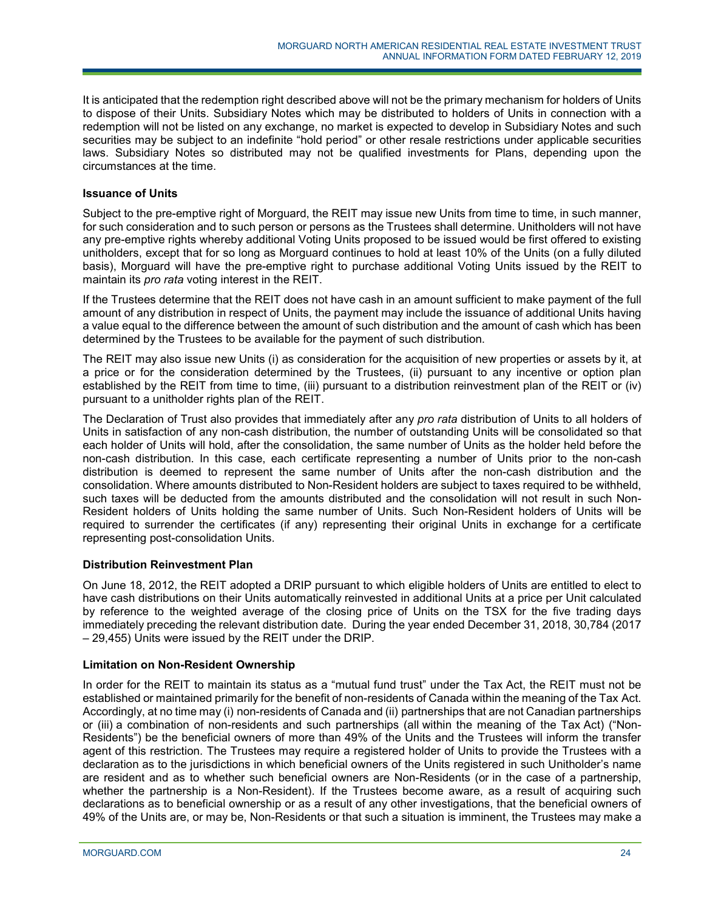It is anticipated that the redemption right described above will not be the primary mechanism for holders of Units to dispose of their Units. Subsidiary Notes which may be distributed to holders of Units in connection with a redemption will not be listed on any exchange, no market is expected to develop in Subsidiary Notes and such securities may be subject to an indefinite "hold period" or other resale restrictions under applicable securities laws. Subsidiary Notes so distributed may not be qualified investments for Plans, depending upon the circumstances at the time.

### Issuance of Units

Subject to the pre-emptive right of Morguard, the REIT may issue new Units from time to time, in such manner, for such consideration and to such person or persons as the Trustees shall determine. Unitholders will not have any pre-emptive rights whereby additional Voting Units proposed to be issued would be first offered to existing unitholders, except that for so long as Morguard continues to hold at least 10% of the Units (on a fully diluted basis), Morguard will have the pre-emptive right to purchase additional Voting Units issued by the REIT to maintain its *pro rata* voting interest in the REIT.

If the Trustees determine that the REIT does not have cash in an amount sufficient to make payment of the full amount of any distribution in respect of Units, the payment may include the issuance of additional Units having a value equal to the difference between the amount of such distribution and the amount of cash which has been determined by the Trustees to be available for the payment of such distribution.

The REIT may also issue new Units (i) as consideration for the acquisition of new properties or assets by it, at a price or for the consideration determined by the Trustees, (ii) pursuant to any incentive or option plan established by the REIT from time to time, (iii) pursuant to a distribution reinvestment plan of the REIT or (iv) pursuant to a unitholder rights plan of the REIT.

The Declaration of Trust also provides that immediately after any *pro rata* distribution of Units to all holders of Units in satisfaction of any non-cash distribution, the number of outstanding Units will be consolidated so that each holder of Units will hold, after the consolidation, the same number of Units as the holder held before the non-cash distribution. In this case, each certificate representing a number of Units prior to the non-cash distribution is deemed to represent the same number of Units after the non-cash distribution and the consolidation. Where amounts distributed to Non-Resident holders are subject to taxes required to be withheld, such taxes will be deducted from the amounts distributed and the consolidation will not result in such Non-Resident holders of Units holding the same number of Units. Such Non-Resident holders of Units will be required to surrender the certificates (if any) representing their original Units in exchange for a certificate representing post-consolidation Units.

### Distribution Reinvestment Plan

On June 18, 2012, the REIT adopted a DRIP pursuant to which eligible holders of Units are entitled to elect to have cash distributions on their Units automatically reinvested in additional Units at a price per Unit calculated by reference to the weighted average of the closing price of Units on the TSX for the five trading days immediately preceding the relevant distribution date. During the year ended December 31, 2018, 30,784 (2017 – 29,455) Units were issued by the REIT under the DRIP.

### Limitation on Non-Resident Ownership

In order for the REIT to maintain its status as a "mutual fund trust" under the Tax Act, the REIT must not be established or maintained primarily for the benefit of non-residents of Canada within the meaning of the Tax Act. Accordingly, at no time may (i) non-residents of Canada and (ii) partnerships that are not Canadian partnerships or (iii) a combination of non-residents and such partnerships (all within the meaning of the Tax Act) ("Non-Residents") be the beneficial owners of more than 49% of the Units and the Trustees will inform the transfer agent of this restriction. The Trustees may require a registered holder of Units to provide the Trustees with a declaration as to the jurisdictions in which beneficial owners of the Units registered in such Unitholder's name are resident and as to whether such beneficial owners are Non-Residents (or in the case of a partnership, whether the partnership is a Non-Resident). If the Trustees become aware, as a result of acquiring such declarations as to beneficial ownership or as a result of any other investigations, that the beneficial owners of 49% of the Units are, or may be, Non-Residents or that such a situation is imminent, the Trustees may make a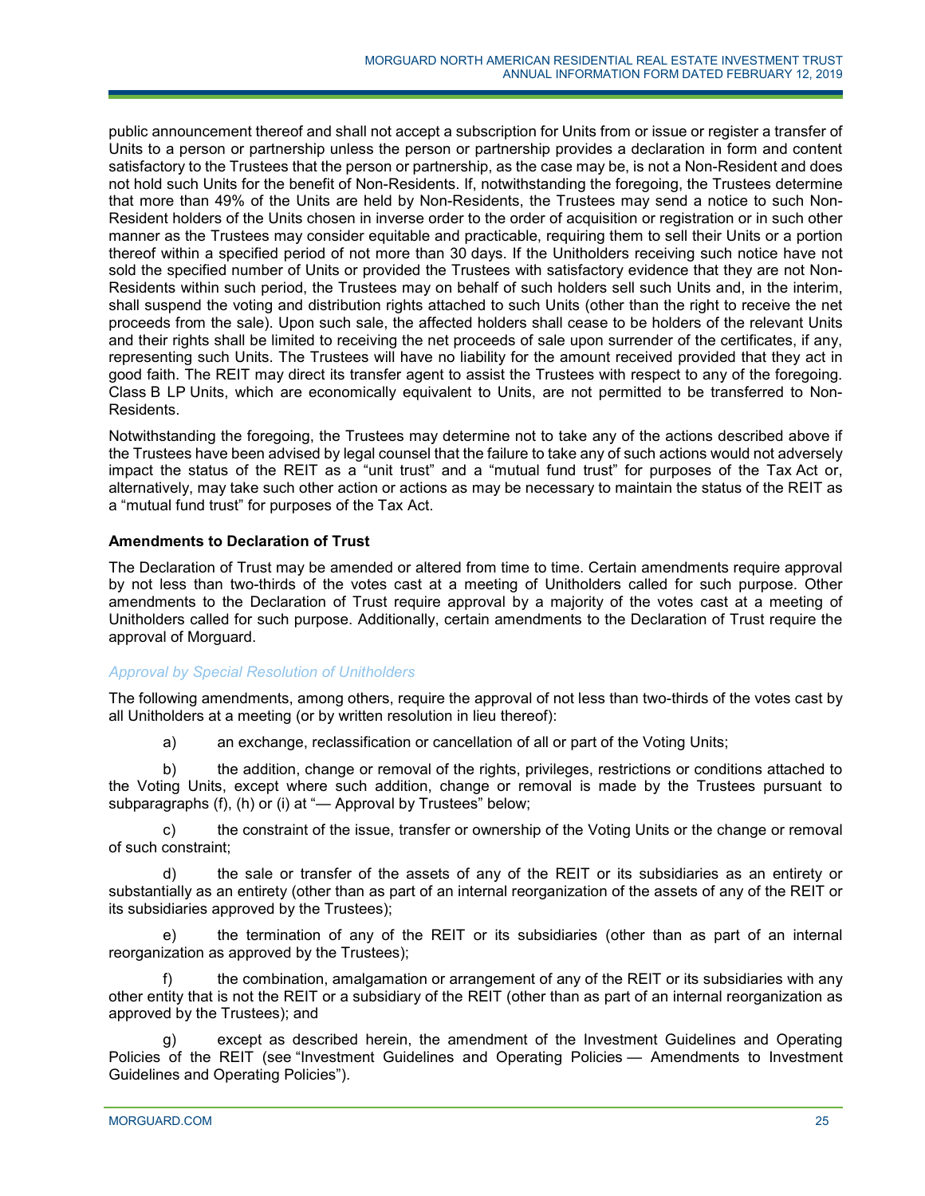public announcement thereof and shall not accept a subscription for Units from or issue or register a transfer of Units to a person or partnership unless the person or partnership provides a declaration in form and content satisfactory to the Trustees that the person or partnership, as the case may be, is not a Non-Resident and does not hold such Units for the benefit of Non-Residents. If, notwithstanding the foregoing, the Trustees determine that more than 49% of the Units are held by Non-Residents, the Trustees may send a notice to such Non-Resident holders of the Units chosen in inverse order to the order of acquisition or registration or in such other manner as the Trustees may consider equitable and practicable, requiring them to sell their Units or a portion thereof within a specified period of not more than 30 days. If the Unitholders receiving such notice have not sold the specified number of Units or provided the Trustees with satisfactory evidence that they are not Non-Residents within such period, the Trustees may on behalf of such holders sell such Units and, in the interim, shall suspend the voting and distribution rights attached to such Units (other than the right to receive the net proceeds from the sale). Upon such sale, the affected holders shall cease to be holders of the relevant Units and their rights shall be limited to receiving the net proceeds of sale upon surrender of the certificates, if any, representing such Units. The Trustees will have no liability for the amount received provided that they act in good faith. The REIT may direct its transfer agent to assist the Trustees with respect to any of the foregoing. Class B LP Units, which are economically equivalent to Units, are not permitted to be transferred to Non-Residents.

Notwithstanding the foregoing, the Trustees may determine not to take any of the actions described above if the Trustees have been advised by legal counsel that the failure to take any of such actions would not adversely impact the status of the REIT as a "unit trust" and a "mutual fund trust" for purposes of the Tax Act or, alternatively, may take such other action or actions as may be necessary to maintain the status of the REIT as a "mutual fund trust" for purposes of the Tax Act.

### Amendments to Declaration of Trust

The Declaration of Trust may be amended or altered from time to time. Certain amendments require approval by not less than two-thirds of the votes cast at a meeting of Unitholders called for such purpose. Other amendments to the Declaration of Trust require approval by a majority of the votes cast at a meeting of Unitholders called for such purpose. Additionally, certain amendments to the Declaration of Trust require the approval of Morguard.

#### *Approval by Special Resolution of Unitholders*

The following amendments, among others, require the approval of not less than two-thirds of the votes cast by all Unitholders at a meeting (or by written resolution in lieu thereof):

a) an exchange, reclassification or cancellation of all or part of the Voting Units;

b) the addition, change or removal of the rights, privileges, restrictions or conditions attached to the Voting Units, except where such addition, change or removal is made by the Trustees pursuant to subparagraphs (f), (h) or (i) at "— Approval by Trustees" below;

c) the constraint of the issue, transfer or ownership of the Voting Units or the change or removal of such constraint;

d) the sale or transfer of the assets of any of the REIT or its subsidiaries as an entirety or substantially as an entirety (other than as part of an internal reorganization of the assets of any of the REIT or its subsidiaries approved by the Trustees);

e) the termination of any of the REIT or its subsidiaries (other than as part of an internal reorganization as approved by the Trustees);

f) the combination, amalgamation or arrangement of any of the REIT or its subsidiaries with any other entity that is not the REIT or a subsidiary of the REIT (other than as part of an internal reorganization as approved by the Trustees); and

g) except as described herein, the amendment of the Investment Guidelines and Operating Policies of the REIT (see "Investment Guidelines and Operating Policies — Amendments to Investment Guidelines and Operating Policies").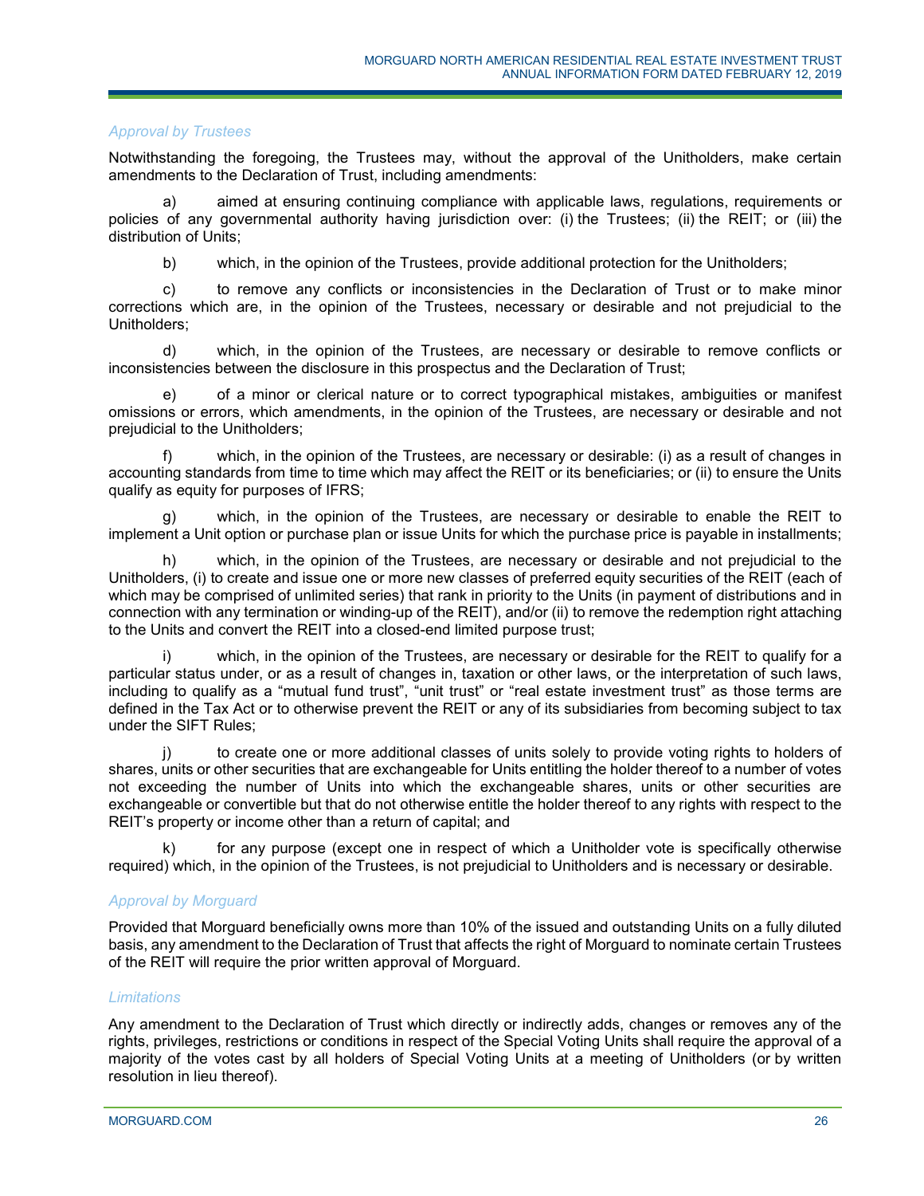*Approval by Trustees*

Notwithstanding the foregoing, the Trustees may, without the approval of the Unitholders, make certain amendments to the Declaration of Trust, including amendments:

a) aimed at ensuring continuing compliance with applicable laws, regulations, requirements or policies of any governmental authority having jurisdiction over: (i) the Trustees; (ii) the REIT; or (iii) the distribution of Units;

b) which, in the opinion of the Trustees, provide additional protection for the Unitholders;

c) to remove any conflicts or inconsistencies in the Declaration of Trust or to make minor corrections which are, in the opinion of the Trustees, necessary or desirable and not prejudicial to the Unitholders;

d) which, in the opinion of the Trustees, are necessary or desirable to remove conflicts or inconsistencies between the disclosure in this prospectus and the Declaration of Trust;

e) of a minor or clerical nature or to correct typographical mistakes, ambiguities or manifest omissions or errors, which amendments, in the opinion of the Trustees, are necessary or desirable and not prejudicial to the Unitholders;

f) which, in the opinion of the Trustees, are necessary or desirable: (i) as a result of changes in accounting standards from time to time which may affect the REIT or its beneficiaries; or (ii) to ensure the Units qualify as equity for purposes of IFRS;

g) which, in the opinion of the Trustees, are necessary or desirable to enable the REIT to implement a Unit option or purchase plan or issue Units for which the purchase price is payable in installments;

h) which, in the opinion of the Trustees, are necessary or desirable and not prejudicial to the Unitholders, (i) to create and issue one or more new classes of preferred equity securities of the REIT (each of which may be comprised of unlimited series) that rank in priority to the Units (in payment of distributions and in connection with any termination or winding-up of the REIT), and/or (ii) to remove the redemption right attaching to the Units and convert the REIT into a closed-end limited purpose trust;

i) which, in the opinion of the Trustees, are necessary or desirable for the REIT to qualify for a particular status under, or as a result of changes in, taxation or other laws, or the interpretation of such laws, including to qualify as a "mutual fund trust", "unit trust" or "real estate investment trust" as those terms are defined in the Tax Act or to otherwise prevent the REIT or any of its subsidiaries from becoming subject to tax under the SIFT Rules;

j) to create one or more additional classes of units solely to provide voting rights to holders of shares, units or other securities that are exchangeable for Units entitling the holder thereof to a number of votes not exceeding the number of Units into which the exchangeable shares, units or other securities are exchangeable or convertible but that do not otherwise entitle the holder thereof to any rights with respect to the REIT's property or income other than a return of capital; and

k) for any purpose (except one in respect of which a Unitholder vote is specifically otherwise required) which, in the opinion of the Trustees, is not prejudicial to Unitholders and is necessary or desirable.

*Approval by Morguard*

Provided that Morguard beneficially owns more than 10% of the issued and outstanding Units on a fully diluted basis, any amendment to the Declaration of Trust that affects the right of Morguard to nominate certain Trustees of the REIT will require the prior written approval of Morguard.

*Limitations*

Any amendment to the Declaration of Trust which directly or indirectly adds, changes or removes any of the rights, privileges, restrictions or conditions in respect of the Special Voting Units shall require the approval of a majority of the votes cast by all holders of Special Voting Units at a meeting of Unitholders (or by written resolution in lieu thereof).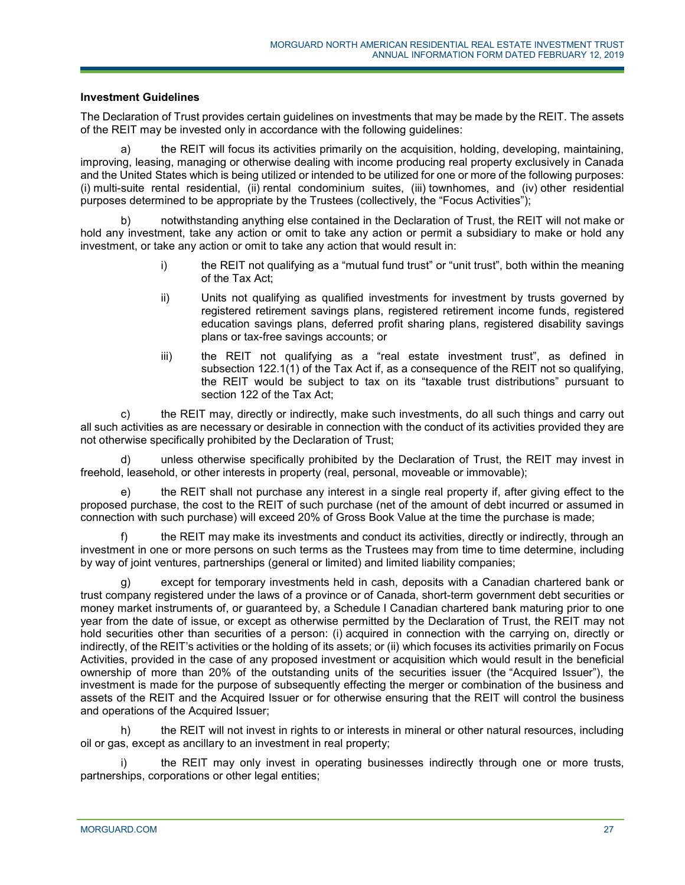### Investment Guidelines

The Declaration of Trust provides certain guidelines on investments that may be made by the REIT. The assets of the REIT may be invested only in accordance with the following guidelines:

a) the REIT will focus its activities primarily on the acquisition, holding, developing, maintaining, improving, leasing, managing or otherwise dealing with income producing real property exclusively in Canada and the United States which is being utilized or intended to be utilized for one or more of the following purposes: (i) multi-suite rental residential, (ii) rental condominium suites, (iii) townhomes, and (iv) other residential purposes determined to be appropriate by the Trustees (collectively, the "Focus Activities");

b) notwithstanding anything else contained in the Declaration of Trust, the REIT will not make or hold any investment, take any action or omit to take any action or permit a subsidiary to make or hold any investment, or take any action or omit to take any action that would result in:

> i) the REIT not qualifying as a "mutual fund trust" or "unit trust", both within the meaning of the Tax Act;
>
> ii) Units not qualifying as qualified investments for investment by trusts governed by registered retirement savings plans, registered retirement income funds, registered education savings plans, deferred profit sharing plans, registered disability savings plans or tax-free savings accounts; or
>
> iii) the REIT not qualifying as a "real estate investment trust", as defined in subsection 122.1(1) of the Tax Act if, as a consequence of the REIT not so qualifying, the REIT would be subject to tax on its "taxable trust distributions" pursuant to section 122 of the Tax Act;

c) the REIT may, directly or indirectly, make such investments, do all such things and carry out all such activities as are necessary or desirable in connection with the conduct of its activities provided they are not otherwise specifically prohibited by the Declaration of Trust;

d) unless otherwise specifically prohibited by the Declaration of Trust, the REIT may invest in freehold, leasehold, or other interests in property (real, personal, moveable or immovable);

e) the REIT shall not purchase any interest in a single real property if, after giving effect to the proposed purchase, the cost to the REIT of such purchase (net of the amount of debt incurred or assumed in connection with such purchase) will exceed 20% of Gross Book Value at the time the purchase is made;

f) the REIT may make its investments and conduct its activities, directly or indirectly, through an investment in one or more persons on such terms as the Trustees may from time to time determine, including by way of joint ventures, partnerships (general or limited) and limited liability companies;

g) except for temporary investments held in cash, deposits with a Canadian chartered bank or trust company registered under the laws of a province or of Canada, short-term government debt securities or money market instruments of, or guaranteed by, a Schedule I Canadian chartered bank maturing prior to one year from the date of issue, or except as otherwise permitted by the Declaration of Trust, the REIT may not hold securities other than securities of a person: (i) acquired in connection with the carrying on, directly or indirectly, of the REIT's activities or the holding of its assets; or (ii) which focuses its activities primarily on Focus Activities, provided in the case of any proposed investment or acquisition which would result in the beneficial ownership of more than 20% of the outstanding units of the securities issuer (the "Acquired Issuer"), the investment is made for the purpose of subsequently effecting the merger or combination of the business and assets of the REIT and the Acquired Issuer or for otherwise ensuring that the REIT will control the business and operations of the Acquired Issuer;

h) the REIT will not invest in rights to or interests in mineral or other natural resources, including oil or gas, except as ancillary to an investment in real property;

i) the REIT may only invest in operating businesses indirectly through one or more trusts, partnerships, corporations or other legal entities;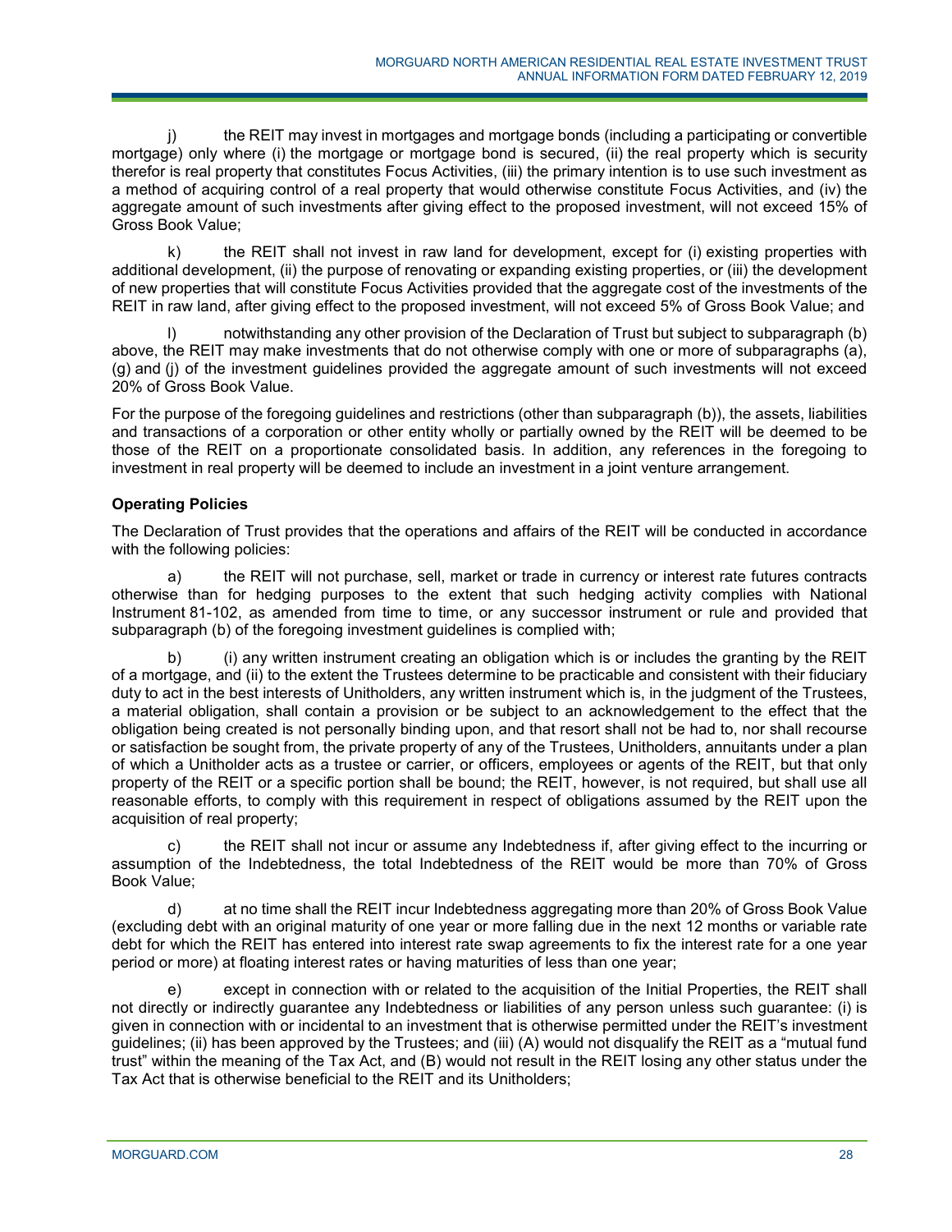j) the REIT may invest in mortgages and mortgage bonds (including a participating or convertible mortgage) only where (i) the mortgage or mortgage bond is secured, (ii) the real property which is security therefor is real property that constitutes Focus Activities, (iii) the primary intention is to use such investment as a method of acquiring control of a real property that would otherwise constitute Focus Activities, and (iv) the aggregate amount of such investments after giving effect to the proposed investment, will not exceed 15% of Gross Book Value;

k) the REIT shall not invest in raw land for development, except for (i) existing properties with additional development, (ii) the purpose of renovating or expanding existing properties, or (iii) the development of new properties that will constitute Focus Activities provided that the aggregate cost of the investments of the REIT in raw land, after giving effect to the proposed investment, will not exceed 5% of Gross Book Value; and

l) notwithstanding any other provision of the Declaration of Trust but subject to subparagraph (b) above, the REIT may make investments that do not otherwise comply with one or more of subparagraphs (a), (g) and (j) of the investment guidelines provided the aggregate amount of such investments will not exceed 20% of Gross Book Value.

For the purpose of the foregoing guidelines and restrictions (other than subparagraph (b)), the assets, liabilities and transactions of a corporation or other entity wholly or partially owned by the REIT will be deemed to be those of the REIT on a proportionate consolidated basis. In addition, any references in the foregoing to investment in real property will be deemed to include an investment in a joint venture arrangement.

**Operating Policies**

The Declaration of Trust provides that the operations and affairs of the REIT will be conducted in accordance with the following policies:

a) the REIT will not purchase, sell, market or trade in currency or interest rate futures contracts otherwise than for hedging purposes to the extent that such hedging activity complies with National Instrument 81-102, as amended from time to time, or any successor instrument or rule and provided that subparagraph (b) of the foregoing investment guidelines is complied with;

b) (i) any written instrument creating an obligation which is or includes the granting by the REIT of a mortgage, and (ii) to the extent the Trustees determine to be practicable and consistent with their fiduciary duty to act in the best interests of Unitholders, any written instrument which is, in the judgment of the Trustees, a material obligation, shall contain a provision or be subject to an acknowledgement to the effect that the obligation being created is not personally binding upon, and that resort shall not be had to, nor shall recourse or satisfaction be sought from, the private property of any of the Trustees, Unitholders, annuitants under a plan of which a Unitholder acts as a trustee or carrier, or officers, employees or agents of the REIT, but that only property of the REIT or a specific portion shall be bound; the REIT, however, is not required, but shall use all reasonable efforts, to comply with this requirement in respect of obligations assumed by the REIT upon the acquisition of real property;

c) the REIT shall not incur or assume any Indebtedness if, after giving effect to the incurring or assumption of the Indebtedness, the total Indebtedness of the REIT would be more than 70% of Gross Book Value;

d) at no time shall the REIT incur Indebtedness aggregating more than 20% of Gross Book Value (excluding debt with an original maturity of one year or more falling due in the next 12 months or variable rate debt for which the REIT has entered into interest rate swap agreements to fix the interest rate for a one year period or more) at floating interest rates or having maturities of less than one year;

e) except in connection with or related to the acquisition of the Initial Properties, the REIT shall not directly or indirectly guarantee any Indebtedness or liabilities of any person unless such guarantee: (i) is given in connection with or incidental to an investment that is otherwise permitted under the REIT's investment guidelines; (ii) has been approved by the Trustees; and (iii) (A) would not disqualify the REIT as a "mutual fund trust" within the meaning of the Tax Act, and (B) would not result in the REIT losing any other status under the Tax Act that is otherwise beneficial to the REIT and its Unitholders;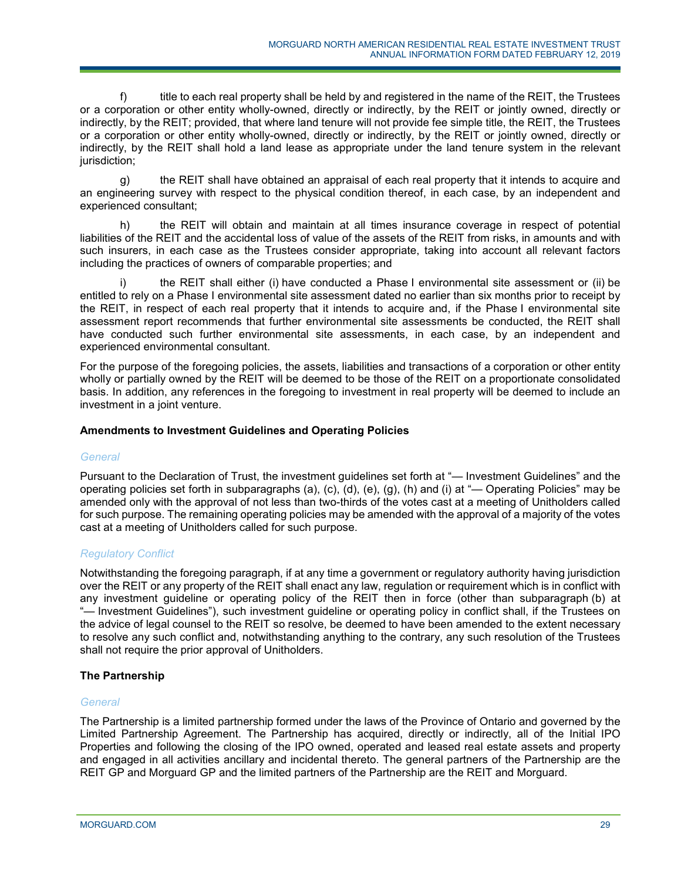f) title to each real property shall be held by and registered in the name of the REIT, the Trustees or a corporation or other entity wholly-owned, directly or indirectly, by the REIT or jointly owned, directly or indirectly, by the REIT; provided, that where land tenure will not provide fee simple title, the REIT, the Trustees or a corporation or other entity wholly-owned, directly or indirectly, by the REIT or jointly owned, directly or indirectly, by the REIT shall hold a land lease as appropriate under the land tenure system in the relevant jurisdiction;

g) the REIT shall have obtained an appraisal of each real property that it intends to acquire and an engineering survey with respect to the physical condition thereof, in each case, by an independent and experienced consultant;

h) the REIT will obtain and maintain at all times insurance coverage in respect of potential liabilities of the REIT and the accidental loss of value of the assets of the REIT from risks, in amounts and with such insurers, in each case as the Trustees consider appropriate, taking into account all relevant factors including the practices of owners of comparable properties; and

i) the REIT shall either (i) have conducted a Phase I environmental site assessment or (ii) be entitled to rely on a Phase I environmental site assessment dated no earlier than six months prior to receipt by the REIT, in respect of each real property that it intends to acquire and, if the Phase I environmental site assessment report recommends that further environmental site assessments be conducted, the REIT shall have conducted such further environmental site assessments, in each case, by an independent and experienced environmental consultant.

For the purpose of the foregoing policies, the assets, liabilities and transactions of a corporation or other entity wholly or partially owned by the REIT will be deemed to be those of the REIT on a proportionate consolidated basis. In addition, any references in the foregoing to investment in real property will be deemed to include an investment in a joint venture.

### Amendments to Investment Guidelines and Operating Policies

*General*

Pursuant to the Declaration of Trust, the investment guidelines set forth at "— Investment Guidelines" and the operating policies set forth in subparagraphs (a), (c), (d), (e), (g), (h) and (i) at "— Operating Policies" may be amended only with the approval of not less than two-thirds of the votes cast at a meeting of Unitholders called for such purpose. The remaining operating policies may be amended with the approval of a majority of the votes cast at a meeting of Unitholders called for such purpose.

*Regulatory Conflict*

Notwithstanding the foregoing paragraph, if at any time a government or regulatory authority having jurisdiction over the REIT or any property of the REIT shall enact any law, regulation or requirement which is in conflict with any investment guideline or operating policy of the REIT then in force (other than subparagraph (b) at "— Investment Guidelines"), such investment guideline or operating policy in conflict shall, if the Trustees on the advice of legal counsel to the REIT so resolve, be deemed to have been amended to the extent necessary to resolve any such conflict and, notwithstanding anything to the contrary, any such resolution of the Trustees shall not require the prior approval of Unitholders.

### The Partnership

*General*

The Partnership is a limited partnership formed under the laws of the Province of Ontario and governed by the Limited Partnership Agreement. The Partnership has acquired, directly or indirectly, all of the Initial IPO Properties and following the closing of the IPO owned, operated and leased real estate assets and property and engaged in all activities ancillary and incidental thereto. The general partners of the Partnership are the REIT GP and Morguard GP and the limited partners of the Partnership are the REIT and Morguard.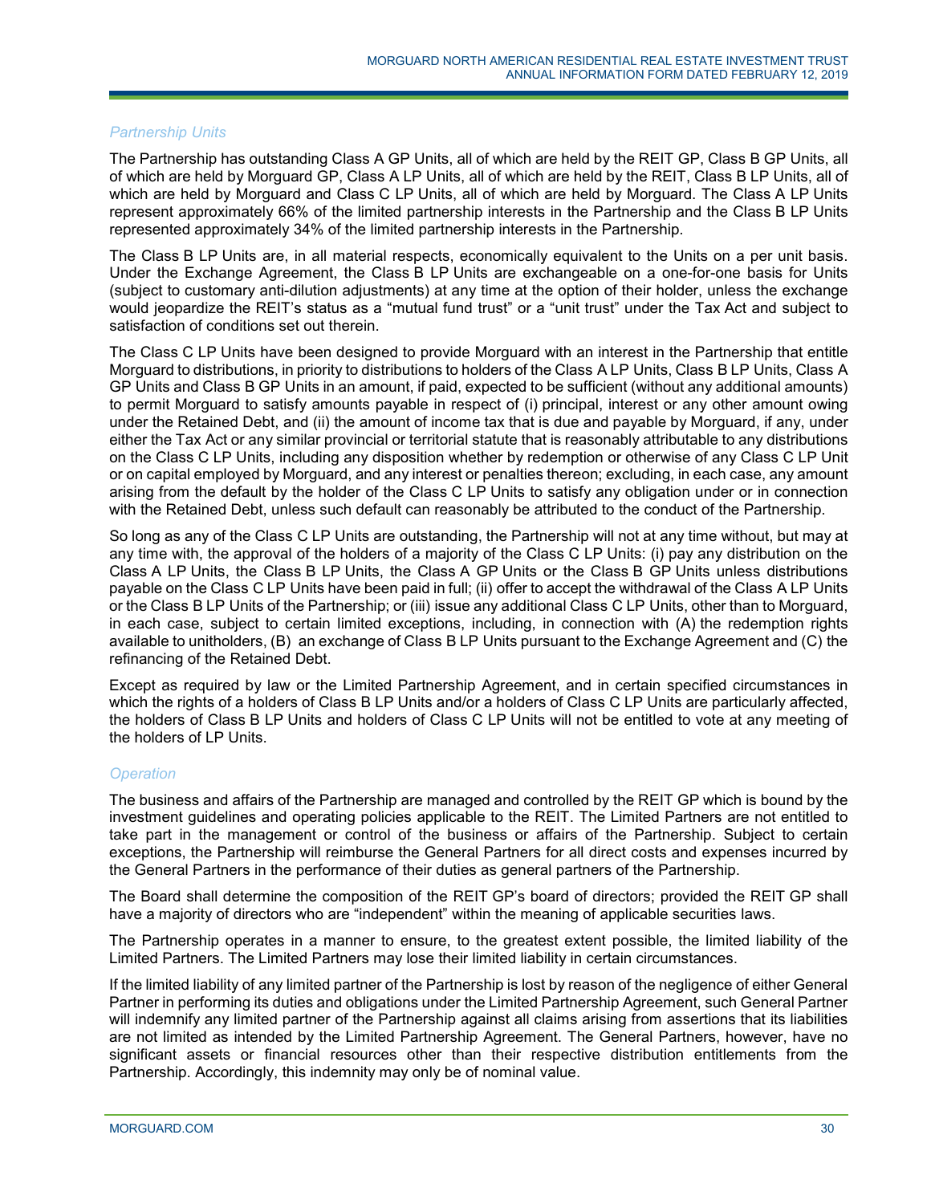### *Partnership Units*

The Partnership has outstanding Class A GP Units, all of which are held by the REIT GP, Class B GP Units, all of which are held by Morguard GP, Class A LP Units, all of which are held by the REIT, Class B LP Units, all of which are held by Morguard and Class C LP Units, all of which are held by Morguard. The Class A LP Units represent approximately 66% of the limited partnership interests in the Partnership and the Class B LP Units represented approximately 34% of the limited partnership interests in the Partnership.

The Class B LP Units are, in all material respects, economically equivalent to the Units on a per unit basis. Under the Exchange Agreement, the Class B LP Units are exchangeable on a one-for-one basis for Units (subject to customary anti-dilution adjustments) at any time at the option of their holder, unless the exchange would jeopardize the REIT's status as a "mutual fund trust" or a "unit trust" under the Tax Act and subject to satisfaction of conditions set out therein.

The Class C LP Units have been designed to provide Morguard with an interest in the Partnership that entitle Morguard to distributions, in priority to distributions to holders of the Class A LP Units, Class B LP Units, Class A GP Units and Class B GP Units in an amount, if paid, expected to be sufficient (without any additional amounts) to permit Morguard to satisfy amounts payable in respect of (i) principal, interest or any other amount owing under the Retained Debt, and (ii) the amount of income tax that is due and payable by Morguard, if any, under either the Tax Act or any similar provincial or territorial statute that is reasonably attributable to any distributions on the Class C LP Units, including any disposition whether by redemption or otherwise of any Class C LP Unit or on capital employed by Morguard, and any interest or penalties thereon; excluding, in each case, any amount arising from the default by the holder of the Class C LP Units to satisfy any obligation under or in connection with the Retained Debt, unless such default can reasonably be attributed to the conduct of the Partnership.

So long as any of the Class C LP Units are outstanding, the Partnership will not at any time without, but may at any time with, the approval of the holders of a majority of the Class C LP Units: (i) pay any distribution on the Class A LP Units, the Class B LP Units, the Class A GP Units or the Class B GP Units unless distributions payable on the Class C LP Units have been paid in full; (ii) offer to accept the withdrawal of the Class A LP Units or the Class B LP Units of the Partnership; or (iii) issue any additional Class C LP Units, other than to Morguard, in each case, subject to certain limited exceptions, including, in connection with (A) the redemption rights available to unitholders, (B) an exchange of Class B LP Units pursuant to the Exchange Agreement and (C) the refinancing of the Retained Debt.

Except as required by law or the Limited Partnership Agreement, and in certain specified circumstances in which the rights of a holders of Class B LP Units and/or a holders of Class C LP Units are particularly affected, the holders of Class B LP Units and holders of Class C LP Units will not be entitled to vote at any meeting of the holders of LP Units.

### *Operation*

The business and affairs of the Partnership are managed and controlled by the REIT GP which is bound by the investment guidelines and operating policies applicable to the REIT. The Limited Partners are not entitled to take part in the management or control of the business or affairs of the Partnership. Subject to certain exceptions, the Partnership will reimburse the General Partners for all direct costs and expenses incurred by the General Partners in the performance of their duties as general partners of the Partnership.

The Board shall determine the composition of the REIT GP's board of directors; provided the REIT GP shall have a majority of directors who are "independent" within the meaning of applicable securities laws.

The Partnership operates in a manner to ensure, to the greatest extent possible, the limited liability of the Limited Partners. The Limited Partners may lose their limited liability in certain circumstances.

If the limited liability of any limited partner of the Partnership is lost by reason of the negligence of either General Partner in performing its duties and obligations under the Limited Partnership Agreement, such General Partner will indemnify any limited partner of the Partnership against all claims arising from assertions that its liabilities are not limited as intended by the Limited Partnership Agreement. The General Partners, however, have no significant assets or financial resources other than their respective distribution entitlements from the Partnership. Accordingly, this indemnity may only be of nominal value.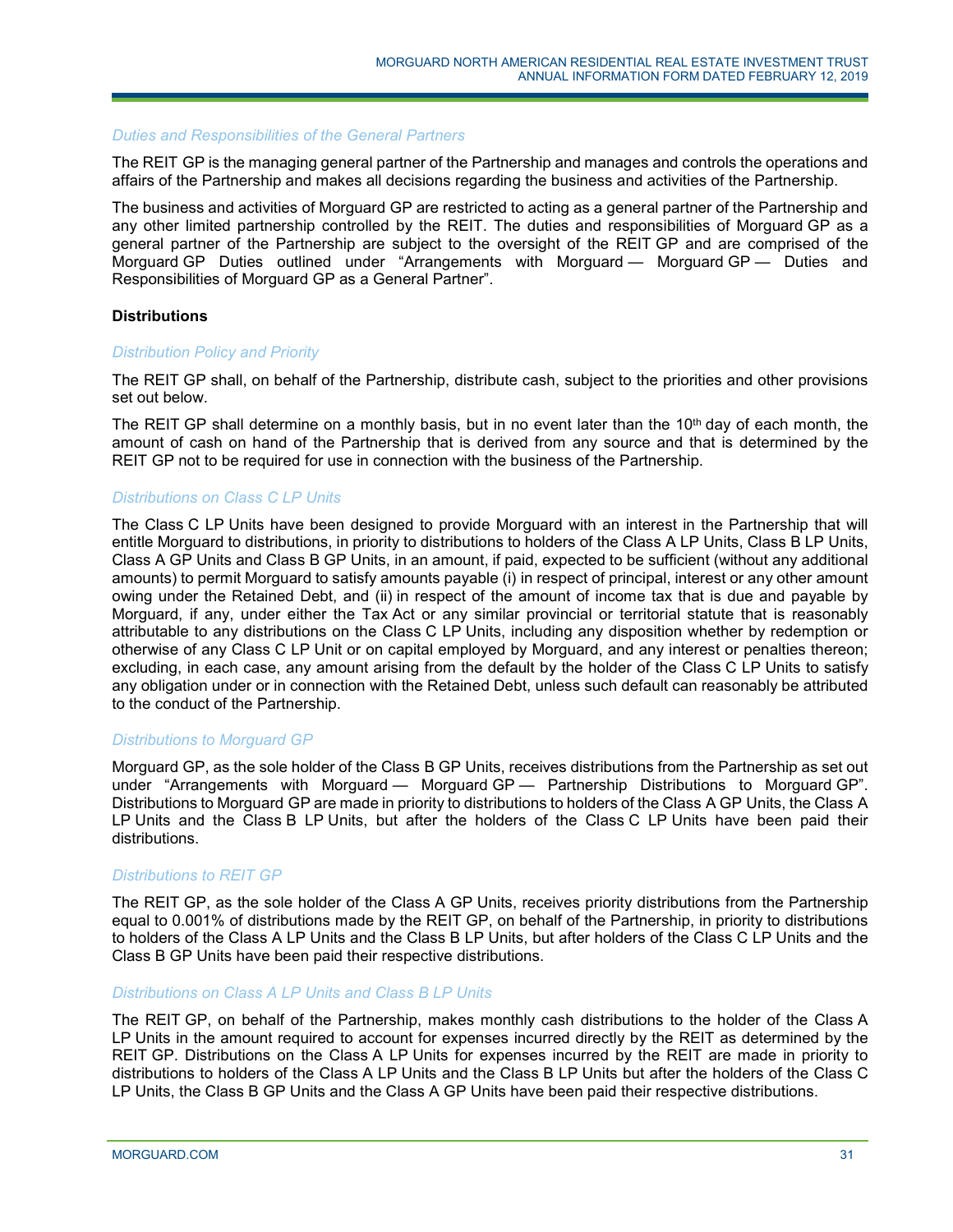*Duties and Responsibilities of the General Partners*

The REIT GP is the managing general partner of the Partnership and manages and controls the operations and affairs of the Partnership and makes all decisions regarding the business and activities of the Partnership.

The business and activities of Morguard GP are restricted to acting as a general partner of the Partnership and any other limited partnership controlled by the REIT. The duties and responsibilities of Morguard GP as a general partner of the Partnership are subject to the oversight of the REIT GP and are comprised of the Morguard GP Duties outlined under "Arrangements with Morguard — Morguard GP — Duties and Responsibilities of Morguard GP as a General Partner".

**Distributions**

*Distribution Policy and Priority*

The REIT GP shall, on behalf of the Partnership, distribute cash, subject to the priorities and other provisions set out below.

The REIT GP shall determine on a monthly basis, but in no event later than the 10th day of each month, the amount of cash on hand of the Partnership that is derived from any source and that is determined by the REIT GP not to be required for use in connection with the business of the Partnership.

*Distributions on Class C LP Units*

The Class C LP Units have been designed to provide Morguard with an interest in the Partnership that will entitle Morguard to distributions, in priority to distributions to holders of the Class A LP Units, Class B LP Units, Class A GP Units and Class B GP Units, in an amount, if paid, expected to be sufficient (without any additional amounts) to permit Morguard to satisfy amounts payable (i) in respect of principal, interest or any other amount owing under the Retained Debt, and (ii) in respect of the amount of income tax that is due and payable by Morguard, if any, under either the Tax Act or any similar provincial or territorial statute that is reasonably attributable to any distributions on the Class C LP Units, including any disposition whether by redemption or otherwise of any Class C LP Unit or on capital employed by Morguard, and any interest or penalties thereon; excluding, in each case, any amount arising from the default by the holder of the Class C LP Units to satisfy any obligation under or in connection with the Retained Debt, unless such default can reasonably be attributed to the conduct of the Partnership.

*Distributions to Morguard GP*

Morguard GP, as the sole holder of the Class B GP Units, receives distributions from the Partnership as set out under "Arrangements with Morguard — Morguard GP — Partnership Distributions to Morguard GP". Distributions to Morguard GP are made in priority to distributions to holders of the Class A GP Units, the Class A LP Units and the Class B LP Units, but after the holders of the Class C LP Units have been paid their distributions.

*Distributions to REIT GP*

The REIT GP, as the sole holder of the Class A GP Units, receives priority distributions from the Partnership equal to 0.001% of distributions made by the REIT GP, on behalf of the Partnership, in priority to distributions to holders of the Class A LP Units and the Class B LP Units, but after holders of the Class C LP Units and the Class B GP Units have been paid their respective distributions.

*Distributions on Class A LP Units and Class B LP Units*

The REIT GP, on behalf of the Partnership, makes monthly cash distributions to the holder of the Class A LP Units in the amount required to account for expenses incurred directly by the REIT as determined by the REIT GP. Distributions on the Class A LP Units for expenses incurred by the REIT are made in priority to distributions to holders of the Class A LP Units and the Class B LP Units but after the holders of the Class C LP Units, the Class B GP Units and the Class A GP Units have been paid their respective distributions.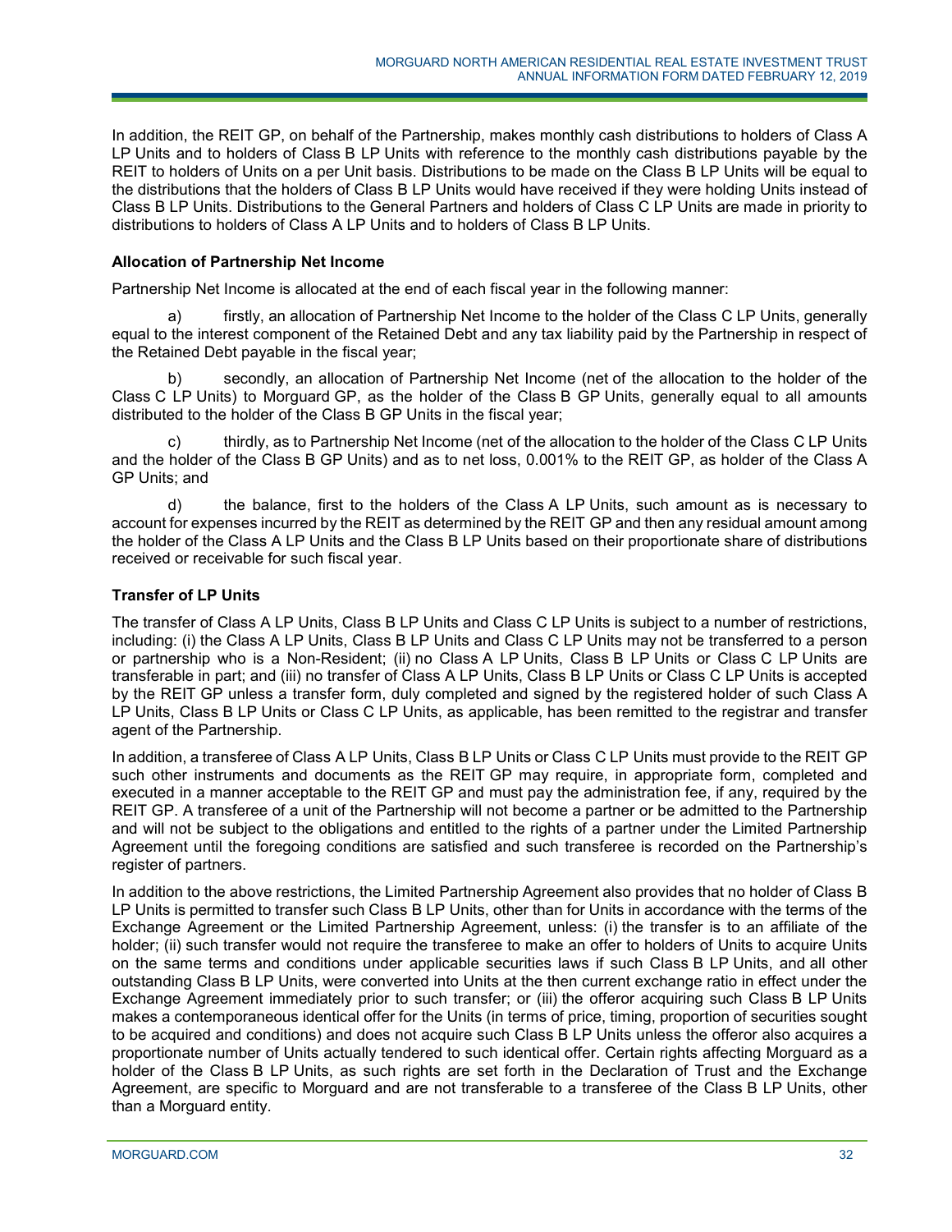In addition, the REIT GP, on behalf of the Partnership, makes monthly cash distributions to holders of Class A LP Units and to holders of Class B LP Units with reference to the monthly cash distributions payable by the REIT to holders of Units on a per Unit basis. Distributions to be made on the Class B LP Units will be equal to the distributions that the holders of Class B LP Units would have received if they were holding Units instead of Class B LP Units. Distributions to the General Partners and holders of Class C LP Units are made in priority to distributions to holders of Class A LP Units and to holders of Class B LP Units.

**Allocation of Partnership Net Income**

Partnership Net Income is allocated at the end of each fiscal year in the following manner:

a) firstly, an allocation of Partnership Net Income to the holder of the Class C LP Units, generally equal to the interest component of the Retained Debt and any tax liability paid by the Partnership in respect of the Retained Debt payable in the fiscal year;

b) secondly, an allocation of Partnership Net Income (net of the allocation to the holder of the Class C LP Units) to Morguard GP, as the holder of the Class B GP Units, generally equal to all amounts distributed to the holder of the Class B GP Units in the fiscal year;

c) thirdly, as to Partnership Net Income (net of the allocation to the holder of the Class C LP Units and the holder of the Class B GP Units) and as to net loss, 0.001% to the REIT GP, as holder of the Class A GP Units; and

d) the balance, first to the holders of the Class A LP Units, such amount as is necessary to account for expenses incurred by the REIT as determined by the REIT GP and then any residual amount among the holder of the Class A LP Units and the Class B LP Units based on their proportionate share of distributions received or receivable for such fiscal year.

**Transfer of LP Units**

The transfer of Class A LP Units, Class B LP Units and Class C LP Units is subject to a number of restrictions, including: (i) the Class A LP Units, Class B LP Units and Class C LP Units may not be transferred to a person or partnership who is a Non-Resident; (ii) no Class A LP Units, Class B LP Units or Class C LP Units are transferable in part; and (iii) no transfer of Class A LP Units, Class B LP Units or Class C LP Units is accepted by the REIT GP unless a transfer form, duly completed and signed by the registered holder of such Class A LP Units, Class B LP Units or Class C LP Units, as applicable, has been remitted to the registrar and transfer agent of the Partnership.

In addition, a transferee of Class A LP Units, Class B LP Units or Class C LP Units must provide to the REIT GP such other instruments and documents as the REIT GP may require, in appropriate form, completed and executed in a manner acceptable to the REIT GP and must pay the administration fee, if any, required by the REIT GP. A transferee of a unit of the Partnership will not become a partner or be admitted to the Partnership and will not be subject to the obligations and entitled to the rights of a partner under the Limited Partnership Agreement until the foregoing conditions are satisfied and such transferee is recorded on the Partnership's register of partners.

In addition to the above restrictions, the Limited Partnership Agreement also provides that no holder of Class B LP Units is permitted to transfer such Class B LP Units, other than for Units in accordance with the terms of the Exchange Agreement or the Limited Partnership Agreement, unless: (i) the transfer is to an affiliate of the holder; (ii) such transfer would not require the transferee to make an offer to holders of Units to acquire Units on the same terms and conditions under applicable securities laws if such Class B LP Units, and all other outstanding Class B LP Units, were converted into Units at the then current exchange ratio in effect under the Exchange Agreement immediately prior to such transfer; or (iii) the offeror acquiring such Class B LP Units makes a contemporaneous identical offer for the Units (in terms of price, timing, proportion of securities sought to be acquired and conditions) and does not acquire such Class B LP Units unless the offeror also acquires a proportionate number of Units actually tendered to such identical offer. Certain rights affecting Morguard as a holder of the Class B LP Units, as such rights are set forth in the Declaration of Trust and the Exchange Agreement, are specific to Morguard and are not transferable to a transferee of the Class B LP Units, other than a Morguard entity.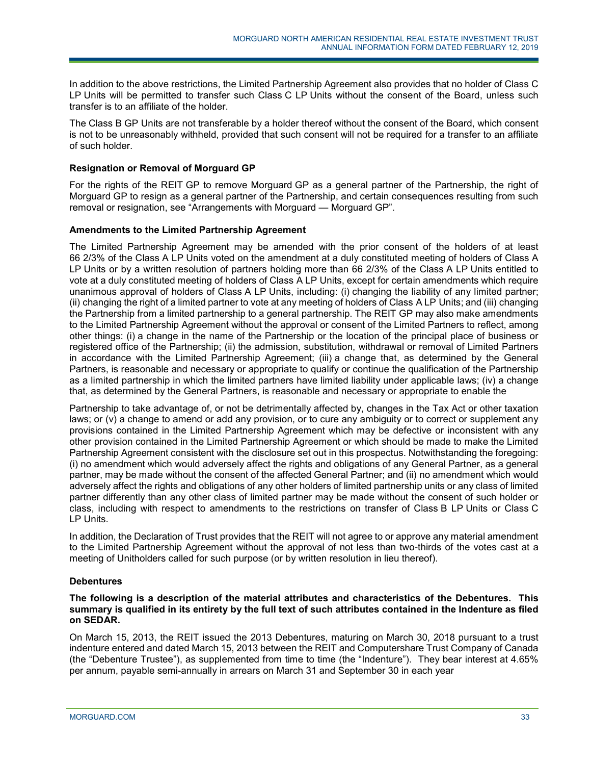In addition to the above restrictions, the Limited Partnership Agreement also provides that no holder of Class C LP Units will be permitted to transfer such Class C LP Units without the consent of the Board, unless such transfer is to an affiliate of the holder.

The Class B GP Units are not transferable by a holder thereof without the consent of the Board, which consent is not to be unreasonably withheld, provided that such consent will not be required for a transfer to an affiliate of such holder.

**Resignation or Removal of Morguard GP**

For the rights of the REIT GP to remove Morguard GP as a general partner of the Partnership, the right of Morguard GP to resign as a general partner of the Partnership, and certain consequences resulting from such removal or resignation, see "Arrangements with Morguard — Morguard GP".

**Amendments to the Limited Partnership Agreement**

The Limited Partnership Agreement may be amended with the prior consent of the holders of at least 66 2/3% of the Class A LP Units voted on the amendment at a duly constituted meeting of holders of Class A LP Units or by a written resolution of partners holding more than 66 2/3% of the Class A LP Units entitled to vote at a duly constituted meeting of holders of Class A LP Units, except for certain amendments which require unanimous approval of holders of Class A LP Units, including: (i) changing the liability of any limited partner; (ii) changing the right of a limited partner to vote at any meeting of holders of Class A LP Units; and (iii) changing the Partnership from a limited partnership to a general partnership. The REIT GP may also make amendments to the Limited Partnership Agreement without the approval or consent of the Limited Partners to reflect, among other things: (i) a change in the name of the Partnership or the location of the principal place of business or registered office of the Partnership; (ii) the admission, substitution, withdrawal or removal of Limited Partners in accordance with the Limited Partnership Agreement; (iii) a change that, as determined by the General Partners, is reasonable and necessary or appropriate to qualify or continue the qualification of the Partnership as a limited partnership in which the limited partners have limited liability under applicable laws; (iv) a change that, as determined by the General Partners, is reasonable and necessary or appropriate to enable the Partnership to take advantage of, or not be detrimentally affected by, changes in the Tax Act or other taxation laws; or (v) a change to amend or add any provision, or to cure any ambiguity or to correct or supplement any provisions contained in the Limited Partnership Agreement which may be defective or inconsistent with any other provision contained in the Limited Partnership Agreement or which should be made to make the Limited Partnership Agreement consistent with the disclosure set out in this prospectus. Notwithstanding the foregoing: (i) no amendment which would adversely affect the rights and obligations of any General Partner, as a general partner, may be made without the consent of the affected General Partner; and (ii) no amendment which would adversely affect the rights and obligations of any other holders of limited partnership units or any class of limited partner differently than any other class of limited partner may be made without the consent of such holder or class, including with respect to amendments to the restrictions on transfer of Class B LP Units or Class C LP Units.

In addition, the Declaration of Trust provides that the REIT will not agree to or approve any material amendment to the Limited Partnership Agreement without the approval of not less than two-thirds of the votes cast at a meeting of Unitholders called for such purpose (or by written resolution in lieu thereof).

**Debentures**

**The following is a description of the material attributes and characteristics of the Debentures. This summary is qualified in its entirety by the full text of such attributes contained in the Indenture as filed on SEDAR.**

On March 15, 2013, the REIT issued the 2013 Debentures, maturing on March 30, 2018 pursuant to a trust indenture entered and dated March 15, 2013 between the REIT and Computershare Trust Company of Canada (the "Debenture Trustee"), as supplemented from time to time (the "Indenture"). They bear interest at 4.65% per annum, payable semi-annually in arrears on March 31 and September 30 in each year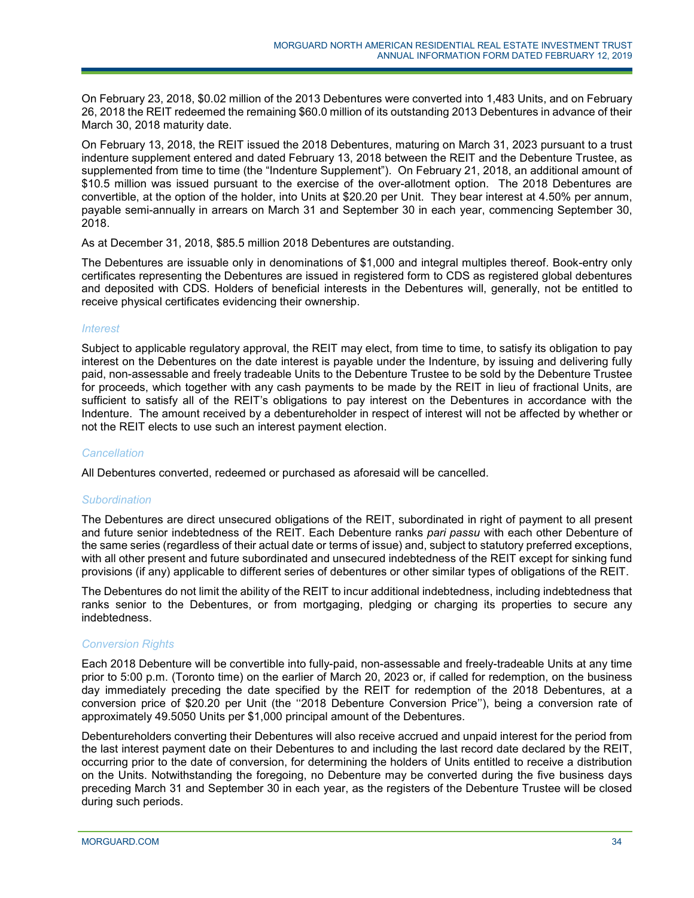On February 23, 2018, $0.02 million of the 2013 Debentures were converted into 1,483 Units, and on February 26, 2018 the REIT redeemed the remaining $60.0 million of its outstanding 2013 Debentures in advance of their March 30, 2018 maturity date.

On February 13, 2018, the REIT issued the 2018 Debentures, maturing on March 31, 2023 pursuant to a trust indenture supplement entered and dated February 13, 2018 between the REIT and the Debenture Trustee, as supplemented from time to time (the "Indenture Supplement"). On February 21, 2018, an additional amount of $10.5 million was issued pursuant to the exercise of the over-allotment option. The 2018 Debentures are convertible, at the option of the holder, into Units at $20.20 per Unit. They bear interest at 4.50% per annum, payable semi-annually in arrears on March 31 and September 30 in each year, commencing September 30, 2018.

As at December 31, 2018, $85.5 million 2018 Debentures are outstanding.

The Debentures are issuable only in denominations of $1,000 and integral multiples thereof. Book-entry only certificates representing the Debentures are issued in registered form to CDS as registered global debentures and deposited with CDS. Holders of beneficial interests in the Debentures will, generally, not be entitled to receive physical certificates evidencing their ownership.

#### *Interest*

Subject to applicable regulatory approval, the REIT may elect, from time to time, to satisfy its obligation to pay interest on the Debentures on the date interest is payable under the Indenture, by issuing and delivering fully paid, non-assessable and freely tradeable Units to the Debenture Trustee to be sold by the Debenture Trustee for proceeds, which together with any cash payments to be made by the REIT in lieu of fractional Units, are sufficient to satisfy all of the REIT's obligations to pay interest on the Debentures in accordance with the Indenture. The amount received by a debentureholder in respect of interest will not be affected by whether or not the REIT elects to use such an interest payment election.

#### *Cancellation*

All Debentures converted, redeemed or purchased as aforesaid will be cancelled.

#### *Subordination*

The Debentures are direct unsecured obligations of the REIT, subordinated in right of payment to all present and future senior indebtedness of the REIT. Each Debenture ranks *pari passu* with each other Debenture of the same series (regardless of their actual date or terms of issue) and, subject to statutory preferred exceptions, with all other present and future subordinated and unsecured indebtedness of the REIT except for sinking fund provisions (if any) applicable to different series of debentures or other similar types of obligations of the REIT.

The Debentures do not limit the ability of the REIT to incur additional indebtedness, including indebtedness that ranks senior to the Debentures, or from mortgaging, pledging or charging its properties to secure any indebtedness.

#### *Conversion Rights*

Each 2018 Debenture will be convertible into fully-paid, non-assessable and freely-tradeable Units at any time prior to 5:00 p.m. (Toronto time) on the earlier of March 20, 2023 or, if called for redemption, on the business day immediately preceding the date specified by the REIT for redemption of the 2018 Debentures, at a conversion price of $20.20 per Unit (the ''2018 Debenture Conversion Price''), being a conversion rate of approximately 49.5050 Units per $1,000 principal amount of the Debentures.

Debentureholders converting their Debentures will also receive accrued and unpaid interest for the period from the last interest payment date on their Debentures to and including the last record date declared by the REIT, occurring prior to the date of conversion, for determining the holders of Units entitled to receive a distribution on the Units. Notwithstanding the foregoing, no Debenture may be converted during the five business days preceding March 31 and September 30 in each year, as the registers of the Debenture Trustee will be closed during such periods.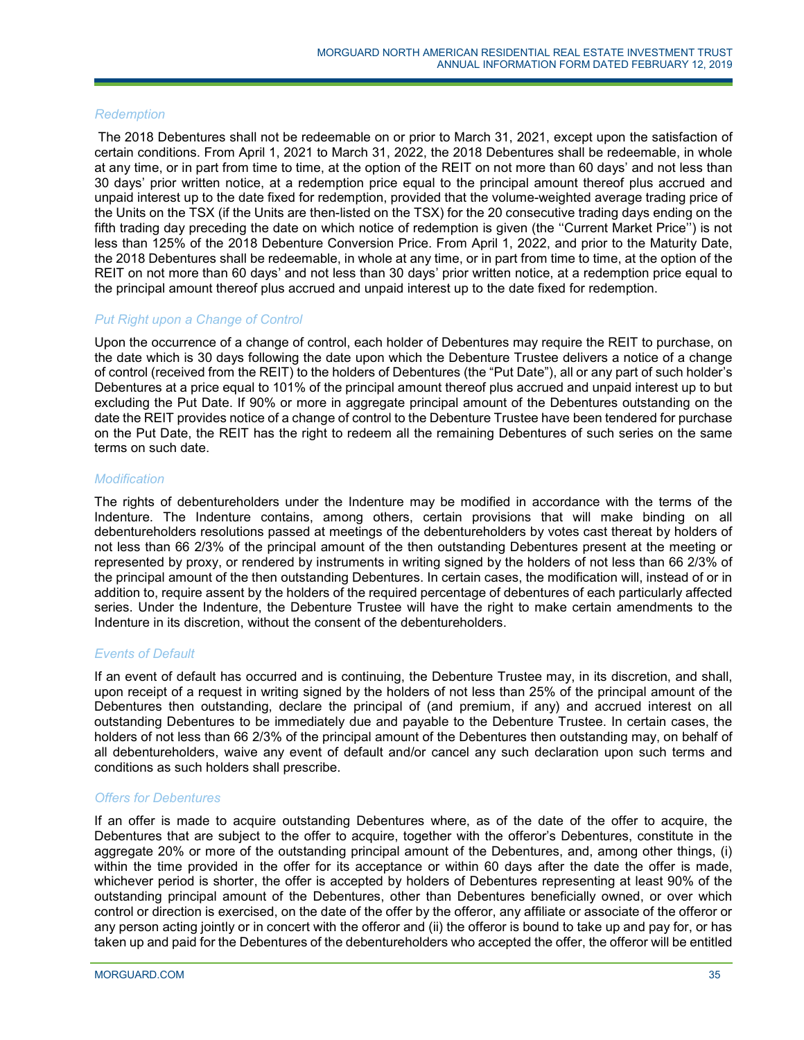*Redemption*

The 2018 Debentures shall not be redeemable on or prior to March 31, 2021, except upon the satisfaction of certain conditions. From April 1, 2021 to March 31, 2022, the 2018 Debentures shall be redeemable, in whole at any time, or in part from time to time, at the option of the REIT on not more than 60 days' and not less than 30 days' prior written notice, at a redemption price equal to the principal amount thereof plus accrued and unpaid interest up to the date fixed for redemption, provided that the volume-weighted average trading price of the Units on the TSX (if the Units are then-listed on the TSX) for the 20 consecutive trading days ending on the fifth trading day preceding the date on which notice of redemption is given (the ''Current Market Price'') is not less than 125% of the 2018 Debenture Conversion Price. From April 1, 2022, and prior to the Maturity Date, the 2018 Debentures shall be redeemable, in whole at any time, or in part from time to time, at the option of the REIT on not more than 60 days' and not less than 30 days' prior written notice, at a redemption price equal to the principal amount thereof plus accrued and unpaid interest up to the date fixed for redemption.

*Put Right upon a Change of Control*

Upon the occurrence of a change of control, each holder of Debentures may require the REIT to purchase, on the date which is 30 days following the date upon which the Debenture Trustee delivers a notice of a change of control (received from the REIT) to the holders of Debentures (the "Put Date"), all or any part of such holder's Debentures at a price equal to 101% of the principal amount thereof plus accrued and unpaid interest up to but excluding the Put Date. If 90% or more in aggregate principal amount of the Debentures outstanding on the date the REIT provides notice of a change of control to the Debenture Trustee have been tendered for purchase on the Put Date, the REIT has the right to redeem all the remaining Debentures of such series on the same terms on such date.

*Modification*

The rights of debentureholders under the Indenture may be modified in accordance with the terms of the Indenture. The Indenture contains, among others, certain provisions that will make binding on all debentureholders resolutions passed at meetings of the debentureholders by votes cast thereat by holders of not less than 66 2/3% of the principal amount of the then outstanding Debentures present at the meeting or represented by proxy, or rendered by instruments in writing signed by the holders of not less than 66 2/3% of the principal amount of the then outstanding Debentures. In certain cases, the modification will, instead of or in addition to, require assent by the holders of the required percentage of debentures of each particularly affected series. Under the Indenture, the Debenture Trustee will have the right to make certain amendments to the Indenture in its discretion, without the consent of the debentureholders.

*Events of Default*

If an event of default has occurred and is continuing, the Debenture Trustee may, in its discretion, and shall, upon receipt of a request in writing signed by the holders of not less than 25% of the principal amount of the Debentures then outstanding, declare the principal of (and premium, if any) and accrued interest on all outstanding Debentures to be immediately due and payable to the Debenture Trustee. In certain cases, the holders of not less than 66 2/3% of the principal amount of the Debentures then outstanding may, on behalf of all debentureholders, waive any event of default and/or cancel any such declaration upon such terms and conditions as such holders shall prescribe.

*Offers for Debentures*

If an offer is made to acquire outstanding Debentures where, as of the date of the offer to acquire, the Debentures that are subject to the offer to acquire, together with the offeror's Debentures, constitute in the aggregate 20% or more of the outstanding principal amount of the Debentures, and, among other things, (i) within the time provided in the offer for its acceptance or within 60 days after the date the offer is made, whichever period is shorter, the offer is accepted by holders of Debentures representing at least 90% of the outstanding principal amount of the Debentures, other than Debentures beneficially owned, or over which control or direction is exercised, on the date of the offer by the offeror, any affiliate or associate of the offeror or any person acting jointly or in concert with the offeror and (ii) the offeror is bound to take up and pay for, or has taken up and paid for the Debentures of the debentureholders who accepted the offer, the offeror will be entitled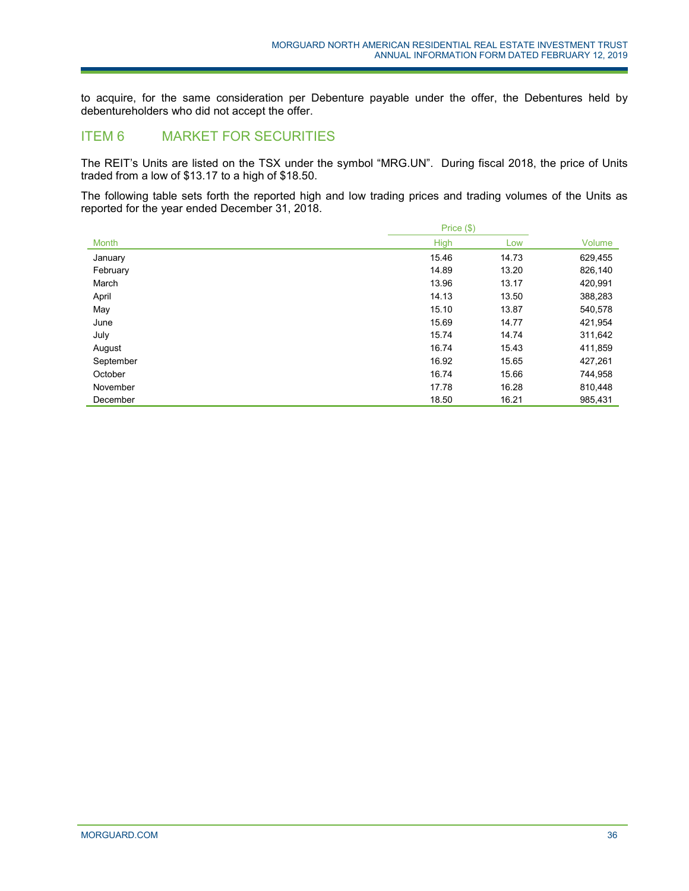to acquire, for the same consideration per Debenture payable under the offer, the Debentures held by debentureholders who did not accept the offer.

## ITEM 6 MARKET FOR SECURITIES

The REIT's Units are listed on the TSX under the symbol "MRG.UN". During fiscal 2018, the price of Units traded from a low of $13.17 to a high of $18.50.

The following table sets forth the reported high and low trading prices and trading volumes of the Units as reported for the year ended December 31, 2018.

| | Price ($) | | |
|---|---|---|---|
| Month | High | Low | Volume |
| January | 15.46 | 14.73 | 629,455 |
| February | 14.89 | 13.20 | 826,140 |
| March | 13.96 | 13.17 | 420,991 |
| April | 14.13 | 13.50 | 388,283 |
| May | 15.10 | 13.87 | 540,578 |
| June | 15.69 | 14.77 | 421,954 |
| July | 15.74 | 14.74 | 311,642 |
| August | 16.74 | 15.43 | 411,859 |
| September | 16.92 | 15.65 | 427,261 |
| October | 16.74 | 15.66 | 744,958 |
| November | 17.78 | 16.28 | 810,448 |
| December | 18.50 | 16.21 | 985,431 |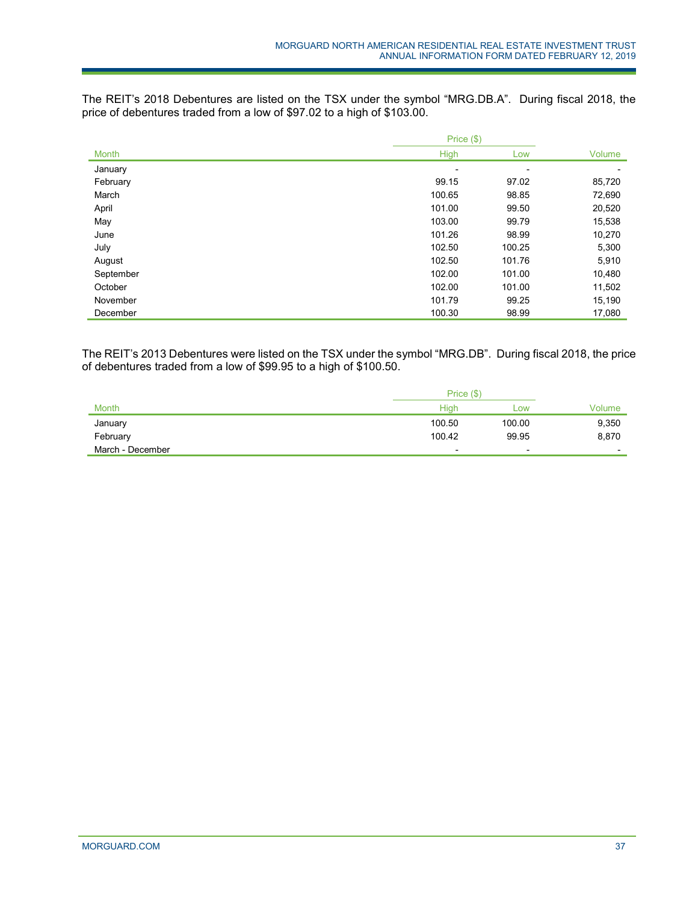The REIT's 2018 Debentures are listed on the TSX under the symbol "MRG.DB.A". During fiscal 2018, the price of debentures traded from a low of $97.02 to a high of $103.00.

| | Price ($) | | |
|---|---|---|---|
| Month | High | Low | Volume |
| January | - | - | - |
| February | 99.15 | 97.02 | 85,720 |
| March | 100.65 | 98.85 | 72,690 |
| April | 101.00 | 99.50 | 20,520 |
| May | 103.00 | 99.79 | 15,538 |
| June | 101.26 | 98.99 | 10,270 |
| July | 102.50 | 100.25 | 5,300 |
| August | 102.50 | 101.76 | 5,910 |
| September | 102.00 | 101.00 | 10,480 |
| October | 102.00 | 101.00 | 11,502 |
| November | 101.79 | 99.25 | 15,190 |
| December | 100.30 | 98.99 | 17,080 |

The REIT's 2013 Debentures were listed on the TSX under the symbol "MRG.DB". During fiscal 2018, the price of debentures traded from a low of $99.95 to a high of $100.50.

| | Price ($) | | |
|---|---|---|---|
| Month | High | Low | Volume |
| January | 100.50 | 100.00 | 9,350 |
| February | 100.42 | 99.95 | 8,870 |
| March - December | - | - | - |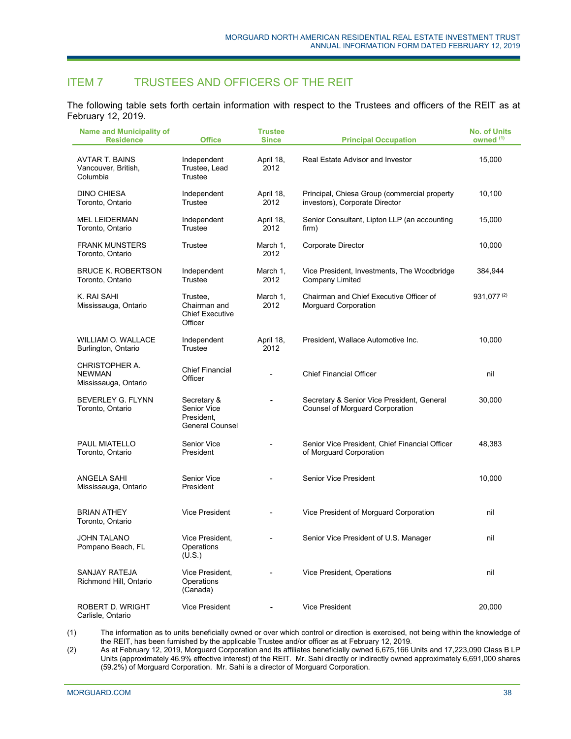## ITEM 7 TRUSTEES AND OFFICERS OF THE REIT

The following table sets forth certain information with respect to the Trustees and officers of the REIT as at February 12, 2019.

| Name and Municipality of Residence | Office | Trustee Since | Principal Occupation | No. of Units owned [(1)] |
|---|---|---|---|---|
| AVTAR T. BAINS Vancouver, British, Columbia | Independent Trustee, Lead Trustee | April 18, 2012 | Real Estate Advisor and Investor | 15,000 |
| DINO CHIESA Toronto, Ontario | Independent Trustee | April 18, 2012 | Principal, Chiesa Group (commercial property investors), Corporate Director | 10,100 |
| MEL LEIDERMAN Toronto, Ontario | Independent Trustee | April 18, 2012 | Senior Consultant, Lipton LLP (an accounting firm) | 15,000 |
| FRANK MUNSTERS Toronto, Ontario | Trustee | March 1, 2012 | Corporate Director | 10,000 |
| BRUCE K. ROBERTSON Toronto, Ontario | Independent Trustee | March 1, 2012 | Vice President, Investments, The Woodbridge Company Limited | 384,944 |
| K. RAI SAHI Mississauga, Ontario | Trustee, Chairman and Chief Executive Officer | March 1, 2012 | Chairman and Chief Executive Officer of Morguard Corporation | 931,077 [(2)] |
| WILLIAM O. WALLACE Burlington, Ontario | Independent Trustee | April 18, 2012 | President, Wallace Automotive Inc. | 10,000 |
| CHRISTOPHER A. NEWMAN Mississauga, Ontario | Chief Financial Officer | - | Chief Financial Officer | nil |
| BEVERLEY G. FLYNN Toronto, Ontario | Secretary & Senior Vice President, General Counsel | - | Secretary & Senior Vice President, General Counsel of Morguard Corporation | 30,000 |
| PAUL MIATELLO Toronto, Ontario | Senior Vice President | - | Senior Vice President, Chief Financial Officer of Morguard Corporation | 48,383 |
| ANGELA SAHI Mississauga, Ontario | Senior Vice President | - | Senior Vice President | 10,000 |
| BRIAN ATHEY Toronto, Ontario | Vice President | - | Vice President of Morguard Corporation | nil |
| JOHN TALANO Pompano Beach, FL | Vice President, Operations (U.S.) | - | Senior Vice President of U.S. Manager | nil |
| SANJAY RATEJA Richmond Hill, Ontario | Vice President, Operations (Canada) | - | Vice President, Operations | nil |
| ROBERT D. WRIGHT Carlisle, Ontario | Vice President | - | Vice President | 20,000 |

(1) The information as to units beneficially owned or over which control or direction is exercised, not being within the knowledge of the REIT, has been furnished by the applicable Trustee and/or officer as at February 12, 2019.

(2) As at February 12, 2019, Morguard Corporation and its affiliates beneficially owned 6,675,166 Units and 17,223,090 Class B LP Units (approximately 46.9% effective interest) of the REIT. Mr. Sahi directly or indirectly owned approximately 6,691,000 shares (59.2%) of Morguard Corporation. Mr. Sahi is a director of Morguard Corporation.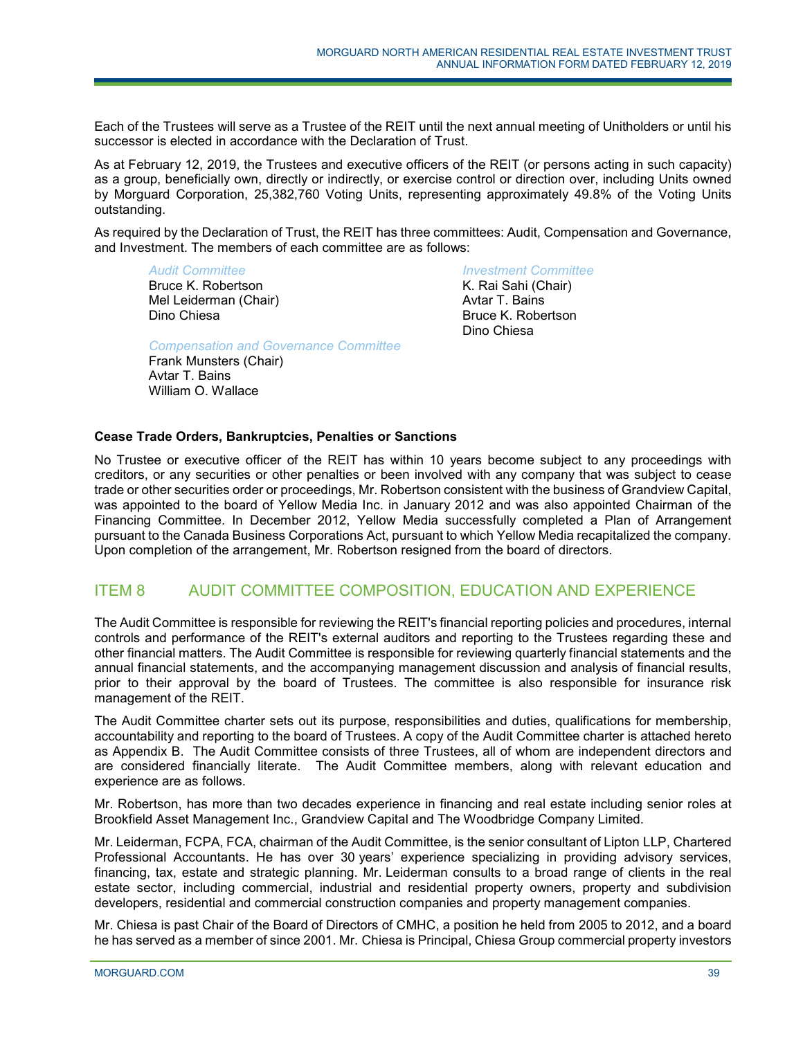Each of the Trustees will serve as a Trustee of the REIT until the next annual meeting of Unitholders or until his successor is elected in accordance with the Declaration of Trust.

As at February 12, 2019, the Trustees and executive officers of the REIT (or persons acting in such capacity) as a group, beneficially own, directly or indirectly, or exercise control or direction over, including Units owned by Morguard Corporation, 25,382,760 Voting Units, representing approximately 49.8% of the Voting Units outstanding.

As required by the Declaration of Trust, the REIT has three committees: Audit, Compensation and Governance, and Investment. The members of each committee are as follows:

*Audit Committee*
Bruce K. Robertson
Mel Leiderman (Chair)
Dino Chiesa

*Compensation and Governance Committee*
Frank Munsters (Chair)
Avtar T. Bains
William O. Wallace

*Investment Committee*
K. Rai Sahi (Chair)
Avtar T. Bains
Bruce K. Robertson
Dino Chiesa

**Cease Trade Orders, Bankruptcies, Penalties or Sanctions**

No Trustee or executive officer of the REIT has within 10 years become subject to any proceedings with creditors, or any securities or other penalties or been involved with any company that was subject to cease trade or other securities order or proceedings, Mr. Robertson consistent with the business of Grandview Capital, was appointed to the board of Yellow Media Inc. in January 2012 and was also appointed Chairman of the Financing Committee. In December 2012, Yellow Media successfully completed a Plan of Arrangement pursuant to the Canada Business Corporations Act, pursuant to which Yellow Media recapitalized the company. Upon completion of the arrangement, Mr. Robertson resigned from the board of directors.

## ITEM 8 AUDIT COMMITTEE COMPOSITION, EDUCATION AND EXPERIENCE

The Audit Committee is responsible for reviewing the REIT's financial reporting policies and procedures, internal controls and performance of the REIT's external auditors and reporting to the Trustees regarding these and other financial matters. The Audit Committee is responsible for reviewing quarterly financial statements and the annual financial statements, and the accompanying management discussion and analysis of financial results, prior to their approval by the board of Trustees. The committee is also responsible for insurance risk management of the REIT.

The Audit Committee charter sets out its purpose, responsibilities and duties, qualifications for membership, accountability and reporting to the board of Trustees. A copy of the Audit Committee charter is attached hereto as Appendix B. The Audit Committee consists of three Trustees, all of whom are independent directors and are considered financially literate. The Audit Committee members, along with relevant education and experience are as follows.

Mr. Robertson, has more than two decades experience in financing and real estate including senior roles at Brookfield Asset Management Inc., Grandview Capital and The Woodbridge Company Limited.

Mr. Leiderman, FCPA, FCA, chairman of the Audit Committee, is the senior consultant of Lipton LLP, Chartered Professional Accountants. He has over 30 years' experience specializing in providing advisory services, financing, tax, estate and strategic planning. Mr. Leiderman consults to a broad range of clients in the real estate sector, including commercial, industrial and residential property owners, property and subdivision developers, residential and commercial construction companies and property management companies.

Mr. Chiesa is past Chair of the Board of Directors of CMHC, a position he held from 2005 to 2012, and a board he has served as a member of since 2001. Mr. Chiesa is Principal, Chiesa Group commercial property investors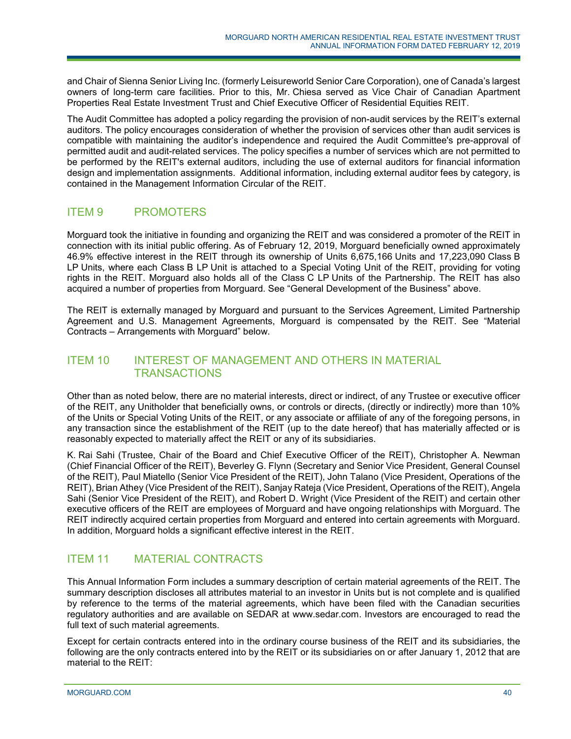and Chair of Sienna Senior Living Inc. (formerly Leisureworld Senior Care Corporation), one of Canada's largest owners of long-term care facilities. Prior to this, Mr. Chiesa served as Vice Chair of Canadian Apartment Properties Real Estate Investment Trust and Chief Executive Officer of Residential Equities REIT.

The Audit Committee has adopted a policy regarding the provision of non-audit services by the REIT's external auditors. The policy encourages consideration of whether the provision of services other than audit services is compatible with maintaining the auditor's independence and required the Audit Committee's pre-approval of permitted audit and audit-related services. The policy specifies a number of services which are not permitted to be performed by the REIT's external auditors, including the use of external auditors for financial information design and implementation assignments. Additional information, including external auditor fees by category, is contained in the Management Information Circular of the REIT.

## ITEM 9 PROMOTERS

Morguard took the initiative in founding and organizing the REIT and was considered a promoter of the REIT in connection with its initial public offering. As of February 12, 2019, Morguard beneficially owned approximately 46.9% effective interest in the REIT through its ownership of Units 6,675,166 Units and 17,223,090 Class B LP Units, where each Class B LP Unit is attached to a Special Voting Unit of the REIT, providing for voting rights in the REIT. Morguard also holds all of the Class C LP Units of the Partnership. The REIT has also acquired a number of properties from Morguard. See "General Development of the Business" above.

The REIT is externally managed by Morguard and pursuant to the Services Agreement, Limited Partnership Agreement and U.S. Management Agreements, Morguard is compensated by the REIT. See "Material Contracts – Arrangements with Morguard" below.

## ITEM 10 INTEREST OF MANAGEMENT AND OTHERS IN MATERIAL TRANSACTIONS

Other than as noted below, there are no material interests, direct or indirect, of any Trustee or executive officer of the REIT, any Unitholder that beneficially owns, or controls or directs, (directly or indirectly) more than 10% of the Units or Special Voting Units of the REIT, or any associate or affiliate of any of the foregoing persons, in any transaction since the establishment of the REIT (up to the date hereof) that has materially affected or is reasonably expected to materially affect the REIT or any of its subsidiaries.

K. Rai Sahi (Trustee, Chair of the Board and Chief Executive Officer of the REIT), Christopher A. Newman (Chief Financial Officer of the REIT), Beverley G. Flynn (Secretary and Senior Vice President, General Counsel of the REIT), Paul Miatello (Senior Vice President of the REIT), John Talano (Vice President, Operations of the REIT), Brian Athey (Vice President of the REIT), Sanjay Rateja (Vice President, Operations of the REIT), Angela Sahi (Senior Vice President of the REIT), and Robert D. Wright (Vice President of the REIT) and certain other executive officers of the REIT are employees of Morguard and have ongoing relationships with Morguard. The REIT indirectly acquired certain properties from Morguard and entered into certain agreements with Morguard. In addition, Morguard holds a significant effective interest in the REIT.

## ITEM 11 MATERIAL CONTRACTS

This Annual Information Form includes a summary description of certain material agreements of the REIT. The summary description discloses all attributes material to an investor in Units but is not complete and is qualified by reference to the terms of the material agreements, which have been filed with the Canadian securities regulatory authorities and are available on SEDAR at www.sedar.com. Investors are encouraged to read the full text of such material agreements.

Except for certain contracts entered into in the ordinary course business of the REIT and its subsidiaries, the following are the only contracts entered into by the REIT or its subsidiaries on or after January 1, 2012 that are material to the REIT: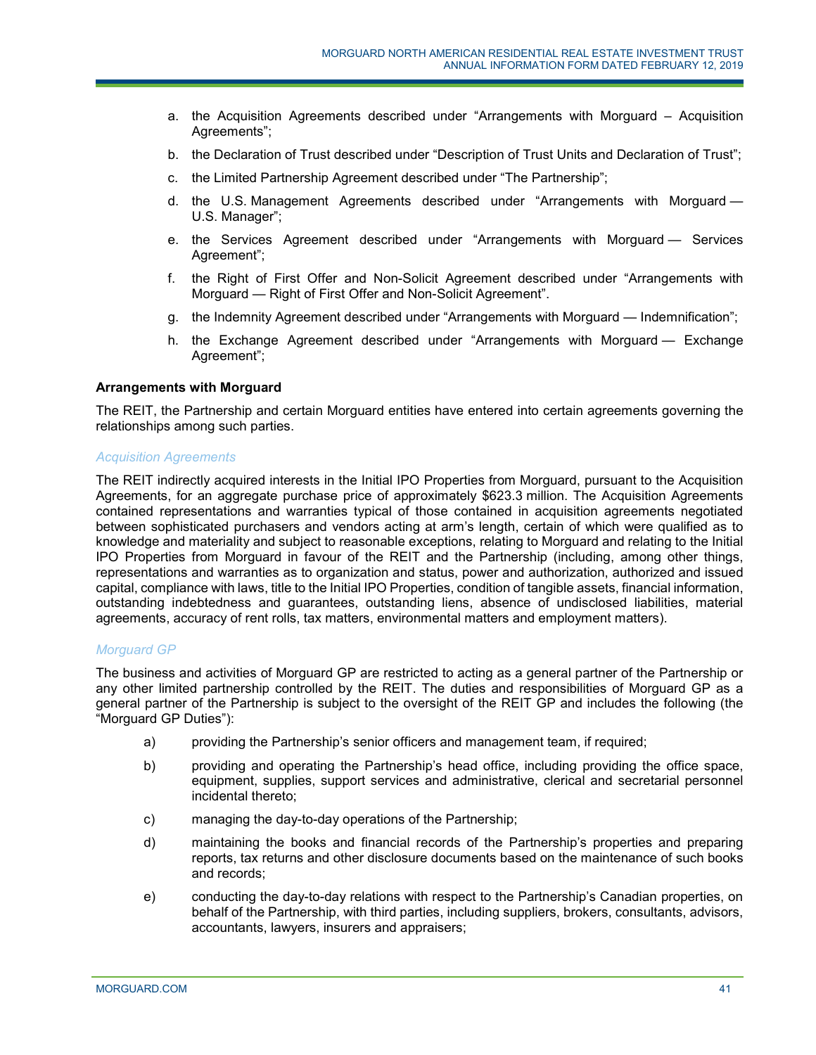a. the Acquisition Agreements described under "Arrangements with Morguard – Acquisition Agreements";

b. the Declaration of Trust described under "Description of Trust Units and Declaration of Trust";

c. the Limited Partnership Agreement described under "The Partnership";

d. the U.S. Management Agreements described under "Arrangements with Morguard — U.S. Manager";

e. the Services Agreement described under "Arrangements with Morguard — Services Agreement";

f. the Right of First Offer and Non-Solicit Agreement described under "Arrangements with Morguard — Right of First Offer and Non-Solicit Agreement".

g. the Indemnity Agreement described under "Arrangements with Morguard — Indemnification";

h. the Exchange Agreement described under "Arrangements with Morguard — Exchange Agreement";

**Arrangements with Morguard**

The REIT, the Partnership and certain Morguard entities have entered into certain agreements governing the relationships among such parties.

*Acquisition Agreements*

The REIT indirectly acquired interests in the Initial IPO Properties from Morguard, pursuant to the Acquisition Agreements, for an aggregate purchase price of approximately $623.3 million. The Acquisition Agreements contained representations and warranties typical of those contained in acquisition agreements negotiated between sophisticated purchasers and vendors acting at arm's length, certain of which were qualified as to knowledge and materiality and subject to reasonable exceptions, relating to Morguard and relating to the Initial IPO Properties from Morguard in favour of the REIT and the Partnership (including, among other things, representations and warranties as to organization and status, power and authorization, authorized and issued capital, compliance with laws, title to the Initial IPO Properties, condition of tangible assets, financial information, outstanding indebtedness and guarantees, outstanding liens, absence of undisclosed liabilities, material agreements, accuracy of rent rolls, tax matters, environmental matters and employment matters).

*Morguard GP*

The business and activities of Morguard GP are restricted to acting as a general partner of the Partnership or any other limited partnership controlled by the REIT. The duties and responsibilities of Morguard GP as a general partner of the Partnership is subject to the oversight of the REIT GP and includes the following (the "Morguard GP Duties"):

a) providing the Partnership's senior officers and management team, if required;

b) providing and operating the Partnership's head office, including providing the office space, equipment, supplies, support services and administrative, clerical and secretarial personnel incidental thereto;

c) managing the day-to-day operations of the Partnership;

d) maintaining the books and financial records of the Partnership's properties and preparing reports, tax returns and other disclosure documents based on the maintenance of such books and records;

e) conducting the day-to-day relations with respect to the Partnership's Canadian properties, on behalf of the Partnership, with third parties, including suppliers, brokers, consultants, advisors, accountants, lawyers, insurers and appraisers;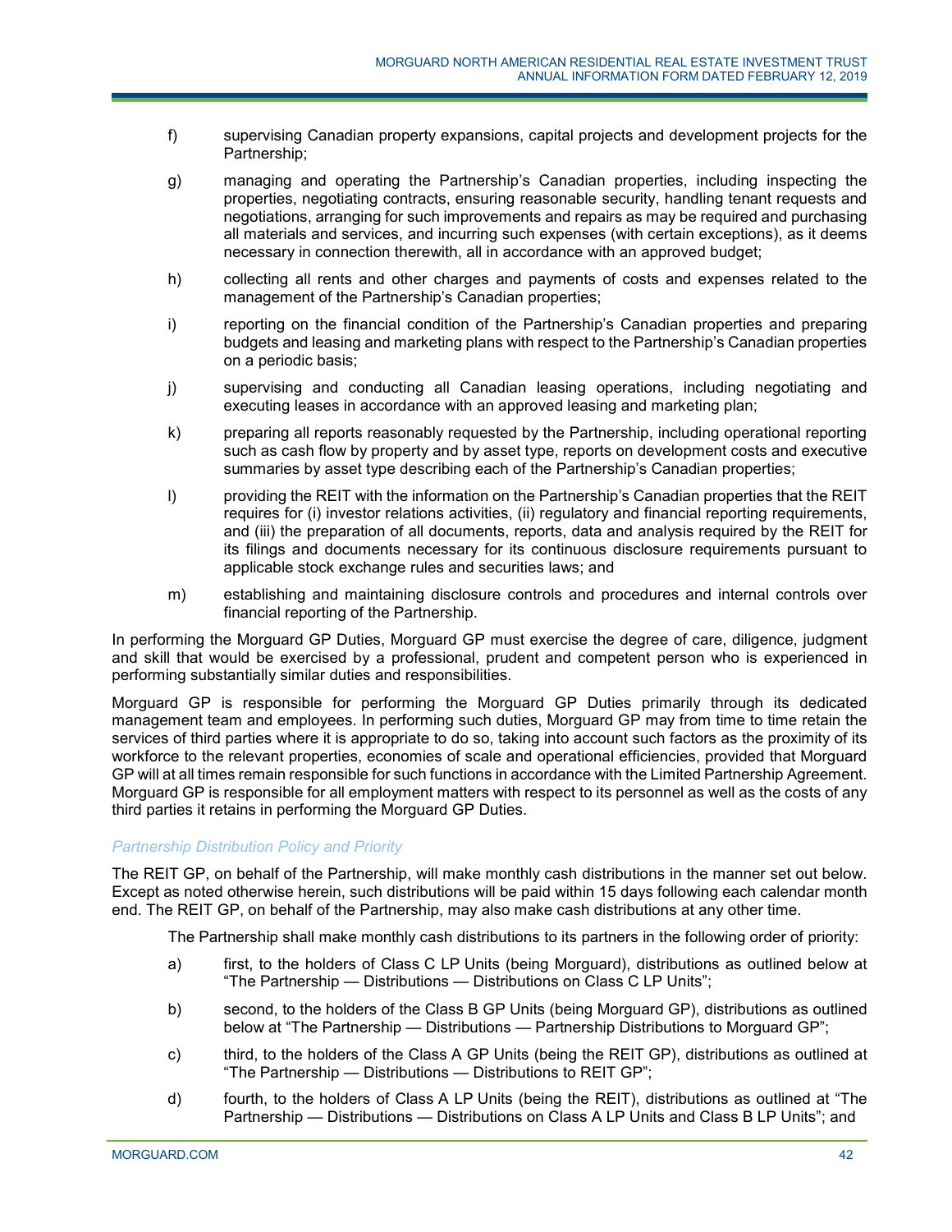f) supervising Canadian property expansions, capital projects and development projects for the Partnership;

g) managing and operating the Partnership's Canadian properties, including inspecting the properties, negotiating contracts, ensuring reasonable security, handling tenant requests and negotiations, arranging for such improvements and repairs as may be required and purchasing all materials and services, and incurring such expenses (with certain exceptions), as it deems necessary in connection therewith, all in accordance with an approved budget;

h) collecting all rents and other charges and payments of costs and expenses related to the management of the Partnership's Canadian properties;

i) reporting on the financial condition of the Partnership's Canadian properties and preparing budgets and leasing and marketing plans with respect to the Partnership's Canadian properties on a periodic basis;

j) supervising and conducting all Canadian leasing operations, including negotiating and executing leases in accordance with an approved leasing and marketing plan;

k) preparing all reports reasonably requested by the Partnership, including operational reporting such as cash flow by property and by asset type, reports on development costs and executive summaries by asset type describing each of the Partnership's Canadian properties;

l) providing the REIT with the information on the Partnership's Canadian properties that the REIT requires for (i) investor relations activities, (ii) regulatory and financial reporting requirements, and (iii) the preparation of all documents, reports, data and analysis required by the REIT for its filings and documents necessary for its continuous disclosure requirements pursuant to applicable stock exchange rules and securities laws; and

m) establishing and maintaining disclosure controls and procedures and internal controls over financial reporting of the Partnership.

In performing the Morguard GP Duties, Morguard GP must exercise the degree of care, diligence, judgment and skill that would be exercised by a professional, prudent and competent person who is experienced in performing substantially similar duties and responsibilities.

Morguard GP is responsible for performing the Morguard GP Duties primarily through its dedicated management team and employees. In performing such duties, Morguard GP may from time to time retain the services of third parties where it is appropriate to do so, taking into account such factors as the proximity of its workforce to the relevant properties, economies of scale and operational efficiencies, provided that Morguard GP will at all times remain responsible for such functions in accordance with the Limited Partnership Agreement. Morguard GP is responsible for all employment matters with respect to its personnel as well as the costs of any third parties it retains in performing the Morguard GP Duties.

### *Partnership Distribution Policy and Priority*

The REIT GP, on behalf of the Partnership, will make monthly cash distributions in the manner set out below. Except as noted otherwise herein, such distributions will be paid within 15 days following each calendar month end. The REIT GP, on behalf of the Partnership, may also make cash distributions at any other time.

The Partnership shall make monthly cash distributions to its partners in the following order of priority:

a) first, to the holders of Class C LP Units (being Morguard), distributions as outlined below at "The Partnership — Distributions — Distributions on Class C LP Units";

b) second, to the holders of the Class B GP Units (being Morguard GP), distributions as outlined below at "The Partnership — Distributions — Partnership Distributions to Morguard GP";

c) third, to the holders of the Class A GP Units (being the REIT GP), distributions as outlined at "The Partnership — Distributions — Distributions to REIT GP";

d) fourth, to the holders of Class A LP Units (being the REIT), distributions as outlined at "The Partnership — Distributions — Distributions on Class A LP Units and Class B LP Units"; and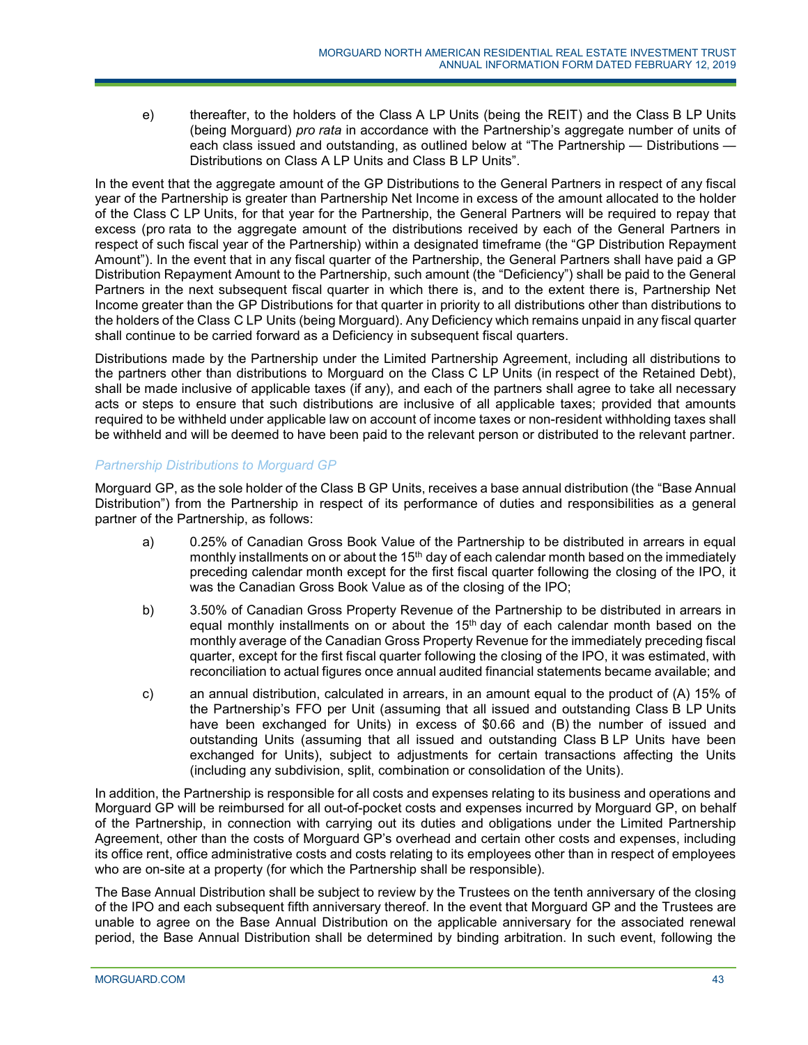e) thereafter, to the holders of the Class A LP Units (being the REIT) and the Class B LP Units (being Morguard) *pro rata* in accordance with the Partnership's aggregate number of units of each class issued and outstanding, as outlined below at "The Partnership — Distributions — Distributions on Class A LP Units and Class B LP Units".

In the event that the aggregate amount of the GP Distributions to the General Partners in respect of any fiscal year of the Partnership is greater than Partnership Net Income in excess of the amount allocated to the holder of the Class C LP Units, for that year for the Partnership, the General Partners will be required to repay that excess (pro rata to the aggregate amount of the distributions received by each of the General Partners in respect of such fiscal year of the Partnership) within a designated timeframe (the "GP Distribution Repayment Amount"). In the event that in any fiscal quarter of the Partnership, the General Partners shall have paid a GP Distribution Repayment Amount to the Partnership, such amount (the "Deficiency") shall be paid to the General Partners in the next subsequent fiscal quarter in which there is, and to the extent there is, Partnership Net Income greater than the GP Distributions for that quarter in priority to all distributions other than distributions to the holders of the Class C LP Units (being Morguard). Any Deficiency which remains unpaid in any fiscal quarter shall continue to be carried forward as a Deficiency in subsequent fiscal quarters.

Distributions made by the Partnership under the Limited Partnership Agreement, including all distributions to the partners other than distributions to Morguard on the Class C LP Units (in respect of the Retained Debt), shall be made inclusive of applicable taxes (if any), and each of the partners shall agree to take all necessary acts or steps to ensure that such distributions are inclusive of all applicable taxes; provided that amounts required to be withheld under applicable law on account of income taxes or non-resident withholding taxes shall be withheld and will be deemed to have been paid to the relevant person or distributed to the relevant partner.

*Partnership Distributions to Morguard GP*

Morguard GP, as the sole holder of the Class B GP Units, receives a base annual distribution (the "Base Annual Distribution") from the Partnership in respect of its performance of duties and responsibilities as a general partner of the Partnership, as follows:

a) 0.25% of Canadian Gross Book Value of the Partnership to be distributed in arrears in equal monthly installments on or about the 15th day of each calendar month based on the immediately preceding calendar month except for the first fiscal quarter following the closing of the IPO, it was the Canadian Gross Book Value as of the closing of the IPO;

b) 3.50% of Canadian Gross Property Revenue of the Partnership to be distributed in arrears in equal monthly installments on or about the 15th day of each calendar month based on the monthly average of the Canadian Gross Property Revenue for the immediately preceding fiscal quarter, except for the first fiscal quarter following the closing of the IPO, it was estimated, with reconciliation to actual figures once annual audited financial statements became available; and

c) an annual distribution, calculated in arrears, in an amount equal to the product of (A) 15% of the Partnership's FFO per Unit (assuming that all issued and outstanding Class B LP Units have been exchanged for Units) in excess of $0.66 and (B) the number of issued and outstanding Units (assuming that all issued and outstanding Class B LP Units have been exchanged for Units), subject to adjustments for certain transactions affecting the Units (including any subdivision, split, combination or consolidation of the Units).

In addition, the Partnership is responsible for all costs and expenses relating to its business and operations and Morguard GP will be reimbursed for all out-of-pocket costs and expenses incurred by Morguard GP, on behalf of the Partnership, in connection with carrying out its duties and obligations under the Limited Partnership Agreement, other than the costs of Morguard GP's overhead and certain other costs and expenses, including its office rent, office administrative costs and costs relating to its employees other than in respect of employees who are on-site at a property (for which the Partnership shall be responsible).

The Base Annual Distribution shall be subject to review by the Trustees on the tenth anniversary of the closing of the IPO and each subsequent fifth anniversary thereof. In the event that Morguard GP and the Trustees are unable to agree on the Base Annual Distribution on the applicable anniversary for the associated renewal period, the Base Annual Distribution shall be determined by binding arbitration. In such event, following the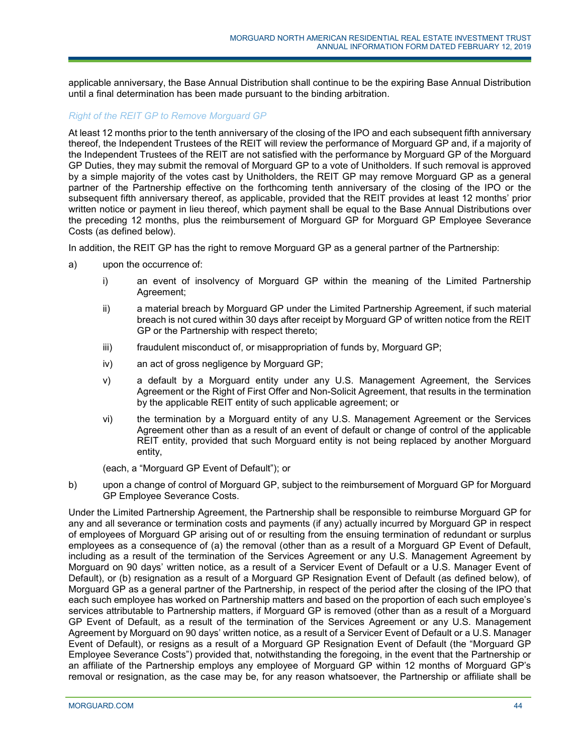applicable anniversary, the Base Annual Distribution shall continue to be the expiring Base Annual Distribution until a final determination has been made pursuant to the binding arbitration.

*Right of the REIT GP to Remove Morguard GP*

At least 12 months prior to the tenth anniversary of the closing of the IPO and each subsequent fifth anniversary thereof, the Independent Trustees of the REIT will review the performance of Morguard GP and, if a majority of the Independent Trustees of the REIT are not satisfied with the performance by Morguard GP of the Morguard GP Duties, they may submit the removal of Morguard GP to a vote of Unitholders. If such removal is approved by a simple majority of the votes cast by Unitholders, the REIT GP may remove Morguard GP as a general partner of the Partnership effective on the forthcoming tenth anniversary of the closing of the IPO or the subsequent fifth anniversary thereof, as applicable, provided that the REIT provides at least 12 months' prior written notice or payment in lieu thereof, which payment shall be equal to the Base Annual Distributions over the preceding 12 months, plus the reimbursement of Morguard GP for Morguard GP Employee Severance Costs (as defined below).

In addition, the REIT GP has the right to remove Morguard GP as a general partner of the Partnership:

a) upon the occurrence of:

   i) an event of insolvency of Morguard GP within the meaning of the Limited Partnership Agreement;

   ii) a material breach by Morguard GP under the Limited Partnership Agreement, if such material breach is not cured within 30 days after receipt by Morguard GP of written notice from the REIT GP or the Partnership with respect thereto;

   iii) fraudulent misconduct of, or misappropriation of funds by, Morguard GP;

   iv) an act of gross negligence by Morguard GP;

   v) a default by a Morguard entity under any U.S. Management Agreement, the Services Agreement or the Right of First Offer and Non-Solicit Agreement, that results in the termination by the applicable REIT entity of such applicable agreement; or

   vi) the termination by a Morguard entity of any U.S. Management Agreement or the Services Agreement other than as a result of an event of default or change of control of the applicable REIT entity, provided that such Morguard entity is not being replaced by another Morguard entity,

   (each, a "Morguard GP Event of Default"); or

b) upon a change of control of Morguard GP, subject to the reimbursement of Morguard GP for Morguard GP Employee Severance Costs.

Under the Limited Partnership Agreement, the Partnership shall be responsible to reimburse Morguard GP for any and all severance or termination costs and payments (if any) actually incurred by Morguard GP in respect of employees of Morguard GP arising out of or resulting from the ensuing termination of redundant or surplus employees as a consequence of (a) the removal (other than as a result of a Morguard GP Event of Default, including as a result of the termination of the Services Agreement or any U.S. Management Agreement by Morguard on 90 days' written notice, as a result of a Servicer Event of Default or a U.S. Manager Event of Default), or (b) resignation as a result of a Morguard GP Resignation Event of Default (as defined below), of Morguard GP as a general partner of the Partnership, in respect of the period after the closing of the IPO that each such employee has worked on Partnership matters and based on the proportion of each such employee's services attributable to Partnership matters, if Morguard GP is removed (other than as a result of a Morguard GP Event of Default, as a result of the termination of the Services Agreement or any U.S. Management Agreement by Morguard on 90 days' written notice, as a result of a Servicer Event of Default or a U.S. Manager Event of Default), or resigns as a result of a Morguard GP Resignation Event of Default (the "Morguard GP Employee Severance Costs") provided that, notwithstanding the foregoing, in the event that the Partnership or an affiliate of the Partnership employs any employee of Morguard GP within 12 months of Morguard GP's removal or resignation, as the case may be, for any reason whatsoever, the Partnership or affiliate shall be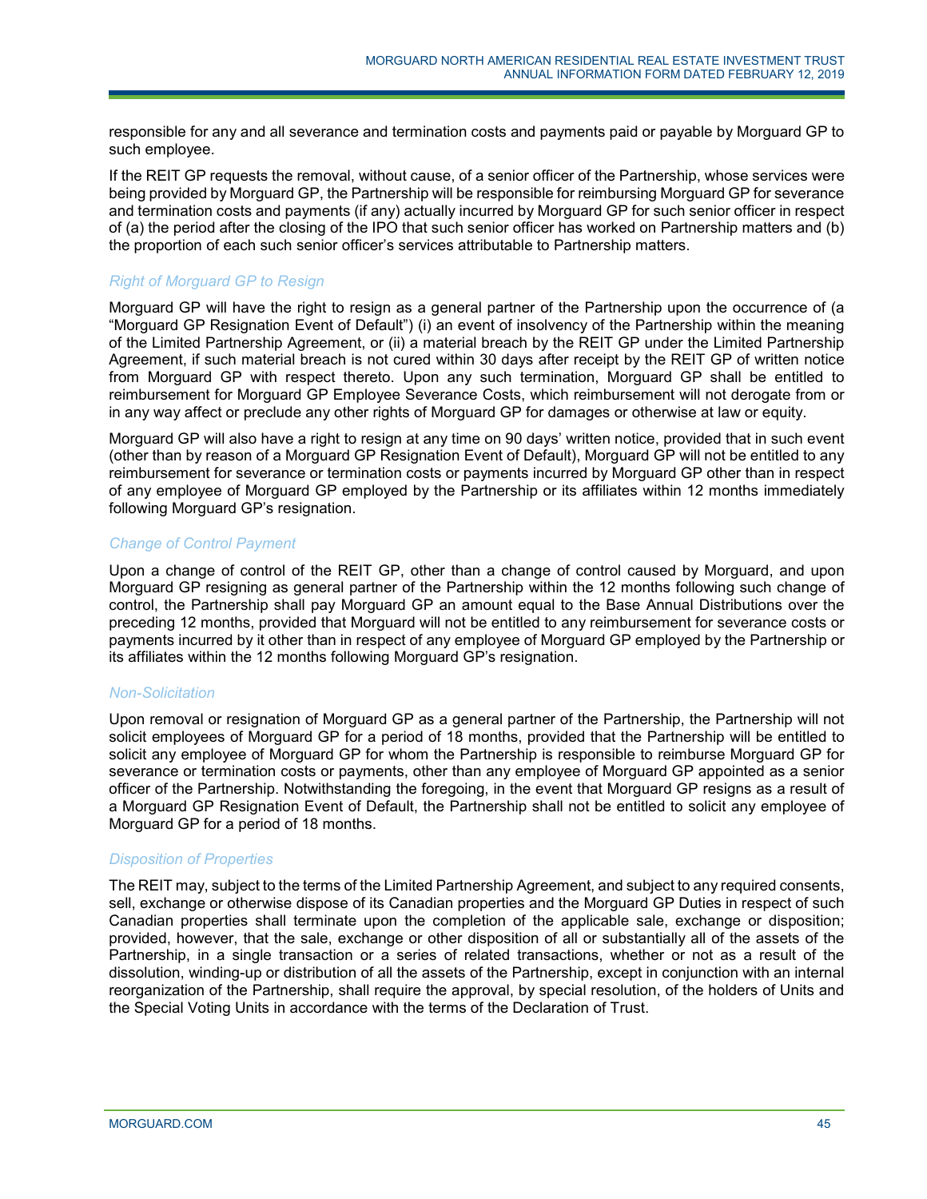responsible for any and all severance and termination costs and payments paid or payable by Morguard GP to such employee.

If the REIT GP requests the removal, without cause, of a senior officer of the Partnership, whose services were being provided by Morguard GP, the Partnership will be responsible for reimbursing Morguard GP for severance and termination costs and payments (if any) actually incurred by Morguard GP for such senior officer in respect of (a) the period after the closing of the IPO that such senior officer has worked on Partnership matters and (b) the proportion of each such senior officer's services attributable to Partnership matters.

*Right of Morguard GP to Resign*

Morguard GP will have the right to resign as a general partner of the Partnership upon the occurrence of (a "Morguard GP Resignation Event of Default") (i) an event of insolvency of the Partnership within the meaning of the Limited Partnership Agreement, or (ii) a material breach by the REIT GP under the Limited Partnership Agreement, if such material breach is not cured within 30 days after receipt by the REIT GP of written notice from Morguard GP with respect thereto. Upon any such termination, Morguard GP shall be entitled to reimbursement for Morguard GP Employee Severance Costs, which reimbursement will not derogate from or in any way affect or preclude any other rights of Morguard GP for damages or otherwise at law or equity.

Morguard GP will also have a right to resign at any time on 90 days' written notice, provided that in such event (other than by reason of a Morguard GP Resignation Event of Default), Morguard GP will not be entitled to any reimbursement for severance or termination costs or payments incurred by Morguard GP other than in respect of any employee of Morguard GP employed by the Partnership or its affiliates within 12 months immediately following Morguard GP's resignation.

*Change of Control Payment*

Upon a change of control of the REIT GP, other than a change of control caused by Morguard, and upon Morguard GP resigning as general partner of the Partnership within the 12 months following such change of control, the Partnership shall pay Morguard GP an amount equal to the Base Annual Distributions over the preceding 12 months, provided that Morguard will not be entitled to any reimbursement for severance costs or payments incurred by it other than in respect of any employee of Morguard GP employed by the Partnership or its affiliates within the 12 months following Morguard GP's resignation.

*Non-Solicitation*

Upon removal or resignation of Morguard GP as a general partner of the Partnership, the Partnership will not solicit employees of Morguard GP for a period of 18 months, provided that the Partnership will be entitled to solicit any employee of Morguard GP for whom the Partnership is responsible to reimburse Morguard GP for severance or termination costs or payments, other than any employee of Morguard GP appointed as a senior officer of the Partnership. Notwithstanding the foregoing, in the event that Morguard GP resigns as a result of a Morguard GP Resignation Event of Default, the Partnership shall not be entitled to solicit any employee of Morguard GP for a period of 18 months.

*Disposition of Properties*

The REIT may, subject to the terms of the Limited Partnership Agreement, and subject to any required consents, sell, exchange or otherwise dispose of its Canadian properties and the Morguard GP Duties in respect of such Canadian properties shall terminate upon the completion of the applicable sale, exchange or disposition; provided, however, that the sale, exchange or other disposition of all or substantially all of the assets of the Partnership, in a single transaction or a series of related transactions, whether or not as a result of the dissolution, winding-up or distribution of all the assets of the Partnership, except in conjunction with an internal reorganization of the Partnership, shall require the approval, by special resolution, of the holders of Units and the Special Voting Units in accordance with the terms of the Declaration of Trust.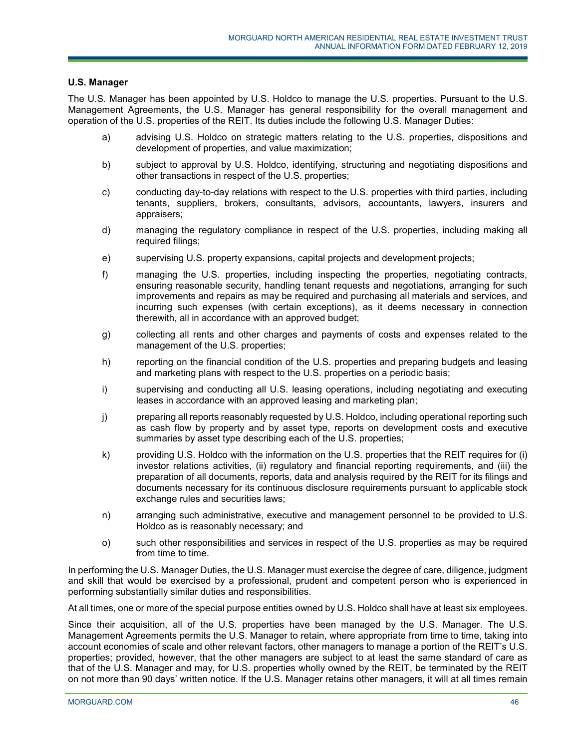### U.S. Manager

The U.S. Manager has been appointed by U.S. Holdco to manage the U.S. properties. Pursuant to the U.S. Management Agreements, the U.S. Manager has general responsibility for the overall management and operation of the U.S. properties of the REIT. Its duties include the following U.S. Manager Duties:

a) advising U.S. Holdco on strategic matters relating to the U.S. properties, dispositions and development of properties, and value maximization;

b) subject to approval by U.S. Holdco, identifying, structuring and negotiating dispositions and other transactions in respect of the U.S. properties;

c) conducting day-to-day relations with respect to the U.S. properties with third parties, including tenants, suppliers, brokers, consultants, advisors, accountants, lawyers, insurers and appraisers;

d) managing the regulatory compliance in respect of the U.S. properties, including making all required filings;

e) supervising U.S. property expansions, capital projects and development projects;

f) managing the U.S. properties, including inspecting the properties, negotiating contracts, ensuring reasonable security, handling tenant requests and negotiations, arranging for such improvements and repairs as may be required and purchasing all materials and services, and incurring such expenses (with certain exceptions), as it deems necessary in connection therewith, all in accordance with an approved budget;

g) collecting all rents and other charges and payments of costs and expenses related to the management of the U.S. properties;

h) reporting on the financial condition of the U.S. properties and preparing budgets and leasing and marketing plans with respect to the U.S. properties on a periodic basis;

i) supervising and conducting all U.S. leasing operations, including negotiating and executing leases in accordance with an approved leasing and marketing plan;

j) preparing all reports reasonably requested by U.S. Holdco, including operational reporting such as cash flow by property and by asset type, reports on development costs and executive summaries by asset type describing each of the U.S. properties;

k) providing U.S. Holdco with the information on the U.S. properties that the REIT requires for (i) investor relations activities, (ii) regulatory and financial reporting requirements, and (iii) the preparation of all documents, reports, data and analysis required by the REIT for its filings and documents necessary for its continuous disclosure requirements pursuant to applicable stock exchange rules and securities laws;

n) arranging such administrative, executive and management personnel to be provided to U.S. Holdco as is reasonably necessary; and

o) such other responsibilities and services in respect of the U.S. properties as may be required from time to time.

In performing the U.S. Manager Duties, the U.S. Manager must exercise the degree of care, diligence, judgment and skill that would be exercised by a professional, prudent and competent person who is experienced in performing substantially similar duties and responsibilities.

At all times, one or more of the special purpose entities owned by U.S. Holdco shall have at least six employees.

Since their acquisition, all of the U.S. properties have been managed by the U.S. Manager. The U.S. Management Agreements permits the U.S. Manager to retain, where appropriate from time to time, taking into account economies of scale and other relevant factors, other managers to manage a portion of the REIT's U.S. properties; provided, however, that the other managers are subject to at least the same standard of care as that of the U.S. Manager and may, for U.S. properties wholly owned by the REIT, be terminated by the REIT on not more than 90 days' written notice. If the U.S. Manager retains other managers, it will at all times remain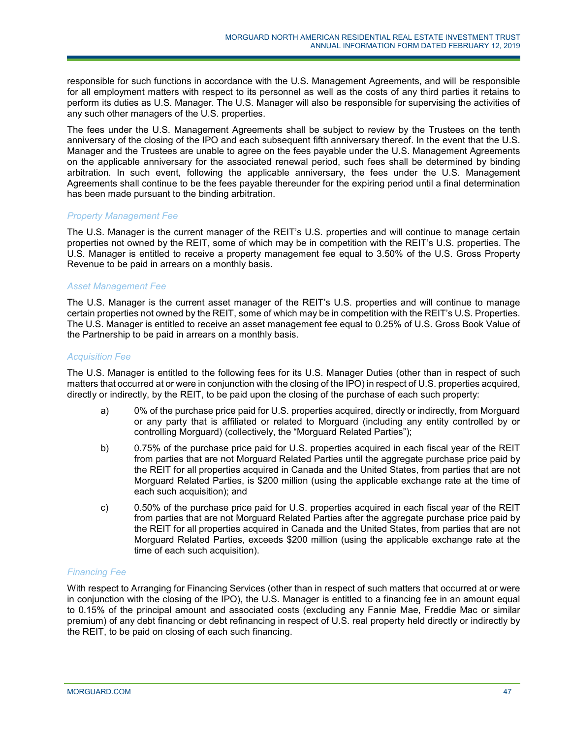responsible for such functions in accordance with the U.S. Management Agreements, and will be responsible for all employment matters with respect to its personnel as well as the costs of any third parties it retains to perform its duties as U.S. Manager. The U.S. Manager will also be responsible for supervising the activities of any such other managers of the U.S. properties.

The fees under the U.S. Management Agreements shall be subject to review by the Trustees on the tenth anniversary of the closing of the IPO and each subsequent fifth anniversary thereof. In the event that the U.S. Manager and the Trustees are unable to agree on the fees payable under the U.S. Management Agreements on the applicable anniversary for the associated renewal period, such fees shall be determined by binding arbitration. In such event, following the applicable anniversary, the fees under the U.S. Management Agreements shall continue to be the fees payable thereunder for the expiring period until a final determination has been made pursuant to the binding arbitration.

*Property Management Fee*

The U.S. Manager is the current manager of the REIT's U.S. properties and will continue to manage certain properties not owned by the REIT, some of which may be in competition with the REIT's U.S. properties. The U.S. Manager is entitled to receive a property management fee equal to 3.50% of the U.S. Gross Property Revenue to be paid in arrears on a monthly basis.

*Asset Management Fee*

The U.S. Manager is the current asset manager of the REIT's U.S. properties and will continue to manage certain properties not owned by the REIT, some of which may be in competition with the REIT's U.S. Properties. The U.S. Manager is entitled to receive an asset management fee equal to 0.25% of U.S. Gross Book Value of the Partnership to be paid in arrears on a monthly basis.

*Acquisition Fee*

The U.S. Manager is entitled to the following fees for its U.S. Manager Duties (other than in respect of such matters that occurred at or were in conjunction with the closing of the IPO) in respect of U.S. properties acquired, directly or indirectly, by the REIT, to be paid upon the closing of the purchase of each such property:

a) 0% of the purchase price paid for U.S. properties acquired, directly or indirectly, from Morguard or any party that is affiliated or related to Morguard (including any entity controlled by or controlling Morguard) (collectively, the "Morguard Related Parties");

b) 0.75% of the purchase price paid for U.S. properties acquired in each fiscal year of the REIT from parties that are not Morguard Related Parties until the aggregate purchase price paid by the REIT for all properties acquired in Canada and the United States, from parties that are not Morguard Related Parties, is $200 million (using the applicable exchange rate at the time of each such acquisition); and

c) 0.50% of the purchase price paid for U.S. properties acquired in each fiscal year of the REIT from parties that are not Morguard Related Parties after the aggregate purchase price paid by the REIT for all properties acquired in Canada and the United States, from parties that are not Morguard Related Parties, exceeds $200 million (using the applicable exchange rate at the time of each such acquisition).

*Financing Fee*

With respect to Arranging for Financing Services (other than in respect of such matters that occurred at or were in conjunction with the closing of the IPO), the U.S. Manager is entitled to a financing fee in an amount equal to 0.15% of the principal amount and associated costs (excluding any Fannie Mae, Freddie Mac or similar premium) of any debt financing or debt refinancing in respect of U.S. real property held directly or indirectly by the REIT, to be paid on closing of each such financing.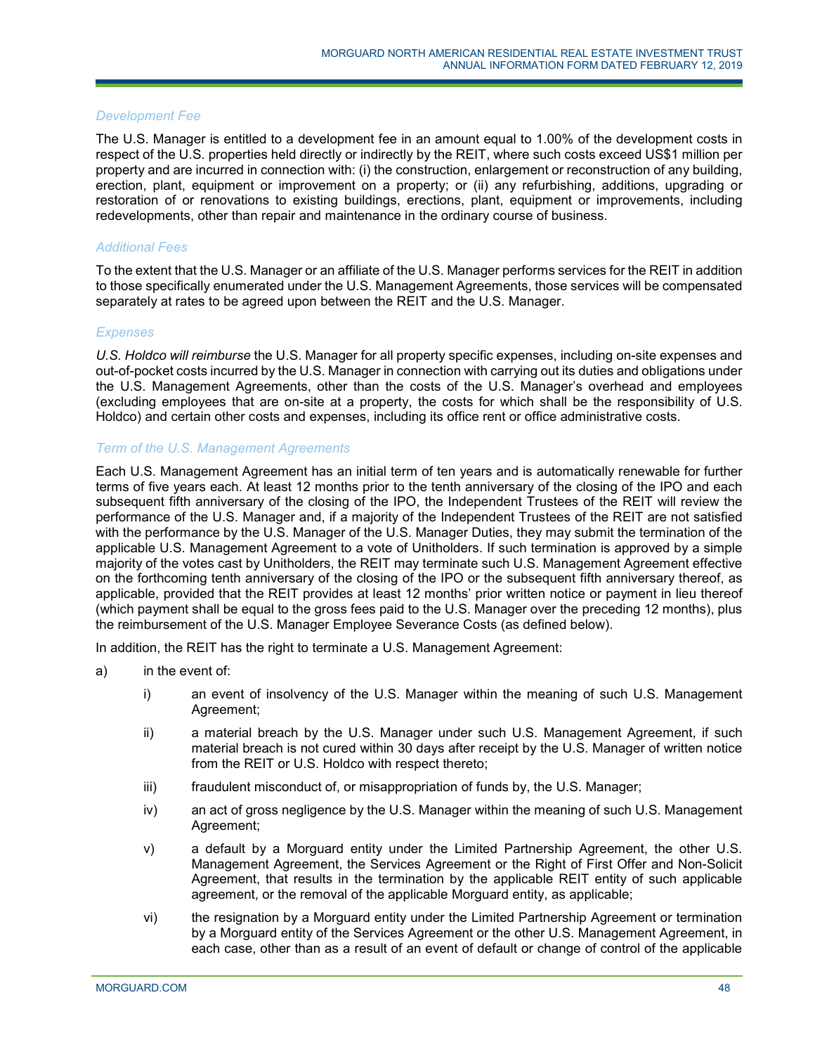### *Development Fee*

The U.S. Manager is entitled to a development fee in an amount equal to 1.00% of the development costs in respect of the U.S. properties held directly or indirectly by the REIT, where such costs exceed US$1 million per property and are incurred in connection with: (i) the construction, enlargement or reconstruction of any building, erection, plant, equipment or improvement on a property; or (ii) any refurbishing, additions, upgrading or restoration of or renovations to existing buildings, erections, plant, equipment or improvements, including redevelopments, other than repair and maintenance in the ordinary course of business.

### *Additional Fees*

To the extent that the U.S. Manager or an affiliate of the U.S. Manager performs services for the REIT in addition to those specifically enumerated under the U.S. Management Agreements, those services will be compensated separately at rates to be agreed upon between the REIT and the U.S. Manager.

### *Expenses*

*U.S. Holdco will reimburse* the U.S. Manager for all property specific expenses, including on-site expenses and out-of-pocket costs incurred by the U.S. Manager in connection with carrying out its duties and obligations under the U.S. Management Agreements, other than the costs of the U.S. Manager's overhead and employees (excluding employees that are on-site at a property, the costs for which shall be the responsibility of U.S. Holdco) and certain other costs and expenses, including its office rent or office administrative costs.

### *Term of the U.S. Management Agreements*

Each U.S. Management Agreement has an initial term of ten years and is automatically renewable for further terms of five years each. At least 12 months prior to the tenth anniversary of the closing of the IPO and each subsequent fifth anniversary of the closing of the IPO, the Independent Trustees of the REIT will review the performance of the U.S. Manager and, if a majority of the Independent Trustees of the REIT are not satisfied with the performance by the U.S. Manager of the U.S. Manager Duties, they may submit the termination of the applicable U.S. Management Agreement to a vote of Unitholders. If such termination is approved by a simple majority of the votes cast by Unitholders, the REIT may terminate such U.S. Management Agreement effective on the forthcoming tenth anniversary of the closing of the IPO or the subsequent fifth anniversary thereof, as applicable, provided that the REIT provides at least 12 months' prior written notice or payment in lieu thereof (which payment shall be equal to the gross fees paid to the U.S. Manager over the preceding 12 months), plus the reimbursement of the U.S. Manager Employee Severance Costs (as defined below).

In addition, the REIT has the right to terminate a U.S. Management Agreement:

a) in the event of:

   i) an event of insolvency of the U.S. Manager within the meaning of such U.S. Management Agreement;

   ii) a material breach by the U.S. Manager under such U.S. Management Agreement, if such material breach is not cured within 30 days after receipt by the U.S. Manager of written notice from the REIT or U.S. Holdco with respect thereto;

   iii) fraudulent misconduct of, or misappropriation of funds by, the U.S. Manager;

   iv) an act of gross negligence by the U.S. Manager within the meaning of such U.S. Management Agreement;

   v) a default by a Morguard entity under the Limited Partnership Agreement, the other U.S. Management Agreement, the Services Agreement or the Right of First Offer and Non-Solicit Agreement, that results in the termination by the applicable REIT entity of such applicable agreement, or the removal of the applicable Morguard entity, as applicable;

   vi) the resignation by a Morguard entity under the Limited Partnership Agreement or termination by a Morguard entity of the Services Agreement or the other U.S. Management Agreement, in each case, other than as a result of an event of default or change of control of the applicable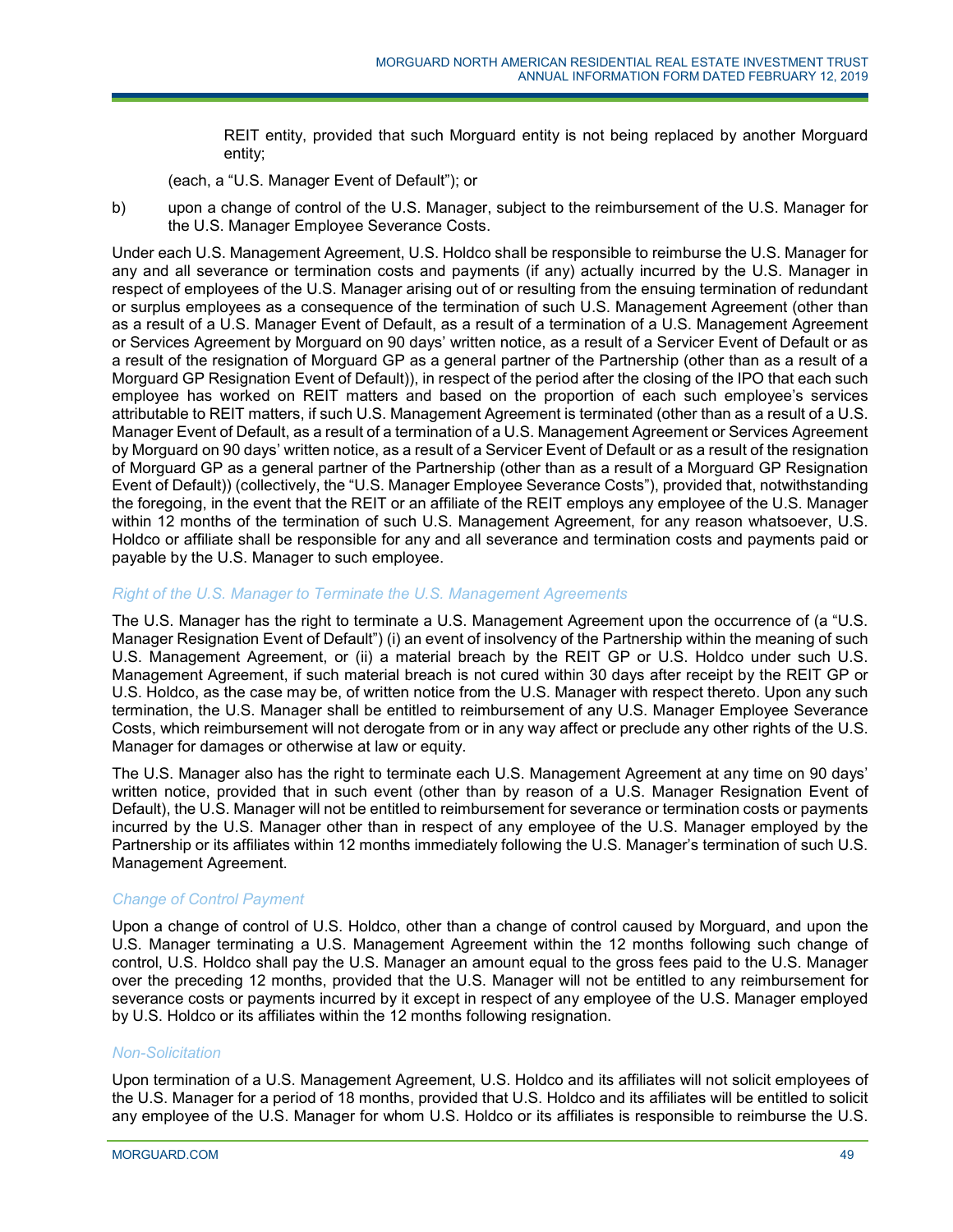REIT entity, provided that such Morguard entity is not being replaced by another Morguard entity;

(each, a "U.S. Manager Event of Default"); or

b) upon a change of control of the U.S. Manager, subject to the reimbursement of the U.S. Manager for the U.S. Manager Employee Severance Costs.

Under each U.S. Management Agreement, U.S. Holdco shall be responsible to reimburse the U.S. Manager for any and all severance or termination costs and payments (if any) actually incurred by the U.S. Manager in respect of employees of the U.S. Manager arising out of or resulting from the ensuing termination of redundant or surplus employees as a consequence of the termination of such U.S. Management Agreement (other than as a result of a U.S. Manager Event of Default, as a result of a termination of a U.S. Management Agreement or Services Agreement by Morguard on 90 days' written notice, as a result of a Servicer Event of Default or as a result of the resignation of Morguard GP as a general partner of the Partnership (other than as a result of a Morguard GP Resignation Event of Default)), in respect of the period after the closing of the IPO that each such employee has worked on REIT matters and based on the proportion of each such employee's services attributable to REIT matters, if such U.S. Management Agreement is terminated (other than as a result of a U.S. Manager Event of Default, as a result of a termination of a U.S. Management Agreement or Services Agreement by Morguard on 90 days' written notice, as a result of a Servicer Event of Default or as a result of the resignation of Morguard GP as a general partner of the Partnership (other than as a result of a Morguard GP Resignation Event of Default)) (collectively, the "U.S. Manager Employee Severance Costs"), provided that, notwithstanding the foregoing, in the event that the REIT or an affiliate of the REIT employs any employee of the U.S. Manager within 12 months of the termination of such U.S. Management Agreement, for any reason whatsoever, U.S. Holdco or affiliate shall be responsible for any and all severance and termination costs and payments paid or payable by the U.S. Manager to such employee.

*Right of the U.S. Manager to Terminate the U.S. Management Agreements*

The U.S. Manager has the right to terminate a U.S. Management Agreement upon the occurrence of (a "U.S. Manager Resignation Event of Default") (i) an event of insolvency of the Partnership within the meaning of such U.S. Management Agreement, or (ii) a material breach by the REIT GP or U.S. Holdco under such U.S. Management Agreement, if such material breach is not cured within 30 days after receipt by the REIT GP or U.S. Holdco, as the case may be, of written notice from the U.S. Manager with respect thereto. Upon any such termination, the U.S. Manager shall be entitled to reimbursement of any U.S. Manager Employee Severance Costs, which reimbursement will not derogate from or in any way affect or preclude any other rights of the U.S. Manager for damages or otherwise at law or equity.

The U.S. Manager also has the right to terminate each U.S. Management Agreement at any time on 90 days' written notice, provided that in such event (other than by reason of a U.S. Manager Resignation Event of Default), the U.S. Manager will not be entitled to reimbursement for severance or termination costs or payments incurred by the U.S. Manager other than in respect of any employee of the U.S. Manager employed by the Partnership or its affiliates within 12 months immediately following the U.S. Manager's termination of such U.S. Management Agreement.

*Change of Control Payment*

Upon a change of control of U.S. Holdco, other than a change of control caused by Morguard, and upon the U.S. Manager terminating a U.S. Management Agreement within the 12 months following such change of control, U.S. Holdco shall pay the U.S. Manager an amount equal to the gross fees paid to the U.S. Manager over the preceding 12 months, provided that the U.S. Manager will not be entitled to any reimbursement for severance costs or payments incurred by it except in respect of any employee of the U.S. Manager employed by U.S. Holdco or its affiliates within the 12 months following resignation.

*Non-Solicitation*

Upon termination of a U.S. Management Agreement, U.S. Holdco and its affiliates will not solicit employees of the U.S. Manager for a period of 18 months, provided that U.S. Holdco and its affiliates will be entitled to solicit any employee of the U.S. Manager for whom U.S. Holdco or its affiliates is responsible to reimburse the U.S.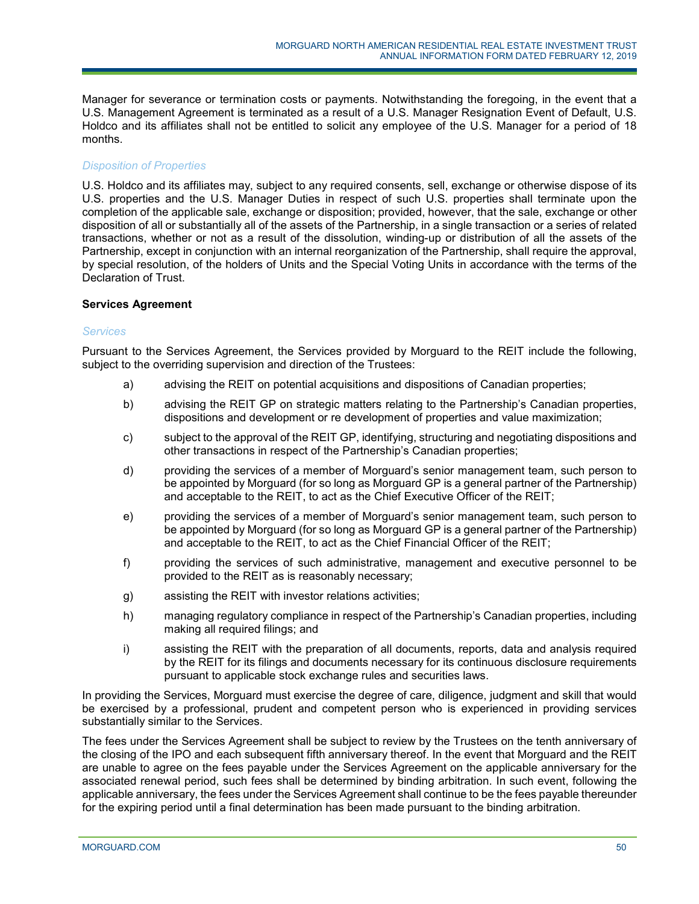Manager for severance or termination costs or payments. Notwithstanding the foregoing, in the event that a U.S. Management Agreement is terminated as a result of a U.S. Manager Resignation Event of Default, U.S. Holdco and its affiliates shall not be entitled to solicit any employee of the U.S. Manager for a period of 18 months.

*Disposition of Properties*

U.S. Holdco and its affiliates may, subject to any required consents, sell, exchange or otherwise dispose of its U.S. properties and the U.S. Manager Duties in respect of such U.S. properties shall terminate upon the completion of the applicable sale, exchange or disposition; provided, however, that the sale, exchange or other disposition of all or substantially all of the assets of the Partnership, in a single transaction or a series of related transactions, whether or not as a result of the dissolution, winding-up or distribution of all the assets of the Partnership, except in conjunction with an internal reorganization of the Partnership, shall require the approval, by special resolution, of the holders of Units and the Special Voting Units in accordance with the terms of the Declaration of Trust.

**Services Agreement**

*Services*

Pursuant to the Services Agreement, the Services provided by Morguard to the REIT include the following, subject to the overriding supervision and direction of the Trustees:

a) advising the REIT on potential acquisitions and dispositions of Canadian properties;

b) advising the REIT GP on strategic matters relating to the Partnership's Canadian properties, dispositions and development or re development of properties and value maximization;

c) subject to the approval of the REIT GP, identifying, structuring and negotiating dispositions and other transactions in respect of the Partnership's Canadian properties;

d) providing the services of a member of Morguard's senior management team, such person to be appointed by Morguard (for so long as Morguard GP is a general partner of the Partnership) and acceptable to the REIT, to act as the Chief Executive Officer of the REIT;

e) providing the services of a member of Morguard's senior management team, such person to be appointed by Morguard (for so long as Morguard GP is a general partner of the Partnership) and acceptable to the REIT, to act as the Chief Financial Officer of the REIT;

f) providing the services of such administrative, management and executive personnel to be provided to the REIT as is reasonably necessary;

g) assisting the REIT with investor relations activities;

h) managing regulatory compliance in respect of the Partnership's Canadian properties, including making all required filings; and

i) assisting the REIT with the preparation of all documents, reports, data and analysis required by the REIT for its filings and documents necessary for its continuous disclosure requirements pursuant to applicable stock exchange rules and securities laws.

In providing the Services, Morguard must exercise the degree of care, diligence, judgment and skill that would be exercised by a professional, prudent and competent person who is experienced in providing services substantially similar to the Services.

The fees under the Services Agreement shall be subject to review by the Trustees on the tenth anniversary of the closing of the IPO and each subsequent fifth anniversary thereof. In the event that Morguard and the REIT are unable to agree on the fees payable under the Services Agreement on the applicable anniversary for the associated renewal period, such fees shall be determined by binding arbitration. In such event, following the applicable anniversary, the fees under the Services Agreement shall continue to be the fees payable thereunder for the expiring period until a final determination has been made pursuant to the binding arbitration.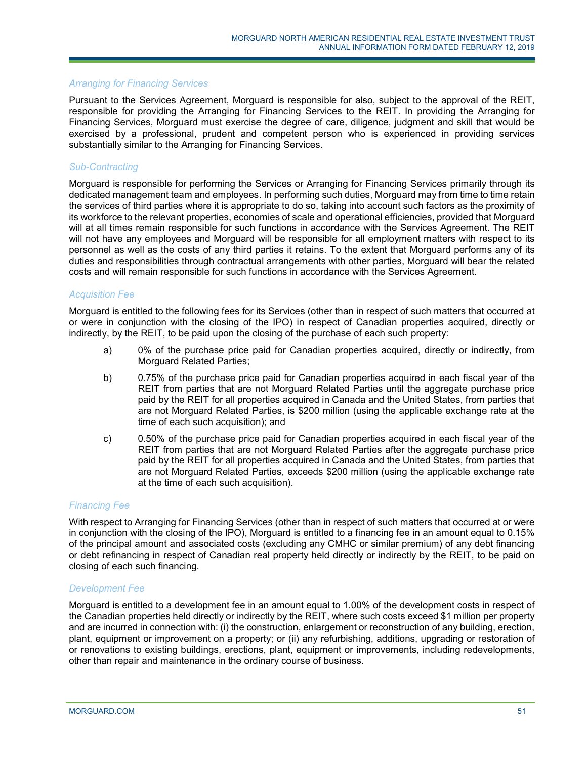*Arranging for Financing Services*

Pursuant to the Services Agreement, Morguard is responsible for also, subject to the approval of the REIT, responsible for providing the Arranging for Financing Services to the REIT. In providing the Arranging for Financing Services, Morguard must exercise the degree of care, diligence, judgment and skill that would be exercised by a professional, prudent and competent person who is experienced in providing services substantially similar to the Arranging for Financing Services.

*Sub-Contracting*

Morguard is responsible for performing the Services or Arranging for Financing Services primarily through its dedicated management team and employees. In performing such duties, Morguard may from time to time retain the services of third parties where it is appropriate to do so, taking into account such factors as the proximity of its workforce to the relevant properties, economies of scale and operational efficiencies, provided that Morguard will at all times remain responsible for such functions in accordance with the Services Agreement. The REIT will not have any employees and Morguard will be responsible for all employment matters with respect to its personnel as well as the costs of any third parties it retains. To the extent that Morguard performs any of its duties and responsibilities through contractual arrangements with other parties, Morguard will bear the related costs and will remain responsible for such functions in accordance with the Services Agreement.

*Acquisition Fee*

Morguard is entitled to the following fees for its Services (other than in respect of such matters that occurred at or were in conjunction with the closing of the IPO) in respect of Canadian properties acquired, directly or indirectly, by the REIT, to be paid upon the closing of the purchase of each such property:

a) 0% of the purchase price paid for Canadian properties acquired, directly or indirectly, from Morguard Related Parties;

b) 0.75% of the purchase price paid for Canadian properties acquired in each fiscal year of the REIT from parties that are not Morguard Related Parties until the aggregate purchase price paid by the REIT for all properties acquired in Canada and the United States, from parties that are not Morguard Related Parties, is $200 million (using the applicable exchange rate at the time of each such acquisition); and

c) 0.50% of the purchase price paid for Canadian properties acquired in each fiscal year of the REIT from parties that are not Morguard Related Parties after the aggregate purchase price paid by the REIT for all properties acquired in Canada and the United States, from parties that are not Morguard Related Parties, exceeds $200 million (using the applicable exchange rate at the time of each such acquisition).

*Financing Fee*

With respect to Arranging for Financing Services (other than in respect of such matters that occurred at or were in conjunction with the closing of the IPO), Morguard is entitled to a financing fee in an amount equal to 0.15% of the principal amount and associated costs (excluding any CMHC or similar premium) of any debt financing or debt refinancing in respect of Canadian real property held directly or indirectly by the REIT, to be paid on closing of each such financing.

*Development Fee*

Morguard is entitled to a development fee in an amount equal to 1.00% of the development costs in respect of the Canadian properties held directly or indirectly by the REIT, where such costs exceed $1 million per property and are incurred in connection with: (i) the construction, enlargement or reconstruction of any building, erection, plant, equipment or improvement on a property; or (ii) any refurbishing, additions, upgrading or restoration of or renovations to existing buildings, erections, plant, equipment or improvements, including redevelopments, other than repair and maintenance in the ordinary course of business.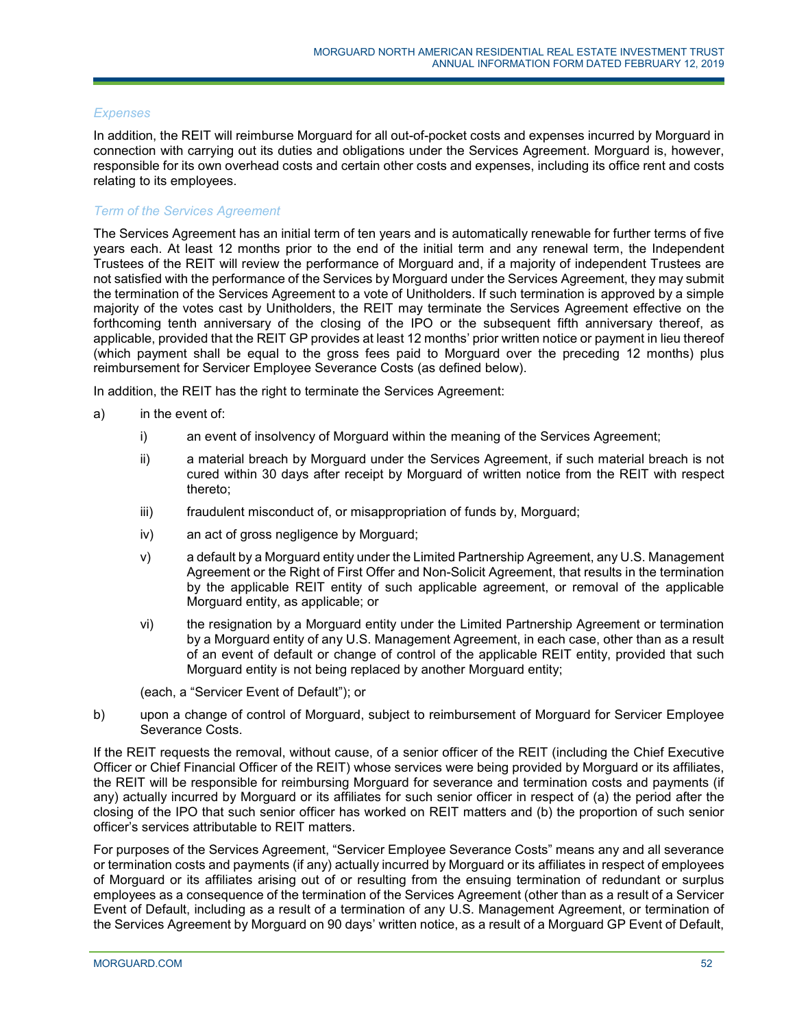*Expenses*

In addition, the REIT will reimburse Morguard for all out-of-pocket costs and expenses incurred by Morguard in connection with carrying out its duties and obligations under the Services Agreement. Morguard is, however, responsible for its own overhead costs and certain other costs and expenses, including its office rent and costs relating to its employees.

*Term of the Services Agreement*

The Services Agreement has an initial term of ten years and is automatically renewable for further terms of five years each. At least 12 months prior to the end of the initial term and any renewal term, the Independent Trustees of the REIT will review the performance of Morguard and, if a majority of independent Trustees are not satisfied with the performance of the Services by Morguard under the Services Agreement, they may submit the termination of the Services Agreement to a vote of Unitholders. If such termination is approved by a simple majority of the votes cast by Unitholders, the REIT may terminate the Services Agreement effective on the forthcoming tenth anniversary of the closing of the IPO or the subsequent fifth anniversary thereof, as applicable, provided that the REIT GP provides at least 12 months' prior written notice or payment in lieu thereof (which payment shall be equal to the gross fees paid to Morguard over the preceding 12 months) plus reimbursement for Servicer Employee Severance Costs (as defined below).

In addition, the REIT has the right to terminate the Services Agreement:

a) in the event of:

   i) an event of insolvency of Morguard within the meaning of the Services Agreement;

   ii) a material breach by Morguard under the Services Agreement, if such material breach is not cured within 30 days after receipt by Morguard of written notice from the REIT with respect thereto;

   iii) fraudulent misconduct of, or misappropriation of funds by, Morguard;

   iv) an act of gross negligence by Morguard;

   v) a default by a Morguard entity under the Limited Partnership Agreement, any U.S. Management Agreement or the Right of First Offer and Non-Solicit Agreement, that results in the termination by the applicable REIT entity of such applicable agreement, or removal of the applicable Morguard entity, as applicable; or

   vi) the resignation by a Morguard entity under the Limited Partnership Agreement or termination by a Morguard entity of any U.S. Management Agreement, in each case, other than as a result of an event of default or change of control of the applicable REIT entity, provided that such Morguard entity is not being replaced by another Morguard entity;

   (each, a "Servicer Event of Default"); or

b) upon a change of control of Morguard, subject to reimbursement of Morguard for Servicer Employee Severance Costs.

If the REIT requests the removal, without cause, of a senior officer of the REIT (including the Chief Executive Officer or Chief Financial Officer of the REIT) whose services were being provided by Morguard or its affiliates, the REIT will be responsible for reimbursing Morguard for severance and termination costs and payments (if any) actually incurred by Morguard or its affiliates for such senior officer in respect of (a) the period after the closing of the IPO that such senior officer has worked on REIT matters and (b) the proportion of such senior officer's services attributable to REIT matters.

For purposes of the Services Agreement, "Servicer Employee Severance Costs" means any and all severance or termination costs and payments (if any) actually incurred by Morguard or its affiliates in respect of employees of Morguard or its affiliates arising out of or resulting from the ensuing termination of redundant or surplus employees as a consequence of the termination of the Services Agreement (other than as a result of a Servicer Event of Default, including as a result of a termination of any U.S. Management Agreement, or termination of the Services Agreement by Morguard on 90 days' written notice, as a result of a Morguard GP Event of Default,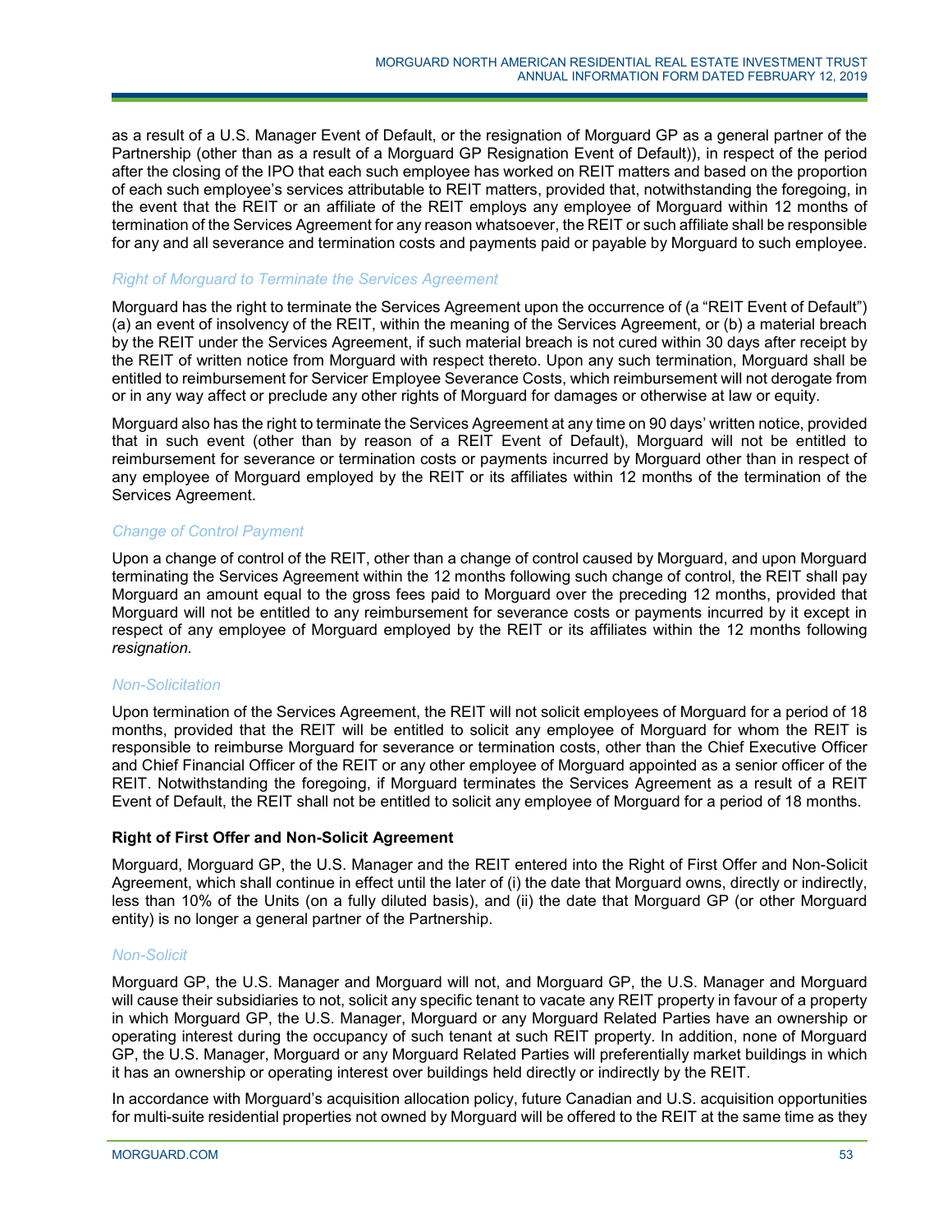as a result of a U.S. Manager Event of Default, or the resignation of Morguard GP as a general partner of the Partnership (other than as a result of a Morguard GP Resignation Event of Default)), in respect of the period after the closing of the IPO that each such employee has worked on REIT matters and based on the proportion of each such employee's services attributable to REIT matters, provided that, notwithstanding the foregoing, in the event that the REIT or an affiliate of the REIT employs any employee of Morguard within 12 months of termination of the Services Agreement for any reason whatsoever, the REIT or such affiliate shall be responsible for any and all severance and termination costs and payments paid or payable by Morguard to such employee.

*Right of Morguard to Terminate the Services Agreement*

Morguard has the right to terminate the Services Agreement upon the occurrence of (a "REIT Event of Default") (a) an event of insolvency of the REIT, within the meaning of the Services Agreement, or (b) a material breach by the REIT under the Services Agreement, if such material breach is not cured within 30 days after receipt by the REIT of written notice from Morguard with respect thereto. Upon any such termination, Morguard shall be entitled to reimbursement for Servicer Employee Severance Costs, which reimbursement will not derogate from or in any way affect or preclude any other rights of Morguard for damages or otherwise at law or equity.

Morguard also has the right to terminate the Services Agreement at any time on 90 days' written notice, provided that in such event (other than by reason of a REIT Event of Default), Morguard will not be entitled to reimbursement for severance or termination costs or payments incurred by Morguard other than in respect of any employee of Morguard employed by the REIT or its affiliates within 12 months of the termination of the Services Agreement.

*Change of Control Payment*

Upon a change of control of the REIT, other than a change of control caused by Morguard, and upon Morguard terminating the Services Agreement within the 12 months following such change of control, the REIT shall pay Morguard an amount equal to the gross fees paid to Morguard over the preceding 12 months, provided that Morguard will not be entitled to any reimbursement for severance costs or payments incurred by it except in respect of any employee of Morguard employed by the REIT or its affiliates within the 12 months following *resignation.*

*Non-Solicitation*

Upon termination of the Services Agreement, the REIT will not solicit employees of Morguard for a period of 18 months, provided that the REIT will be entitled to solicit any employee of Morguard for whom the REIT is responsible to reimburse Morguard for severance or termination costs, other than the Chief Executive Officer and Chief Financial Officer of the REIT or any other employee of Morguard appointed as a senior officer of the REIT. Notwithstanding the foregoing, if Morguard terminates the Services Agreement as a result of a REIT Event of Default, the REIT shall not be entitled to solicit any employee of Morguard for a period of 18 months.

**Right of First Offer and Non-Solicit Agreement**

Morguard, Morguard GP, the U.S. Manager and the REIT entered into the Right of First Offer and Non-Solicit Agreement, which shall continue in effect until the later of (i) the date that Morguard owns, directly or indirectly, less than 10% of the Units (on a fully diluted basis), and (ii) the date that Morguard GP (or other Morguard entity) is no longer a general partner of the Partnership.

*Non-Solicit*

Morguard GP, the U.S. Manager and Morguard will not, and Morguard GP, the U.S. Manager and Morguard will cause their subsidiaries to not, solicit any specific tenant to vacate any REIT property in favour of a property in which Morguard GP, the U.S. Manager, Morguard or any Morguard Related Parties have an ownership or operating interest during the occupancy of such tenant at such REIT property. In addition, none of Morguard GP, the U.S. Manager, Morguard or any Morguard Related Parties will preferentially market buildings in which it has an ownership or operating interest over buildings held directly or indirectly by the REIT.

In accordance with Morguard's acquisition allocation policy, future Canadian and U.S. acquisition opportunities for multi-suite residential properties not owned by Morguard will be offered to the REIT at the same time as they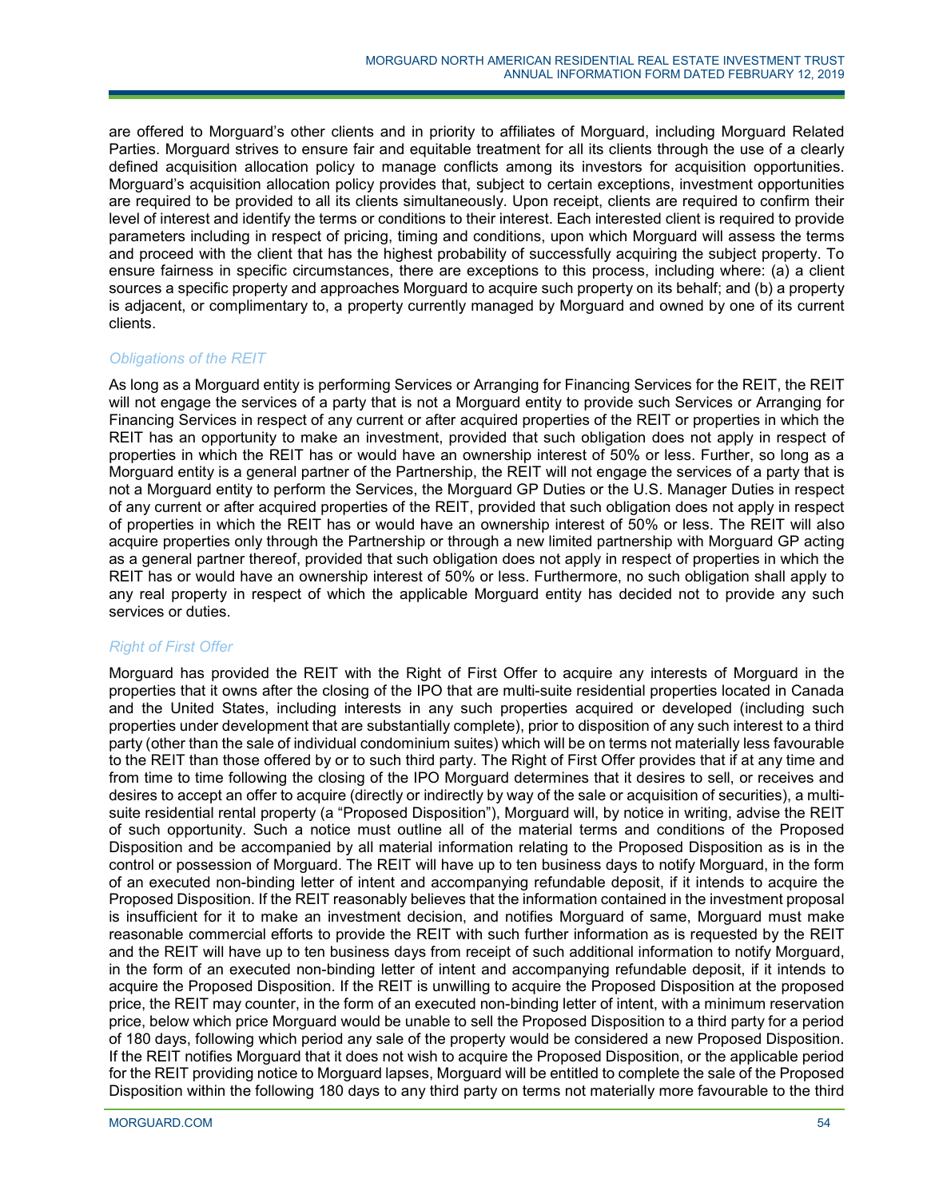are offered to Morguard's other clients and in priority to affiliates of Morguard, including Morguard Related Parties. Morguard strives to ensure fair and equitable treatment for all its clients through the use of a clearly defined acquisition allocation policy to manage conflicts among its investors for acquisition opportunities. Morguard's acquisition allocation policy provides that, subject to certain exceptions, investment opportunities are required to be provided to all its clients simultaneously. Upon receipt, clients are required to confirm their level of interest and identify the terms or conditions to their interest. Each interested client is required to provide parameters including in respect of pricing, timing and conditions, upon which Morguard will assess the terms and proceed with the client that has the highest probability of successfully acquiring the subject property. To ensure fairness in specific circumstances, there are exceptions to this process, including where: (a) a client sources a specific property and approaches Morguard to acquire such property on its behalf; and (b) a property is adjacent, or complimentary to, a property currently managed by Morguard and owned by one of its current clients.

### *Obligations of the REIT*

As long as a Morguard entity is performing Services or Arranging for Financing Services for the REIT, the REIT will not engage the services of a party that is not a Morguard entity to provide such Services or Arranging for Financing Services in respect of any current or after acquired properties of the REIT or properties in which the REIT has an opportunity to make an investment, provided that such obligation does not apply in respect of properties in which the REIT has or would have an ownership interest of 50% or less. Further, so long as a Morguard entity is a general partner of the Partnership, the REIT will not engage the services of a party that is not a Morguard entity to perform the Services, the Morguard GP Duties or the U.S. Manager Duties in respect of any current or after acquired properties of the REIT, provided that such obligation does not apply in respect of properties in which the REIT has or would have an ownership interest of 50% or less. The REIT will also acquire properties only through the Partnership or through a new limited partnership with Morguard GP acting as a general partner thereof, provided that such obligation does not apply in respect of properties in which the REIT has or would have an ownership interest of 50% or less. Furthermore, no such obligation shall apply to any real property in respect of which the applicable Morguard entity has decided not to provide any such services or duties.

### *Right of First Offer*

Morguard has provided the REIT with the Right of First Offer to acquire any interests of Morguard in the properties that it owns after the closing of the IPO that are multi-suite residential properties located in Canada and the United States, including interests in any such properties acquired or developed (including such properties under development that are substantially complete), prior to disposition of any such interest to a third party (other than the sale of individual condominium suites) which will be on terms not materially less favourable to the REIT than those offered by or to such third party. The Right of First Offer provides that if at any time and from time to time following the closing of the IPO Morguard determines that it desires to sell, or receives and desires to accept an offer to acquire (directly or indirectly by way of the sale or acquisition of securities), a multi-suite residential rental property (a "Proposed Disposition"), Morguard will, by notice in writing, advise the REIT of such opportunity. Such a notice must outline all of the material terms and conditions of the Proposed Disposition and be accompanied by all material information relating to the Proposed Disposition as is in the control or possession of Morguard. The REIT will have up to ten business days to notify Morguard, in the form of an executed non-binding letter of intent and accompanying refundable deposit, if it intends to acquire the Proposed Disposition. If the REIT reasonably believes that the information contained in the investment proposal is insufficient for it to make an investment decision, and notifies Morguard of same, Morguard must make reasonable commercial efforts to provide the REIT with such further information as is requested by the REIT and the REIT will have up to ten business days from receipt of such additional information to notify Morguard, in the form of an executed non-binding letter of intent and accompanying refundable deposit, if it intends to acquire the Proposed Disposition. If the REIT is unwilling to acquire the Proposed Disposition at the proposed price, the REIT may counter, in the form of an executed non-binding letter of intent, with a minimum reservation price, below which price Morguard would be unable to sell the Proposed Disposition to a third party for a period of 180 days, following which period any sale of the property would be considered a new Proposed Disposition. If the REIT notifies Morguard that it does not wish to acquire the Proposed Disposition, or the applicable period for the REIT providing notice to Morguard lapses, Morguard will be entitled to complete the sale of the Proposed Disposition within the following 180 days to any third party on terms not materially more favourable to the third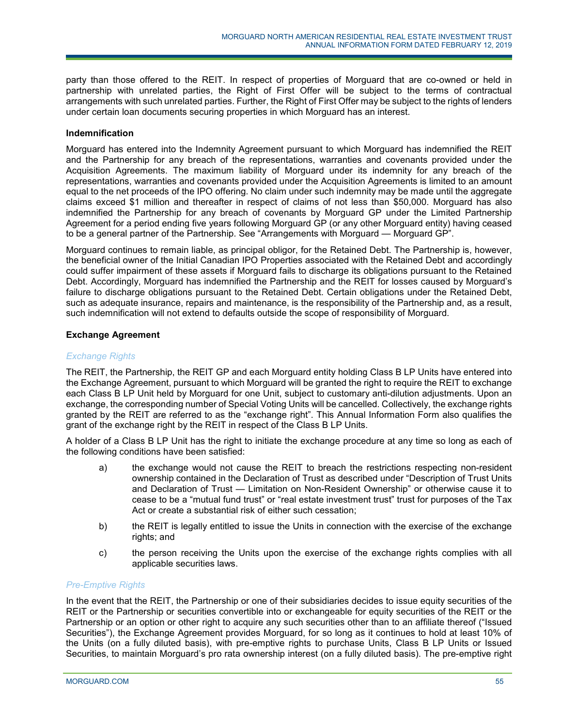party than those offered to the REIT. In respect of properties of Morguard that are co-owned or held in partnership with unrelated parties, the Right of First Offer will be subject to the terms of contractual arrangements with such unrelated parties. Further, the Right of First Offer may be subject to the rights of lenders under certain loan documents securing properties in which Morguard has an interest.

### Indemnification

Morguard has entered into the Indemnity Agreement pursuant to which Morguard has indemnified the REIT and the Partnership for any breach of the representations, warranties and covenants provided under the Acquisition Agreements. The maximum liability of Morguard under its indemnity for any breach of the representations, warranties and covenants provided under the Acquisition Agreements is limited to an amount equal to the net proceeds of the IPO offering. No claim under such indemnity may be made until the aggregate claims exceed $1 million and thereafter in respect of claims of not less than $50,000. Morguard has also indemnified the Partnership for any breach of covenants by Morguard GP under the Limited Partnership Agreement for a period ending five years following Morguard GP (or any other Morguard entity) having ceased to be a general partner of the Partnership. See "Arrangements with Morguard — Morguard GP".

Morguard continues to remain liable, as principal obligor, for the Retained Debt. The Partnership is, however, the beneficial owner of the Initial Canadian IPO Properties associated with the Retained Debt and accordingly could suffer impairment of these assets if Morguard fails to discharge its obligations pursuant to the Retained Debt. Accordingly, Morguard has indemnified the Partnership and the REIT for losses caused by Morguard's failure to discharge obligations pursuant to the Retained Debt. Certain obligations under the Retained Debt, such as adequate insurance, repairs and maintenance, is the responsibility of the Partnership and, as a result, such indemnification will not extend to defaults outside the scope of responsibility of Morguard.

### Exchange Agreement

#### *Exchange Rights*

The REIT, the Partnership, the REIT GP and each Morguard entity holding Class B LP Units have entered into the Exchange Agreement, pursuant to which Morguard will be granted the right to require the REIT to exchange each Class B LP Unit held by Morguard for one Unit, subject to customary anti-dilution adjustments. Upon an exchange, the corresponding number of Special Voting Units will be cancelled. Collectively, the exchange rights granted by the REIT are referred to as the "exchange right". This Annual Information Form also qualifies the grant of the exchange right by the REIT in respect of the Class B LP Units.

A holder of a Class B LP Unit has the right to initiate the exchange procedure at any time so long as each of the following conditions have been satisfied:

a) the exchange would not cause the REIT to breach the restrictions respecting non-resident ownership contained in the Declaration of Trust as described under "Description of Trust Units and Declaration of Trust — Limitation on Non-Resident Ownership" or otherwise cause it to cease to be a "mutual fund trust" or "real estate investment trust" trust for purposes of the Tax Act or create a substantial risk of either such cessation;

b) the REIT is legally entitled to issue the Units in connection with the exercise of the exchange rights; and

c) the person receiving the Units upon the exercise of the exchange rights complies with all applicable securities laws.

#### *Pre-Emptive Rights*

In the event that the REIT, the Partnership or one of their subsidiaries decides to issue equity securities of the REIT or the Partnership or securities convertible into or exchangeable for equity securities of the REIT or the Partnership or an option or other right to acquire any such securities other than to an affiliate thereof ("Issued Securities"), the Exchange Agreement provides Morguard, for so long as it continues to hold at least 10% of the Units (on a fully diluted basis), with pre-emptive rights to purchase Units, Class B LP Units or Issued Securities, to maintain Morguard's pro rata ownership interest (on a fully diluted basis). The pre-emptive right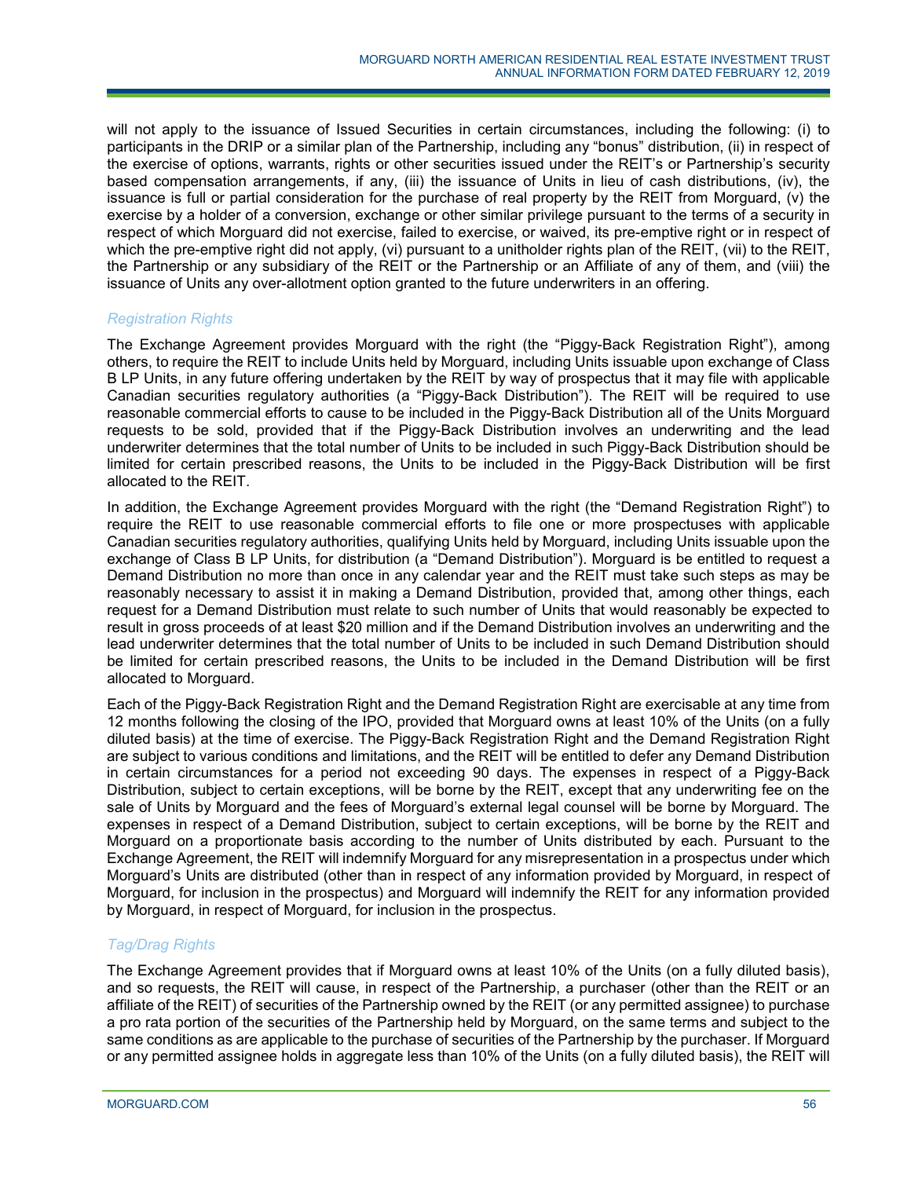will not apply to the issuance of Issued Securities in certain circumstances, including the following: (i) to participants in the DRIP or a similar plan of the Partnership, including any "bonus" distribution, (ii) in respect of the exercise of options, warrants, rights or other securities issued under the REIT's or Partnership's security based compensation arrangements, if any, (iii) the issuance of Units in lieu of cash distributions, (iv), the issuance is full or partial consideration for the purchase of real property by the REIT from Morguard, (v) the exercise by a holder of a conversion, exchange or other similar privilege pursuant to the terms of a security in respect of which Morguard did not exercise, failed to exercise, or waived, its pre-emptive right or in respect of which the pre-emptive right did not apply, (vi) pursuant to a unitholder rights plan of the REIT, (vii) to the REIT, the Partnership or any subsidiary of the REIT or the Partnership or an Affiliate of any of them, and (viii) the issuance of Units any over-allotment option granted to the future underwriters in an offering.

### *Registration Rights*

The Exchange Agreement provides Morguard with the right (the "Piggy-Back Registration Right"), among others, to require the REIT to include Units held by Morguard, including Units issuable upon exchange of Class B LP Units, in any future offering undertaken by the REIT by way of prospectus that it may file with applicable Canadian securities regulatory authorities (a "Piggy-Back Distribution"). The REIT will be required to use reasonable commercial efforts to cause to be included in the Piggy-Back Distribution all of the Units Morguard requests to be sold, provided that if the Piggy-Back Distribution involves an underwriting and the lead underwriter determines that the total number of Units to be included in such Piggy-Back Distribution should be limited for certain prescribed reasons, the Units to be included in the Piggy-Back Distribution will be first allocated to the REIT.

In addition, the Exchange Agreement provides Morguard with the right (the "Demand Registration Right") to require the REIT to use reasonable commercial efforts to file one or more prospectuses with applicable Canadian securities regulatory authorities, qualifying Units held by Morguard, including Units issuable upon the exchange of Class B LP Units, for distribution (a "Demand Distribution"). Morguard is be entitled to request a Demand Distribution no more than once in any calendar year and the REIT must take such steps as may be reasonably necessary to assist it in making a Demand Distribution, provided that, among other things, each request for a Demand Distribution must relate to such number of Units that would reasonably be expected to result in gross proceeds of at least $20 million and if the Demand Distribution involves an underwriting and the lead underwriter determines that the total number of Units to be included in such Demand Distribution should be limited for certain prescribed reasons, the Units to be included in the Demand Distribution will be first allocated to Morguard.

Each of the Piggy-Back Registration Right and the Demand Registration Right are exercisable at any time from 12 months following the closing of the IPO, provided that Morguard owns at least 10% of the Units (on a fully diluted basis) at the time of exercise. The Piggy-Back Registration Right and the Demand Registration Right are subject to various conditions and limitations, and the REIT will be entitled to defer any Demand Distribution in certain circumstances for a period not exceeding 90 days. The expenses in respect of a Piggy-Back Distribution, subject to certain exceptions, will be borne by the REIT, except that any underwriting fee on the sale of Units by Morguard and the fees of Morguard's external legal counsel will be borne by Morguard. The expenses in respect of a Demand Distribution, subject to certain exceptions, will be borne by the REIT and Morguard on a proportionate basis according to the number of Units distributed by each. Pursuant to the Exchange Agreement, the REIT will indemnify Morguard for any misrepresentation in a prospectus under which Morguard's Units are distributed (other than in respect of any information provided by Morguard, in respect of Morguard, for inclusion in the prospectus) and Morguard will indemnify the REIT for any information provided by Morguard, in respect of Morguard, for inclusion in the prospectus.

### *Tag/Drag Rights*

The Exchange Agreement provides that if Morguard owns at least 10% of the Units (on a fully diluted basis), and so requests, the REIT will cause, in respect of the Partnership, a purchaser (other than the REIT or an affiliate of the REIT) of securities of the Partnership owned by the REIT (or any permitted assignee) to purchase a pro rata portion of the securities of the Partnership held by Morguard, on the same terms and subject to the same conditions as are applicable to the purchase of securities of the Partnership by the purchaser. If Morguard or any permitted assignee holds in aggregate less than 10% of the Units (on a fully diluted basis), the REIT will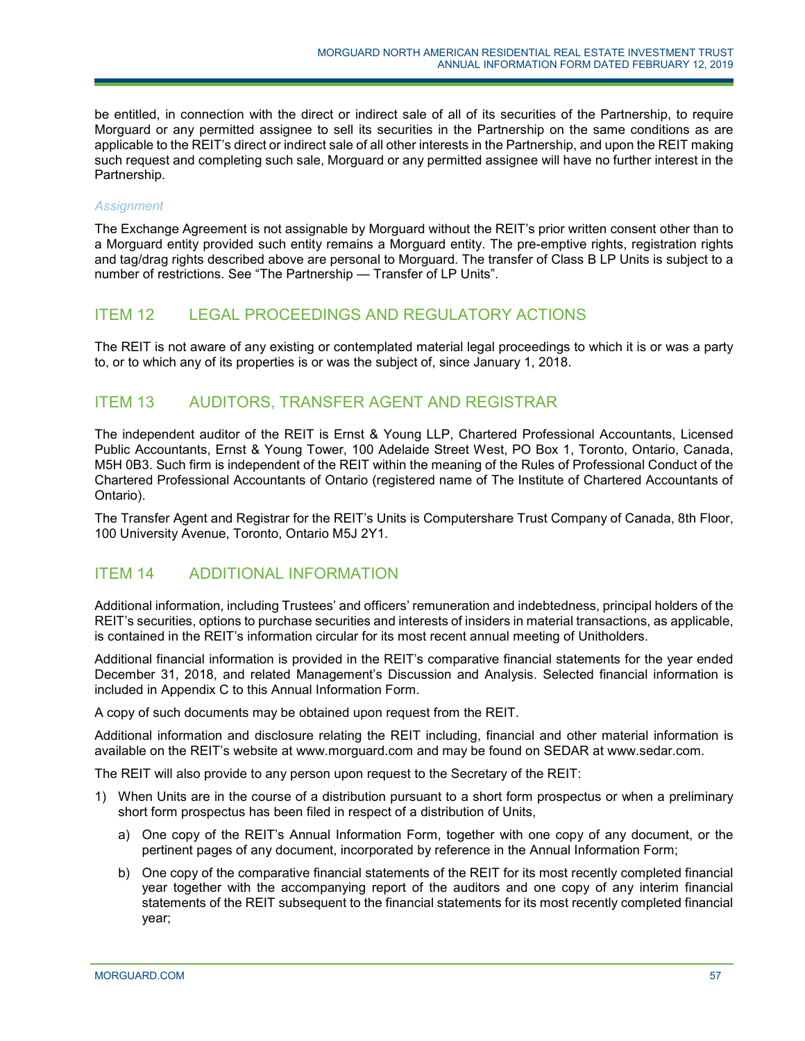be entitled, in connection with the direct or indirect sale of all of its securities of the Partnership, to require Morguard or any permitted assignee to sell its securities in the Partnership on the same conditions as are applicable to the REIT's direct or indirect sale of all other interests in the Partnership, and upon the REIT making such request and completing such sale, Morguard or any permitted assignee will have no further interest in the Partnership.

*Assignment*

The Exchange Agreement is not assignable by Morguard without the REIT's prior written consent other than to a Morguard entity provided such entity remains a Morguard entity. The pre-emptive rights, registration rights and tag/drag rights described above are personal to Morguard. The transfer of Class B LP Units is subject to a number of restrictions. See "The Partnership — Transfer of LP Units".

## ITEM 12 LEGAL PROCEEDINGS AND REGULATORY ACTIONS

The REIT is not aware of any existing or contemplated material legal proceedings to which it is or was a party to, or to which any of its properties is or was the subject of, since January 1, 2018.

## ITEM 13 AUDITORS, TRANSFER AGENT AND REGISTRAR

The independent auditor of the REIT is Ernst & Young LLP, Chartered Professional Accountants, Licensed Public Accountants, Ernst & Young Tower, 100 Adelaide Street West, PO Box 1, Toronto, Ontario, Canada, M5H 0B3. Such firm is independent of the REIT within the meaning of the Rules of Professional Conduct of the Chartered Professional Accountants of Ontario (registered name of The Institute of Chartered Accountants of Ontario).

The Transfer Agent and Registrar for the REIT's Units is Computershare Trust Company of Canada, 8th Floor, 100 University Avenue, Toronto, Ontario M5J 2Y1.

## ITEM 14 ADDITIONAL INFORMATION

Additional information, including Trustees' and officers' remuneration and indebtedness, principal holders of the REIT's securities, options to purchase securities and interests of insiders in material transactions, as applicable, is contained in the REIT's information circular for its most recent annual meeting of Unitholders.

Additional financial information is provided in the REIT's comparative financial statements for the year ended December 31, 2018, and related Management's Discussion and Analysis. Selected financial information is included in Appendix C to this Annual Information Form.

A copy of such documents may be obtained upon request from the REIT.

Additional information and disclosure relating the REIT including, financial and other material information is available on the REIT's website at www.morguard.com and may be found on SEDAR at www.sedar.com.

The REIT will also provide to any person upon request to the Secretary of the REIT:

1) When Units are in the course of a distribution pursuant to a short form prospectus or when a preliminary short form prospectus has been filed in respect of a distribution of Units,
   a) One copy of the REIT's Annual Information Form, together with one copy of any document, or the pertinent pages of any document, incorporated by reference in the Annual Information Form;
   b) One copy of the comparative financial statements of the REIT for its most recently completed financial year together with the accompanying report of the auditors and one copy of any interim financial statements of the REIT subsequent to the financial statements for its most recently completed financial year;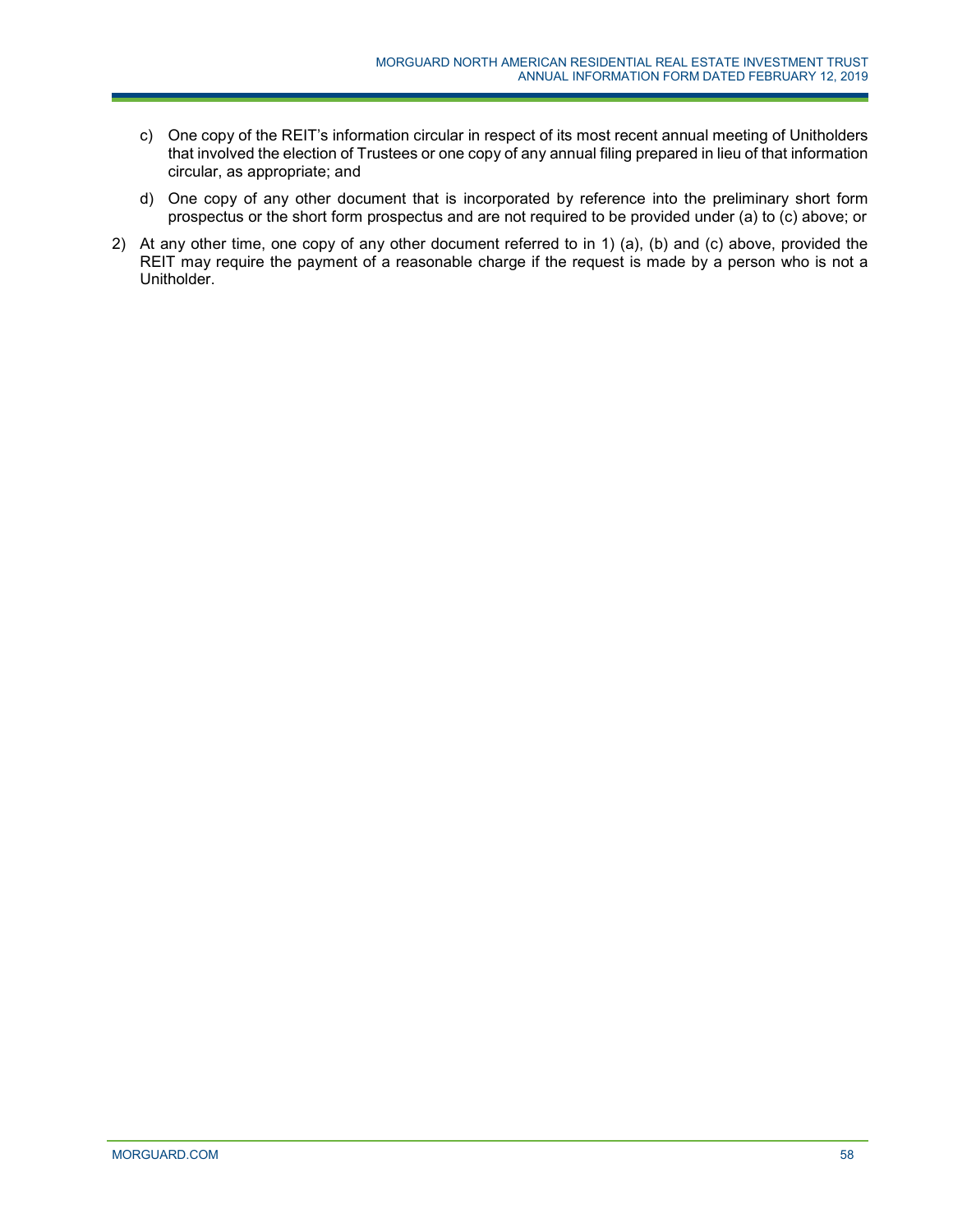c) One copy of the REIT's information circular in respect of its most recent annual meeting of Unitholders that involved the election of Trustees or one copy of any annual filing prepared in lieu of that information circular, as appropriate; and

d) One copy of any other document that is incorporated by reference into the preliminary short form prospectus or the short form prospectus and are not required to be provided under (a) to (c) above; or

2) At any other time, one copy of any other document referred to in 1) (a), (b) and (c) above, provided the REIT may require the payment of a reasonable charge if the request is made by a person who is not a Unitholder.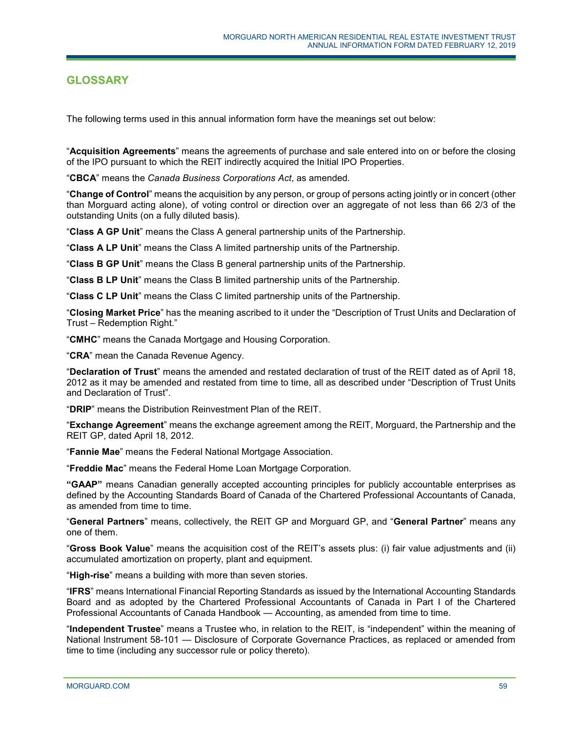## GLOSSARY

The following terms used in this annual information form have the meanings set out below:

"**Acquisition Agreements**" means the agreements of purchase and sale entered into on or before the closing of the IPO pursuant to which the REIT indirectly acquired the Initial IPO Properties.

"**CBCA**" means the *Canada Business Corporations Act*, as amended.

"**Change of Control**" means the acquisition by any person, or group of persons acting jointly or in concert (other than Morguard acting alone), of voting control or direction over an aggregate of not less than 66 2/3 of the outstanding Units (on a fully diluted basis).

"**Class A GP Unit**" means the Class A general partnership units of the Partnership.

"**Class A LP Unit**" means the Class A limited partnership units of the Partnership.

"**Class B GP Unit**" means the Class B general partnership units of the Partnership.

"**Class B LP Unit**" means the Class B limited partnership units of the Partnership.

"**Class C LP Unit**" means the Class C limited partnership units of the Partnership.

"**Closing Market Price**" has the meaning ascribed to it under the "Description of Trust Units and Declaration of Trust – Redemption Right."

"**CMHC**" means the Canada Mortgage and Housing Corporation.

"**CRA**" mean the Canada Revenue Agency.

"**Declaration of Trust**" means the amended and restated declaration of trust of the REIT dated as of April 18, 2012 as it may be amended and restated from time to time, all as described under "Description of Trust Units and Declaration of Trust".

"**DRIP**" means the Distribution Reinvestment Plan of the REIT.

"**Exchange Agreement**" means the exchange agreement among the REIT, Morguard, the Partnership and the REIT GP, dated April 18, 2012.

"**Fannie Mae**" means the Federal National Mortgage Association.

"**Freddie Mac**" means the Federal Home Loan Mortgage Corporation.

**"GAAP"** means Canadian generally accepted accounting principles for publicly accountable enterprises as defined by the Accounting Standards Board of Canada of the Chartered Professional Accountants of Canada, as amended from time to time.

"**General Partners**" means, collectively, the REIT GP and Morguard GP, and "**General Partner**" means any one of them.

"**Gross Book Value**" means the acquisition cost of the REIT's assets plus: (i) fair value adjustments and (ii) accumulated amortization on property, plant and equipment.

"**High-rise**" means a building with more than seven stories.

"**IFRS**" means International Financial Reporting Standards as issued by the International Accounting Standards Board and as adopted by the Chartered Professional Accountants of Canada in Part I of the Chartered Professional Accountants of Canada Handbook — Accounting, as amended from time to time.

"**Independent Trustee**" means a Trustee who, in relation to the REIT, is "independent" within the meaning of National Instrument 58-101 — Disclosure of Corporate Governance Practices, as replaced or amended from time to time (including any successor rule or policy thereto).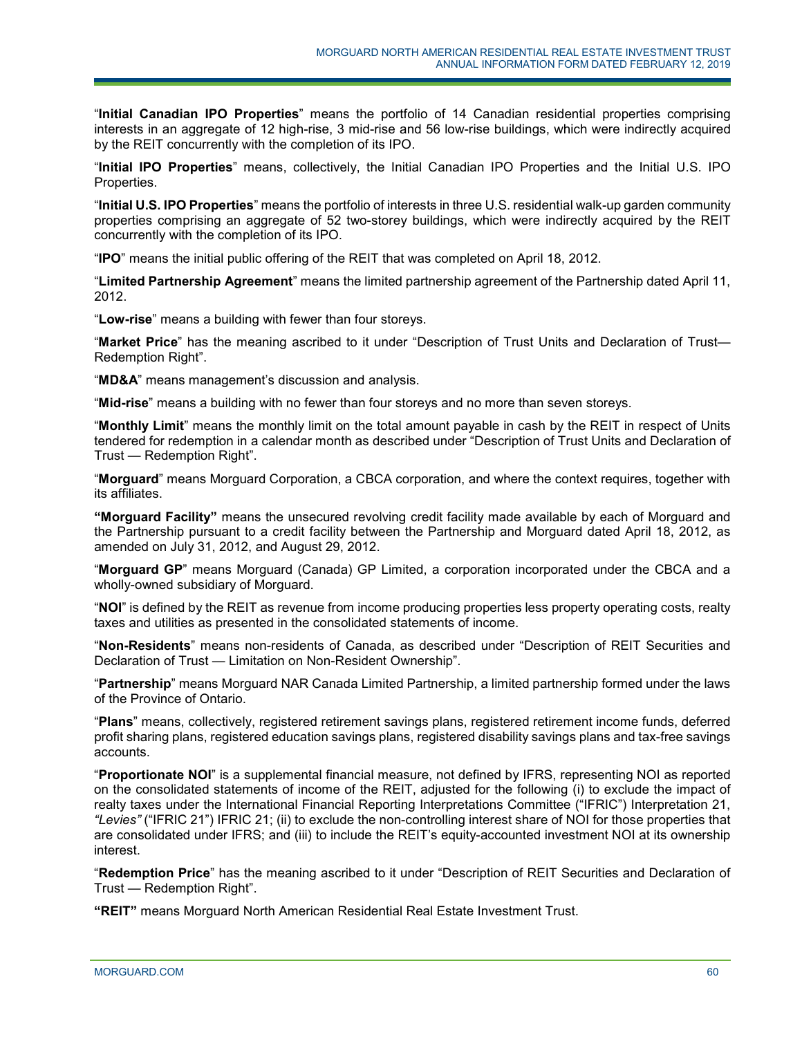"**Initial Canadian IPO Properties**" means the portfolio of 14 Canadian residential properties comprising interests in an aggregate of 12 high-rise, 3 mid-rise and 56 low-rise buildings, which were indirectly acquired by the REIT concurrently with the completion of its IPO.

"**Initial IPO Properties**" means, collectively, the Initial Canadian IPO Properties and the Initial U.S. IPO Properties.

"**Initial U.S. IPO Properties**" means the portfolio of interests in three U.S. residential walk-up garden community properties comprising an aggregate of 52 two-storey buildings, which were indirectly acquired by the REIT concurrently with the completion of its IPO.

"**IPO**" means the initial public offering of the REIT that was completed on April 18, 2012.

"**Limited Partnership Agreement**" means the limited partnership agreement of the Partnership dated April 11, 2012.

"**Low-rise**" means a building with fewer than four storeys.

"**Market Price**" has the meaning ascribed to it under "Description of Trust Units and Declaration of Trust— Redemption Right".

"**MD&A**" means management's discussion and analysis.

"**Mid-rise**" means a building with no fewer than four storeys and no more than seven storeys.

"**Monthly Limit**" means the monthly limit on the total amount payable in cash by the REIT in respect of Units tendered for redemption in a calendar month as described under "Description of Trust Units and Declaration of Trust — Redemption Right".

"**Morguard**" means Morguard Corporation, a CBCA corporation, and where the context requires, together with its affiliates.

**"Morguard Facility"** means the unsecured revolving credit facility made available by each of Morguard and the Partnership pursuant to a credit facility between the Partnership and Morguard dated April 18, 2012, as amended on July 31, 2012, and August 29, 2012.

"**Morguard GP**" means Morguard (Canada) GP Limited, a corporation incorporated under the CBCA and a wholly-owned subsidiary of Morguard.

"**NOI**" is defined by the REIT as revenue from income producing properties less property operating costs, realty taxes and utilities as presented in the consolidated statements of income.

"**Non-Residents**" means non-residents of Canada, as described under "Description of REIT Securities and Declaration of Trust — Limitation on Non-Resident Ownership".

"**Partnership**" means Morguard NAR Canada Limited Partnership, a limited partnership formed under the laws of the Province of Ontario.

"**Plans**" means, collectively, registered retirement savings plans, registered retirement income funds, deferred profit sharing plans, registered education savings plans, registered disability savings plans and tax-free savings accounts.

"**Proportionate NOI**" is a supplemental financial measure, not defined by IFRS, representing NOI as reported on the consolidated statements of income of the REIT, adjusted for the following (i) to exclude the impact of realty taxes under the International Financial Reporting Interpretations Committee ("IFRIC") Interpretation 21, *"Levies"* ("IFRIC 21") IFRIC 21; (ii) to exclude the non-controlling interest share of NOI for those properties that are consolidated under IFRS; and (iii) to include the REIT's equity-accounted investment NOI at its ownership interest.

"**Redemption Price**" has the meaning ascribed to it under "Description of REIT Securities and Declaration of Trust — Redemption Right".

**"REIT"** means Morguard North American Residential Real Estate Investment Trust.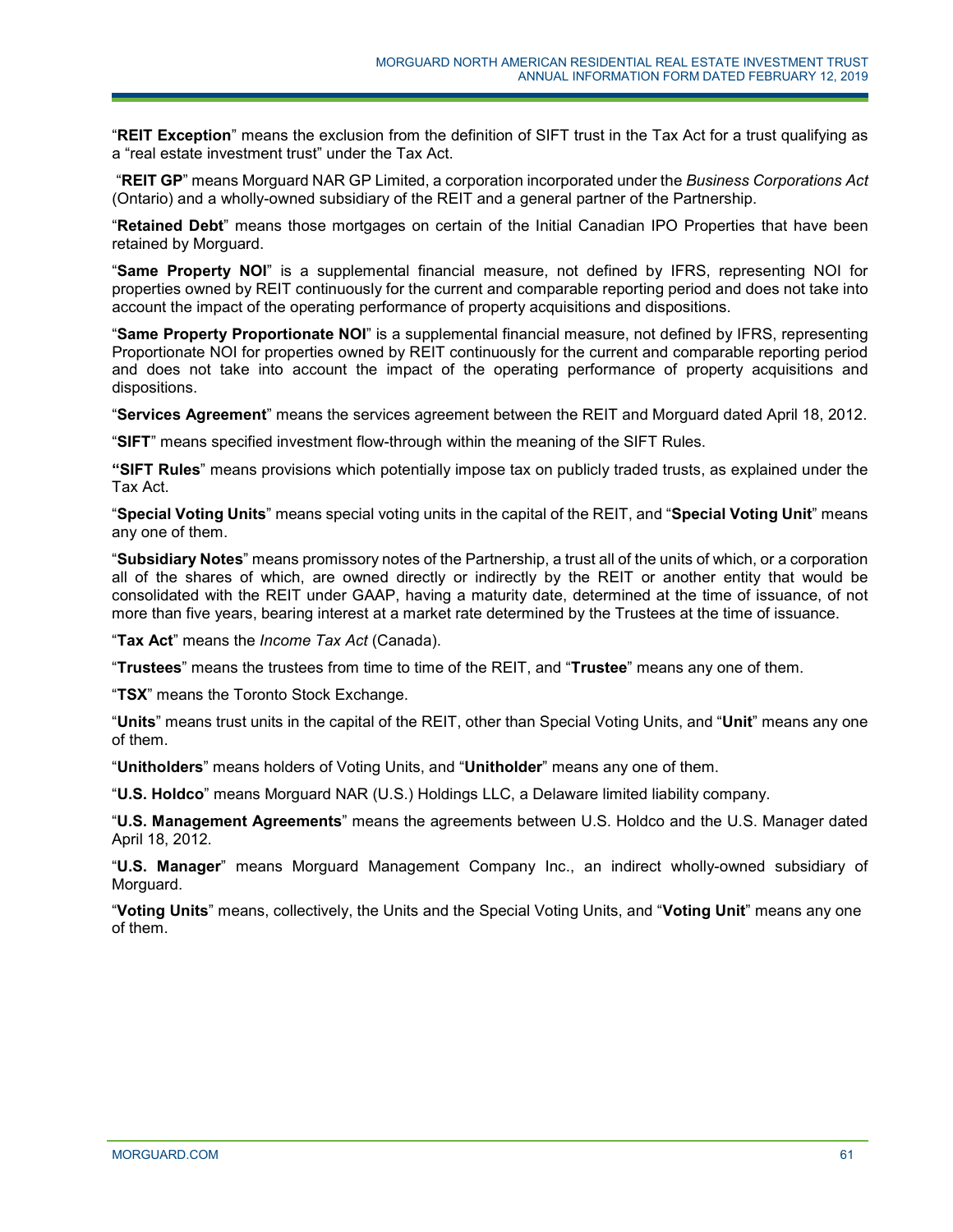"**REIT Exception**" means the exclusion from the definition of SIFT trust in the Tax Act for a trust qualifying as a "real estate investment trust" under the Tax Act.

"**REIT GP**" means Morguard NAR GP Limited, a corporation incorporated under the *Business Corporations Act* (Ontario) and a wholly-owned subsidiary of the REIT and a general partner of the Partnership.

"**Retained Debt**" means those mortgages on certain of the Initial Canadian IPO Properties that have been retained by Morguard.

"**Same Property NOI**" is a supplemental financial measure, not defined by IFRS, representing NOI for properties owned by REIT continuously for the current and comparable reporting period and does not take into account the impact of the operating performance of property acquisitions and dispositions.

"**Same Property Proportionate NOI**" is a supplemental financial measure, not defined by IFRS, representing Proportionate NOI for properties owned by REIT continuously for the current and comparable reporting period and does not take into account the impact of the operating performance of property acquisitions and dispositions.

"**Services Agreement**" means the services agreement between the REIT and Morguard dated April 18, 2012.

"**SIFT**" means specified investment flow-through within the meaning of the SIFT Rules.

"**SIFT Rules**" means provisions which potentially impose tax on publicly traded trusts, as explained under the Tax Act.

"**Special Voting Units**" means special voting units in the capital of the REIT, and "**Special Voting Unit**" means any one of them.

"**Subsidiary Notes**" means promissory notes of the Partnership, a trust all of the units of which, or a corporation all of the shares of which, are owned directly or indirectly by the REIT or another entity that would be consolidated with the REIT under GAAP, having a maturity date, determined at the time of issuance, of not more than five years, bearing interest at a market rate determined by the Trustees at the time of issuance.

"**Tax Act**" means the *Income Tax Act* (Canada).

"**Trustees**" means the trustees from time to time of the REIT, and "**Trustee**" means any one of them.

"**TSX**" means the Toronto Stock Exchange.

"**Units**" means trust units in the capital of the REIT, other than Special Voting Units, and "**Unit**" means any one of them.

"**Unitholders**" means holders of Voting Units, and "**Unitholder**" means any one of them.

"**U.S. Holdco**" means Morguard NAR (U.S.) Holdings LLC, a Delaware limited liability company.

"**U.S. Management Agreements**" means the agreements between U.S. Holdco and the U.S. Manager dated April 18, 2012.

"**U.S. Manager**" means Morguard Management Company Inc., an indirect wholly-owned subsidiary of Morguard.

"**Voting Units**" means, collectively, the Units and the Special Voting Units, and "**Voting Unit**" means any one of them.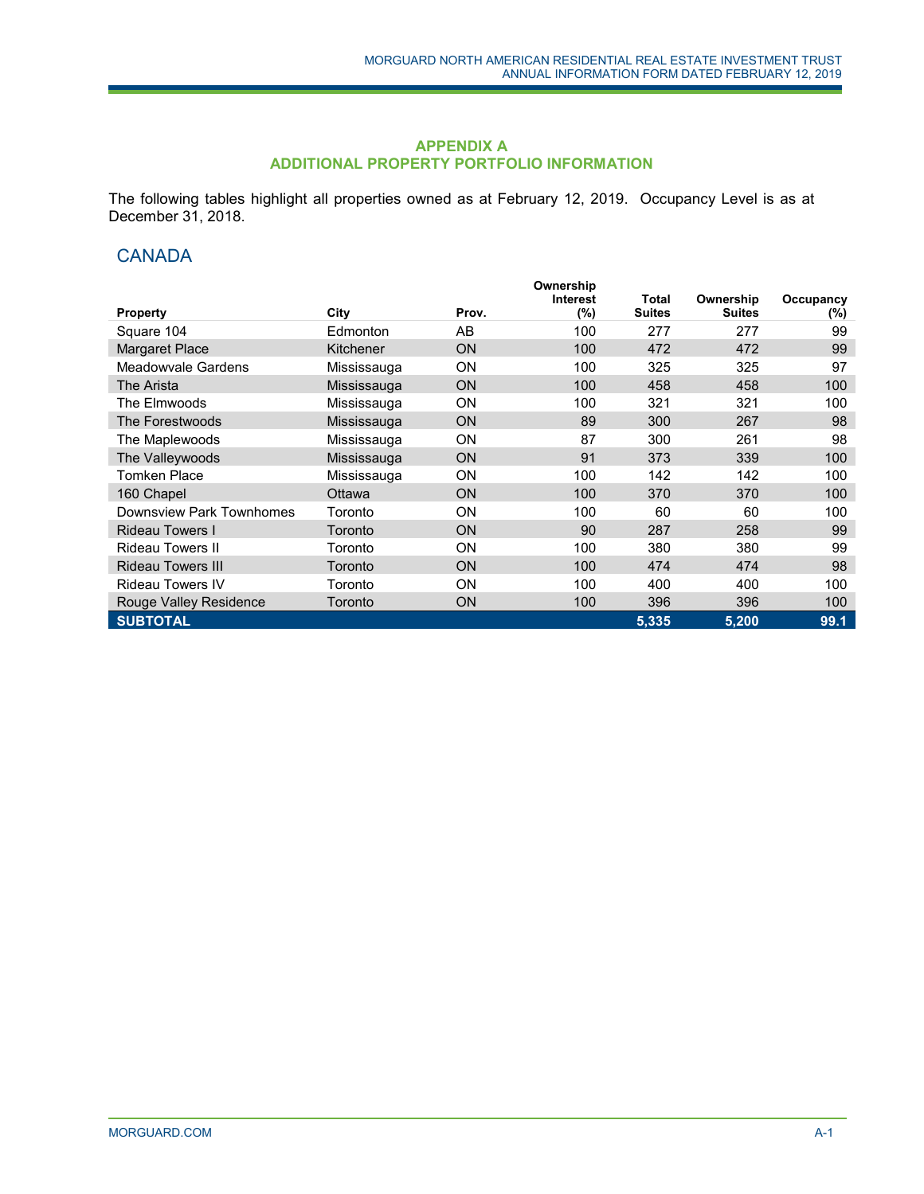## APPENDIX A
## ADDITIONAL PROPERTY PORTFOLIO INFORMATION

The following tables highlight all properties owned as at February 12, 2019. Occupancy Level is as at December 31, 2018.

## CANADA

| Property | City | Prov. | Ownership Interest (%) | Total Suites | Ownership Suites | Occupancy (%) |
|---|---|---|---|---|---|---|
| Square 104 | Edmonton | AB | 100 | 277 | 277 | 99 |
| Margaret Place | Kitchener | ON | 100 | 472 | 472 | 99 |
| Meadowvale Gardens | Mississauga | ON | 100 | 325 | 325 | 97 |
| The Arista | Mississauga | ON | 100 | 458 | 458 | 100 |
| The Elmwoods | Mississauga | ON | 100 | 321 | 321 | 100 |
| The Forestwoods | Mississauga | ON | 89 | 300 | 267 | 98 |
| The Maplewoods | Mississauga | ON | 87 | 300 | 261 | 98 |
| The Valleywoods | Mississauga | ON | 91 | 373 | 339 | 100 |
| Tomken Place | Mississauga | ON | 100 | 142 | 142 | 100 |
| 160 Chapel | Ottawa | ON | 100 | 370 | 370 | 100 |
| Downsview Park Townhomes | Toronto | ON | 100 | 60 | 60 | 100 |
| Rideau Towers I | Toronto | ON | 90 | 287 | 258 | 99 |
| Rideau Towers II | Toronto | ON | 100 | 380 | 380 | 99 |
| Rideau Towers III | Toronto | ON | 100 | 474 | 474 | 98 |
| Rideau Towers IV | Toronto | ON | 100 | 400 | 400 | 100 |
| Rouge Valley Residence | Toronto | ON | 100 | 396 | 396 | 100 |
| **SUBTOTAL** | | | | **5,335** | **5,200** | **99.1** |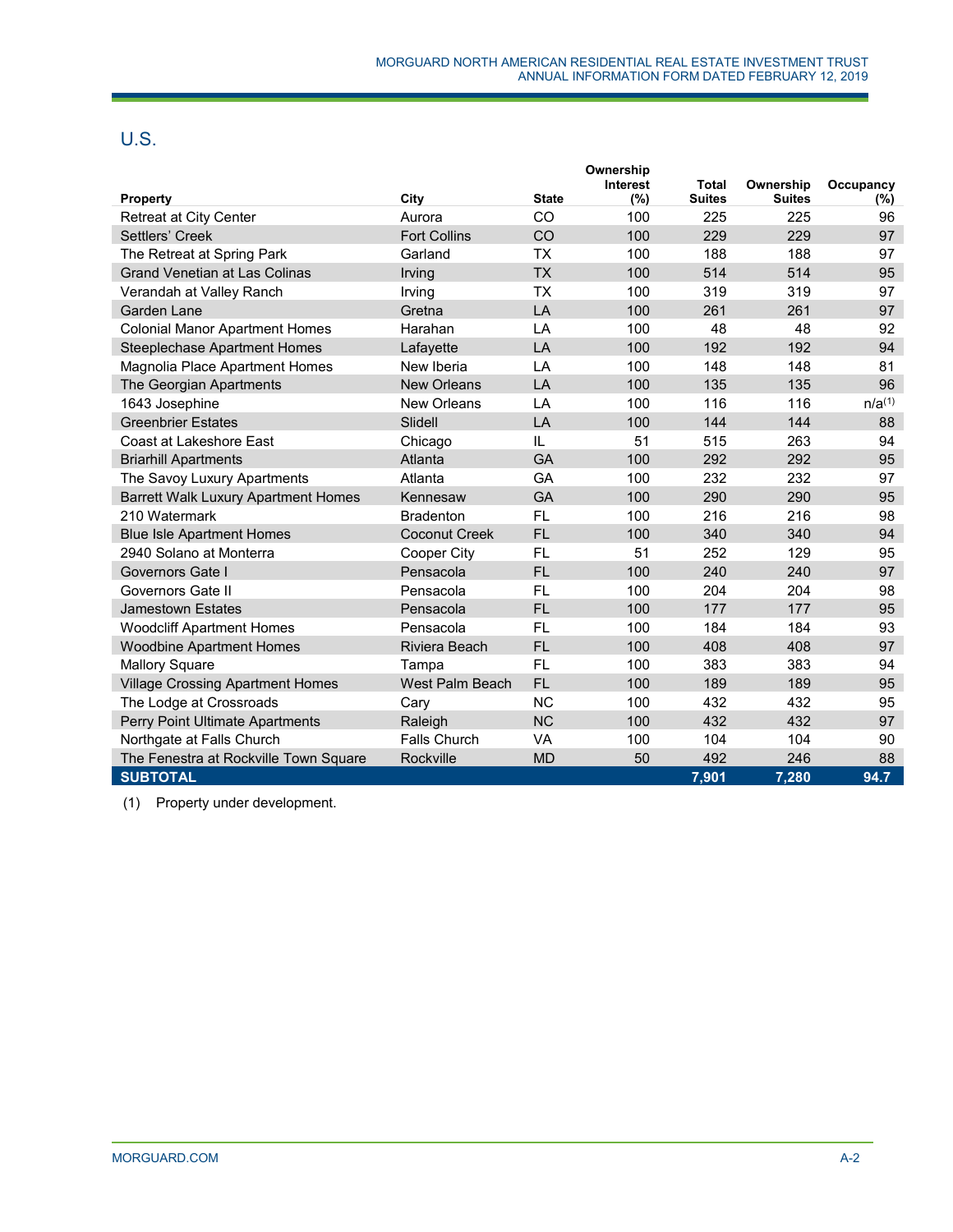## U.S.

| Property | City | State | Ownership Interest (%) | Total Suites | Ownership Suites | Occupancy (%) |
|---|---|---|---|---|---|---|
| Retreat at City Center | Aurora | CO | 100 | 225 | 225 | 96 |
| Settlers' Creek | Fort Collins | CO | 100 | 229 | 229 | 97 |
| The Retreat at Spring Park | Garland | TX | 100 | 188 | 188 | 97 |
| Grand Venetian at Las Colinas | Irving | TX | 100 | 514 | 514 | 95 |
| Verandah at Valley Ranch | Irving | TX | 100 | 319 | 319 | 97 |
| Garden Lane | Gretna | LA | 100 | 261 | 261 | 97 |
| Colonial Manor Apartment Homes | Harahan | LA | 100 | 48 | 48 | 92 |
| Steeplechase Apartment Homes | Lafayette | LA | 100 | 192 | 192 | 94 |
| Magnolia Place Apartment Homes | New Iberia | LA | 100 | 148 | 148 | 81 |
| The Georgian Apartments | New Orleans | LA | 100 | 135 | 135 | 96 |
| 1643 Josephine | New Orleans | LA | 100 | 116 | 116 | n/a[1] |
| Greenbrier Estates | Slidell | LA | 100 | 144 | 144 | 88 |
| Coast at Lakeshore East | Chicago | IL | 51 | 515 | 263 | 94 |
| Briarhill Apartments | Atlanta | GA | 100 | 292 | 292 | 95 |
| The Savoy Luxury Apartments | Atlanta | GA | 100 | 232 | 232 | 97 |
| Barrett Walk Luxury Apartment Homes | Kennesaw | GA | 100 | 290 | 290 | 95 |
| 210 Watermark | Bradenton | FL | 100 | 216 | 216 | 98 |
| Blue Isle Apartment Homes | Coconut Creek | FL | 100 | 340 | 340 | 94 |
| 2940 Solano at Monterra | Cooper City | FL | 51 | 252 | 129 | 95 |
| Governors Gate I | Pensacola | FL | 100 | 240 | 240 | 97 |
| Governors Gate II | Pensacola | FL | 100 | 204 | 204 | 98 |
| Jamestown Estates | Pensacola | FL | 100 | 177 | 177 | 95 |
| Woodcliff Apartment Homes | Pensacola | FL | 100 | 184 | 184 | 93 |
| Woodbine Apartment Homes | Riviera Beach | FL | 100 | 408 | 408 | 97 |
| Mallory Square | Tampa | FL | 100 | 383 | 383 | 94 |
| Village Crossing Apartment Homes | West Palm Beach | FL | 100 | 189 | 189 | 95 |
| The Lodge at Crossroads | Cary | NC | 100 | 432 | 432 | 95 |
| Perry Point Ultimate Apartments | Raleigh | NC | 100 | 432 | 432 | 97 |
| Northgate at Falls Church | Falls Church | VA | 100 | 104 | 104 | 90 |
| The Fenestra at Rockville Town Square | Rockville | MD | 50 | 492 | 246 | 88 |
| **SUBTOTAL** | | | | **7,901** | **7,280** | **94.7** |

(1) Property under development.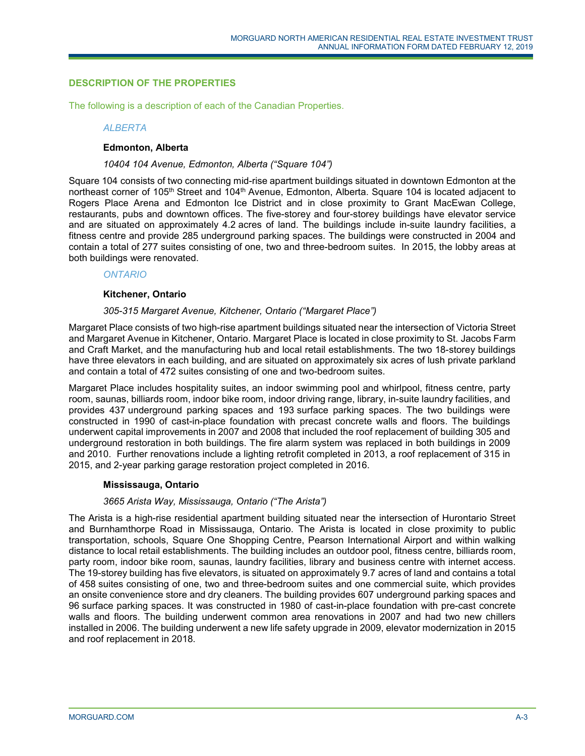## DESCRIPTION OF THE PROPERTIES

The following is a description of each of the Canadian Properties.

*ALBERTA*

**Edmonton, Alberta**

*10404 104 Avenue, Edmonton, Alberta ("Square 104")*

Square 104 consists of two connecting mid-rise apartment buildings situated in downtown Edmonton at the northeast corner of 105th Street and 104th Avenue, Edmonton, Alberta. Square 104 is located adjacent to Rogers Place Arena and Edmonton Ice District and in close proximity to Grant MacEwan College, restaurants, pubs and downtown offices. The five-storey and four-storey buildings have elevator service and are situated on approximately 4.2 acres of land. The buildings include in-suite laundry facilities, a fitness centre and provide 285 underground parking spaces. The buildings were constructed in 2004 and contain a total of 277 suites consisting of one, two and three-bedroom suites. In 2015, the lobby areas at both buildings were renovated.

*ONTARIO*

**Kitchener, Ontario**

*305-315 Margaret Avenue, Kitchener, Ontario ("Margaret Place")*

Margaret Place consists of two high-rise apartment buildings situated near the intersection of Victoria Street and Margaret Avenue in Kitchener, Ontario. Margaret Place is located in close proximity to St. Jacobs Farm and Craft Market, and the manufacturing hub and local retail establishments. The two 18-storey buildings have three elevators in each building, and are situated on approximately six acres of lush private parkland and contain a total of 472 suites consisting of one and two-bedroom suites.

Margaret Place includes hospitality suites, an indoor swimming pool and whirlpool, fitness centre, party room, saunas, billiards room, indoor bike room, indoor driving range, library, in-suite laundry facilities, and provides 437 underground parking spaces and 193 surface parking spaces. The two buildings were constructed in 1990 of cast-in-place foundation with precast concrete walls and floors. The buildings underwent capital improvements in 2007 and 2008 that included the roof replacement of building 305 and underground restoration in both buildings. The fire alarm system was replaced in both buildings in 2009 and 2010. Further renovations include a lighting retrofit completed in 2013, a roof replacement of 315 in 2015, and 2-year parking garage restoration project completed in 2016.

**Mississauga, Ontario**

*3665 Arista Way, Mississauga, Ontario ("The Arista")*

The Arista is a high-rise residential apartment building situated near the intersection of Hurontario Street and Burnhamthorpe Road in Mississauga, Ontario. The Arista is located in close proximity to public transportation, schools, Square One Shopping Centre, Pearson International Airport and within walking distance to local retail establishments. The building includes an outdoor pool, fitness centre, billiards room, party room, indoor bike room, saunas, laundry facilities, library and business centre with internet access. The 19-storey building has five elevators, is situated on approximately 9.7 acres of land and contains a total of 458 suites consisting of one, two and three-bedroom suites and one commercial suite, which provides an onsite convenience store and dry cleaners. The building provides 607 underground parking spaces and 96 surface parking spaces. It was constructed in 1980 of cast-in-place foundation with pre-cast concrete walls and floors. The building underwent common area renovations in 2007 and had two new chillers installed in 2006. The building underwent a new life safety upgrade in 2009, elevator modernization in 2015 and roof replacement in 2018.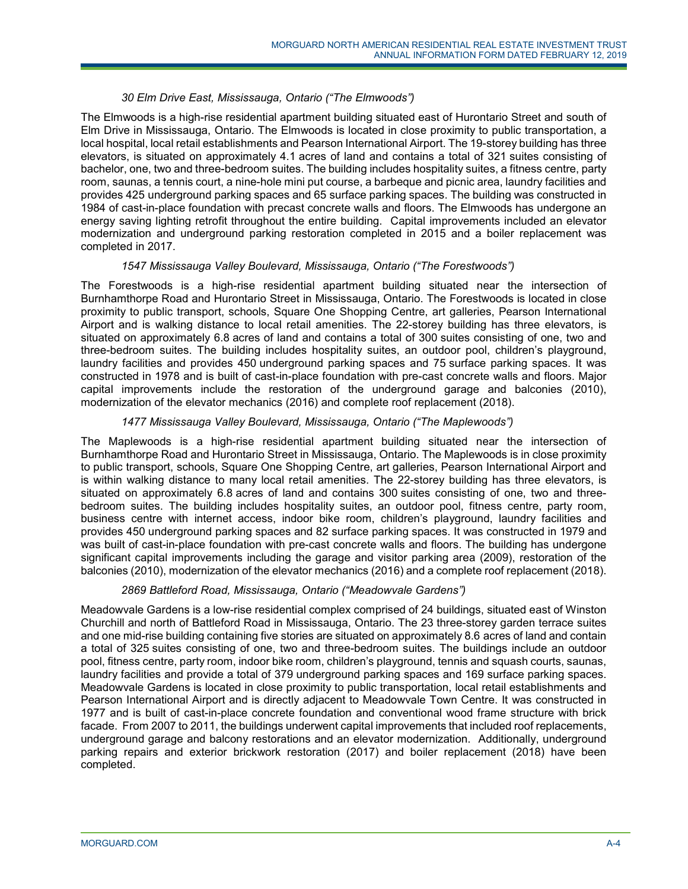*30 Elm Drive East, Mississauga, Ontario ("The Elmwoods")*

The Elmwoods is a high-rise residential apartment building situated east of Hurontario Street and south of Elm Drive in Mississauga, Ontario. The Elmwoods is located in close proximity to public transportation, a local hospital, local retail establishments and Pearson International Airport. The 19-storey building has three elevators, is situated on approximately 4.1 acres of land and contains a total of 321 suites consisting of bachelor, one, two and three-bedroom suites. The building includes hospitality suites, a fitness centre, party room, saunas, a tennis court, a nine-hole mini put course, a barbeque and picnic area, laundry facilities and provides 425 underground parking spaces and 65 surface parking spaces. The building was constructed in 1984 of cast-in-place foundation with precast concrete walls and floors. The Elmwoods has undergone an energy saving lighting retrofit throughout the entire building. Capital improvements included an elevator modernization and underground parking restoration completed in 2015 and a boiler replacement was completed in 2017.

*1547 Mississauga Valley Boulevard, Mississauga, Ontario ("The Forestwoods")*

The Forestwoods is a high-rise residential apartment building situated near the intersection of Burnhamthorpe Road and Hurontario Street in Mississauga, Ontario. The Forestwoods is located in close proximity to public transport, schools, Square One Shopping Centre, art galleries, Pearson International Airport and is walking distance to local retail amenities. The 22-storey building has three elevators, is situated on approximately 6.8 acres of land and contains a total of 300 suites consisting of one, two and three-bedroom suites. The building includes hospitality suites, an outdoor pool, children's playground, laundry facilities and provides 450 underground parking spaces and 75 surface parking spaces. It was constructed in 1978 and is built of cast-in-place foundation with pre-cast concrete walls and floors. Major capital improvements include the restoration of the underground garage and balconies (2010), modernization of the elevator mechanics (2016) and complete roof replacement (2018).

*1477 Mississauga Valley Boulevard, Mississauga, Ontario ("The Maplewoods")*

The Maplewoods is a high-rise residential apartment building situated near the intersection of Burnhamthorpe Road and Hurontario Street in Mississauga, Ontario. The Maplewoods is in close proximity to public transport, schools, Square One Shopping Centre, art galleries, Pearson International Airport and is within walking distance to many local retail amenities. The 22-storey building has three elevators, is situated on approximately 6.8 acres of land and contains 300 suites consisting of one, two and three-bedroom suites. The building includes hospitality suites, an outdoor pool, fitness centre, party room, business centre with internet access, indoor bike room, children's playground, laundry facilities and provides 450 underground parking spaces and 82 surface parking spaces. It was constructed in 1979 and was built of cast-in-place foundation with pre-cast concrete walls and floors. The building has undergone significant capital improvements including the garage and visitor parking area (2009), restoration of the balconies (2010), modernization of the elevator mechanics (2016) and a complete roof replacement (2018).

*2869 Battleford Road, Mississauga, Ontario ("Meadowvale Gardens")*

Meadowvale Gardens is a low-rise residential complex comprised of 24 buildings, situated east of Winston Churchill and north of Battleford Road in Mississauga, Ontario. The 23 three-storey garden terrace suites and one mid-rise building containing five stories are situated on approximately 8.6 acres of land and contain a total of 325 suites consisting of one, two and three-bedroom suites. The buildings include an outdoor pool, fitness centre, party room, indoor bike room, children's playground, tennis and squash courts, saunas, laundry facilities and provide a total of 379 underground parking spaces and 169 surface parking spaces. Meadowvale Gardens is located in close proximity to public transportation, local retail establishments and Pearson International Airport and is directly adjacent to Meadowvale Town Centre. It was constructed in 1977 and is built of cast-in-place concrete foundation and conventional wood frame structure with brick facade. From 2007 to 2011, the buildings underwent capital improvements that included roof replacements, underground garage and balcony restorations and an elevator modernization. Additionally, underground parking repairs and exterior brickwork restoration (2017) and boiler replacement (2018) have been completed.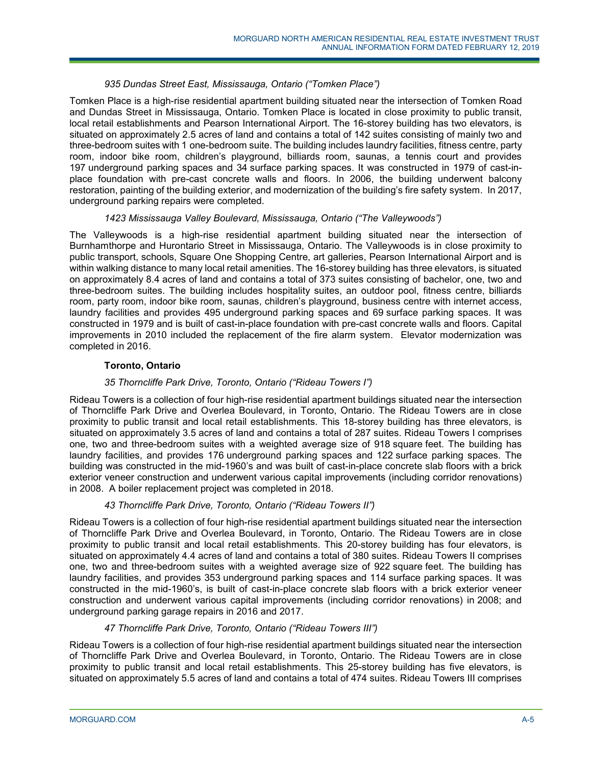*935 Dundas Street East, Mississauga, Ontario ("Tomken Place")*

Tomken Place is a high-rise residential apartment building situated near the intersection of Tomken Road and Dundas Street in Mississauga, Ontario. Tomken Place is located in close proximity to public transit, local retail establishments and Pearson International Airport. The 16-storey building has two elevators, is situated on approximately 2.5 acres of land and contains a total of 142 suites consisting of mainly two and three-bedroom suites with 1 one-bedroom suite. The building includes laundry facilities, fitness centre, party room, indoor bike room, children's playground, billiards room, saunas, a tennis court and provides 197 underground parking spaces and 34 surface parking spaces. It was constructed in 1979 of cast-in-place foundation with pre-cast concrete walls and floors. In 2006, the building underwent balcony restoration, painting of the building exterior, and modernization of the building's fire safety system. In 2017, underground parking repairs were completed.

*1423 Mississauga Valley Boulevard, Mississauga, Ontario ("The Valleywoods")*

The Valleywoods is a high-rise residential apartment building situated near the intersection of Burnhamthorpe and Hurontario Street in Mississauga, Ontario. The Valleywoods is in close proximity to public transport, schools, Square One Shopping Centre, art galleries, Pearson International Airport and is within walking distance to many local retail amenities. The 16-storey building has three elevators, is situated on approximately 8.4 acres of land and contains a total of 373 suites consisting of bachelor, one, two and three-bedroom suites. The building includes hospitality suites, an outdoor pool, fitness centre, billiards room, party room, indoor bike room, saunas, children's playground, business centre with internet access, laundry facilities and provides 495 underground parking spaces and 69 surface parking spaces. It was constructed in 1979 and is built of cast-in-place foundation with pre-cast concrete walls and floors. Capital improvements in 2010 included the replacement of the fire alarm system. Elevator modernization was completed in 2016.

**Toronto, Ontario**

*35 Thorncliffe Park Drive, Toronto, Ontario ("Rideau Towers I")*

Rideau Towers is a collection of four high-rise residential apartment buildings situated near the intersection of Thorncliffe Park Drive and Overlea Boulevard, in Toronto, Ontario. The Rideau Towers are in close proximity to public transit and local retail establishments. This 18-storey building has three elevators, is situated on approximately 3.5 acres of land and contains a total of 287 suites. Rideau Towers I comprises one, two and three-bedroom suites with a weighted average size of 918 square feet. The building has laundry facilities, and provides 176 underground parking spaces and 122 surface parking spaces. The building was constructed in the mid-1960's and was built of cast-in-place concrete slab floors with a brick exterior veneer construction and underwent various capital improvements (including corridor renovations) in 2008. A boiler replacement project was completed in 2018.

*43 Thorncliffe Park Drive, Toronto, Ontario ("Rideau Towers II")*

Rideau Towers is a collection of four high-rise residential apartment buildings situated near the intersection of Thorncliffe Park Drive and Overlea Boulevard, in Toronto, Ontario. The Rideau Towers are in close proximity to public transit and local retail establishments. This 20-storey building has four elevators, is situated on approximately 4.4 acres of land and contains a total of 380 suites. Rideau Towers II comprises one, two and three-bedroom suites with a weighted average size of 922 square feet. The building has laundry facilities, and provides 353 underground parking spaces and 114 surface parking spaces. It was constructed in the mid-1960's, is built of cast-in-place concrete slab floors with a brick exterior veneer construction and underwent various capital improvements (including corridor renovations) in 2008; and underground parking garage repairs in 2016 and 2017.

*47 Thorncliffe Park Drive, Toronto, Ontario ("Rideau Towers III")*

Rideau Towers is a collection of four high-rise residential apartment buildings situated near the intersection of Thorncliffe Park Drive and Overlea Boulevard, in Toronto, Ontario. The Rideau Towers are in close proximity to public transit and local retail establishments. This 25-storey building has five elevators, is situated on approximately 5.5 acres of land and contains a total of 474 suites. Rideau Towers III comprises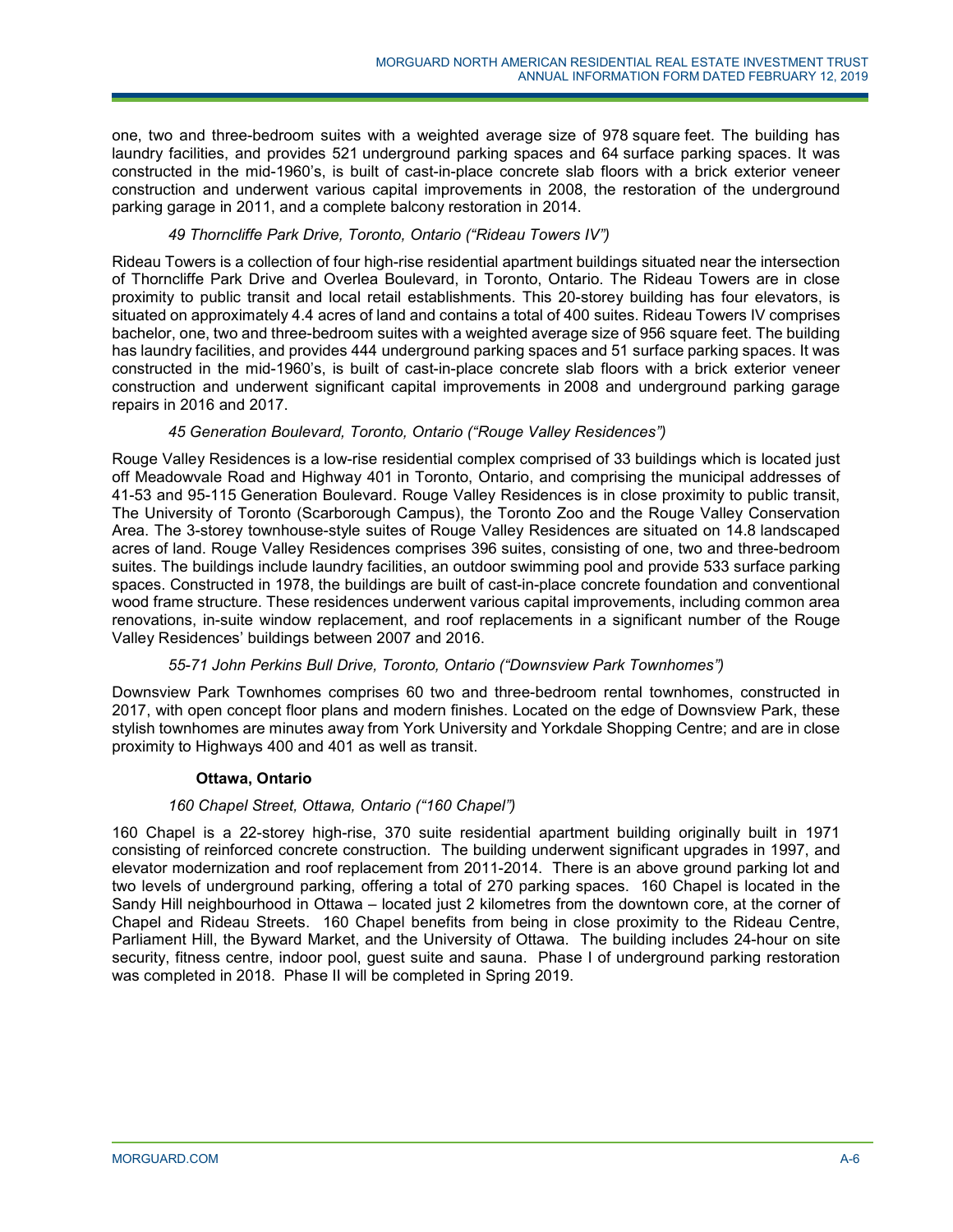one, two and three-bedroom suites with a weighted average size of 978 square feet. The building has laundry facilities, and provides 521 underground parking spaces and 64 surface parking spaces. It was constructed in the mid-1960's, is built of cast-in-place concrete slab floors with a brick exterior veneer construction and underwent various capital improvements in 2008, the restoration of the underground parking garage in 2011, and a complete balcony restoration in 2014.

*49 Thorncliffe Park Drive, Toronto, Ontario ("Rideau Towers IV")*

Rideau Towers is a collection of four high-rise residential apartment buildings situated near the intersection of Thorncliffe Park Drive and Overlea Boulevard, in Toronto, Ontario. The Rideau Towers are in close proximity to public transit and local retail establishments. This 20-storey building has four elevators, is situated on approximately 4.4 acres of land and contains a total of 400 suites. Rideau Towers IV comprises bachelor, one, two and three-bedroom suites with a weighted average size of 956 square feet. The building has laundry facilities, and provides 444 underground parking spaces and 51 surface parking spaces. It was constructed in the mid-1960's, is built of cast-in-place concrete slab floors with a brick exterior veneer construction and underwent significant capital improvements in 2008 and underground parking garage repairs in 2016 and 2017.

*45 Generation Boulevard, Toronto, Ontario ("Rouge Valley Residences")*

Rouge Valley Residences is a low-rise residential complex comprised of 33 buildings which is located just off Meadowvale Road and Highway 401 in Toronto, Ontario, and comprising the municipal addresses of 41-53 and 95-115 Generation Boulevard. Rouge Valley Residences is in close proximity to public transit, The University of Toronto (Scarborough Campus), the Toronto Zoo and the Rouge Valley Conservation Area. The 3-storey townhouse-style suites of Rouge Valley Residences are situated on 14.8 landscaped acres of land. Rouge Valley Residences comprises 396 suites, consisting of one, two and three-bedroom suites. The buildings include laundry facilities, an outdoor swimming pool and provide 533 surface parking spaces. Constructed in 1978, the buildings are built of cast-in-place concrete foundation and conventional wood frame structure. These residences underwent various capital improvements, including common area renovations, in-suite window replacement, and roof replacements in a significant number of the Rouge Valley Residences' buildings between 2007 and 2016.

*55-71 John Perkins Bull Drive, Toronto, Ontario ("Downsview Park Townhomes")*

Downsview Park Townhomes comprises 60 two and three-bedroom rental townhomes, constructed in 2017, with open concept floor plans and modern finishes. Located on the edge of Downsview Park, these stylish townhomes are minutes away from York University and Yorkdale Shopping Centre; and are in close proximity to Highways 400 and 401 as well as transit.

**Ottawa, Ontario**

*160 Chapel Street, Ottawa, Ontario ("160 Chapel")*

160 Chapel is a 22-storey high-rise, 370 suite residential apartment building originally built in 1971 consisting of reinforced concrete construction. The building underwent significant upgrades in 1997, and elevator modernization and roof replacement from 2011-2014. There is an above ground parking lot and two levels of underground parking, offering a total of 270 parking spaces. 160 Chapel is located in the Sandy Hill neighbourhood in Ottawa – located just 2 kilometres from the downtown core, at the corner of Chapel and Rideau Streets. 160 Chapel benefits from being in close proximity to the Rideau Centre, Parliament Hill, the Byward Market, and the University of Ottawa. The building includes 24-hour on site security, fitness centre, indoor pool, guest suite and sauna. Phase I of underground parking restoration was completed in 2018. Phase II will be completed in Spring 2019.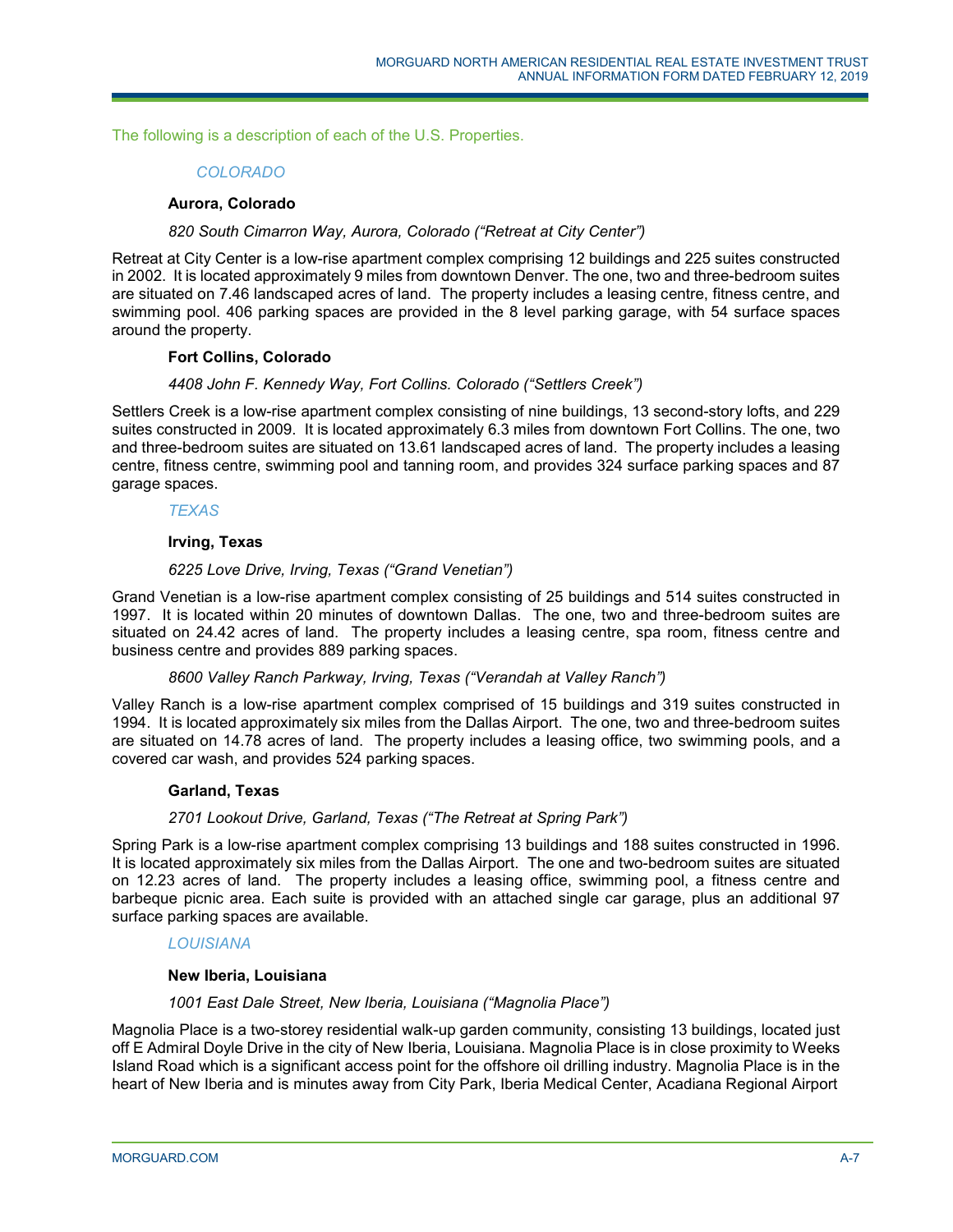The following is a description of each of the U.S. Properties.

*COLORADO*

**Aurora, Colorado**

*820 South Cimarron Way, Aurora, Colorado (“Retreat at City Center”)*

Retreat at City Center is a low-rise apartment complex comprising 12 buildings and 225 suites constructed in 2002. It is located approximately 9 miles from downtown Denver. The one, two and three-bedroom suites are situated on 7.46 landscaped acres of land. The property includes a leasing centre, fitness centre, and swimming pool. 406 parking spaces are provided in the 8 level parking garage, with 54 surface spaces around the property.

**Fort Collins, Colorado**

*4408 John F. Kennedy Way, Fort Collins. Colorado (“Settlers Creek”)*

Settlers Creek is a low-rise apartment complex consisting of nine buildings, 13 second-story lofts, and 229 suites constructed in 2009. It is located approximately 6.3 miles from downtown Fort Collins. The one, two and three-bedroom suites are situated on 13.61 landscaped acres of land. The property includes a leasing centre, fitness centre, swimming pool and tanning room, and provides 324 surface parking spaces and 87 garage spaces.

*TEXAS*

**Irving, Texas**

*6225 Love Drive, Irving, Texas (“Grand Venetian”)*

Grand Venetian is a low-rise apartment complex consisting of 25 buildings and 514 suites constructed in 1997. It is located within 20 minutes of downtown Dallas. The one, two and three-bedroom suites are situated on 24.42 acres of land. The property includes a leasing centre, spa room, fitness centre and business centre and provides 889 parking spaces.

*8600 Valley Ranch Parkway, Irving, Texas (“Verandah at Valley Ranch”)*

Valley Ranch is a low-rise apartment complex comprised of 15 buildings and 319 suites constructed in 1994. It is located approximately six miles from the Dallas Airport. The one, two and three-bedroom suites are situated on 14.78 acres of land. The property includes a leasing office, two swimming pools, and a covered car wash, and provides 524 parking spaces.

**Garland, Texas**

*2701 Lookout Drive, Garland, Texas (“The Retreat at Spring Park”)*

Spring Park is a low-rise apartment complex comprising 13 buildings and 188 suites constructed in 1996. It is located approximately six miles from the Dallas Airport. The one and two-bedroom suites are situated on 12.23 acres of land. The property includes a leasing office, swimming pool, a fitness centre and barbeque picnic area. Each suite is provided with an attached single car garage, plus an additional 97 surface parking spaces are available.

*LOUISIANA*

**New Iberia, Louisiana**

*1001 East Dale Street, New Iberia, Louisiana (“Magnolia Place”)*

Magnolia Place is a two-storey residential walk-up garden community, consisting 13 buildings, located just off E Admiral Doyle Drive in the city of New Iberia, Louisiana. Magnolia Place is in close proximity to Weeks Island Road which is a significant access point for the offshore oil drilling industry. Magnolia Place is in the heart of New Iberia and is minutes away from City Park, Iberia Medical Center, Acadiana Regional Airport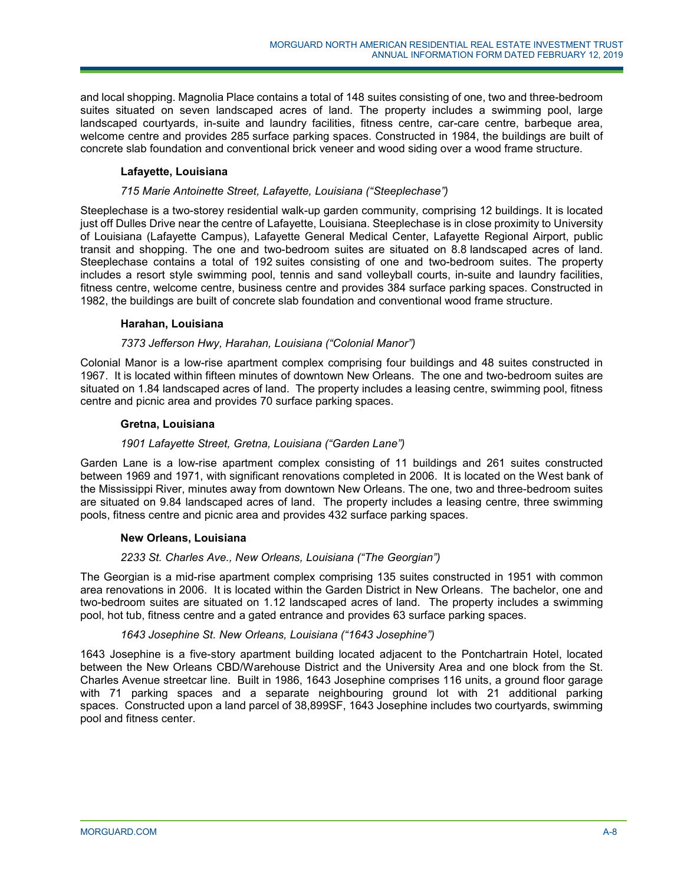and local shopping. Magnolia Place contains a total of 148 suites consisting of one, two and three-bedroom suites situated on seven landscaped acres of land. The property includes a swimming pool, large landscaped courtyards, in-suite and laundry facilities, fitness centre, car-care centre, barbeque area, welcome centre and provides 285 surface parking spaces. Constructed in 1984, the buildings are built of concrete slab foundation and conventional brick veneer and wood siding over a wood frame structure.

**Lafayette, Louisiana**

*715 Marie Antoinette Street, Lafayette, Louisiana ("Steeplechase")*

Steeplechase is a two-storey residential walk-up garden community, comprising 12 buildings. It is located just off Dulles Drive near the centre of Lafayette, Louisiana. Steeplechase is in close proximity to University of Louisiana (Lafayette Campus), Lafayette General Medical Center, Lafayette Regional Airport, public transit and shopping. The one and two-bedroom suites are situated on 8.8 landscaped acres of land. Steeplechase contains a total of 192 suites consisting of one and two-bedroom suites. The property includes a resort style swimming pool, tennis and sand volleyball courts, in-suite and laundry facilities, fitness centre, welcome centre, business centre and provides 384 surface parking spaces. Constructed in 1982, the buildings are built of concrete slab foundation and conventional wood frame structure.

**Harahan, Louisiana**

*7373 Jefferson Hwy, Harahan, Louisiana ("Colonial Manor")*

Colonial Manor is a low-rise apartment complex comprising four buildings and 48 suites constructed in 1967. It is located within fifteen minutes of downtown New Orleans. The one and two-bedroom suites are situated on 1.84 landscaped acres of land. The property includes a leasing centre, swimming pool, fitness centre and picnic area and provides 70 surface parking spaces.

**Gretna, Louisiana**

*1901 Lafayette Street, Gretna, Louisiana ("Garden Lane")*

Garden Lane is a low-rise apartment complex consisting of 11 buildings and 261 suites constructed between 1969 and 1971, with significant renovations completed in 2006. It is located on the West bank of the Mississippi River, minutes away from downtown New Orleans. The one, two and three-bedroom suites are situated on 9.84 landscaped acres of land. The property includes a leasing centre, three swimming pools, fitness centre and picnic area and provides 432 surface parking spaces.

**New Orleans, Louisiana**

*2233 St. Charles Ave., New Orleans, Louisiana ("The Georgian")*

The Georgian is a mid-rise apartment complex comprising 135 suites constructed in 1951 with common area renovations in 2006. It is located within the Garden District in New Orleans. The bachelor, one and two-bedroom suites are situated on 1.12 landscaped acres of land. The property includes a swimming pool, hot tub, fitness centre and a gated entrance and provides 63 surface parking spaces.

*1643 Josephine St. New Orleans, Louisiana ("1643 Josephine")*

1643 Josephine is a five-story apartment building located adjacent to the Pontchartrain Hotel, located between the New Orleans CBD/Warehouse District and the University Area and one block from the St. Charles Avenue streetcar line. Built in 1986, 1643 Josephine comprises 116 units, a ground floor garage with 71 parking spaces and a separate neighbouring ground lot with 21 additional parking spaces. Constructed upon a land parcel of 38,899SF, 1643 Josephine includes two courtyards, swimming pool and fitness center.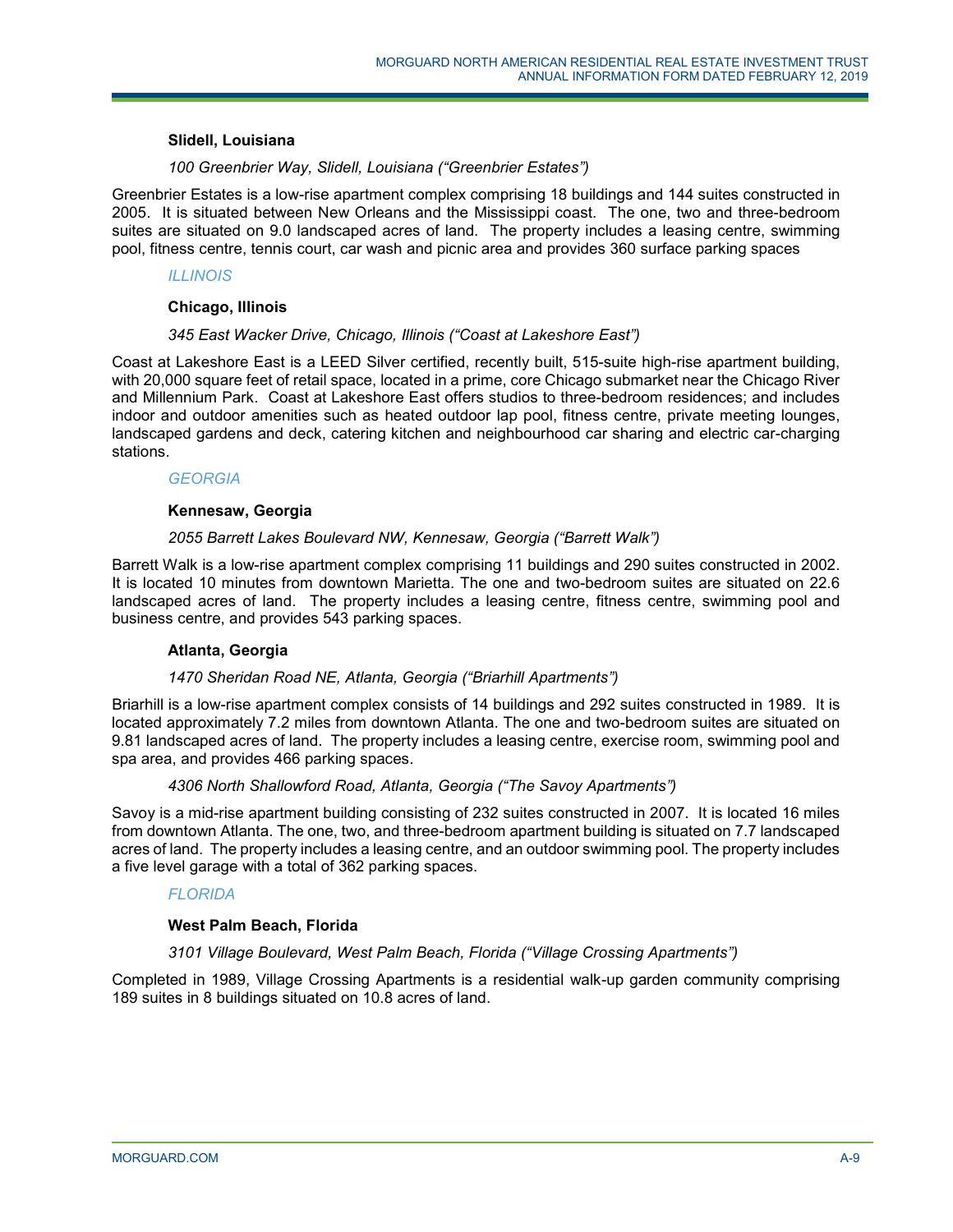#### Slidell, Louisiana

*100 Greenbrier Way, Slidell, Louisiana ("Greenbrier Estates")*

Greenbrier Estates is a low-rise apartment complex comprising 18 buildings and 144 suites constructed in 2005. It is situated between New Orleans and the Mississippi coast. The one, two and three-bedroom suites are situated on 9.0 landscaped acres of land. The property includes a leasing centre, swimming pool, fitness centre, tennis court, car wash and picnic area and provides 360 surface parking spaces

### *ILLINOIS*

#### Chicago, Illinois

*345 East Wacker Drive, Chicago, Illinois ("Coast at Lakeshore East")*

Coast at Lakeshore East is a LEED Silver certified, recently built, 515-suite high-rise apartment building, with 20,000 square feet of retail space, located in a prime, core Chicago submarket near the Chicago River and Millennium Park. Coast at Lakeshore East offers studios to three-bedroom residences; and includes indoor and outdoor amenities such as heated outdoor lap pool, fitness centre, private meeting lounges, landscaped gardens and deck, catering kitchen and neighbourhood car sharing and electric car-charging stations.

### *GEORGIA*

#### Kennesaw, Georgia

*2055 Barrett Lakes Boulevard NW, Kennesaw, Georgia ("Barrett Walk")*

Barrett Walk is a low-rise apartment complex comprising 11 buildings and 290 suites constructed in 2002. It is located 10 minutes from downtown Marietta. The one and two-bedroom suites are situated on 22.6 landscaped acres of land. The property includes a leasing centre, fitness centre, swimming pool and business centre, and provides 543 parking spaces.

#### Atlanta, Georgia

*1470 Sheridan Road NE, Atlanta, Georgia ("Briarhill Apartments")*

Briarhill is a low-rise apartment complex consists of 14 buildings and 292 suites constructed in 1989. It is located approximately 7.2 miles from downtown Atlanta. The one and two-bedroom suites are situated on 9.81 landscaped acres of land. The property includes a leasing centre, exercise room, swimming pool and spa area, and provides 466 parking spaces.

*4306 North Shallowford Road, Atlanta, Georgia ("The Savoy Apartments")*

Savoy is a mid-rise apartment building consisting of 232 suites constructed in 2007. It is located 16 miles from downtown Atlanta. The one, two, and three-bedroom apartment building is situated on 7.7 landscaped acres of land. The property includes a leasing centre, and an outdoor swimming pool. The property includes a five level garage with a total of 362 parking spaces.

### *FLORIDA*

#### West Palm Beach, Florida

*3101 Village Boulevard, West Palm Beach, Florida ("Village Crossing Apartments")*

Completed in 1989, Village Crossing Apartments is a residential walk-up garden community comprising 189 suites in 8 buildings situated on 10.8 acres of land.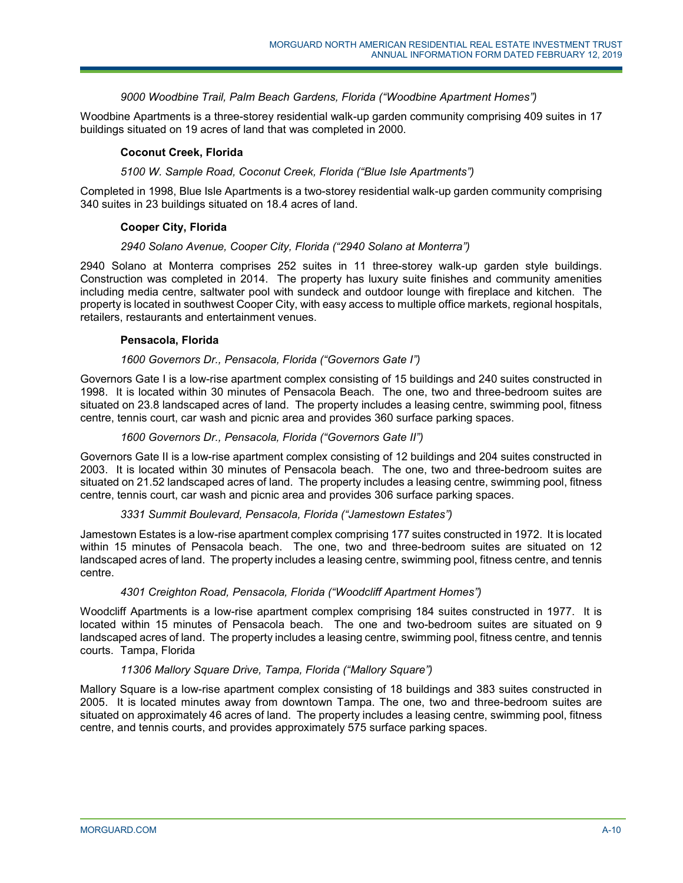*9000 Woodbine Trail, Palm Beach Gardens, Florida ("Woodbine Apartment Homes")*

Woodbine Apartments is a three-storey residential walk-up garden community comprising 409 suites in 17 buildings situated on 19 acres of land that was completed in 2000.

**Coconut Creek, Florida**

*5100 W. Sample Road, Coconut Creek, Florida ("Blue Isle Apartments")*

Completed in 1998, Blue Isle Apartments is a two-storey residential walk-up garden community comprising 340 suites in 23 buildings situated on 18.4 acres of land.

**Cooper City, Florida**

*2940 Solano Avenue, Cooper City, Florida ("2940 Solano at Monterra")*

2940 Solano at Monterra comprises 252 suites in 11 three-storey walk-up garden style buildings. Construction was completed in 2014. The property has luxury suite finishes and community amenities including media centre, saltwater pool with sundeck and outdoor lounge with fireplace and kitchen. The property is located in southwest Cooper City, with easy access to multiple office markets, regional hospitals, retailers, restaurants and entertainment venues.

**Pensacola, Florida**

*1600 Governors Dr., Pensacola, Florida ("Governors Gate I")*

Governors Gate I is a low-rise apartment complex consisting of 15 buildings and 240 suites constructed in 1998. It is located within 30 minutes of Pensacola Beach. The one, two and three-bedroom suites are situated on 23.8 landscaped acres of land. The property includes a leasing centre, swimming pool, fitness centre, tennis court, car wash and picnic area and provides 360 surface parking spaces.

*1600 Governors Dr., Pensacola, Florida ("Governors Gate II")*

Governors Gate II is a low-rise apartment complex consisting of 12 buildings and 204 suites constructed in 2003. It is located within 30 minutes of Pensacola beach. The one, two and three-bedroom suites are situated on 21.52 landscaped acres of land. The property includes a leasing centre, swimming pool, fitness centre, tennis court, car wash and picnic area and provides 306 surface parking spaces.

*3331 Summit Boulevard, Pensacola, Florida ("Jamestown Estates")*

Jamestown Estates is a low-rise apartment complex comprising 177 suites constructed in 1972. It is located within 15 minutes of Pensacola beach. The one, two and three-bedroom suites are situated on 12 landscaped acres of land. The property includes a leasing centre, swimming pool, fitness centre, and tennis centre.

*4301 Creighton Road, Pensacola, Florida ("Woodcliff Apartment Homes")*

Woodcliff Apartments is a low-rise apartment complex comprising 184 suites constructed in 1977. It is located within 15 minutes of Pensacola beach. The one and two-bedroom suites are situated on 9 landscaped acres of land. The property includes a leasing centre, swimming pool, fitness centre, and tennis courts. Tampa, Florida

*11306 Mallory Square Drive, Tampa, Florida ("Mallory Square")*

Mallory Square is a low-rise apartment complex consisting of 18 buildings and 383 suites constructed in 2005. It is located minutes away from downtown Tampa. The one, two and three-bedroom suites are situated on approximately 46 acres of land. The property includes a leasing centre, swimming pool, fitness centre, and tennis courts, and provides approximately 575 surface parking spaces.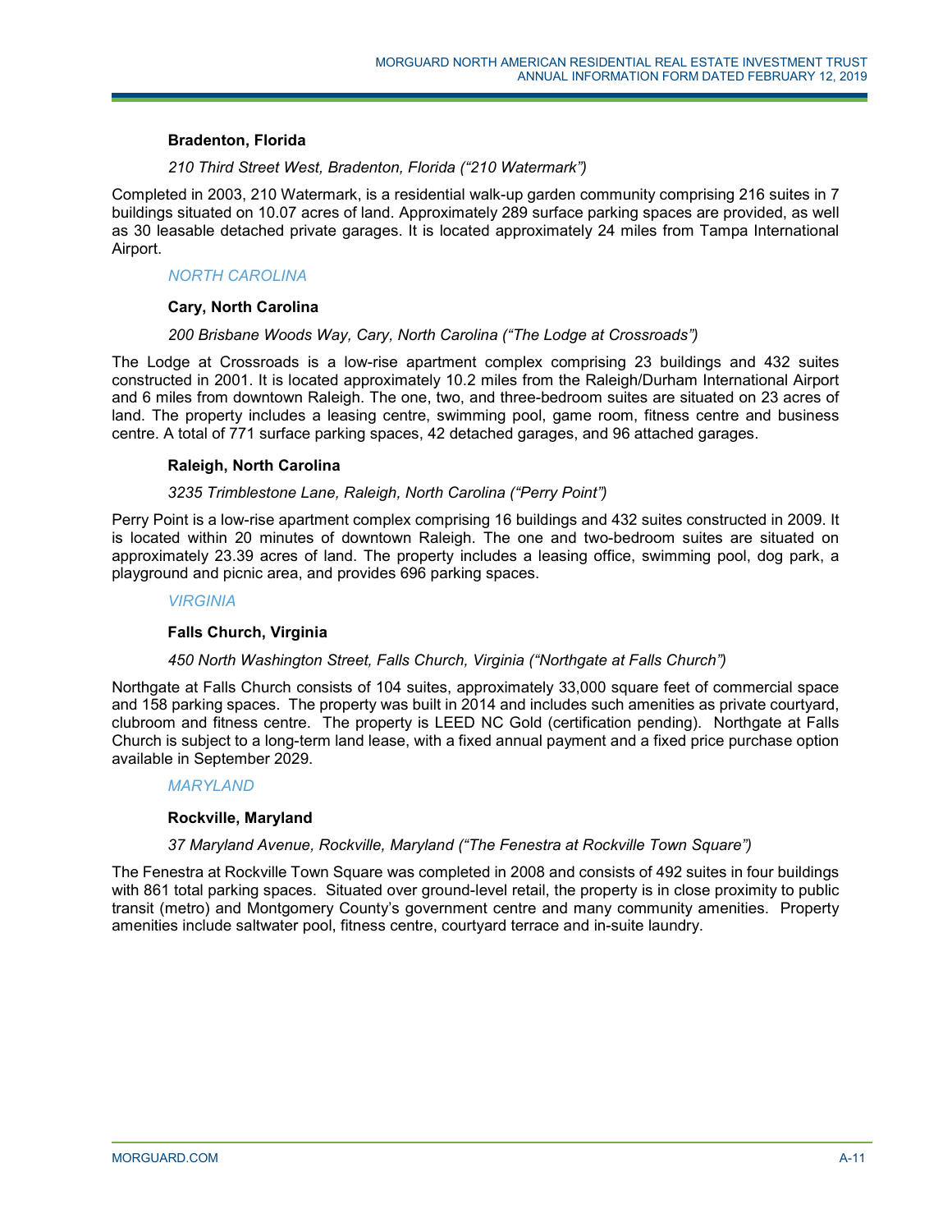#### Bradenton, Florida

*210 Third Street West, Bradenton, Florida (“210 Watermark”)*

Completed in 2003, 210 Watermark, is a residential walk-up garden community comprising 216 suites in 7 buildings situated on 10.07 acres of land. Approximately 289 surface parking spaces are provided, as well as 30 leasable detached private garages. It is located approximately 24 miles from Tampa International Airport.

### *NORTH CAROLINA*

#### Cary, North Carolina

*200 Brisbane Woods Way, Cary, North Carolina (“The Lodge at Crossroads”)*

The Lodge at Crossroads is a low-rise apartment complex comprising 23 buildings and 432 suites constructed in 2001. It is located approximately 10.2 miles from the Raleigh/Durham International Airport and 6 miles from downtown Raleigh. The one, two, and three-bedroom suites are situated on 23 acres of land. The property includes a leasing centre, swimming pool, game room, fitness centre and business centre. A total of 771 surface parking spaces, 42 detached garages, and 96 attached garages.

#### Raleigh, North Carolina

*3235 Trimblestone Lane, Raleigh, North Carolina (“Perry Point”)*

Perry Point is a low-rise apartment complex comprising 16 buildings and 432 suites constructed in 2009. It is located within 20 minutes of downtown Raleigh. The one and two-bedroom suites are situated on approximately 23.39 acres of land. The property includes a leasing office, swimming pool, dog park, a playground and picnic area, and provides 696 parking spaces.

### *VIRGINIA*

#### Falls Church, Virginia

*450 North Washington Street, Falls Church, Virginia (“Northgate at Falls Church”)*

Northgate at Falls Church consists of 104 suites, approximately 33,000 square feet of commercial space and 158 parking spaces. The property was built in 2014 and includes such amenities as private courtyard, clubroom and fitness centre. The property is LEED NC Gold (certification pending). Northgate at Falls Church is subject to a long-term land lease, with a fixed annual payment and a fixed price purchase option available in September 2029.

### *MARYLAND*

#### Rockville, Maryland

*37 Maryland Avenue, Rockville, Maryland (“The Fenestra at Rockville Town Square”)*

The Fenestra at Rockville Town Square was completed in 2008 and consists of 492 suites in four buildings with 861 total parking spaces. Situated over ground-level retail, the property is in close proximity to public transit (metro) and Montgomery County’s government centre and many community amenities. Property amenities include saltwater pool, fitness centre, courtyard terrace and in-suite laundry.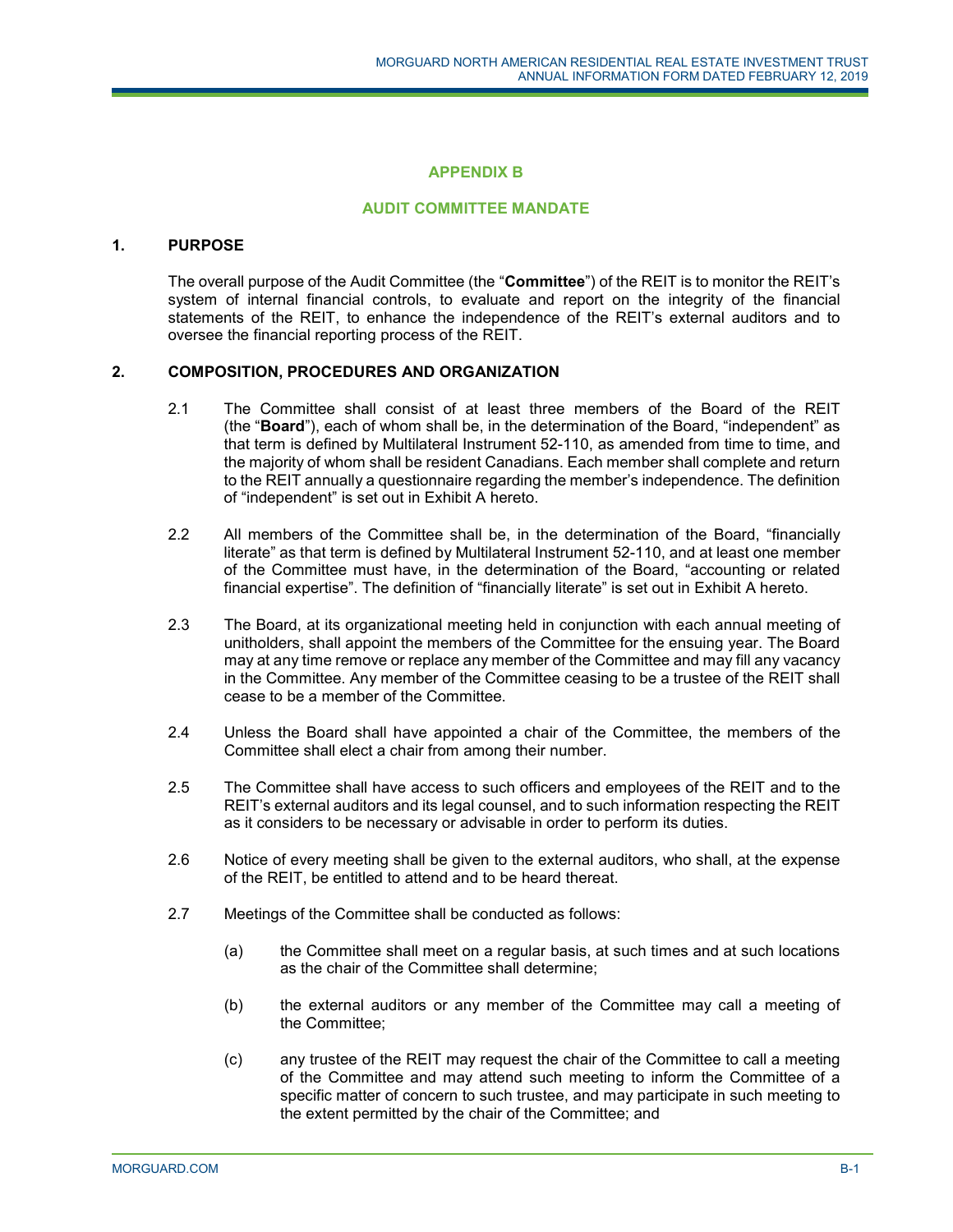# APPENDIX B

## AUDIT COMMITTEE MANDATE

### 1. PURPOSE

The overall purpose of the Audit Committee (the "**Committee**") of the REIT is to monitor the REIT's system of internal financial controls, to evaluate and report on the integrity of the financial statements of the REIT, to enhance the independence of the REIT's external auditors and to oversee the financial reporting process of the REIT.

### 2. COMPOSITION, PROCEDURES AND ORGANIZATION

2.1 The Committee shall consist of at least three members of the Board of the REIT (the "**Board**"), each of whom shall be, in the determination of the Board, "independent" as that term is defined by Multilateral Instrument 52-110, as amended from time to time, and the majority of whom shall be resident Canadians. Each member shall complete and return to the REIT annually a questionnaire regarding the member's independence. The definition of "independent" is set out in Exhibit A hereto.

2.2 All members of the Committee shall be, in the determination of the Board, "financially literate" as that term is defined by Multilateral Instrument 52-110, and at least one member of the Committee must have, in the determination of the Board, "accounting or related financial expertise". The definition of "financially literate" is set out in Exhibit A hereto.

2.3 The Board, at its organizational meeting held in conjunction with each annual meeting of unitholders, shall appoint the members of the Committee for the ensuing year. The Board may at any time remove or replace any member of the Committee and may fill any vacancy in the Committee. Any member of the Committee ceasing to be a trustee of the REIT shall cease to be a member of the Committee.

2.4 Unless the Board shall have appointed a chair of the Committee, the members of the Committee shall elect a chair from among their number.

2.5 The Committee shall have access to such officers and employees of the REIT and to the REIT's external auditors and its legal counsel, and to such information respecting the REIT as it considers to be necessary or advisable in order to perform its duties.

2.6 Notice of every meeting shall be given to the external auditors, who shall, at the expense of the REIT, be entitled to attend and to be heard thereat.

2.7 Meetings of the Committee shall be conducted as follows:

(a) the Committee shall meet on a regular basis, at such times and at such locations as the chair of the Committee shall determine;

(b) the external auditors or any member of the Committee may call a meeting of the Committee;

(c) any trustee of the REIT may request the chair of the Committee to call a meeting of the Committee and may attend such meeting to inform the Committee of a specific matter of concern to such trustee, and may participate in such meeting to the extent permitted by the chair of the Committee; and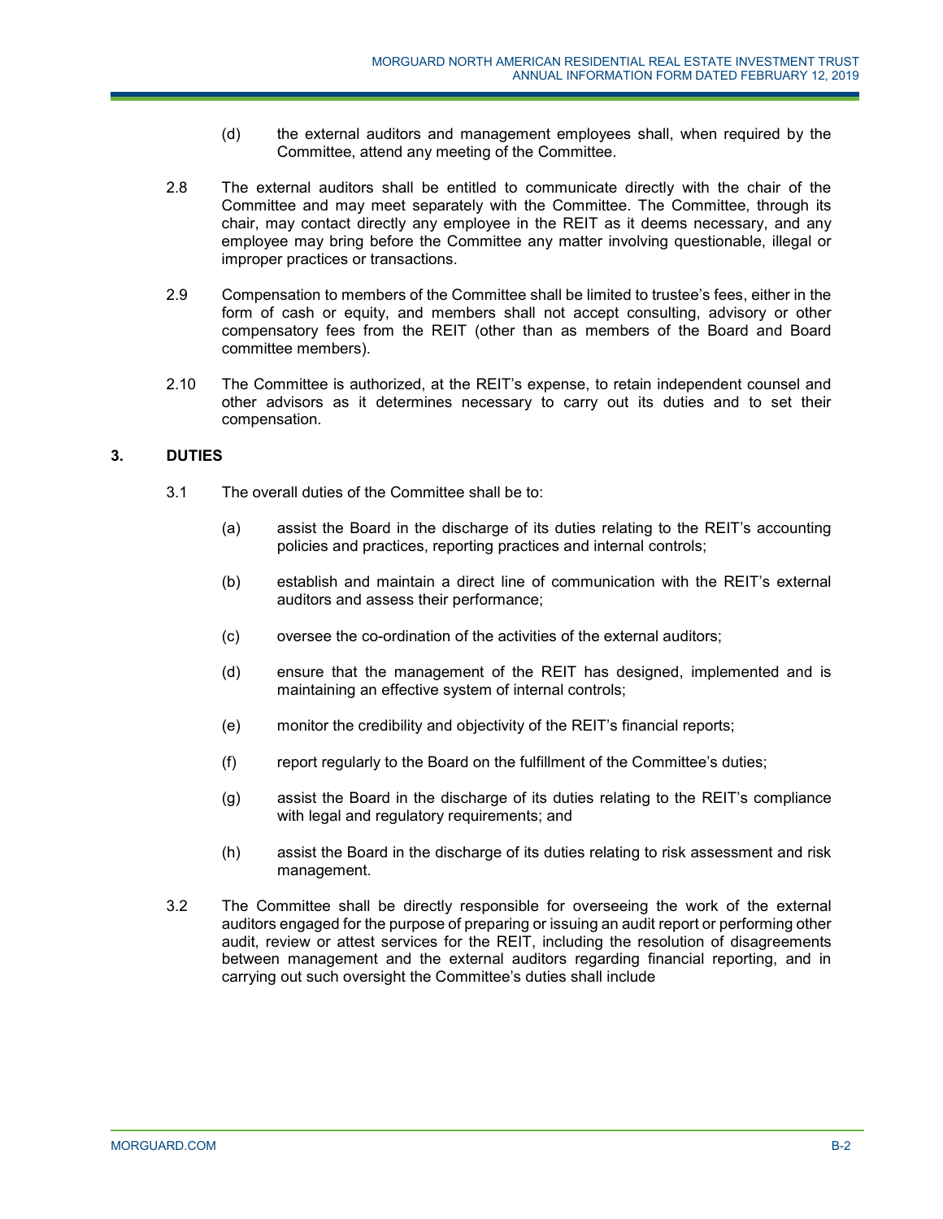(d) the external auditors and management employees shall, when required by the Committee, attend any meeting of the Committee.

2.8 The external auditors shall be entitled to communicate directly with the chair of the Committee and may meet separately with the Committee. The Committee, through its chair, may contact directly any employee in the REIT as it deems necessary, and any employee may bring before the Committee any matter involving questionable, illegal or improper practices or transactions.

2.9 Compensation to members of the Committee shall be limited to trustee's fees, either in the form of cash or equity, and members shall not accept consulting, advisory or other compensatory fees from the REIT (other than as members of the Board and Board committee members).

2.10 The Committee is authorized, at the REIT's expense, to retain independent counsel and other advisors as it determines necessary to carry out its duties and to set their compensation.

## 3. DUTIES

3.1 The overall duties of the Committee shall be to:

(a) assist the Board in the discharge of its duties relating to the REIT's accounting policies and practices, reporting practices and internal controls;

(b) establish and maintain a direct line of communication with the REIT's external auditors and assess their performance;

(c) oversee the co-ordination of the activities of the external auditors;

(d) ensure that the management of the REIT has designed, implemented and is maintaining an effective system of internal controls;

(e) monitor the credibility and objectivity of the REIT's financial reports;

(f) report regularly to the Board on the fulfillment of the Committee's duties;

(g) assist the Board in the discharge of its duties relating to the REIT's compliance with legal and regulatory requirements; and

(h) assist the Board in the discharge of its duties relating to risk assessment and risk management.

3.2 The Committee shall be directly responsible for overseeing the work of the external auditors engaged for the purpose of preparing or issuing an audit report or performing other audit, review or attest services for the REIT, including the resolution of disagreements between management and the external auditors regarding financial reporting, and in carrying out such oversight the Committee's duties shall include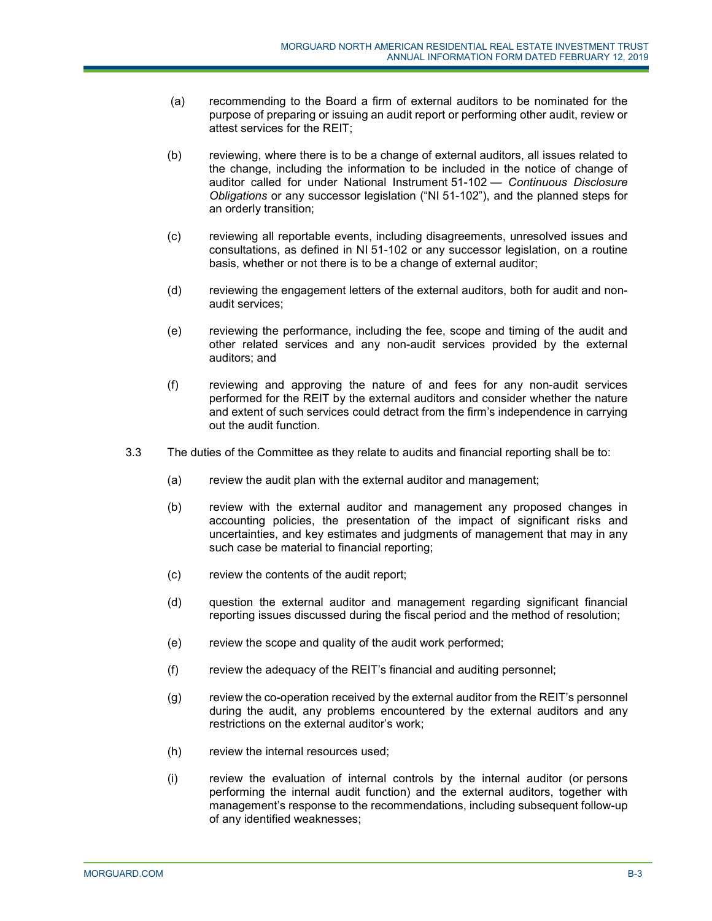(a) recommending to the Board a firm of external auditors to be nominated for the purpose of preparing or issuing an audit report or performing other audit, review or attest services for the REIT;

(b) reviewing, where there is to be a change of external auditors, all issues related to the change, including the information to be included in the notice of change of auditor called for under National Instrument 51-102 — *Continuous Disclosure Obligations* or any successor legislation ("NI 51-102"), and the planned steps for an orderly transition;

(c) reviewing all reportable events, including disagreements, unresolved issues and consultations, as defined in NI 51-102 or any successor legislation, on a routine basis, whether or not there is to be a change of external auditor;

(d) reviewing the engagement letters of the external auditors, both for audit and non-audit services;

(e) reviewing the performance, including the fee, scope and timing of the audit and other related services and any non-audit services provided by the external auditors; and

(f) reviewing and approving the nature of and fees for any non-audit services performed for the REIT by the external auditors and consider whether the nature and extent of such services could detract from the firm's independence in carrying out the audit function.

3.3 The duties of the Committee as they relate to audits and financial reporting shall be to:

(a) review the audit plan with the external auditor and management;

(b) review with the external auditor and management any proposed changes in accounting policies, the presentation of the impact of significant risks and uncertainties, and key estimates and judgments of management that may in any such case be material to financial reporting;

(c) review the contents of the audit report;

(d) question the external auditor and management regarding significant financial reporting issues discussed during the fiscal period and the method of resolution;

(e) review the scope and quality of the audit work performed;

(f) review the adequacy of the REIT's financial and auditing personnel;

(g) review the co-operation received by the external auditor from the REIT's personnel during the audit, any problems encountered by the external auditors and any restrictions on the external auditor's work;

(h) review the internal resources used;

(i) review the evaluation of internal controls by the internal auditor (or persons performing the internal audit function) and the external auditors, together with management's response to the recommendations, including subsequent follow-up of any identified weaknesses;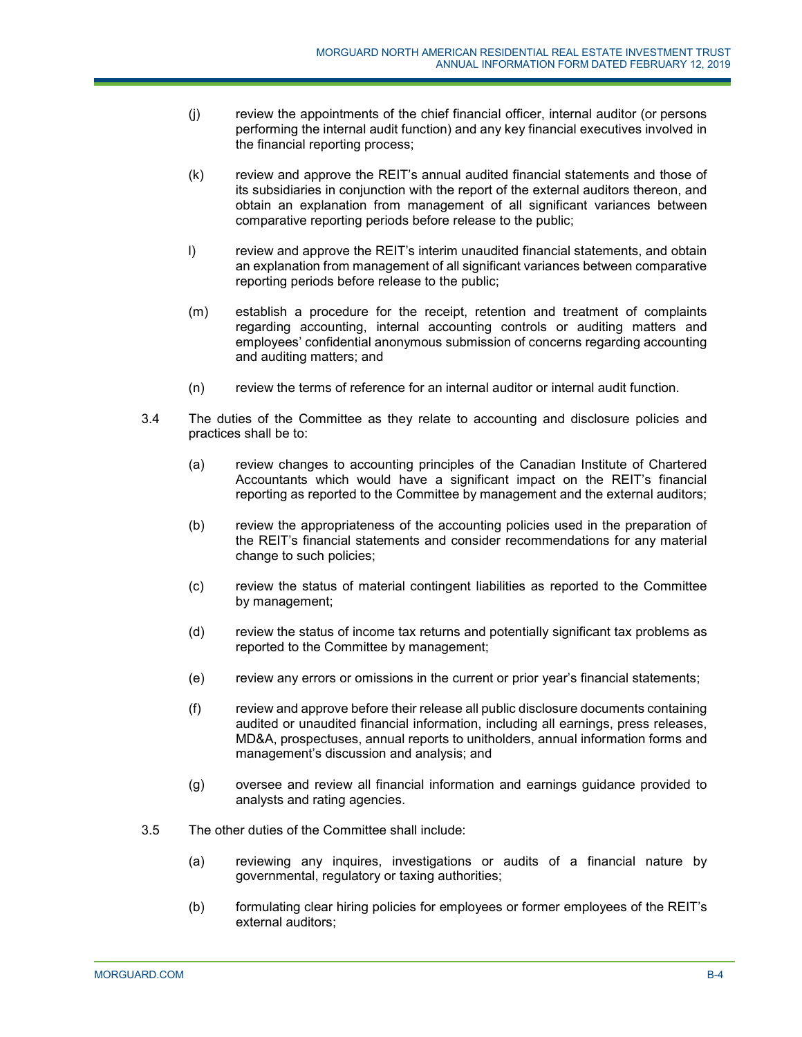(j) review the appointments of the chief financial officer, internal auditor (or persons performing the internal audit function) and any key financial executives involved in the financial reporting process;

(k) review and approve the REIT's annual audited financial statements and those of its subsidiaries in conjunction with the report of the external auditors thereon, and obtain an explanation from management of all significant variances between comparative reporting periods before release to the public;

l) review and approve the REIT's interim unaudited financial statements, and obtain an explanation from management of all significant variances between comparative reporting periods before release to the public;

(m) establish a procedure for the receipt, retention and treatment of complaints regarding accounting, internal accounting controls or auditing matters and employees' confidential anonymous submission of concerns regarding accounting and auditing matters; and

(n) review the terms of reference for an internal auditor or internal audit function.

3.4 The duties of the Committee as they relate to accounting and disclosure policies and practices shall be to:

(a) review changes to accounting principles of the Canadian Institute of Chartered Accountants which would have a significant impact on the REIT's financial reporting as reported to the Committee by management and the external auditors;

(b) review the appropriateness of the accounting policies used in the preparation of the REIT's financial statements and consider recommendations for any material change to such policies;

(c) review the status of material contingent liabilities as reported to the Committee by management;

(d) review the status of income tax returns and potentially significant tax problems as reported to the Committee by management;

(e) review any errors or omissions in the current or prior year's financial statements;

(f) review and approve before their release all public disclosure documents containing audited or unaudited financial information, including all earnings, press releases, MD&A, prospectuses, annual reports to unitholders, annual information forms and management's discussion and analysis; and

(g) oversee and review all financial information and earnings guidance provided to analysts and rating agencies.

3.5 The other duties of the Committee shall include:

(a) reviewing any inquires, investigations or audits of a financial nature by governmental, regulatory or taxing authorities;

(b) formulating clear hiring policies for employees or former employees of the REIT's external auditors;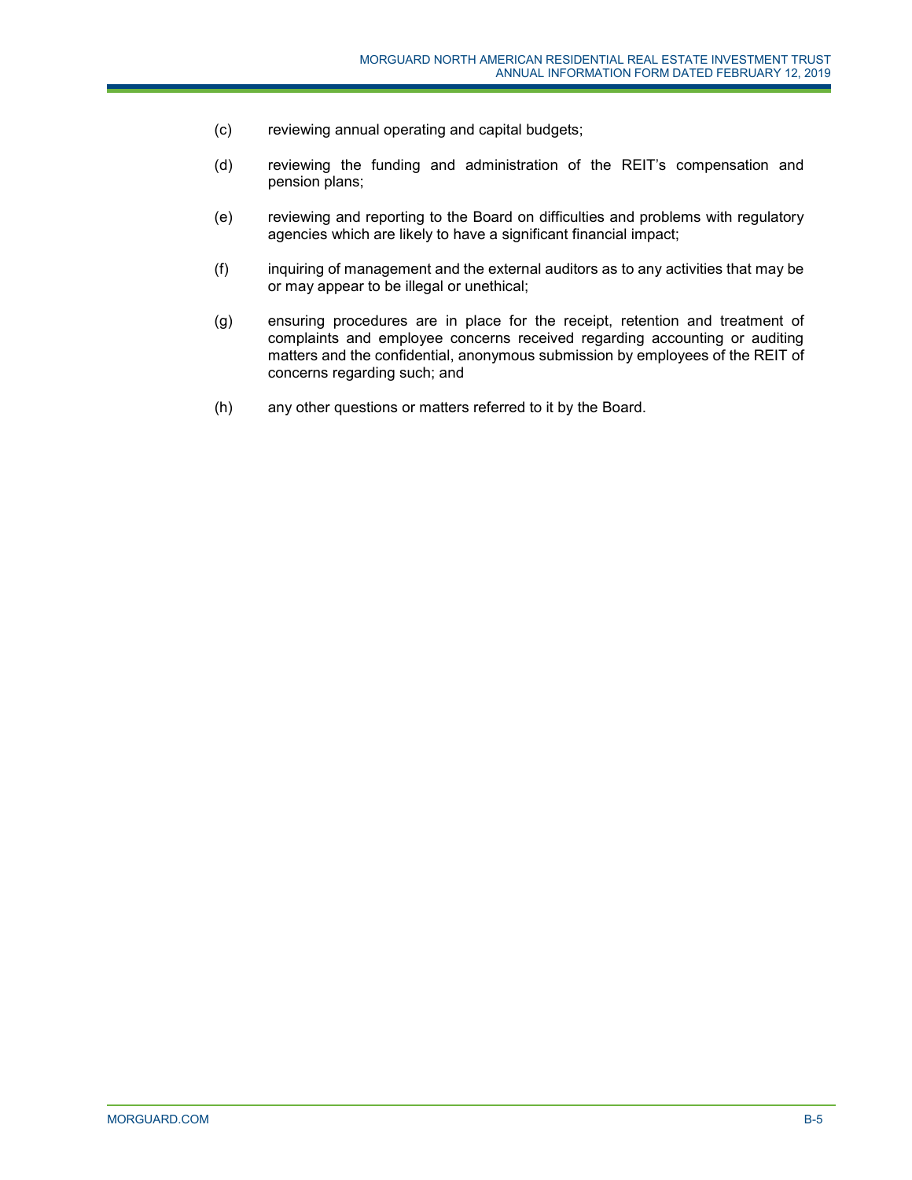(c) reviewing annual operating and capital budgets;

(d) reviewing the funding and administration of the REIT's compensation and pension plans;

(e) reviewing and reporting to the Board on difficulties and problems with regulatory agencies which are likely to have a significant financial impact;

(f) inquiring of management and the external auditors as to any activities that may be or may appear to be illegal or unethical;

(g) ensuring procedures are in place for the receipt, retention and treatment of complaints and employee concerns received regarding accounting or auditing matters and the confidential, anonymous submission by employees of the REIT of concerns regarding such; and

(h) any other questions or matters referred to it by the Board.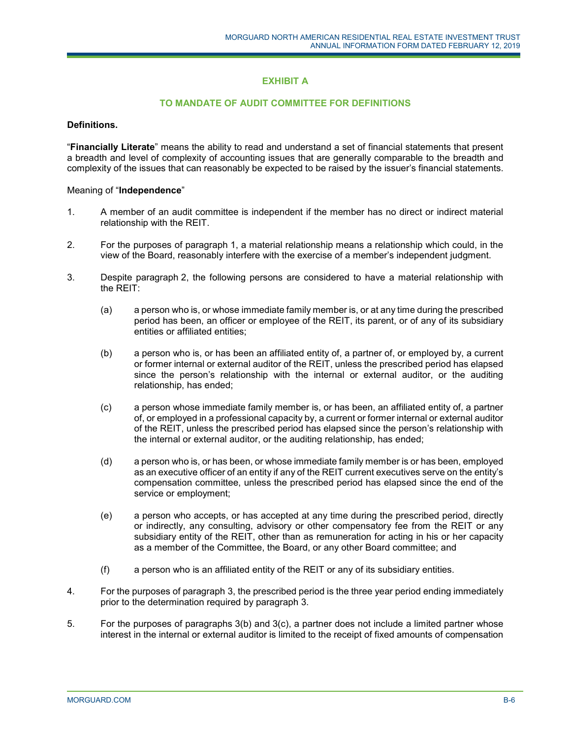## EXHIBIT A

### TO MANDATE OF AUDIT COMMITTEE FOR DEFINITIONS

**Definitions.**

"**Financially Literate**" means the ability to read and understand a set of financial statements that present a breadth and level of complexity of accounting issues that are generally comparable to the breadth and complexity of the issues that can reasonably be expected to be raised by the issuer's financial statements.

Meaning of "**Independence**"

1. A member of an audit committee is independent if the member has no direct or indirect material relationship with the REIT.

2. For the purposes of paragraph 1, a material relationship means a relationship which could, in the view of the Board, reasonably interfere with the exercise of a member's independent judgment.

3. Despite paragraph 2, the following persons are considered to have a material relationship with the REIT:

   (a) a person who is, or whose immediate family member is, or at any time during the prescribed period has been, an officer or employee of the REIT, its parent, or of any of its subsidiary entities or affiliated entities;

   (b) a person who is, or has been an affiliated entity of, a partner of, or employed by, a current or former internal or external auditor of the REIT, unless the prescribed period has elapsed since the person's relationship with the internal or external auditor, or the auditing relationship, has ended;

   (c) a person whose immediate family member is, or has been, an affiliated entity of, a partner of, or employed in a professional capacity by, a current or former internal or external auditor of the REIT, unless the prescribed period has elapsed since the person's relationship with the internal or external auditor, or the auditing relationship, has ended;

   (d) a person who is, or has been, or whose immediate family member is or has been, employed as an executive officer of an entity if any of the REIT current executives serve on the entity's compensation committee, unless the prescribed period has elapsed since the end of the service or employment;

   (e) a person who accepts, or has accepted at any time during the prescribed period, directly or indirectly, any consulting, advisory or other compensatory fee from the REIT or any subsidiary entity of the REIT, other than as remuneration for acting in his or her capacity as a member of the Committee, the Board, or any other Board committee; and

   (f) a person who is an affiliated entity of the REIT or any of its subsidiary entities.

4. For the purposes of paragraph 3, the prescribed period is the three year period ending immediately prior to the determination required by paragraph 3.

5. For the purposes of paragraphs 3(b) and 3(c), a partner does not include a limited partner whose interest in the internal or external auditor is limited to the receipt of fixed amounts of compensation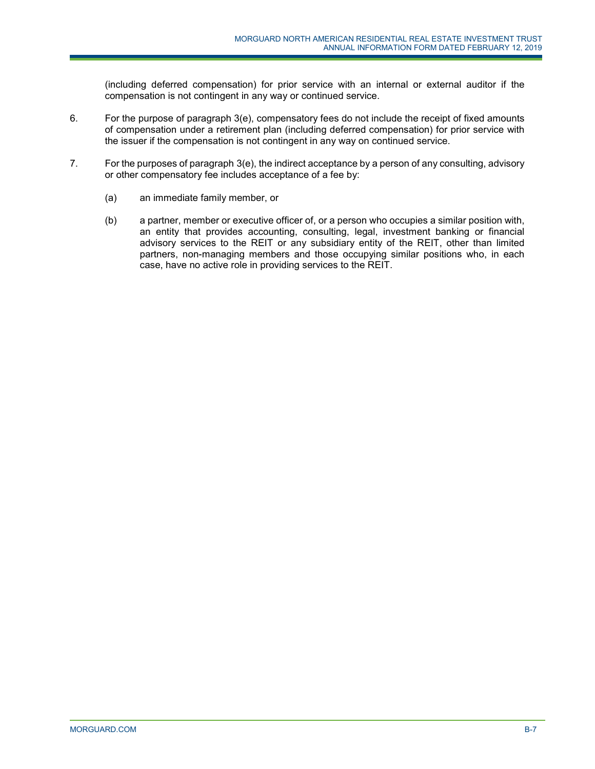(including deferred compensation) for prior service with an internal or external auditor if the compensation is not contingent in any way or continued service.

6. For the purpose of paragraph 3(e), compensatory fees do not include the receipt of fixed amounts of compensation under a retirement plan (including deferred compensation) for prior service with the issuer if the compensation is not contingent in any way on continued service.

7. For the purposes of paragraph 3(e), the indirect acceptance by a person of any consulting, advisory or other compensatory fee includes acceptance of a fee by:

   (a) an immediate family member, or

   (b) a partner, member or executive officer of, or a person who occupies a similar position with, an entity that provides accounting, consulting, legal, investment banking or financial advisory services to the REIT or any subsidiary entity of the REIT, other than limited partners, non-managing members and those occupying similar positions who, in each case, have no active role in providing services to the REIT.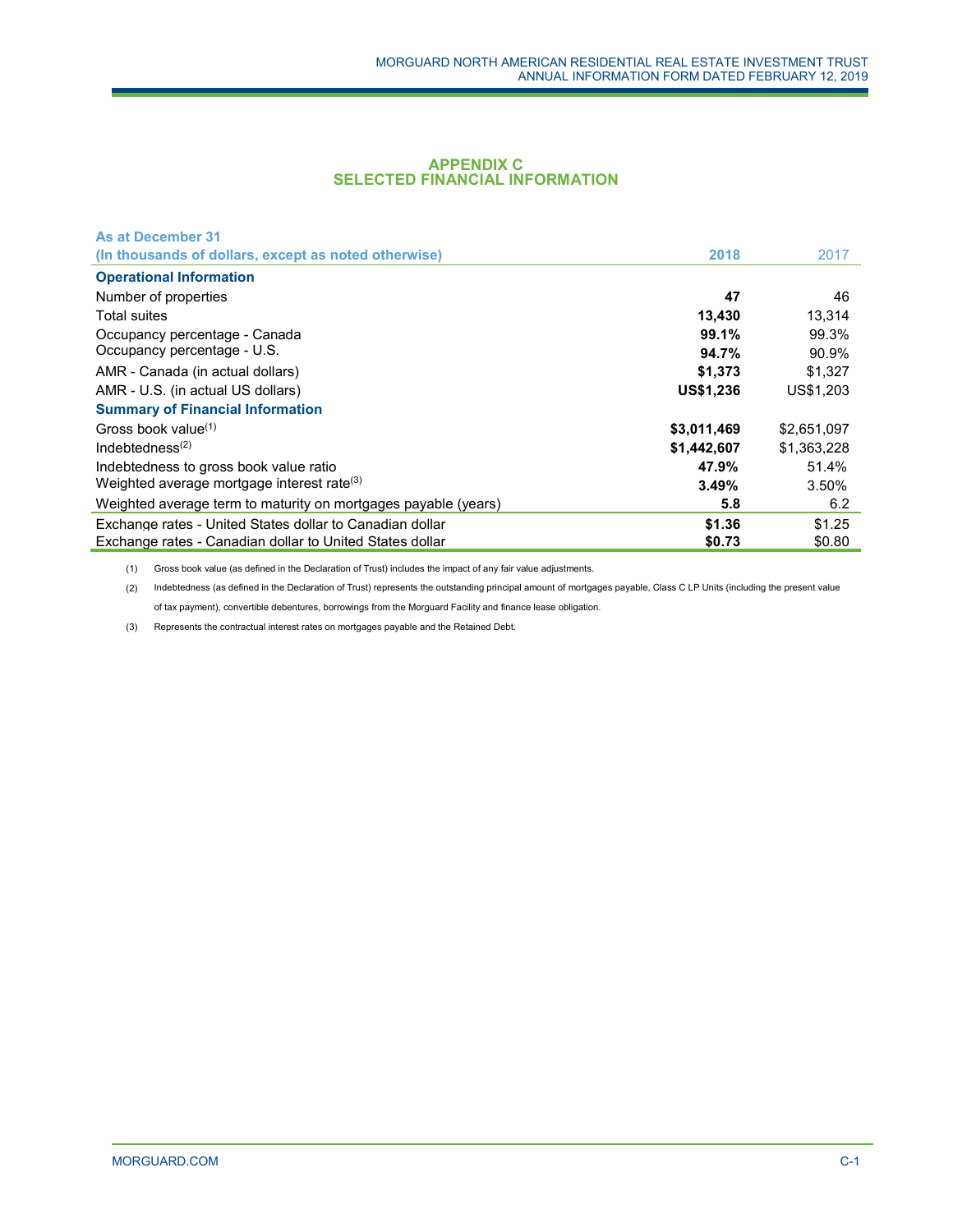# APPENDIX C
## SELECTED FINANCIAL INFORMATION

| As at December 31<br>(In thousands of dollars, except as noted otherwise) | 2018 | 2017 |
|---|---|---|
| **Operational Information** | | |
| Number of properties | **47** | 46 |
| Total suites | **13,430** | 13,314 |
| Occupancy percentage - Canada | **99.1%** | 99.3% |
| Occupancy percentage - U.S. | **94.7%** | 90.9% |
| AMR - Canada (in actual dollars) | **$1,373** | $1,327 |
| AMR - U.S. (in actual US dollars) | **US$1,236** | US$1,203 |
| **Summary of Financial Information** | | |
| Gross book value[(1)] | **$3,011,469** | $2,651,097 |
| Indebtedness[(2)] | **$1,442,607** | $1,363,228 |
| Indebtedness to gross book value ratio | **47.9%** | 51.4% |
| Weighted average mortgage interest rate[(3)] | **3.49%** | 3.50% |
| Weighted average term to maturity on mortgages payable (years) | **5.8** | 6.2 |
| Exchange rates - United States dollar to Canadian dollar | **$1.36** | $1.25 |
| Exchange rates - Canadian dollar to United States dollar | **$0.73** | $0.80 |

(1) Gross book value (as defined in the Declaration of Trust) includes the impact of any fair value adjustments.

(2) Indebtedness (as defined in the Declaration of Trust) represents the outstanding principal amount of mortgages payable, Class C LP Units (including the present value of tax payment), convertible debentures, borrowings from the Morguard Facility and finance lease obligation.

(3) Represents the contractual interest rates on mortgages payable and the Retained Debt.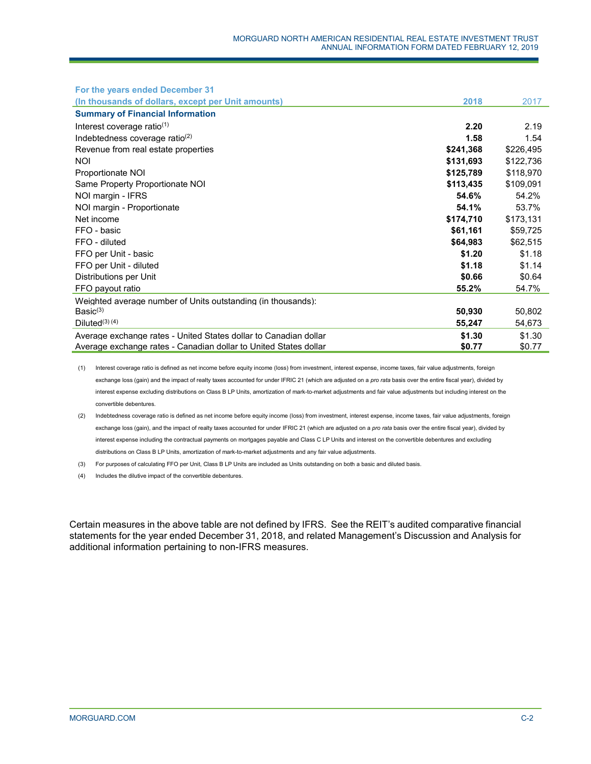| For the years ended December 31 (In thousands of dollars, except per Unit amounts) | 2018 | 2017 |
|---|---|---|
| **Summary of Financial Information** | | |
| Interest coverage ratio[(1)] | **2.20** | 2.19 |
| Indebtedness coverage ratio[(2)] | **1.58** | 1.54 |
| Revenue from real estate properties | **$241,368** | $226,495 |
| NOI | **$131,693** | $122,736 |
| Proportionate NOI | **$125,789** | $118,970 |
| Same Property Proportionate NOI | **$113,435** | $109,091 |
| NOI margin - IFRS | **54.6%** | 54.2% |
| NOI margin - Proportionate | **54.1%** | 53.7% |
| Net income | **$174,710** | $173,131 |
| FFO - basic | **$61,161** | $59,725 |
| FFO - diluted | **$64,983** | $62,515 |
| FFO per Unit - basic | **$1.20** | $1.18 |
| FFO per Unit - diluted | **$1.18** | $1.14 |
| Distributions per Unit | **$0.66** | $0.64 |
| FFO payout ratio | **55.2%** | 54.7% |
| Weighted average number of Units outstanding (in thousands): | | |
| Basic[(3)] | **50,930** | 50,802 |
| Diluted[(3) (4)] | **55,247** | 54,673 |
| Average exchange rates - United States dollar to Canadian dollar | **$1.30** | $1.30 |
| Average exchange rates - Canadian dollar to United States dollar | **$0.77** | $0.77 |

(1) Interest coverage ratio is defined as net income before equity income (loss) from investment, interest expense, income taxes, fair value adjustments, foreign exchange loss (gain) and the impact of realty taxes accounted for under IFRIC 21 (which are adjusted on a *pro rata* basis over the entire fiscal year), divided by interest expense excluding distributions on Class B LP Units, amortization of mark-to-market adjustments and fair value adjustments but including interest on the convertible debentures.

(2) Indebtedness coverage ratio is defined as net income before equity income (loss) from investment, interest expense, income taxes, fair value adjustments, foreign exchange loss (gain), and the impact of realty taxes accounted for under IFRIC 21 (which are adjusted on a *pro rata* basis over the entire fiscal year), divided by interest expense including the contractual payments on mortgages payable and Class C LP Units and interest on the convertible debentures and excluding distributions on Class B LP Units, amortization of mark-to-market adjustments and any fair value adjustments.

(3) For purposes of calculating FFO per Unit, Class B LP Units are included as Units outstanding on both a basic and diluted basis.

(4) Includes the dilutive impact of the convertible debentures.

Certain measures in the above table are not defined by IFRS. See the REIT's audited comparative financial statements for the year ended December 31, 2018, and related Management's Discussion and Analysis for additional information pertaining to non-IFRS measures.